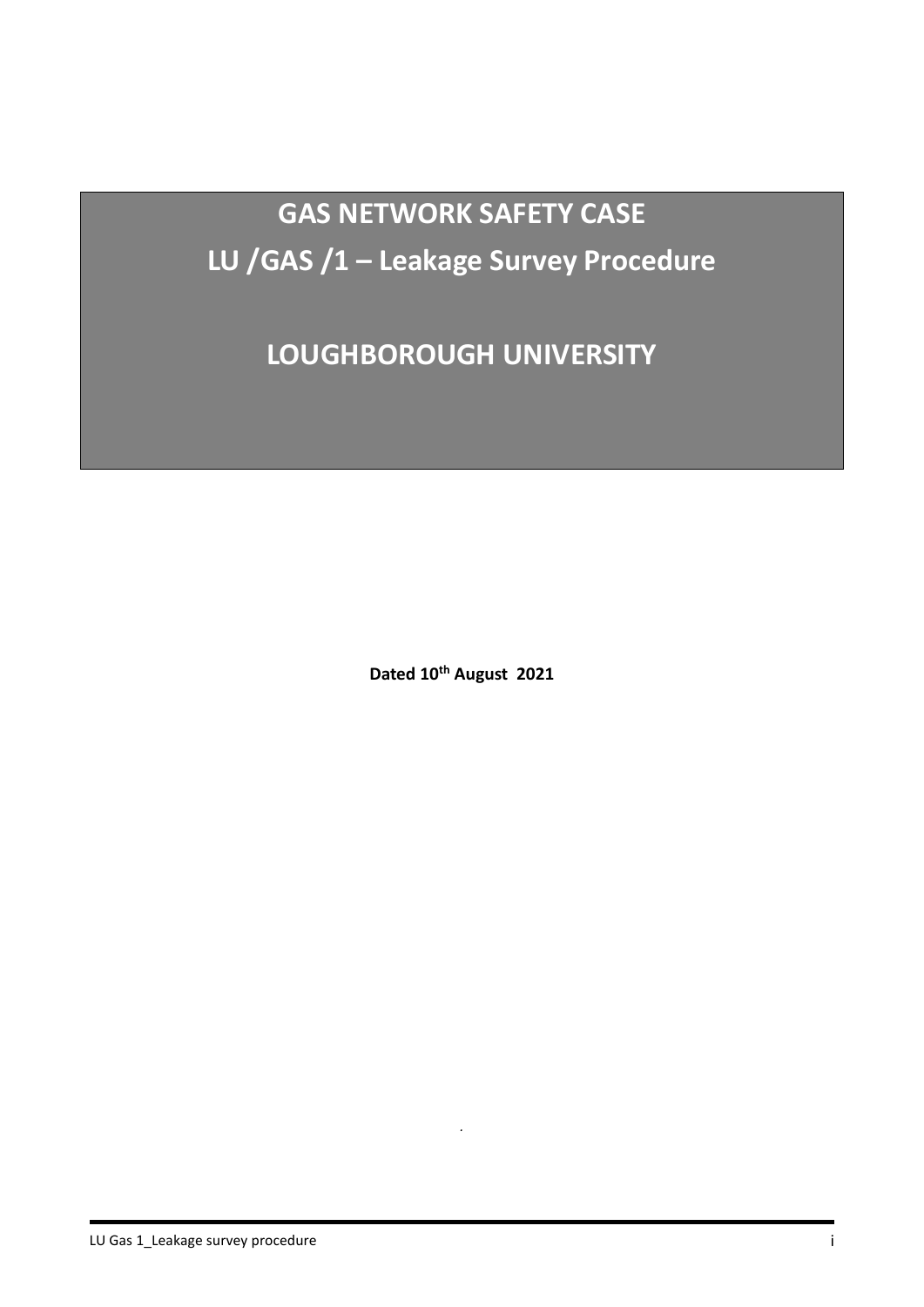# GAS NETWORK SAFETY CASE

# LU /GAS /1 – Leakage Survey Procedure

# LOUGHBOROUGH UNIVERSITY

**Dated 10th August 2021**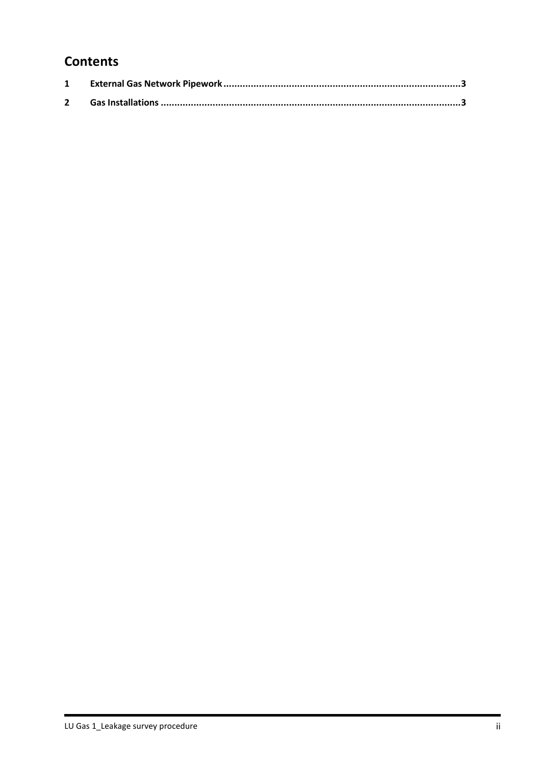# Contents

**1 External Gas Network Pipework ........................................................................................3**

**2 Gas Installations ..............................................................................................................3**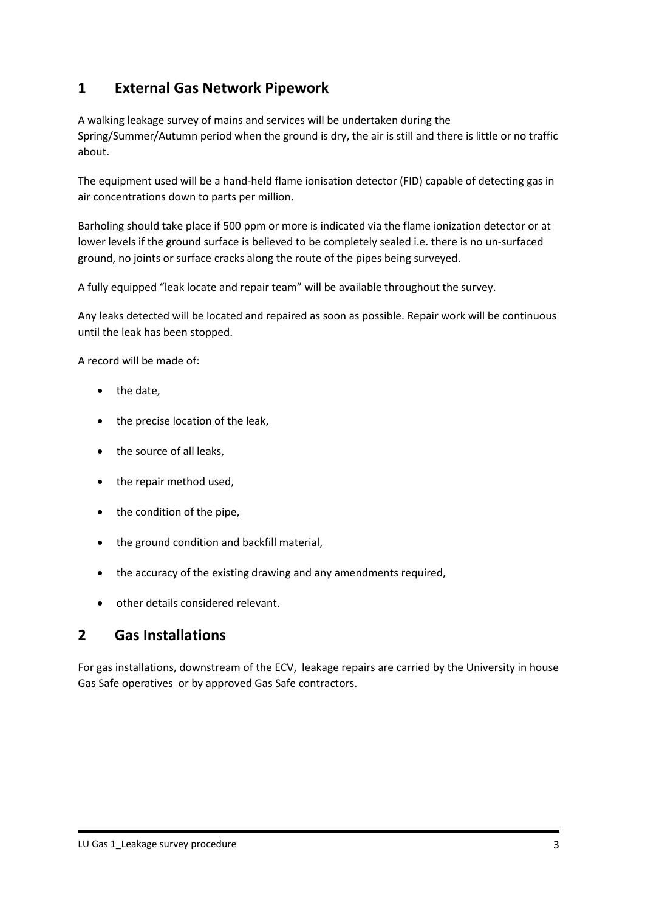# 1 External Gas Network Pipework

A walking leakage survey of mains and services will be undertaken during the Spring/Summer/Autumn period when the ground is dry, the air is still and there is little or no traffic about.

The equipment used will be a hand-held flame ionisation detector (FID) capable of detecting gas in air concentrations down to parts per million.

Barholing should take place if 500 ppm or more is indicated via the flame ionization detector or at lower levels if the ground surface is believed to be completely sealed i.e. there is no un-surfaced ground, no joints or surface cracks along the route of the pipes being surveyed.

A fully equipped "leak locate and repair team" will be available throughout the survey.

Any leaks detected will be located and repaired as soon as possible. Repair work will be continuous until the leak has been stopped.

A record will be made of:

- the date,
- the precise location of the leak,
- the source of all leaks,
- the repair method used,
- the condition of the pipe,
- the ground condition and backfill material,
- the accuracy of the existing drawing and any amendments required,
- other details considered relevant.

# 2 Gas Installations

For gas installations, downstream of the ECV, leakage repairs are carried by the University in house Gas Safe operatives or by approved Gas Safe contractors.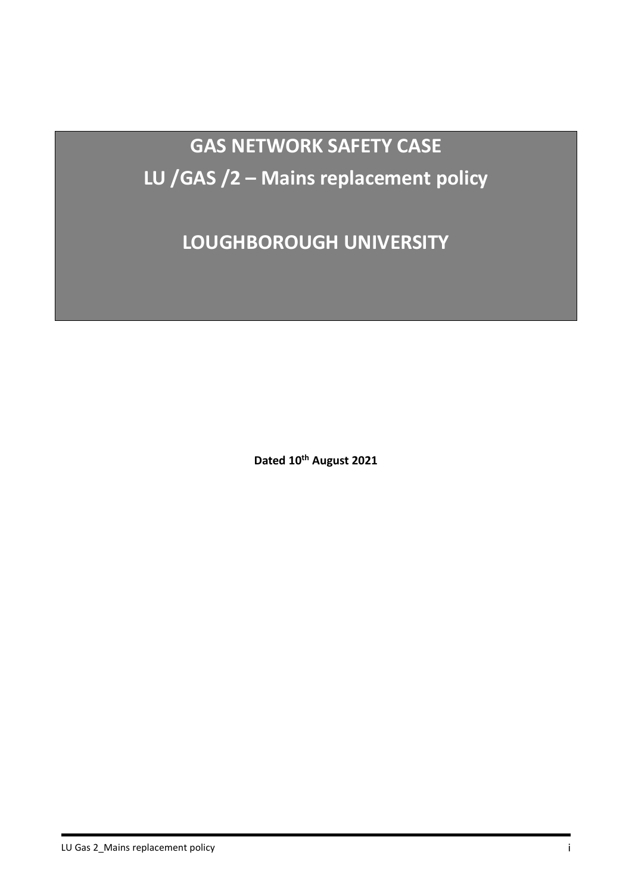# GAS NETWORK SAFETY CASE

# LU /GAS /2 – Mains replacement policy

# LOUGHBOROUGH UNIVERSITY

**Dated 10th August 2021**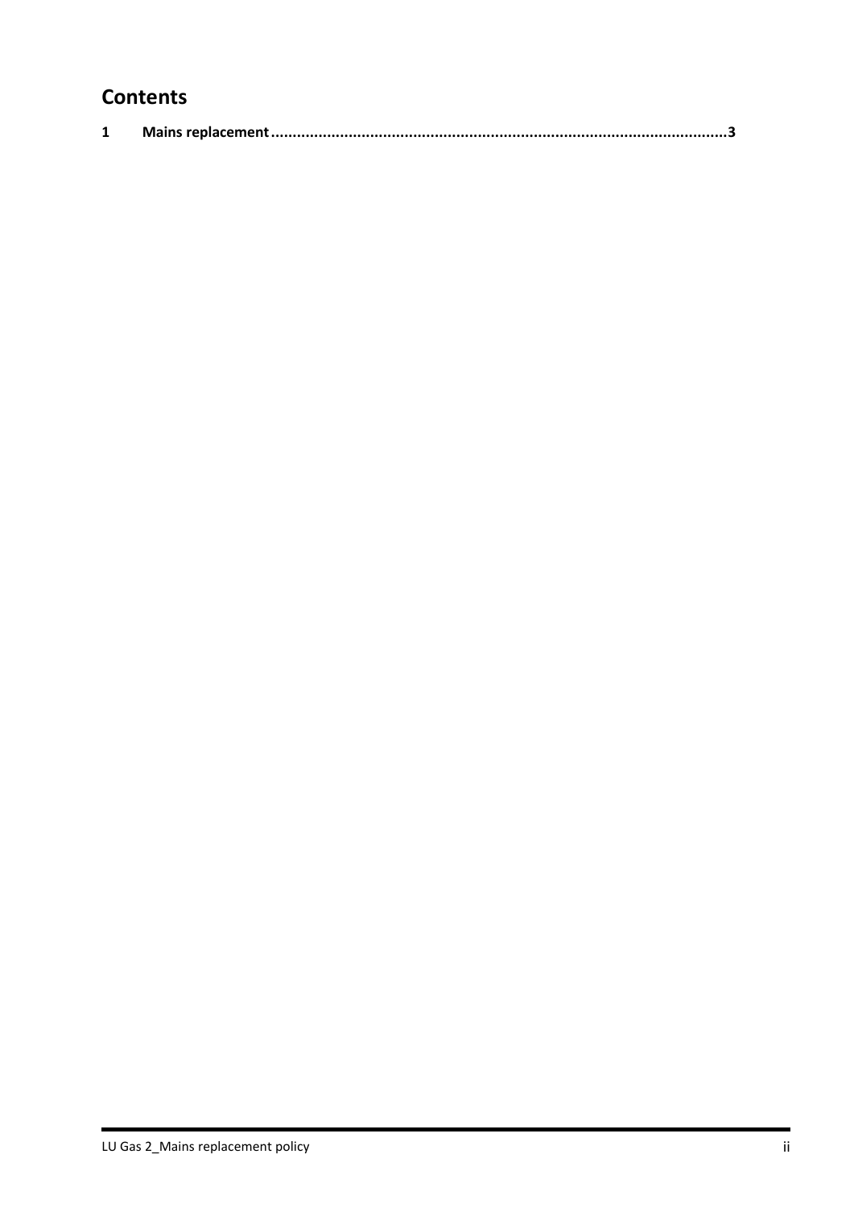## Contents

1 Mains replacement ............................................................................................................3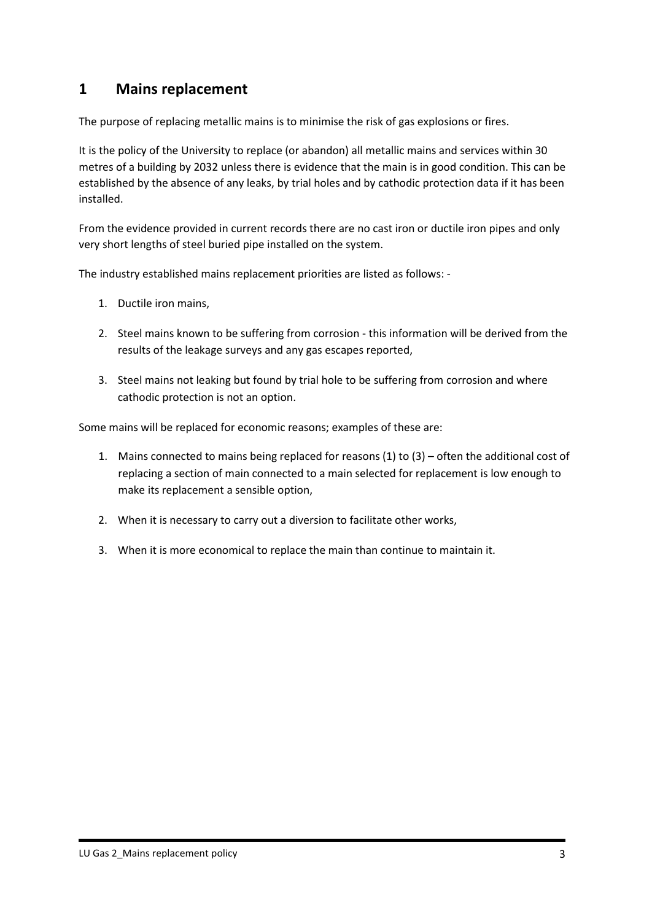# 1 Mains replacement

The purpose of replacing metallic mains is to minimise the risk of gas explosions or fires.

It is the policy of the University to replace (or abandon) all metallic mains and services within 30 metres of a building by 2032 unless there is evidence that the main is in good condition. This can be established by the absence of any leaks, by trial holes and by cathodic protection data if it has been installed.

From the evidence provided in current records there are no cast iron or ductile iron pipes and only very short lengths of steel buried pipe installed on the system.

The industry established mains replacement priorities are listed as follows: -

1. Ductile iron mains,
2. Steel mains known to be suffering from corrosion - this information will be derived from the results of the leakage surveys and any gas escapes reported,
3. Steel mains not leaking but found by trial hole to be suffering from corrosion and where cathodic protection is not an option.

Some mains will be replaced for economic reasons; examples of these are:

1. Mains connected to mains being replaced for reasons (1) to (3) – often the additional cost of replacing a section of main connected to a main selected for replacement is low enough to make its replacement a sensible option,
2. When it is necessary to carry out a diversion to facilitate other works,
3. When it is more economical to replace the main than continue to maintain it.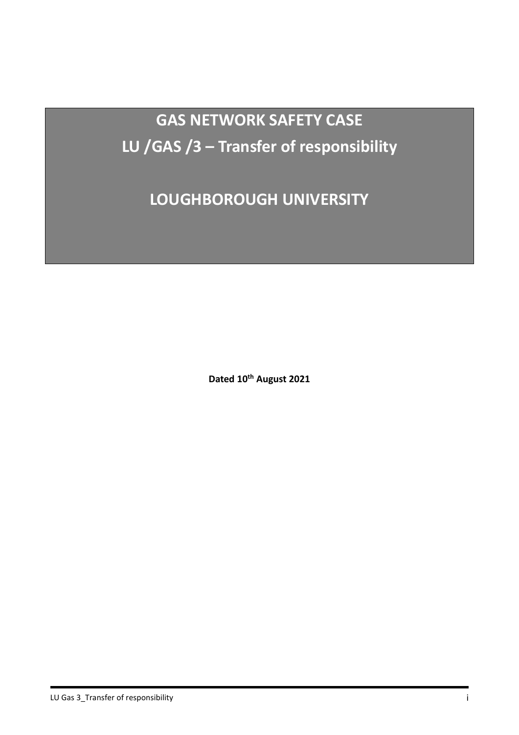# GAS NETWORK SAFETY CASE

# LU /GAS /3 – Transfer of responsibility

# LOUGHBOROUGH UNIVERSITY

**Dated 10th August 2021**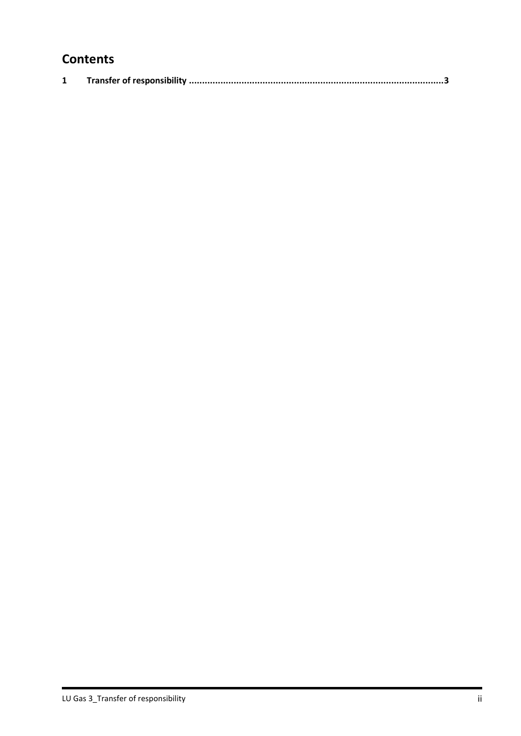# Contents

**1 Transfer of responsibility ....................................................................................................3**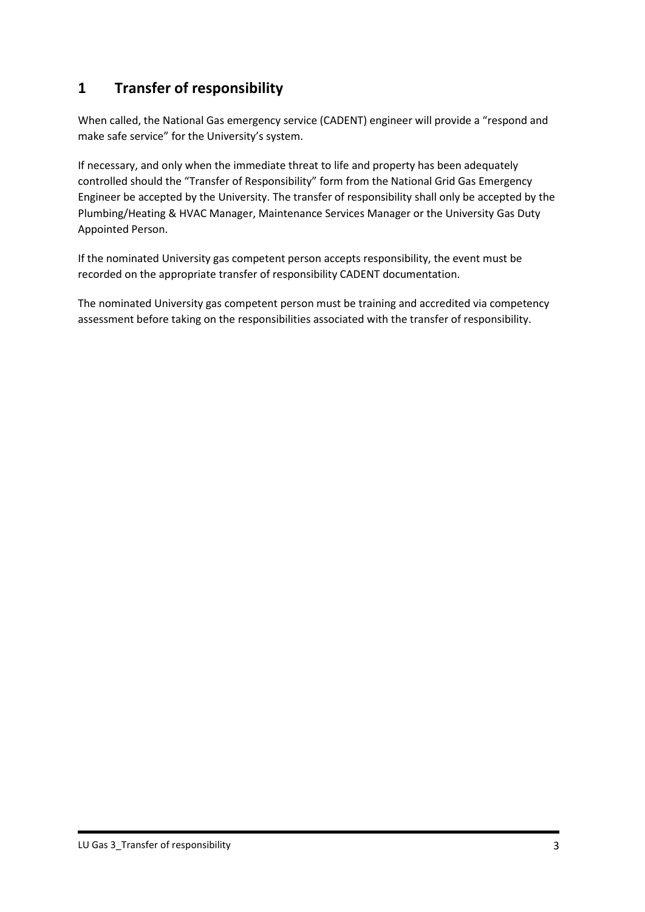# 1 Transfer of responsibility

When called, the National Gas emergency service (CADENT) engineer will provide a "respond and make safe service" for the University's system.

If necessary, and only when the immediate threat to life and property has been adequately controlled should the "Transfer of Responsibility" form from the National Grid Gas Emergency Engineer be accepted by the University. The transfer of responsibility shall only be accepted by the Plumbing/Heating & HVAC Manager, Maintenance Services Manager or the University Gas Duty Appointed Person.

If the nominated University gas competent person accepts responsibility, the event must be recorded on the appropriate transfer of responsibility CADENT documentation.

The nominated University gas competent person must be training and accredited via competency assessment before taking on the responsibilities associated with the transfer of responsibility.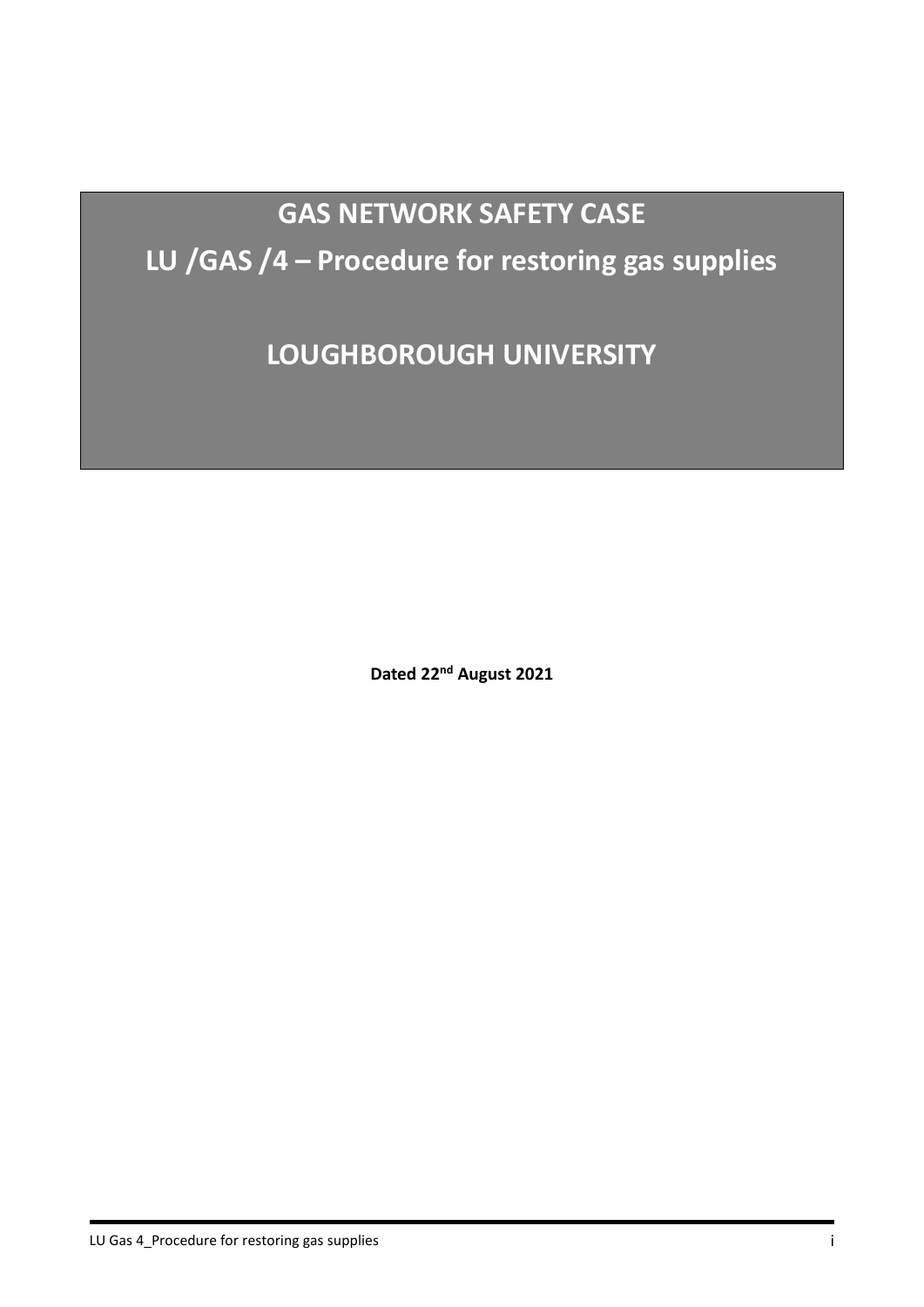# GAS NETWORK SAFETY CASE

# LU /GAS /4 – Procedure for restoring gas supplies

# LOUGHBOROUGH UNIVERSITY

**Dated 22nd August 2021**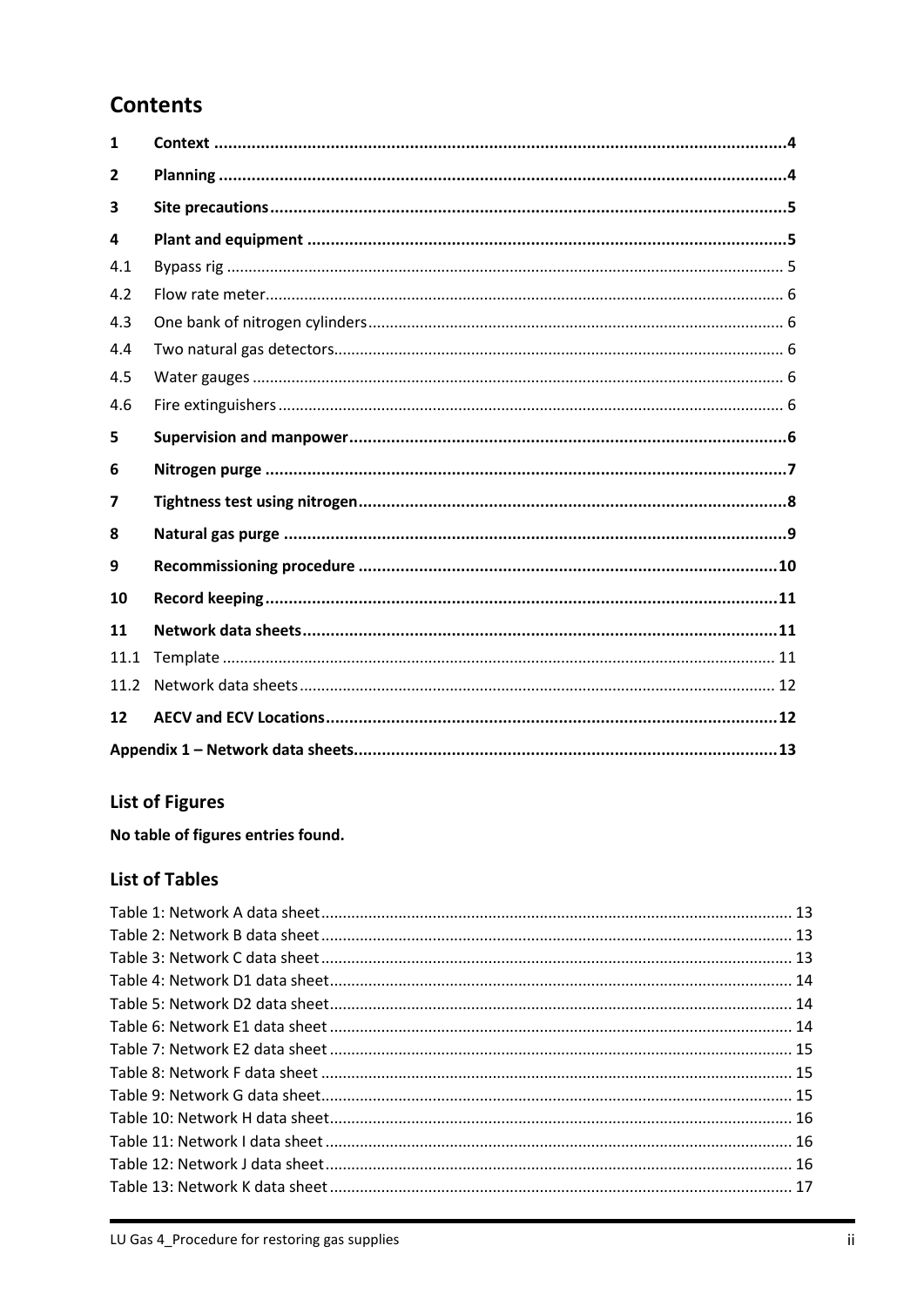# Contents

| | | |
|---|---|---|
| **1** | **Context** | **4** |
| **2** | **Planning** | **4** |
| **3** | **Site precautions** | **5** |
| **4** | **Plant and equipment** | **5** |
| 4.1 | Bypass rig | 5 |
| 4.2 | Flow rate meter | 6 |
| 4.3 | One bank of nitrogen cylinders | 6 |
| 4.4 | Two natural gas detectors | 6 |
| 4.5 | Water gauges | 6 |
| 4.6 | Fire extinguishers | 6 |
| **5** | **Supervision and manpower** | **6** |
| **6** | **Nitrogen purge** | **7** |
| **7** | **Tightness test using nitrogen** | **8** |
| **8** | **Natural gas purge** | **9** |
| **9** | **Recommissioning procedure** | **10** |
| **10** | **Record keeping** | **11** |
| **11** | **Network data sheets** | **11** |
| 11.1 | Template | 11 |
| 11.2 | Network data sheets | 12 |
| **12** | **AECV and ECV Locations** | **12** |
| **Appendix 1 – Network data sheets** | | **13** |

## List of Figures

**No table of figures entries found.**

## List of Tables

| | |
|---|---|
| Table 1: Network A data sheet | 13 |
| Table 2: Network B data sheet | 13 |
| Table 3: Network C data sheet | 13 |
| Table 4: Network D1 data sheet | 14 |
| Table 5: Network D2 data sheet | 14 |
| Table 6: Network E1 data sheet | 14 |
| Table 7: Network E2 data sheet | 15 |
| Table 8: Network F data sheet | 15 |
| Table 9: Network G data sheet | 15 |
| Table 10: Network H data sheet | 16 |
| Table 11: Network I data sheet | 16 |
| Table 12: Network J data sheet | 16 |
| Table 13: Network K data sheet | 17 |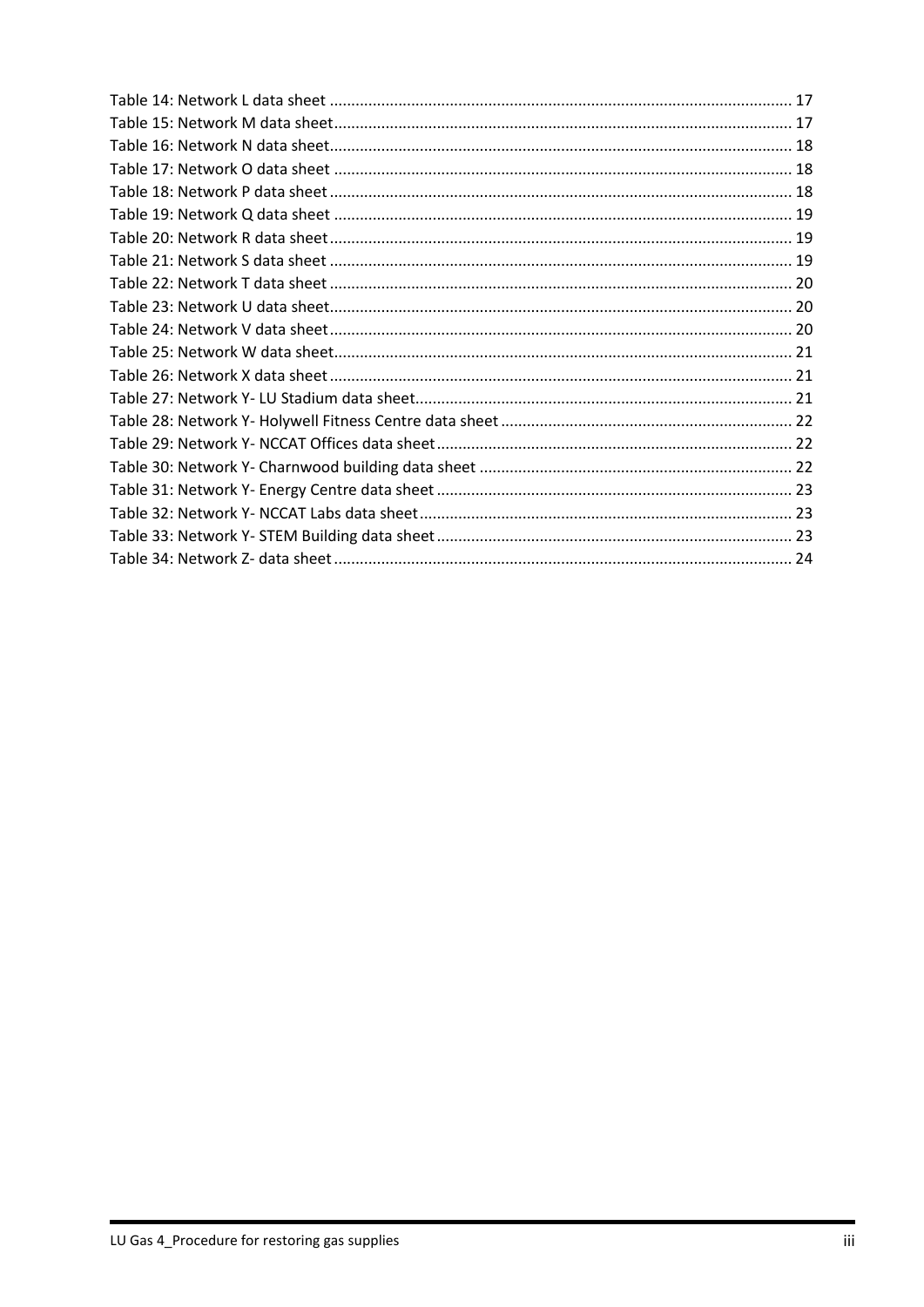Table 14: Network L data sheet .......................................................................................................... 17
Table 15: Network M data sheet......................................................................................................... 17
Table 16: Network N data sheet.......................................................................................................... 18
Table 17: Network O data sheet ......................................................................................................... 18
Table 18: Network P data sheet .......................................................................................................... 18
Table 19: Network Q data sheet ......................................................................................................... 19
Table 20: Network R data sheet .......................................................................................................... 19
Table 21: Network S data sheet .......................................................................................................... 19
Table 22: Network T data sheet .......................................................................................................... 20
Table 23: Network U data sheet.......................................................................................................... 20
Table 24: Network V data sheet .......................................................................................................... 20
Table 25: Network W data sheet......................................................................................................... 21
Table 26: Network X data sheet .......................................................................................................... 21
Table 27: Network Y- LU Stadium data sheet....................................................................................... 21
Table 28: Network Y- Holywell Fitness Centre data sheet .................................................................... 22
Table 29: Network Y- NCCAT Offices data sheet .................................................................................. 22
Table 30: Network Y- Charnwood building data sheet ......................................................................... 22
Table 31: Network Y- Energy Centre data sheet .................................................................................. 23
Table 32: Network Y- NCCAT Labs data sheet...................................................................................... 23
Table 33: Network Y- STEM Building data sheet .................................................................................. 23
Table 34: Network Z- data sheet .......................................................................................................... 24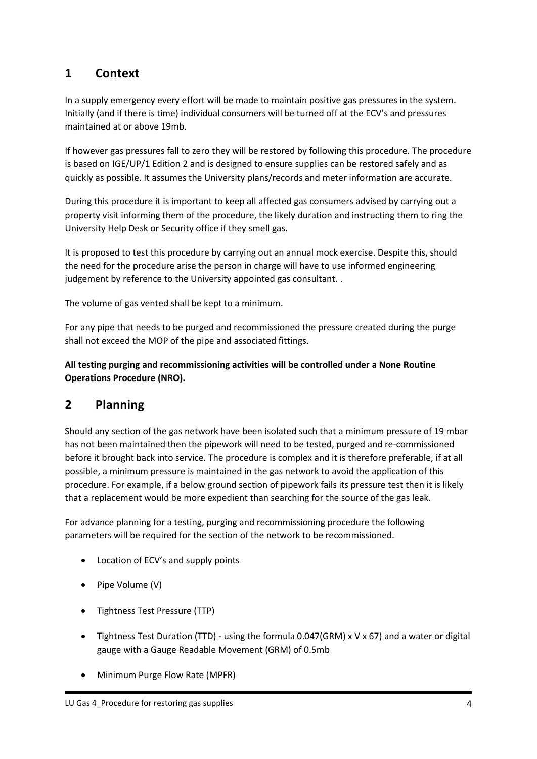## 1 Context

In a supply emergency every effort will be made to maintain positive gas pressures in the system. Initially (and if there is time) individual consumers will be turned off at the ECV's and pressures maintained at or above 19mb.

If however gas pressures fall to zero they will be restored by following this procedure. The procedure is based on IGE/UP/1 Edition 2 and is designed to ensure supplies can be restored safely and as quickly as possible. It assumes the University plans/records and meter information are accurate.

During this procedure it is important to keep all affected gas consumers advised by carrying out a property visit informing them of the procedure, the likely duration and instructing them to ring the University Help Desk or Security office if they smell gas.

It is proposed to test this procedure by carrying out an annual mock exercise. Despite this, should the need for the procedure arise the person in charge will have to use informed engineering judgement by reference to the University appointed gas consultant. .

The volume of gas vented shall be kept to a minimum.

For any pipe that needs to be purged and recommissioned the pressure created during the purge shall not exceed the MOP of the pipe and associated fittings.

**All testing purging and recommissioning activities will be controlled under a None Routine Operations Procedure (NRO).**

## 2 Planning

Should any section of the gas network have been isolated such that a minimum pressure of 19 mbar has not been maintained then the pipework will need to be tested, purged and re-commissioned before it brought back into service. The procedure is complex and it is therefore preferable, if at all possible, a minimum pressure is maintained in the gas network to avoid the application of this procedure. For example, if a below ground section of pipework fails its pressure test then it is likely that a replacement would be more expedient than searching for the source of the gas leak.

For advance planning for a testing, purging and recommissioning procedure the following parameters will be required for the section of the network to be recommissioned.

- Location of ECV's and supply points
- Pipe Volume (V)
- Tightness Test Pressure (TTP)
- Tightness Test Duration (TTD) - using the formula 0.047(GRM) x V x 67) and a water or digital gauge with a Gauge Readable Movement (GRM) of 0.5mb
- Minimum Purge Flow Rate (MPFR)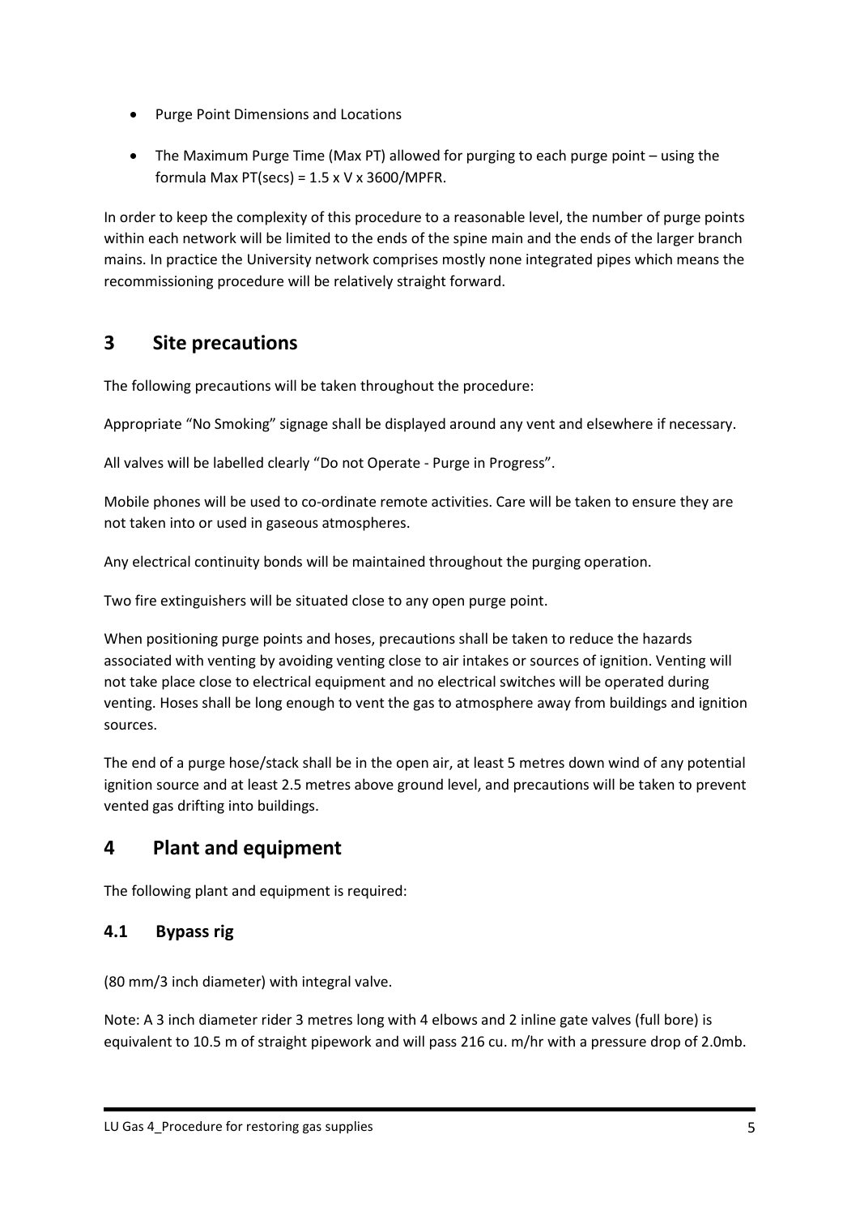- Purge Point Dimensions and Locations
- The Maximum Purge Time (Max PT) allowed for purging to each purge point – using the formula Max PT(secs) = $1.5 \times V \times 3600/MPFR$.

In order to keep the complexity of this procedure to a reasonable level, the number of purge points within each network will be limited to the ends of the spine main and the ends of the larger branch mains. In practice the University network comprises mostly none integrated pipes which means the recommissioning procedure will be relatively straight forward.

# 3 Site precautions

The following precautions will be taken throughout the procedure:

Appropriate "No Smoking" signage shall be displayed around any vent and elsewhere if necessary.

All valves will be labelled clearly "Do not Operate - Purge in Progress".

Mobile phones will be used to co-ordinate remote activities. Care will be taken to ensure they are not taken into or used in gaseous atmospheres.

Any electrical continuity bonds will be maintained throughout the purging operation.

Two fire extinguishers will be situated close to any open purge point.

When positioning purge points and hoses, precautions shall be taken to reduce the hazards associated with venting by avoiding venting close to air intakes or sources of ignition. Venting will not take place close to electrical equipment and no electrical switches will be operated during venting. Hoses shall be long enough to vent the gas to atmosphere away from buildings and ignition sources.

The end of a purge hose/stack shall be in the open air, at least 5 metres down wind of any potential ignition source and at least 2.5 metres above ground level, and precautions will be taken to prevent vented gas drifting into buildings.

# 4 Plant and equipment

The following plant and equipment is required:

## 4.1 Bypass rig

(80 mm/3 inch diameter) with integral valve.

Note: A 3 inch diameter rider 3 metres long with 4 elbows and 2 inline gate valves (full bore) is equivalent to 10.5 m of straight pipework and will pass 216 cu. m/hr with a pressure drop of 2.0mb.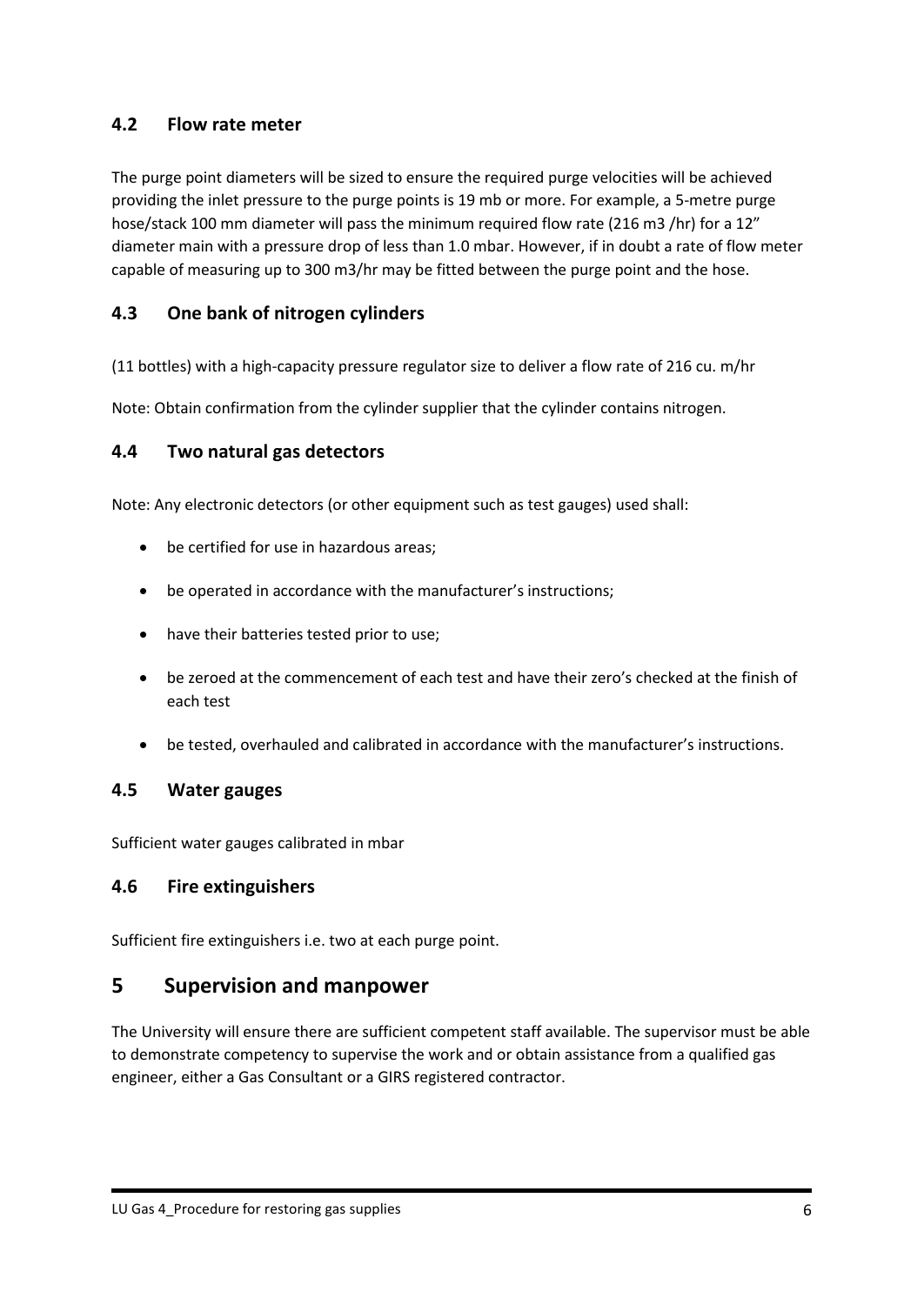### 4.2 Flow rate meter

The purge point diameters will be sized to ensure the required purge velocities will be achieved providing the inlet pressure to the purge points is 19 mb or more. For example, a 5-metre purge hose/stack 100 mm diameter will pass the minimum required flow rate (216 m3 /hr) for a 12" diameter main with a pressure drop of less than 1.0 mbar. However, if in doubt a rate of flow meter capable of measuring up to 300 m3/hr may be fitted between the purge point and the hose.

### 4.3 One bank of nitrogen cylinders

(11 bottles) with a high-capacity pressure regulator size to deliver a flow rate of 216 cu. m/hr

Note: Obtain confirmation from the cylinder supplier that the cylinder contains nitrogen.

### 4.4 Two natural gas detectors

Note: Any electronic detectors (or other equipment such as test gauges) used shall:

- be certified for use in hazardous areas;
- be operated in accordance with the manufacturer's instructions;
- have their batteries tested prior to use;
- be zeroed at the commencement of each test and have their zero's checked at the finish of each test
- be tested, overhauled and calibrated in accordance with the manufacturer's instructions.

### 4.5 Water gauges

Sufficient water gauges calibrated in mbar

### 4.6 Fire extinguishers

Sufficient fire extinguishers i.e. two at each purge point.

## 5 Supervision and manpower

The University will ensure there are sufficient competent staff available. The supervisor must be able to demonstrate competency to supervise the work and or obtain assistance from a qualified gas engineer, either a Gas Consultant or a GIRS registered contractor.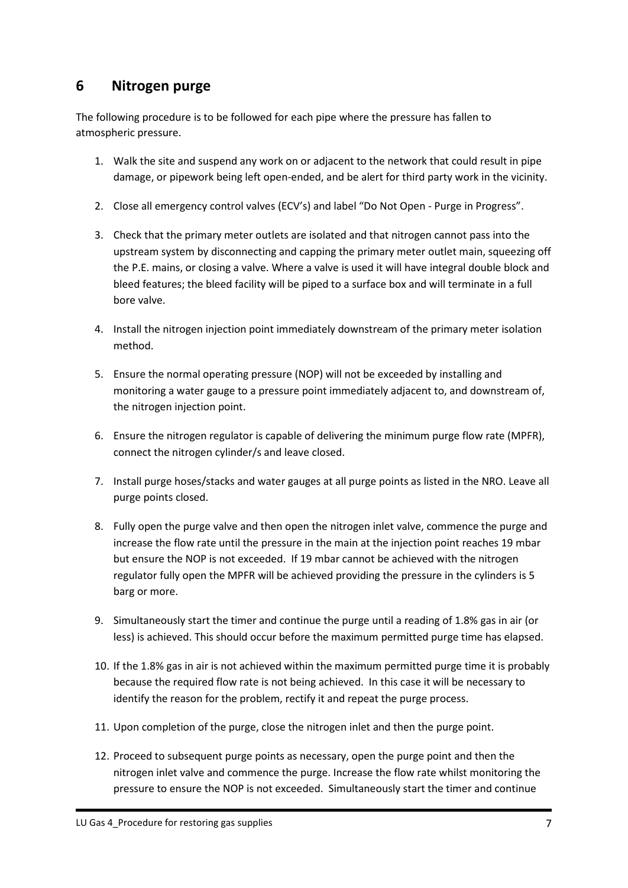## 6 Nitrogen purge

The following procedure is to be followed for each pipe where the pressure has fallen to atmospheric pressure.

1. Walk the site and suspend any work on or adjacent to the network that could result in pipe damage, or pipework being left open-ended, and be alert for third party work in the vicinity.

2. Close all emergency control valves (ECV's) and label "Do Not Open - Purge in Progress".

3. Check that the primary meter outlets are isolated and that nitrogen cannot pass into the upstream system by disconnecting and capping the primary meter outlet main, squeezing off the P.E. mains, or closing a valve. Where a valve is used it will have integral double block and bleed features; the bleed facility will be piped to a surface box and will terminate in a full bore valve.

4. Install the nitrogen injection point immediately downstream of the primary meter isolation method.

5. Ensure the normal operating pressure (NOP) will not be exceeded by installing and monitoring a water gauge to a pressure point immediately adjacent to, and downstream of, the nitrogen injection point.

6. Ensure the nitrogen regulator is capable of delivering the minimum purge flow rate (MPFR), connect the nitrogen cylinder/s and leave closed.

7. Install purge hoses/stacks and water gauges at all purge points as listed in the NRO. Leave all purge points closed.

8. Fully open the purge valve and then open the nitrogen inlet valve, commence the purge and increase the flow rate until the pressure in the main at the injection point reaches 19 mbar but ensure the NOP is not exceeded. If 19 mbar cannot be achieved with the nitrogen regulator fully open the MPFR will be achieved providing the pressure in the cylinders is 5 barg or more.

9. Simultaneously start the timer and continue the purge until a reading of 1.8% gas in air (or less) is achieved. This should occur before the maximum permitted purge time has elapsed.

10. If the 1.8% gas in air is not achieved within the maximum permitted purge time it is probably because the required flow rate is not being achieved. In this case it will be necessary to identify the reason for the problem, rectify it and repeat the purge process.

11. Upon completion of the purge, close the nitrogen inlet and then the purge point.

12. Proceed to subsequent purge points as necessary, open the purge point and then the nitrogen inlet valve and commence the purge. Increase the flow rate whilst monitoring the pressure to ensure the NOP is not exceeded. Simultaneously start the timer and continue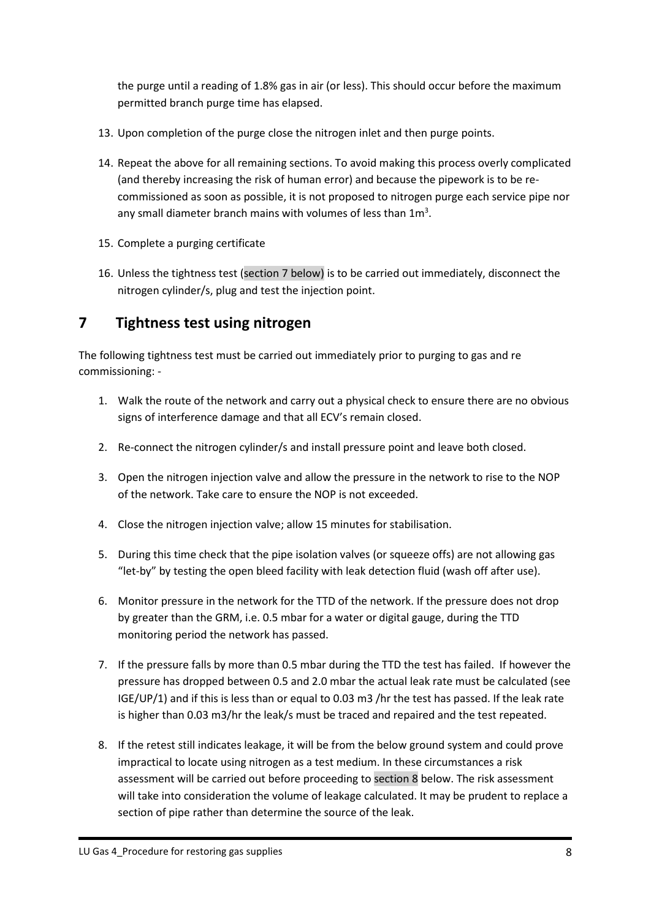the purge until a reading of 1.8% gas in air (or less). This should occur before the maximum permitted branch purge time has elapsed.

13. Upon completion of the purge close the nitrogen inlet and then purge points.

14. Repeat the above for all remaining sections. To avoid making this process overly complicated (and thereby increasing the risk of human error) and because the pipework is to be re-commissioned as soon as possible, it is not proposed to nitrogen purge each service pipe nor any small diameter branch mains with volumes of less than $1m^3$.

15. Complete a purging certificate

16. Unless the tightness test (section 7 below) is to be carried out immediately, disconnect the nitrogen cylinder/s, plug and test the injection point.

## 7 Tightness test using nitrogen

The following tightness test must be carried out immediately prior to purging to gas and re commissioning: -

1. Walk the route of the network and carry out a physical check to ensure there are no obvious signs of interference damage and that all ECV's remain closed.

2. Re-connect the nitrogen cylinder/s and install pressure point and leave both closed.

3. Open the nitrogen injection valve and allow the pressure in the network to rise to the NOP of the network. Take care to ensure the NOP is not exceeded.

4. Close the nitrogen injection valve; allow 15 minutes for stabilisation.

5. During this time check that the pipe isolation valves (or squeeze offs) are not allowing gas "let-by" by testing the open bleed facility with leak detection fluid (wash off after use).

6. Monitor pressure in the network for the TTD of the network. If the pressure does not drop by greater than the GRM, i.e. 0.5 mbar for a water or digital gauge, during the TTD monitoring period the network has passed.

7. If the pressure falls by more than 0.5 mbar during the TTD the test has failed. If however the pressure has dropped between 0.5 and 2.0 mbar the actual leak rate must be calculated (see IGE/UP/1) and if this is less than or equal to 0.03 m3 /hr the test has passed. If the leak rate is higher than 0.03 m3/hr the leak/s must be traced and repaired and the test repeated.

8. If the retest still indicates leakage, it will be from the below ground system and could prove impractical to locate using nitrogen as a test medium. In these circumstances a risk assessment will be carried out before proceeding to section 8 below. The risk assessment will take into consideration the volume of leakage calculated. It may be prudent to replace a section of pipe rather than determine the source of the leak.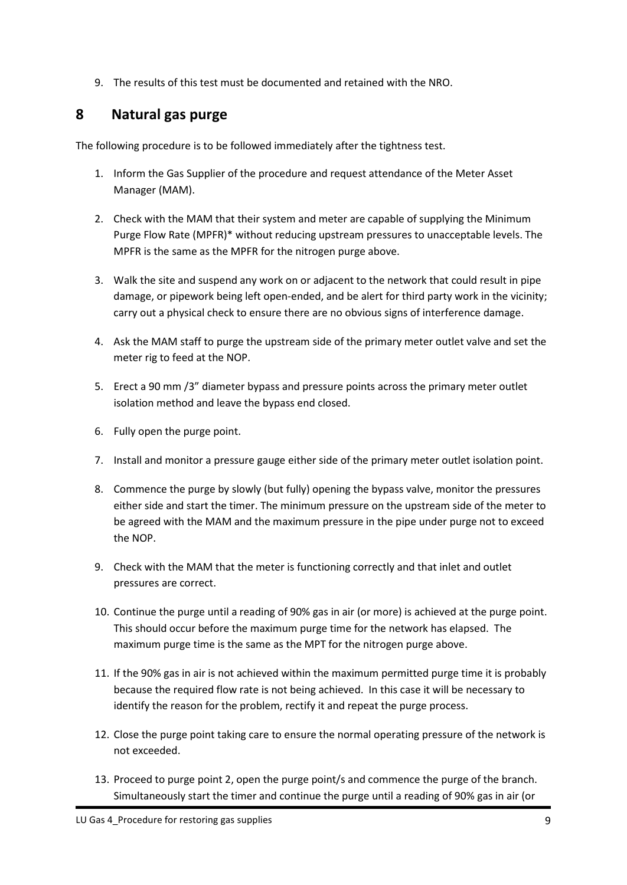9. The results of this test must be documented and retained with the NRO.

## 8 Natural gas purge

The following procedure is to be followed immediately after the tightness test.

1. Inform the Gas Supplier of the procedure and request attendance of the Meter Asset Manager (MAM).

2. Check with the MAM that their system and meter are capable of supplying the Minimum Purge Flow Rate (MPFR)* without reducing upstream pressures to unacceptable levels. The MPFR is the same as the MPFR for the nitrogen purge above.

3. Walk the site and suspend any work on or adjacent to the network that could result in pipe damage, or pipework being left open-ended, and be alert for third party work in the vicinity; carry out a physical check to ensure there are no obvious signs of interference damage.

4. Ask the MAM staff to purge the upstream side of the primary meter outlet valve and set the meter rig to feed at the NOP.

5. Erect a 90 mm /3" diameter bypass and pressure points across the primary meter outlet isolation method and leave the bypass end closed.

6. Fully open the purge point.

7. Install and monitor a pressure gauge either side of the primary meter outlet isolation point.

8. Commence the purge by slowly (but fully) opening the bypass valve, monitor the pressures either side and start the timer. The minimum pressure on the upstream side of the meter to be agreed with the MAM and the maximum pressure in the pipe under purge not to exceed the NOP.

9. Check with the MAM that the meter is functioning correctly and that inlet and outlet pressures are correct.

10. Continue the purge until a reading of 90% gas in air (or more) is achieved at the purge point. This should occur before the maximum purge time for the network has elapsed. The maximum purge time is the same as the MPT for the nitrogen purge above.

11. If the 90% gas in air is not achieved within the maximum permitted purge time it is probably because the required flow rate is not being achieved. In this case it will be necessary to identify the reason for the problem, rectify it and repeat the purge process.

12. Close the purge point taking care to ensure the normal operating pressure of the network is not exceeded.

13. Proceed to purge point 2, open the purge point/s and commence the purge of the branch. Simultaneously start the timer and continue the purge until a reading of 90% gas in air (or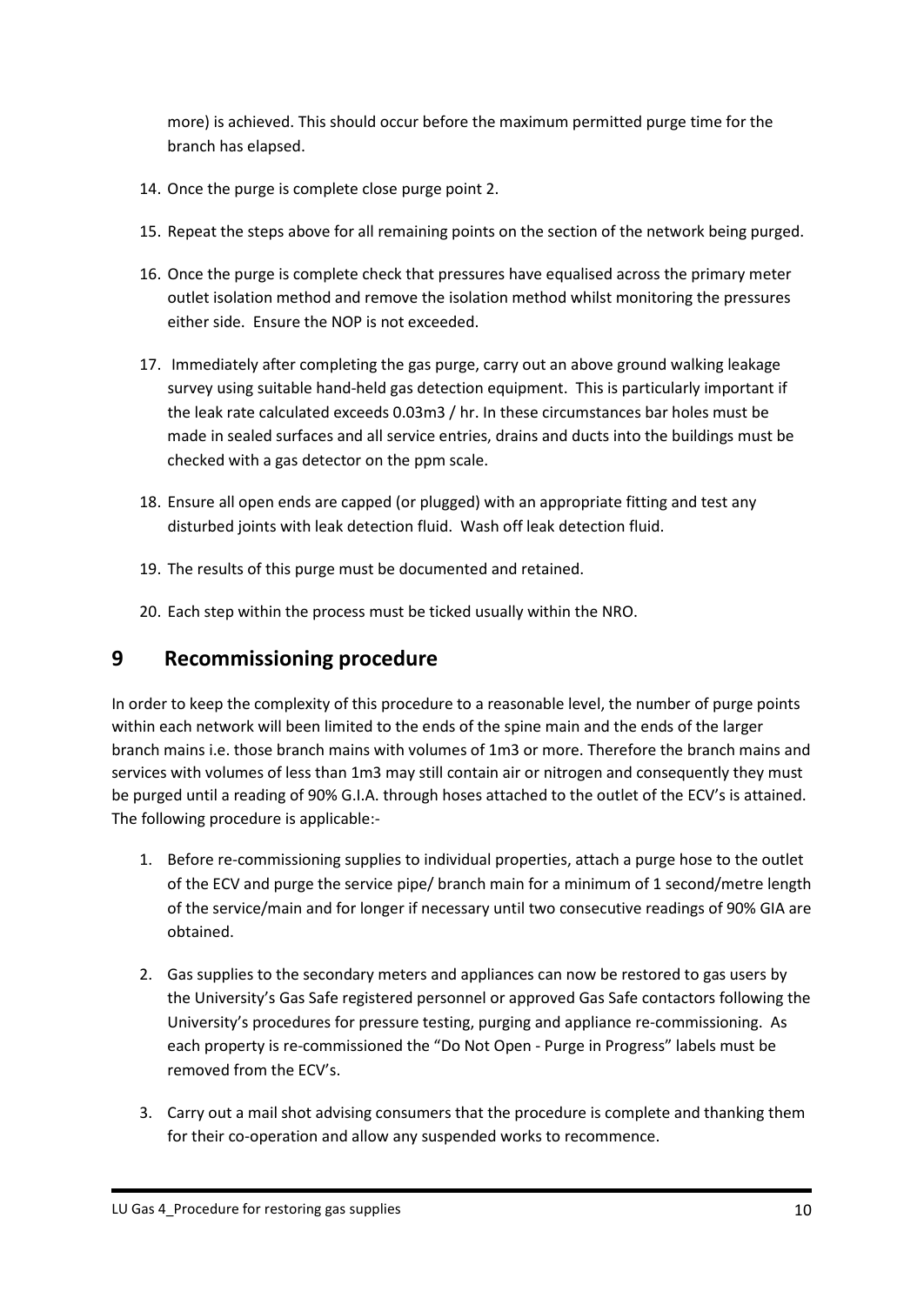more) is achieved. This should occur before the maximum permitted purge time for the branch has elapsed.

14. Once the purge is complete close purge point 2.
15. Repeat the steps above for all remaining points on the section of the network being purged.
16. Once the purge is complete check that pressures have equalised across the primary meter outlet isolation method and remove the isolation method whilst monitoring the pressures either side. Ensure the NOP is not exceeded.
17. Immediately after completing the gas purge, carry out an above ground walking leakage survey using suitable hand-held gas detection equipment. This is particularly important if the leak rate calculated exceeds 0.03m3 / hr. In these circumstances bar holes must be made in sealed surfaces and all service entries, drains and ducts into the buildings must be checked with a gas detector on the ppm scale.
18. Ensure all open ends are capped (or plugged) with an appropriate fitting and test any disturbed joints with leak detection fluid. Wash off leak detection fluid.
19. The results of this purge must be documented and retained.
20. Each step within the process must be ticked usually within the NRO.

# 9 Recommissioning procedure

In order to keep the complexity of this procedure to a reasonable level, the number of purge points within each network will been limited to the ends of the spine main and the ends of the larger branch mains i.e. those branch mains with volumes of 1m3 or more. Therefore the branch mains and services with volumes of less than 1m3 may still contain air or nitrogen and consequently they must be purged until a reading of 90% G.I.A. through hoses attached to the outlet of the ECV's is attained. The following procedure is applicable:-

1. Before re-commissioning supplies to individual properties, attach a purge hose to the outlet of the ECV and purge the service pipe/ branch main for a minimum of 1 second/metre length of the service/main and for longer if necessary until two consecutive readings of 90% GIA are obtained.
2. Gas supplies to the secondary meters and appliances can now be restored to gas users by the University's Gas Safe registered personnel or approved Gas Safe contactors following the University's procedures for pressure testing, purging and appliance re-commissioning. As each property is re-commissioned the "Do Not Open - Purge in Progress" labels must be removed from the ECV's.
3. Carry out a mail shot advising consumers that the procedure is complete and thanking them for their co-operation and allow any suspended works to recommence.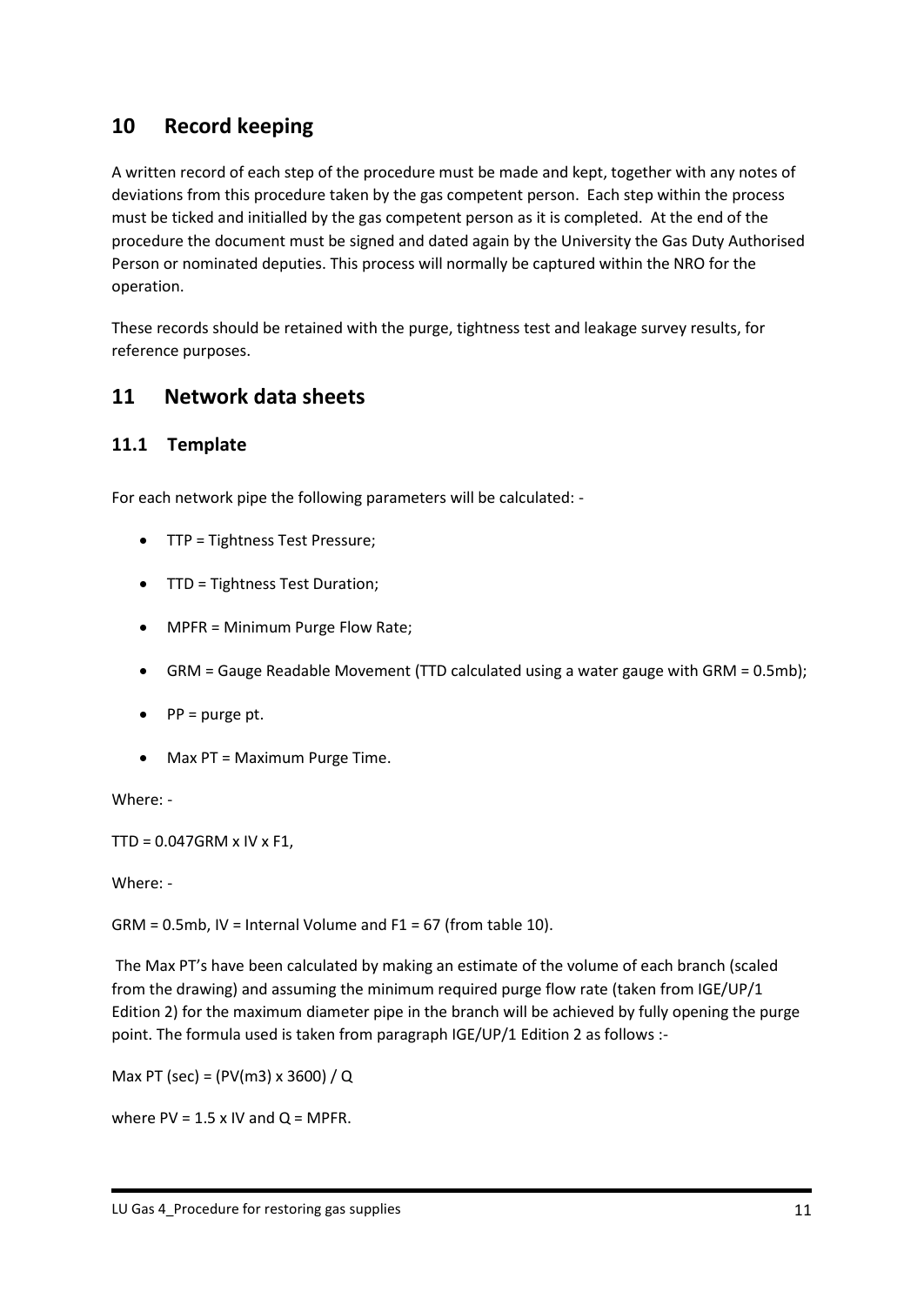## 10 Record keeping

A written record of each step of the procedure must be made and kept, together with any notes of deviations from this procedure taken by the gas competent person. Each step within the process must be ticked and initialled by the gas competent person as it is completed. At the end of the procedure the document must be signed and dated again by the University the Gas Duty Authorised Person or nominated deputies. This process will normally be captured within the NRO for the operation.

These records should be retained with the purge, tightness test and leakage survey results, for reference purposes.

## 11 Network data sheets

### 11.1 Template

For each network pipe the following parameters will be calculated: -

- TTP = Tightness Test Pressure;
- TTD = Tightness Test Duration;
- MPFR = Minimum Purge Flow Rate;
- GRM = Gauge Readable Movement (TTD calculated using a water gauge with GRM = 0.5mb);
- PP = purge pt.
- Max PT = Maximum Purge Time.

Where: -

TTD = 0.047GRM x IV x F1,

Where: -

GRM = 0.5mb, IV = Internal Volume and F1 = 67 (from table 10).

The Max PT's have been calculated by making an estimate of the volume of each branch (scaled from the drawing) and assuming the minimum required purge flow rate (taken from IGE/UP/1 Edition 2) for the maximum diameter pipe in the branch will be achieved by fully opening the purge point. The formula used is taken from paragraph IGE/UP/1 Edition 2 as follows :-

Max PT (sec) = (PV(m3) x 3600) / Q

where PV = 1.5 x IV and Q = MPFR.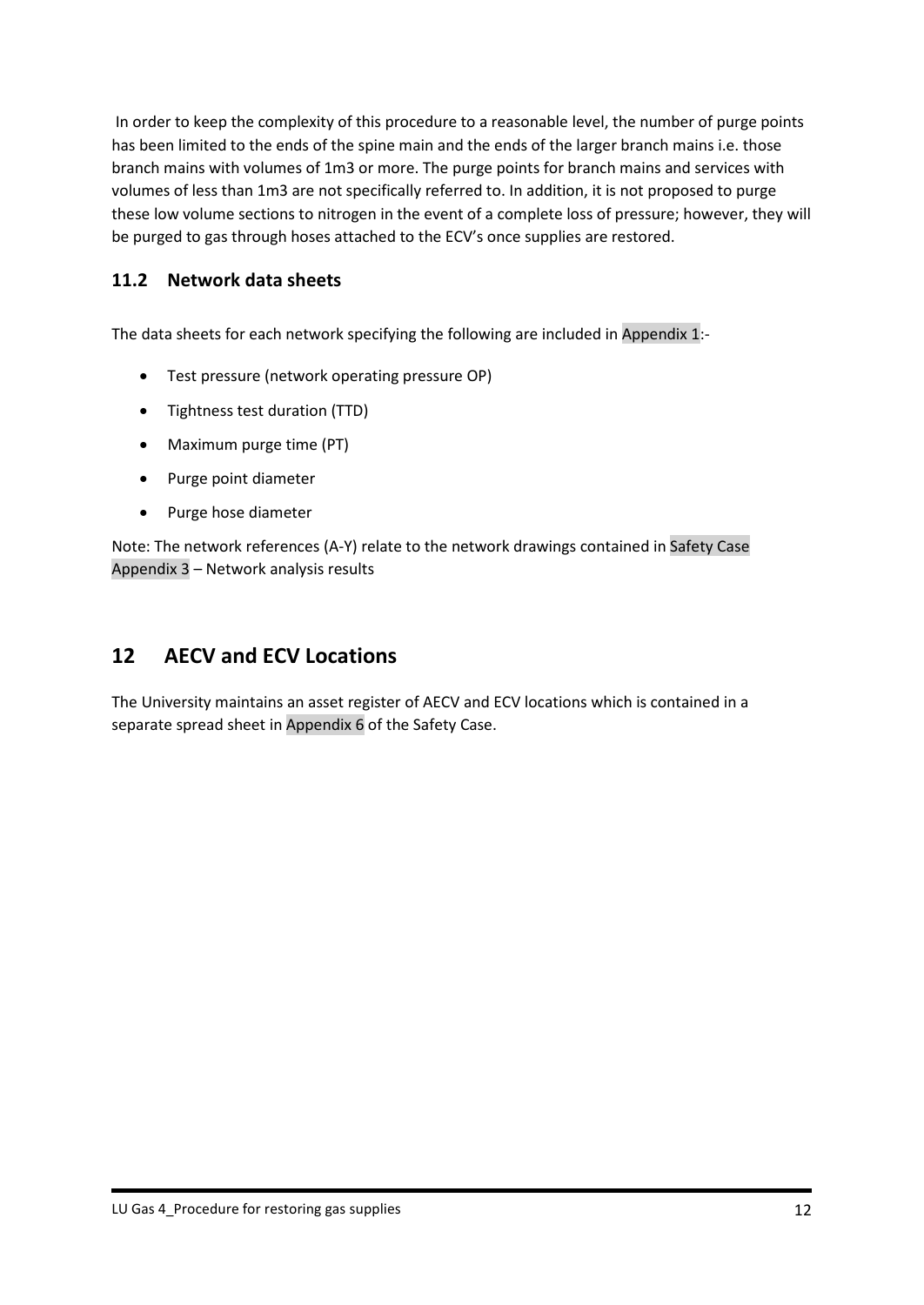In order to keep the complexity of this procedure to a reasonable level, the number of purge points has been limited to the ends of the spine main and the ends of the larger branch mains i.e. those branch mains with volumes of 1m3 or more. The purge points for branch mains and services with volumes of less than 1m3 are not specifically referred to. In addition, it is not proposed to purge these low volume sections to nitrogen in the event of a complete loss of pressure; however, they will be purged to gas through hoses attached to the ECV's once supplies are restored.

### 11.2 Network data sheets

The data sheets for each network specifying the following are included in Appendix 1:-

- Test pressure (network operating pressure OP)
- Tightness test duration (TTD)
- Maximum purge time (PT)
- Purge point diameter
- Purge hose diameter

Note: The network references (A-Y) relate to the network drawings contained in Safety Case Appendix 3 – Network analysis results

## 12 AECV and ECV Locations

The University maintains an asset register of AECV and ECV locations which is contained in a separate spread sheet in Appendix 6 of the Safety Case.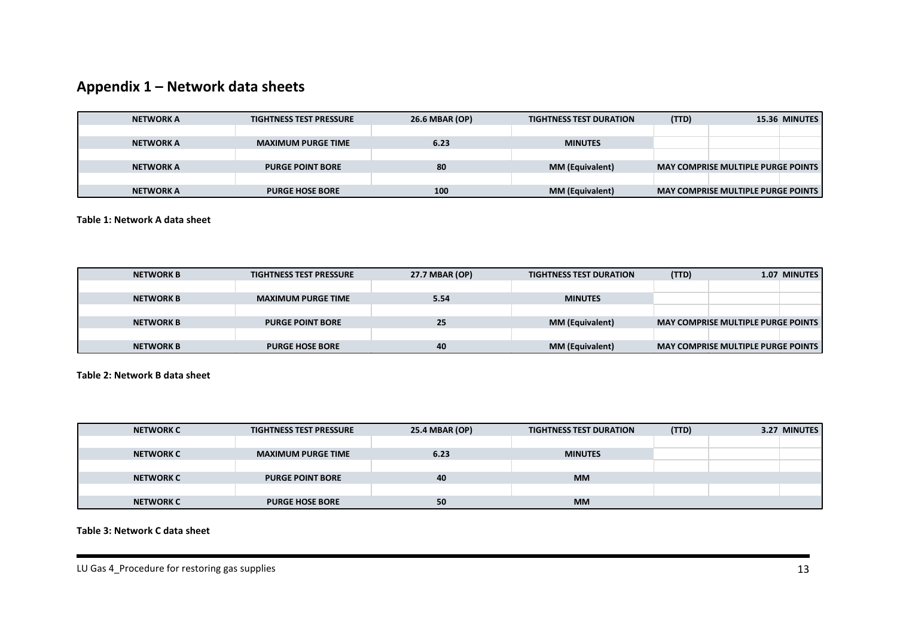## Appendix 1 – Network data sheets

| NETWORK A | TIGHTNESS TEST PRESSURE | 26.6 MBAR (OP) | TIGHTNESS TEST DURATION | (TTD) | 15.36 MINUTES |
|---|---|---|---|---|---|
| | | | | | |
| NETWORK A | MAXIMUM PURGE TIME | 6.23 | MINUTES | | |
| | | | | | |
| NETWORK A | PURGE POINT BORE | 80 | MM (Equivalent) | MAY COMPRISE MULTIPLE PURGE POINTS | |
| | | | | | |
| NETWORK A | PURGE HOSE BORE | 100 | MM (Equivalent) | MAY COMPRISE MULTIPLE PURGE POINTS | |

**Table 1: Network A data sheet**

| NETWORK B | TIGHTNESS TEST PRESSURE | 27.7 MBAR (OP) | TIGHTNESS TEST DURATION | (TTD) | 1.07 MINUTES |
|---|---|---|---|---|---|
| | | | | | |
| NETWORK B | MAXIMUM PURGE TIME | 5.54 | MINUTES | | |
| | | | | | |
| NETWORK B | PURGE POINT BORE | 25 | MM (Equivalent) | MAY COMPRISE MULTIPLE PURGE POINTS | |
| | | | | | |
| NETWORK B | PURGE HOSE BORE | 40 | MM (Equivalent) | MAY COMPRISE MULTIPLE PURGE POINTS | |

**Table 2: Network B data sheet**

| NETWORK C | TIGHTNESS TEST PRESSURE | 25.4 MBAR (OP) | TIGHTNESS TEST DURATION | (TTD) | 3.27 MINUTES |
|---|---|---|---|---|---|
| | | | | | |
| NETWORK C | MAXIMUM PURGE TIME | 6.23 | MINUTES | | |
| | | | | | |
| NETWORK C | PURGE POINT BORE | 40 | MM | | |
| | | | | | |
| NETWORK C | PURGE HOSE BORE | 50 | MM | | |

**Table 3: Network C data sheet**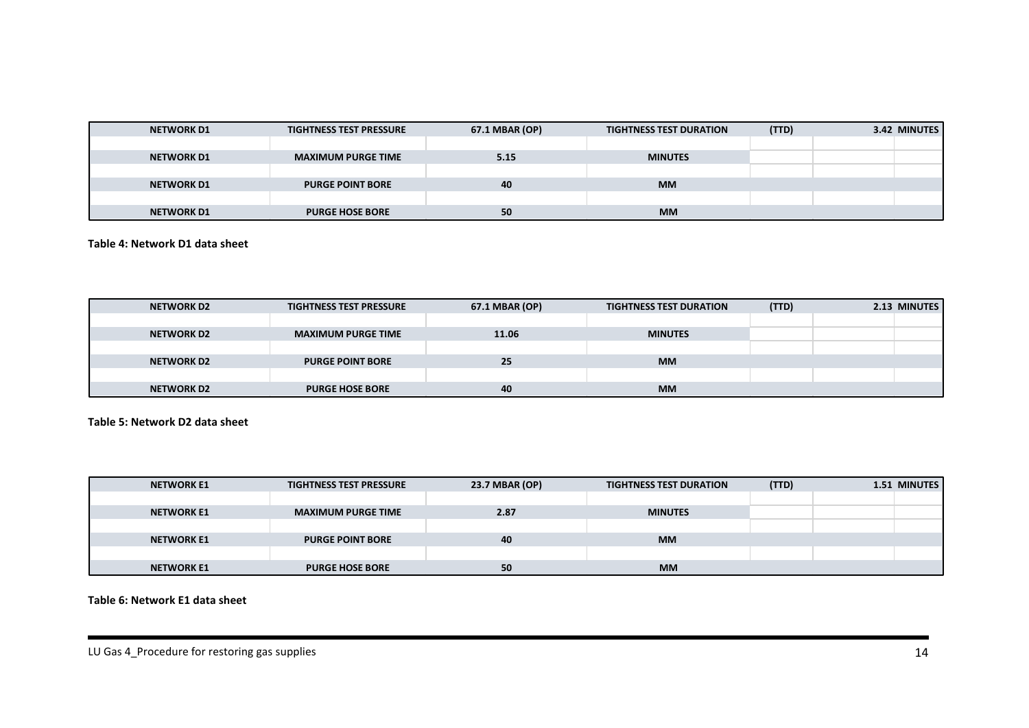| NETWORK D1 | TIGHTNESS TEST PRESSURE | 67.1 MBAR (OP) | TIGHTNESS TEST DURATION | (TTD) | | 3.42 MINUTES |
|---|---|---|---|---|---|---|
| | | | | | | |
| NETWORK D1 | MAXIMUM PURGE TIME | 5.15 | MINUTES | | | |
| | | | | | | |
| NETWORK D1 | PURGE POINT BORE | 40 | MM | | | |
| | | | | | | |
| NETWORK D1 | PURGE HOSE BORE | 50 | MM | | | |

**Table 4: Network D1 data sheet**

| NETWORK D2 | TIGHTNESS TEST PRESSURE | 67.1 MBAR (OP) | TIGHTNESS TEST DURATION | (TTD) | | 2.13 MINUTES |
|---|---|---|---|---|---|---|
| | | | | | | |
| NETWORK D2 | MAXIMUM PURGE TIME | 11.06 | MINUTES | | | |
| | | | | | | |
| NETWORK D2 | PURGE POINT BORE | 25 | MM | | | |
| | | | | | | |
| NETWORK D2 | PURGE HOSE BORE | 40 | MM | | | |

**Table 5: Network D2 data sheet**

| NETWORK E1 | TIGHTNESS TEST PRESSURE | 23.7 MBAR (OP) | TIGHTNESS TEST DURATION | (TTD) | | 1.51 MINUTES |
|---|---|---|---|---|---|---|
| | | | | | | |
| NETWORK E1 | MAXIMUM PURGE TIME | 2.87 | MINUTES | | | |
| | | | | | | |
| NETWORK E1 | PURGE POINT BORE | 40 | MM | | | |
| | | | | | | |
| NETWORK E1 | PURGE HOSE BORE | 50 | MM | | | |

**Table 6: Network E1 data sheet**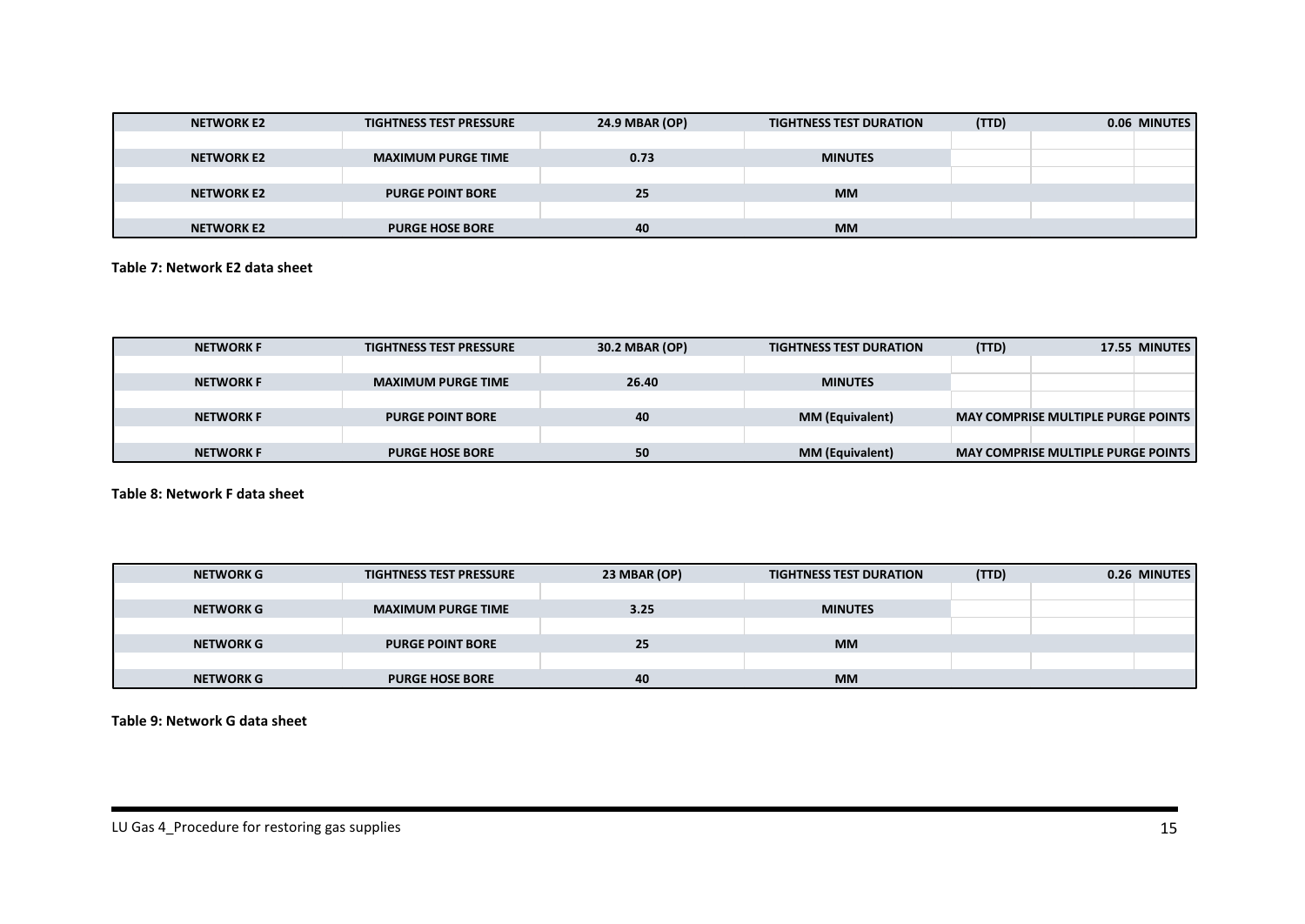| NETWORK E2 | TIGHTNESS TEST PRESSURE | 24.9 MBAR (OP) | TIGHTNESS TEST DURATION | (TTD) | | 0.06 MINUTES |
|---|---|---|---|---|---|---|
| | | | | | | |
| NETWORK E2 | MAXIMUM PURGE TIME | 0.73 | MINUTES | | | |
| | | | | | | |
| NETWORK E2 | PURGE POINT BORE | 25 | MM | | | |
| | | | | | | |
| NETWORK E2 | PURGE HOSE BORE | 40 | MM | | | |

**Table 7: Network E2 data sheet**

| NETWORK F | TIGHTNESS TEST PRESSURE | 30.2 MBAR (OP) | TIGHTNESS TEST DURATION | (TTD) | | 17.55 MINUTES |
|---|---|---|---|---|---|---|
| | | | | | | |
| NETWORK F | MAXIMUM PURGE TIME | 26.40 | MINUTES | | | |
| | | | | | | |
| NETWORK F | PURGE POINT BORE | 40 | MM (Equivalent) | MAY COMPRISE MULTIPLE PURGE POINTS | | |
| | | | | | | |
| NETWORK F | PURGE HOSE BORE | 50 | MM (Equivalent) | MAY COMPRISE MULTIPLE PURGE POINTS | | |

**Table 8: Network F data sheet**

| NETWORK G | TIGHTNESS TEST PRESSURE | 23 MBAR (OP) | TIGHTNESS TEST DURATION | (TTD) | | 0.26 MINUTES |
|---|---|---|---|---|---|---|
| | | | | | | |
| NETWORK G | MAXIMUM PURGE TIME | 3.25 | MINUTES | | | |
| | | | | | | |
| NETWORK G | PURGE POINT BORE | 25 | MM | | | |
| | | | | | | |
| NETWORK G | PURGE HOSE BORE | 40 | MM | | | |

**Table 9: Network G data sheet**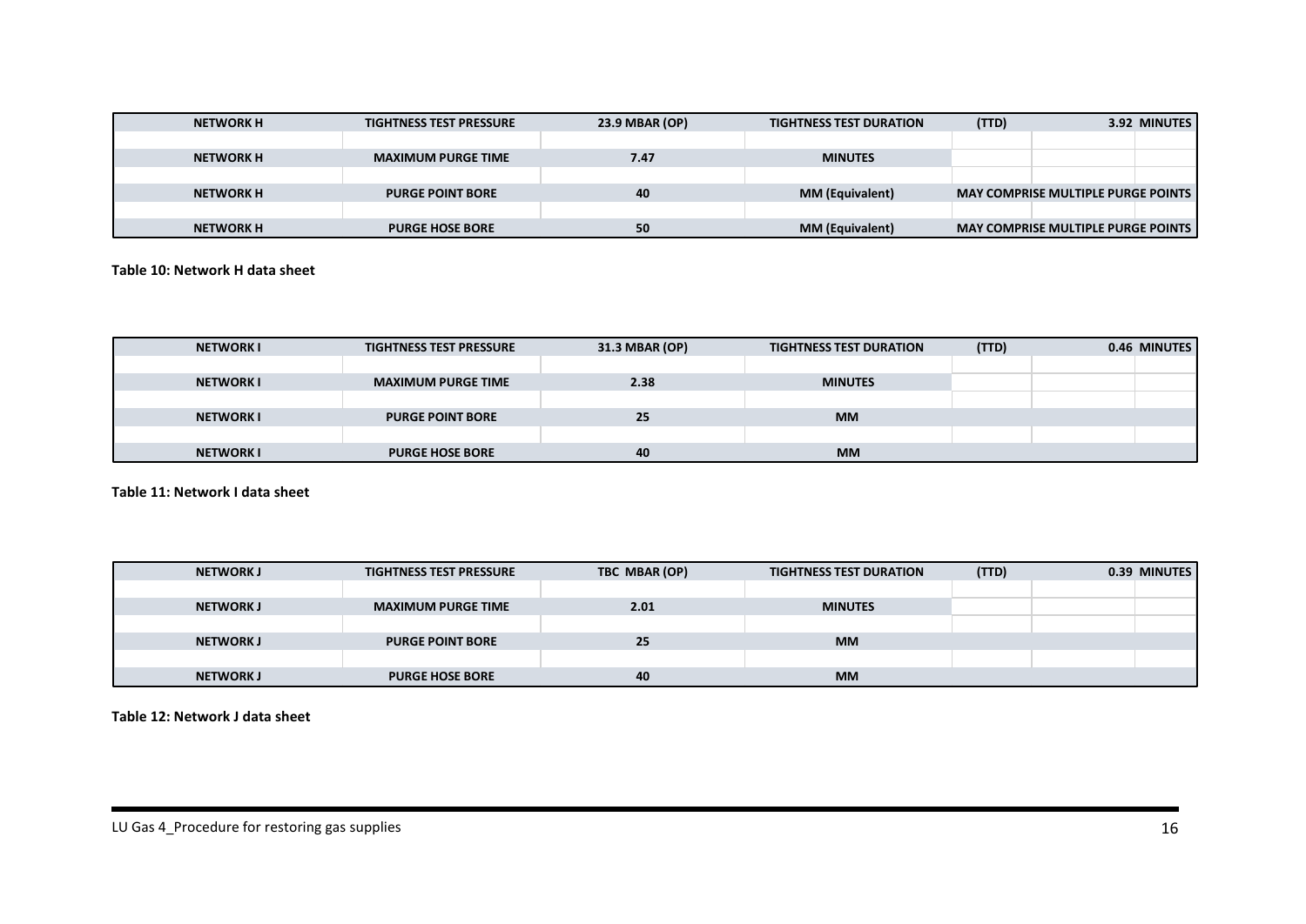| NETWORK H | TIGHTNESS TEST PRESSURE | 23.9 MBAR (OP) | TIGHTNESS TEST DURATION | (TTD) | | 3.92 MINUTES |
|---|---|---|---|---|---|---|
| | | | | | | |
| NETWORK H | MAXIMUM PURGE TIME | 7.47 | MINUTES | | | |
| | | | | | | |
| NETWORK H | PURGE POINT BORE | 40 | MM (Equivalent) | MAY COMPRISE MULTIPLE PURGE POINTS | | |
| | | | | | | |
| NETWORK H | PURGE HOSE BORE | 50 | MM (Equivalent) | MAY COMPRISE MULTIPLE PURGE POINTS | | |

**Table 10: Network H data sheet**

| NETWORK I | TIGHTNESS TEST PRESSURE | 31.3 MBAR (OP) | TIGHTNESS TEST DURATION | (TTD) | | 0.46 MINUTES |
|---|---|---|---|---|---|---|
| | | | | | | |
| NETWORK I | MAXIMUM PURGE TIME | 2.38 | MINUTES | | | |
| | | | | | | |
| NETWORK I | PURGE POINT BORE | 25 | MM | | | |
| | | | | | | |
| NETWORK I | PURGE HOSE BORE | 40 | MM | | | |

**Table 11: Network I data sheet**

| NETWORK J | TIGHTNESS TEST PRESSURE | TBC MBAR (OP) | TIGHTNESS TEST DURATION | (TTD) | | 0.39 MINUTES |
|---|---|---|---|---|---|---|
| | | | | | | |
| NETWORK J | MAXIMUM PURGE TIME | 2.01 | MINUTES | | | |
| | | | | | | |
| NETWORK J | PURGE POINT BORE | 25 | MM | | | |
| | | | | | | |
| NETWORK J | PURGE HOSE BORE | 40 | MM | | | |

**Table 12: Network J data sheet**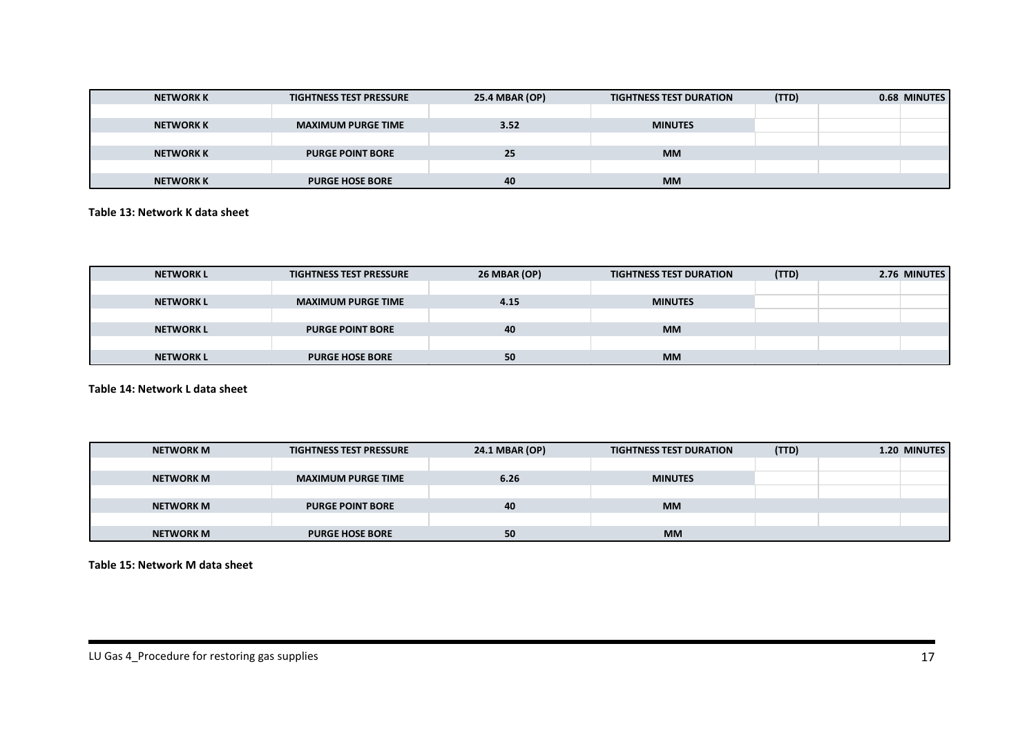| NETWORK K | TIGHTNESS TEST PRESSURE | 25.4 MBAR (OP) | TIGHTNESS TEST DURATION | (TTD) | | 0.68 MINUTES |
|---|---|---|---|---|---|---|
| | | | | | | |
| NETWORK K | MAXIMUM PURGE TIME | 3.52 | MINUTES | | | |
| | | | | | | |
| NETWORK K | PURGE POINT BORE | 25 | MM | | | |
| | | | | | | |
| NETWORK K | PURGE HOSE BORE | 40 | MM | | | |

**Table 13: Network K data sheet**

| NETWORK L | TIGHTNESS TEST PRESSURE | 26 MBAR (OP) | TIGHTNESS TEST DURATION | (TTD) | | 2.76 MINUTES |
|---|---|---|---|---|---|---|
| | | | | | | |
| NETWORK L | MAXIMUM PURGE TIME | 4.15 | MINUTES | | | |
| | | | | | | |
| NETWORK L | PURGE POINT BORE | 40 | MM | | | |
| | | | | | | |
| NETWORK L | PURGE HOSE BORE | 50 | MM | | | |

**Table 14: Network L data sheet**

| NETWORK M | TIGHTNESS TEST PRESSURE | 24.1 MBAR (OP) | TIGHTNESS TEST DURATION | (TTD) | | 1.20 MINUTES |
|---|---|---|---|---|---|---|
| | | | | | | |
| NETWORK M | MAXIMUM PURGE TIME | 6.26 | MINUTES | | | |
| | | | | | | |
| NETWORK M | PURGE POINT BORE | 40 | MM | | | |
| | | | | | | |
| NETWORK M | PURGE HOSE BORE | 50 | MM | | | |

**Table 15: Network M data sheet**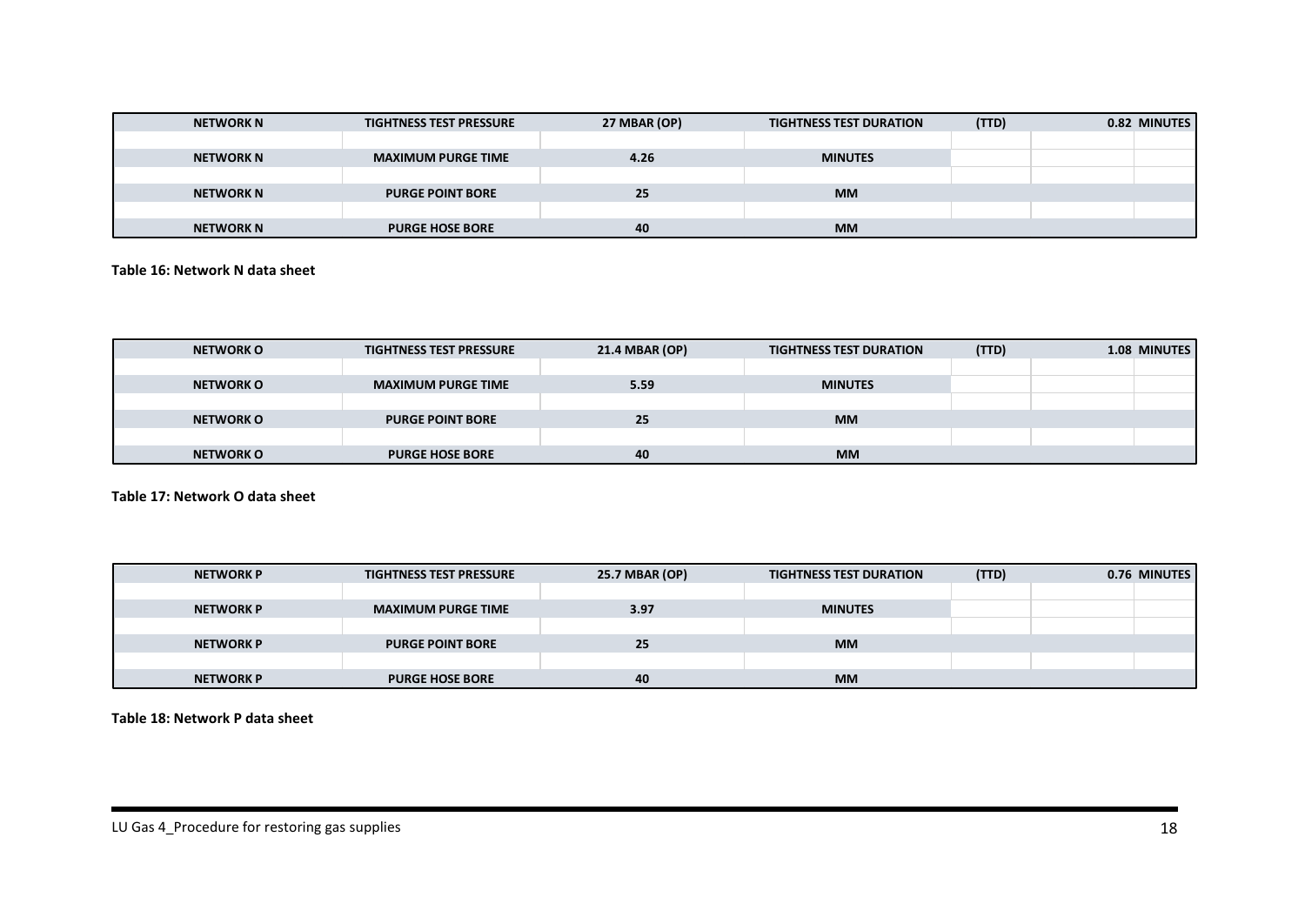| NETWORK N | TIGHTNESS TEST PRESSURE | 27 MBAR (OP) | TIGHTNESS TEST DURATION | (TTD) | | 0.82 MINUTES |
|---|---|---|---|---|---|---|
| | | | | | | |
| NETWORK N | MAXIMUM PURGE TIME | 4.26 | MINUTES | | | |
| | | | | | | |
| NETWORK N | PURGE POINT BORE | 25 | MM | | | |
| | | | | | | |
| NETWORK N | PURGE HOSE BORE | 40 | MM | | | |

**Table 16: Network N data sheet**

| NETWORK O | TIGHTNESS TEST PRESSURE | 21.4 MBAR (OP) | TIGHTNESS TEST DURATION | (TTD) | | 1.08 MINUTES |
|---|---|---|---|---|---|---|
| | | | | | | |
| NETWORK O | MAXIMUM PURGE TIME | 5.59 | MINUTES | | | |
| | | | | | | |
| NETWORK O | PURGE POINT BORE | 25 | MM | | | |
| | | | | | | |
| NETWORK O | PURGE HOSE BORE | 40 | MM | | | |

**Table 17: Network O data sheet**

| NETWORK P | TIGHTNESS TEST PRESSURE | 25.7 MBAR (OP) | TIGHTNESS TEST DURATION | (TTD) | | 0.76 MINUTES |
|---|---|---|---|---|---|---|
| | | | | | | |
| NETWORK P | MAXIMUM PURGE TIME | 3.97 | MINUTES | | | |
| | | | | | | |
| NETWORK P | PURGE POINT BORE | 25 | MM | | | |
| | | | | | | |
| NETWORK P | PURGE HOSE BORE | 40 | MM | | | |

**Table 18: Network P data sheet**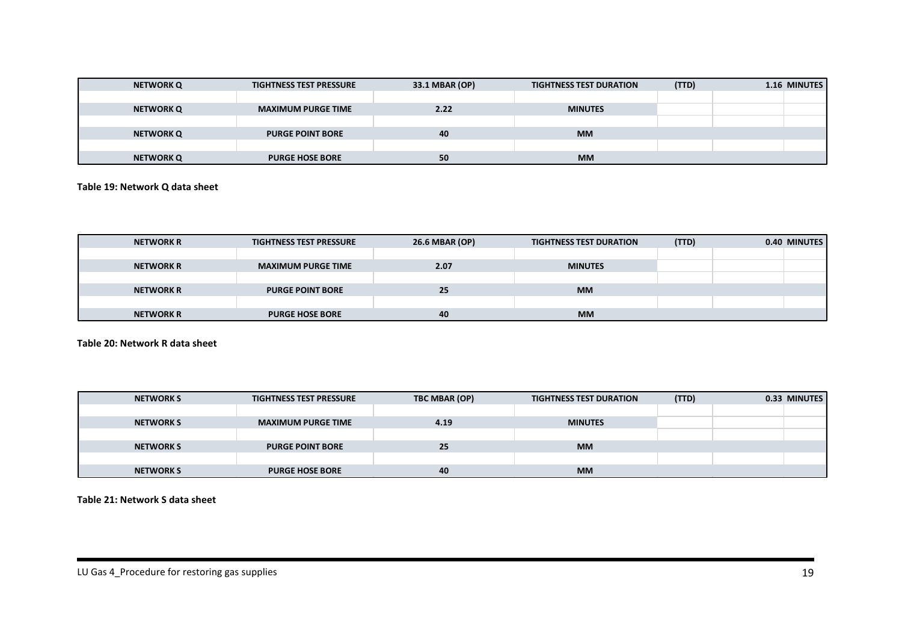| NETWORK Q | TIGHTNESS TEST PRESSURE | 33.1 MBAR (OP) | TIGHTNESS TEST DURATION | (TTD) | | 1.16 MINUTES |
|---|---|---|---|---|---|---|
| | | | | | | |
| NETWORK Q | MAXIMUM PURGE TIME | 2.22 | MINUTES | | | |
| | | | | | | |
| NETWORK Q | PURGE POINT BORE | 40 | MM | | | |
| | | | | | | |
| NETWORK Q | PURGE HOSE BORE | 50 | MM | | | |

**Table 19: Network Q data sheet**

| NETWORK R | TIGHTNESS TEST PRESSURE | 26.6 MBAR (OP) | TIGHTNESS TEST DURATION | (TTD) | | 0.40 MINUTES |
|---|---|---|---|---|---|---|
| | | | | | | |
| NETWORK R | MAXIMUM PURGE TIME | 2.07 | MINUTES | | | |
| | | | | | | |
| NETWORK R | PURGE POINT BORE | 25 | MM | | | |
| | | | | | | |
| NETWORK R | PURGE HOSE BORE | 40 | MM | | | |

**Table 20: Network R data sheet**

| NETWORK S | TIGHTNESS TEST PRESSURE | TBC MBAR (OP) | TIGHTNESS TEST DURATION | (TTD) | | 0.33 MINUTES |
|---|---|---|---|---|---|---|
| | | | | | | |
| NETWORK S | MAXIMUM PURGE TIME | 4.19 | MINUTES | | | |
| | | | | | | |
| NETWORK S | PURGE POINT BORE | 25 | MM | | | |
| | | | | | | |
| NETWORK S | PURGE HOSE BORE | 40 | MM | | | |

**Table 21: Network S data sheet**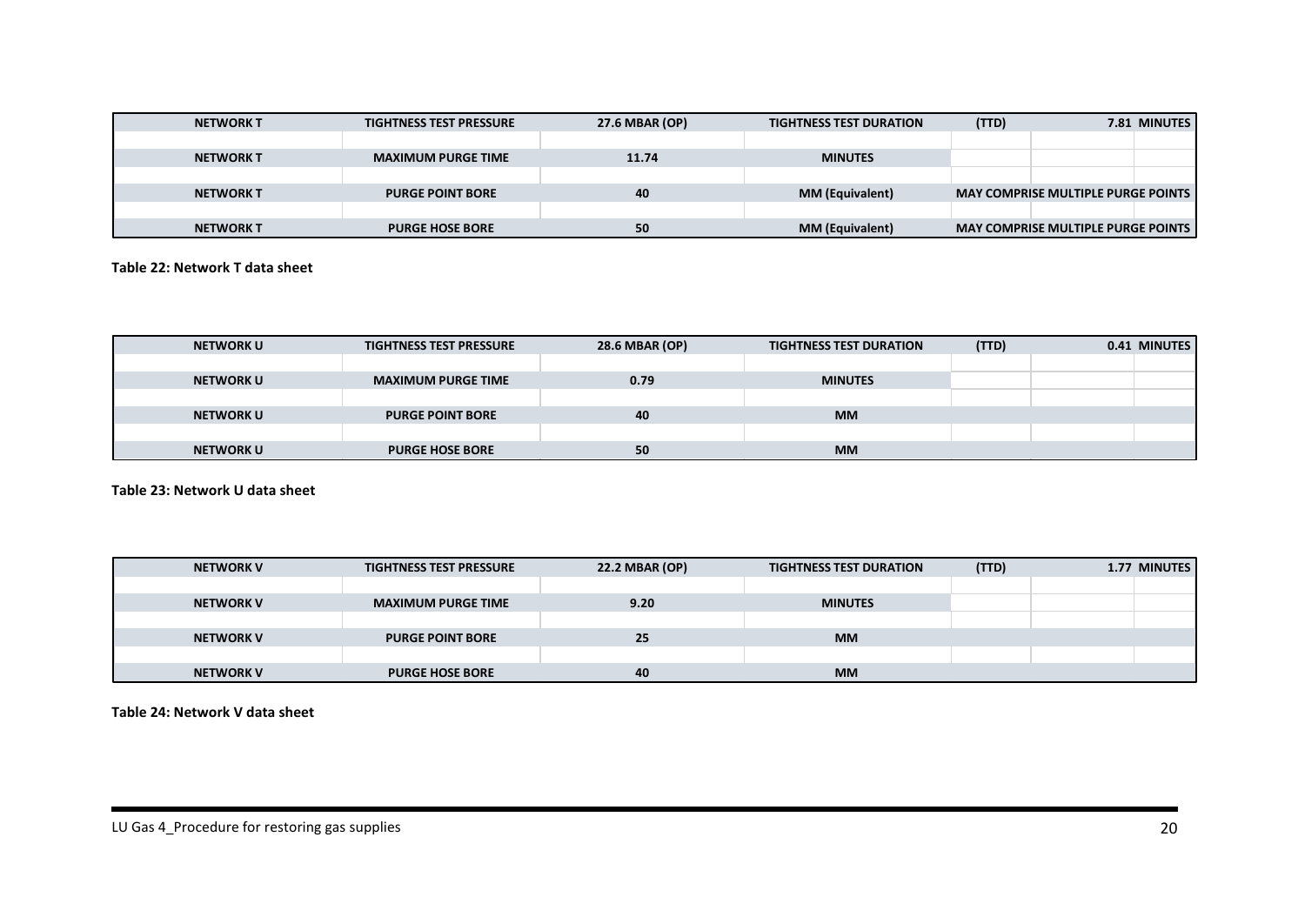| NETWORK T | TIGHTNESS TEST PRESSURE | 27.6 MBAR (OP) | TIGHTNESS TEST DURATION | (TTD) | | 7.81 MINUTES |
|---|---|---|---|---|---|---|
| | | | | | | |
| NETWORK T | MAXIMUM PURGE TIME | 11.74 | MINUTES | | | |
| | | | | | | |
| NETWORK T | PURGE POINT BORE | 40 | MM (Equivalent) | MAY COMPRISE MULTIPLE PURGE POINTS | | |
| | | | | | | |
| NETWORK T | PURGE HOSE BORE | 50 | MM (Equivalent) | MAY COMPRISE MULTIPLE PURGE POINTS | | |

**Table 22: Network T data sheet**

| NETWORK U | TIGHTNESS TEST PRESSURE | 28.6 MBAR (OP) | TIGHTNESS TEST DURATION | (TTD) | | 0.41 MINUTES |
|---|---|---|---|---|---|---|
| | | | | | | |
| NETWORK U | MAXIMUM PURGE TIME | 0.79 | MINUTES | | | |
| | | | | | | |
| NETWORK U | PURGE POINT BORE | 40 | MM | | | |
| | | | | | | |
| NETWORK U | PURGE HOSE BORE | 50 | MM | | | |

**Table 23: Network U data sheet**

| NETWORK V | TIGHTNESS TEST PRESSURE | 22.2 MBAR (OP) | TIGHTNESS TEST DURATION | (TTD) | | 1.77 MINUTES |
|---|---|---|---|---|---|---|
| | | | | | | |
| NETWORK V | MAXIMUM PURGE TIME | 9.20 | MINUTES | | | |
| | | | | | | |
| NETWORK V | PURGE POINT BORE | 25 | MM | | | |
| | | | | | | |
| NETWORK V | PURGE HOSE BORE | 40 | MM | | | |

**Table 24: Network V data sheet**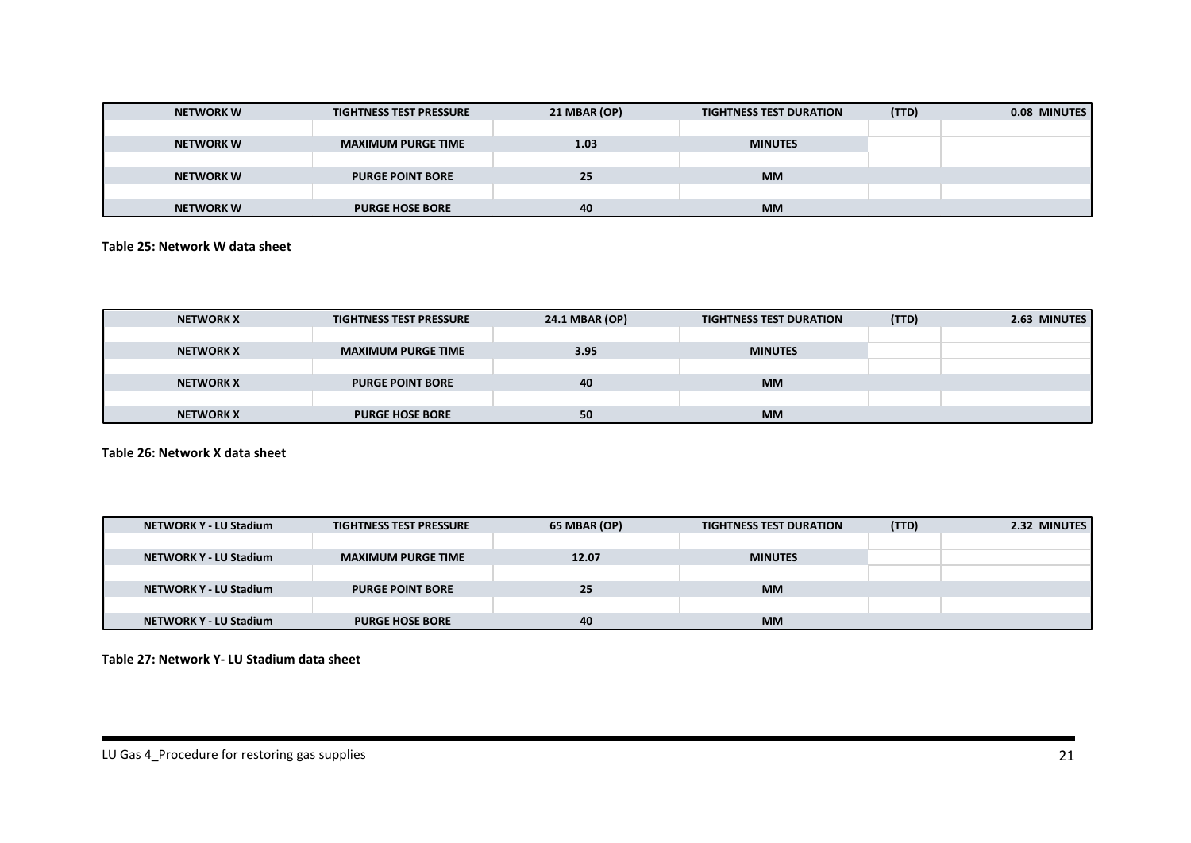| NETWORK W | TIGHTNESS TEST PRESSURE | 21 MBAR (OP) | TIGHTNESS TEST DURATION | (TTD) | | 0.08 MINUTES |
|---|---|---|---|---|---|---|
| | | | | | | |
| NETWORK W | MAXIMUM PURGE TIME | 1.03 | MINUTES | | | |
| | | | | | | |
| NETWORK W | PURGE POINT BORE | 25 | MM | | | |
| | | | | | | |
| NETWORK W | PURGE HOSE BORE | 40 | MM | | | |

**Table 25: Network W data sheet**

| NETWORK X | TIGHTNESS TEST PRESSURE | 24.1 MBAR (OP) | TIGHTNESS TEST DURATION | (TTD) | | 2.63 MINUTES |
|---|---|---|---|---|---|---|
| | | | | | | |
| NETWORK X | MAXIMUM PURGE TIME | 3.95 | MINUTES | | | |
| | | | | | | |
| NETWORK X | PURGE POINT BORE | 40 | MM | | | |
| | | | | | | |
| NETWORK X | PURGE HOSE BORE | 50 | MM | | | |

**Table 26: Network X data sheet**

| NETWORK Y - LU Stadium | TIGHTNESS TEST PRESSURE | 65 MBAR (OP) | TIGHTNESS TEST DURATION | (TTD) | | 2.32 MINUTES |
|---|---|---|---|---|---|---|
| | | | | | | |
| NETWORK Y - LU Stadium | MAXIMUM PURGE TIME | 12.07 | MINUTES | | | |
| | | | | | | |
| NETWORK Y - LU Stadium | PURGE POINT BORE | 25 | MM | | | |
| | | | | | | |
| NETWORK Y - LU Stadium | PURGE HOSE BORE | 40 | MM | | | |

**Table 27: Network Y- LU Stadium data sheet**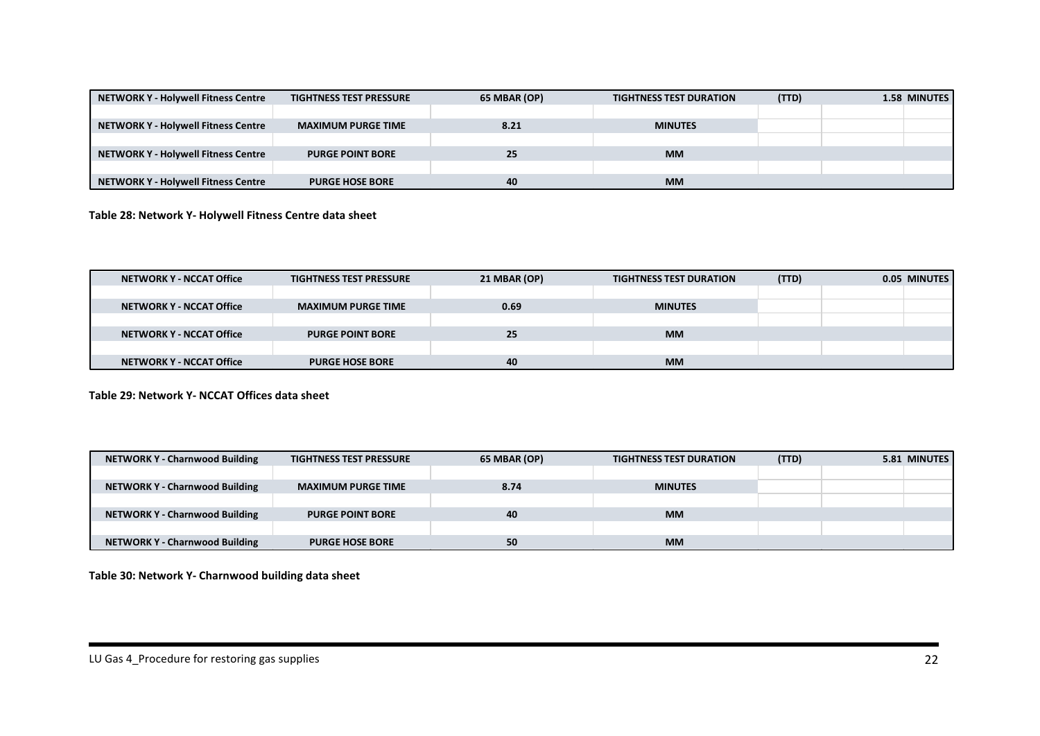| NETWORK Y - Holywell Fitness Centre | TIGHTNESS TEST PRESSURE | 65 MBAR (OP) | TIGHTNESS TEST DURATION | (TTD) | 1.58 | MINUTES |
|---|---|---|---|---|---|---|
| | | | | | | |
| NETWORK Y - Holywell Fitness Centre | MAXIMUM PURGE TIME | 8.21 | MINUTES | | | |
| | | | | | | |
| NETWORK Y - Holywell Fitness Centre | PURGE POINT BORE | 25 | MM | | | |
| | | | | | | |
| NETWORK Y - Holywell Fitness Centre | PURGE HOSE BORE | 40 | MM | | | |

**Table 28: Network Y- Holywell Fitness Centre data sheet**

| NETWORK Y - NCCAT Office | TIGHTNESS TEST PRESSURE | 21 MBAR (OP) | TIGHTNESS TEST DURATION | (TTD) | 0.05 | MINUTES |
|---|---|---|---|---|---|---|
| | | | | | | |
| NETWORK Y - NCCAT Office | MAXIMUM PURGE TIME | 0.69 | MINUTES | | | |
| | | | | | | |
| NETWORK Y - NCCAT Office | PURGE POINT BORE | 25 | MM | | | |
| | | | | | | |
| NETWORK Y - NCCAT Office | PURGE HOSE BORE | 40 | MM | | | |

**Table 29: Network Y- NCCAT Offices data sheet**

| NETWORK Y - Charnwood Building | TIGHTNESS TEST PRESSURE | 65 MBAR (OP) | TIGHTNESS TEST DURATION | (TTD) | 5.81 | MINUTES |
|---|---|---|---|---|---|---|
| | | | | | | |
| NETWORK Y - Charnwood Building | MAXIMUM PURGE TIME | 8.74 | MINUTES | | | |
| | | | | | | |
| NETWORK Y - Charnwood Building | PURGE POINT BORE | 40 | MM | | | |
| | | | | | | |
| NETWORK Y - Charnwood Building | PURGE HOSE BORE | 50 | MM | | | |

**Table 30: Network Y- Charnwood building data sheet**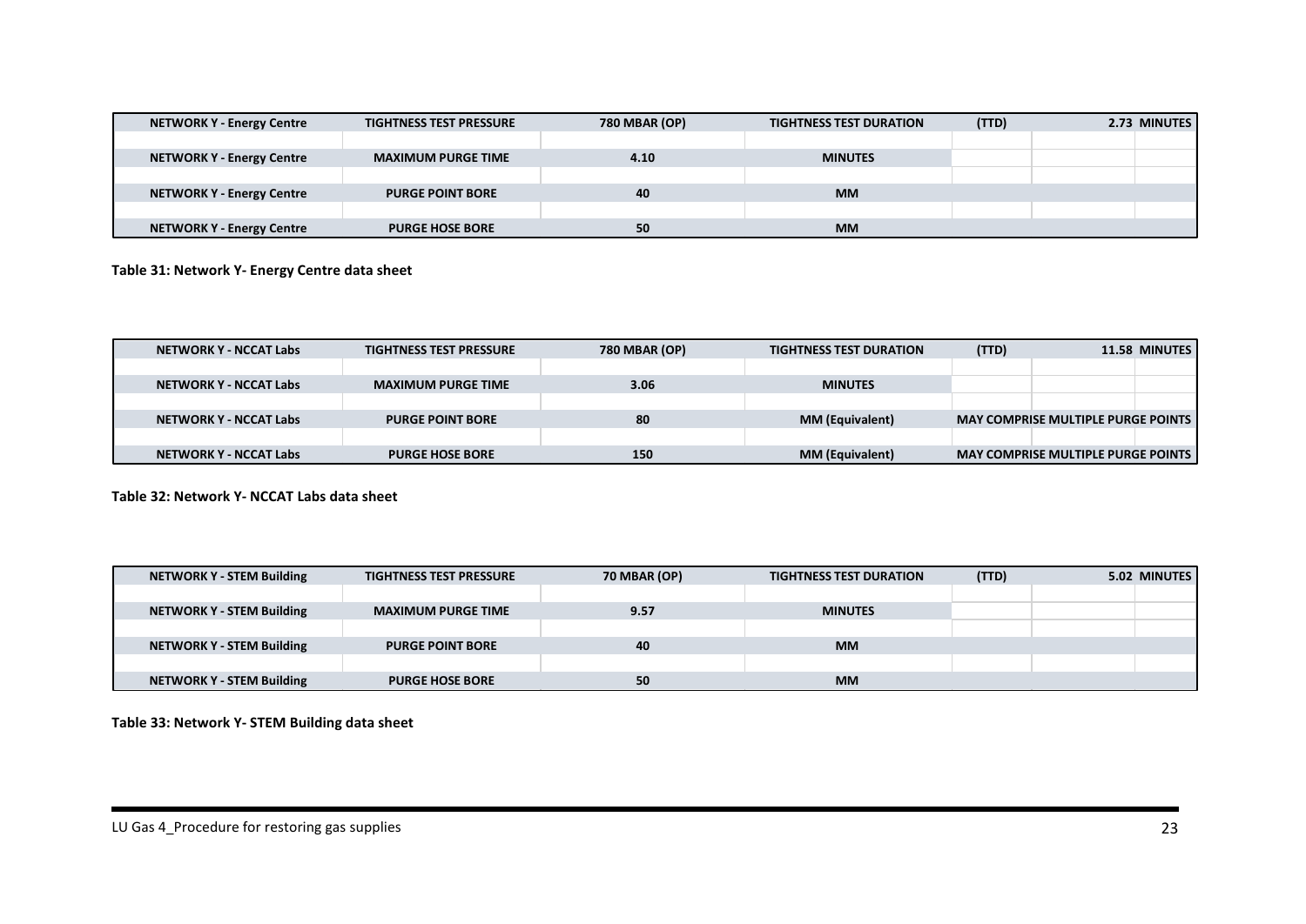| NETWORK Y - Energy Centre | TIGHTNESS TEST PRESSURE | 780 MBAR (OP) | TIGHTNESS TEST DURATION | (TTD) | 2.73 | MINUTES |
|---|---|---|---|---|---|---|
| | | | | | | |
| NETWORK Y - Energy Centre | MAXIMUM PURGE TIME | 4.10 | MINUTES | | | |
| | | | | | | |
| NETWORK Y - Energy Centre | PURGE POINT BORE | 40 | MM | | | |
| | | | | | | |
| NETWORK Y - Energy Centre | PURGE HOSE BORE | 50 | MM | | | |

**Table 31: Network Y- Energy Centre data sheet**

| NETWORK Y - NCCAT Labs | TIGHTNESS TEST PRESSURE | 780 MBAR (OP) | TIGHTNESS TEST DURATION | (TTD) | 11.58 | MINUTES |
|---|---|---|---|---|---|---|
| | | | | | | |
| NETWORK Y - NCCAT Labs | MAXIMUM PURGE TIME | 3.06 | MINUTES | | | |
| | | | | | | |
| NETWORK Y - NCCAT Labs | PURGE POINT BORE | 80 | MM (Equivalent) | MAY COMPRISE MULTIPLE PURGE POINTS | | |
| | | | | | | |
| NETWORK Y - NCCAT Labs | PURGE HOSE BORE | 150 | MM (Equivalent) | MAY COMPRISE MULTIPLE PURGE POINTS | | |

**Table 32: Network Y- NCCAT Labs data sheet**

| NETWORK Y - STEM Building | TIGHTNESS TEST PRESSURE | 70 MBAR (OP) | TIGHTNESS TEST DURATION | (TTD) | 5.02 | MINUTES |
|---|---|---|---|---|---|---|
| | | | | | | |
| NETWORK Y - STEM Building | MAXIMUM PURGE TIME | 9.57 | MINUTES | | | |
| | | | | | | |
| NETWORK Y - STEM Building | PURGE POINT BORE | 40 | MM | | | |
| | | | | | | |
| NETWORK Y - STEM Building | PURGE HOSE BORE | 50 | MM | | | |

**Table 33: Network Y- STEM Building data sheet**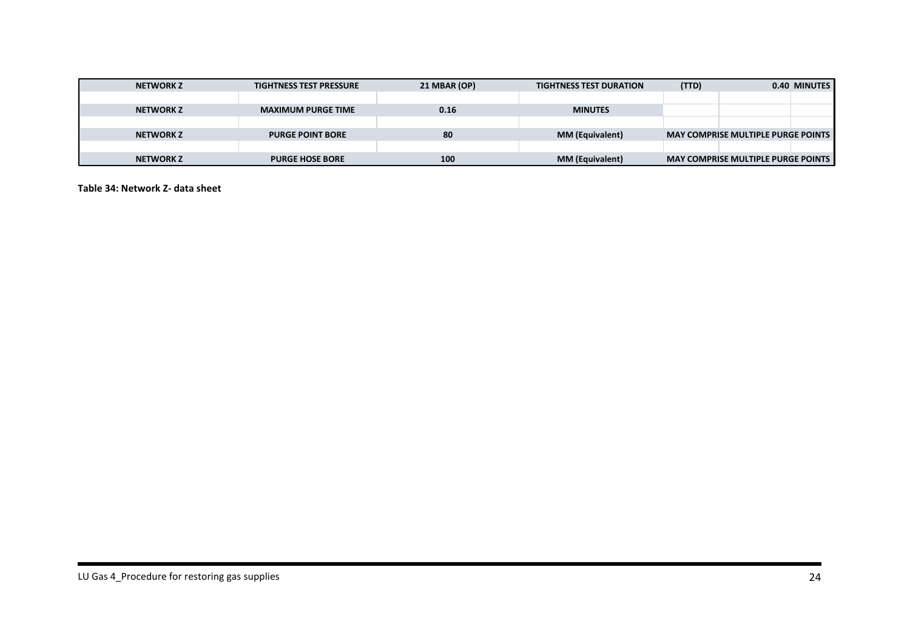| NETWORK Z | TIGHTNESS TEST PRESSURE | 21 MBAR (OP) | TIGHTNESS TEST DURATION | (TTD) | | 0.40 MINUTES |
|---|---|---|---|---|---|---|
| | | | | | | |
| NETWORK Z | MAXIMUM PURGE TIME | 0.16 | MINUTES | | | |
| | | | | | | |
| NETWORK Z | PURGE POINT BORE | 80 | MM (Equivalent) | MAY COMPRISE MULTIPLE PURGE POINTS | | |
| | | | | | | |
| NETWORK Z | PURGE HOSE BORE | 100 | MM (Equivalent) | MAY COMPRISE MULTIPLE PURGE POINTS | | |

**Table 34: Network Z- data sheet**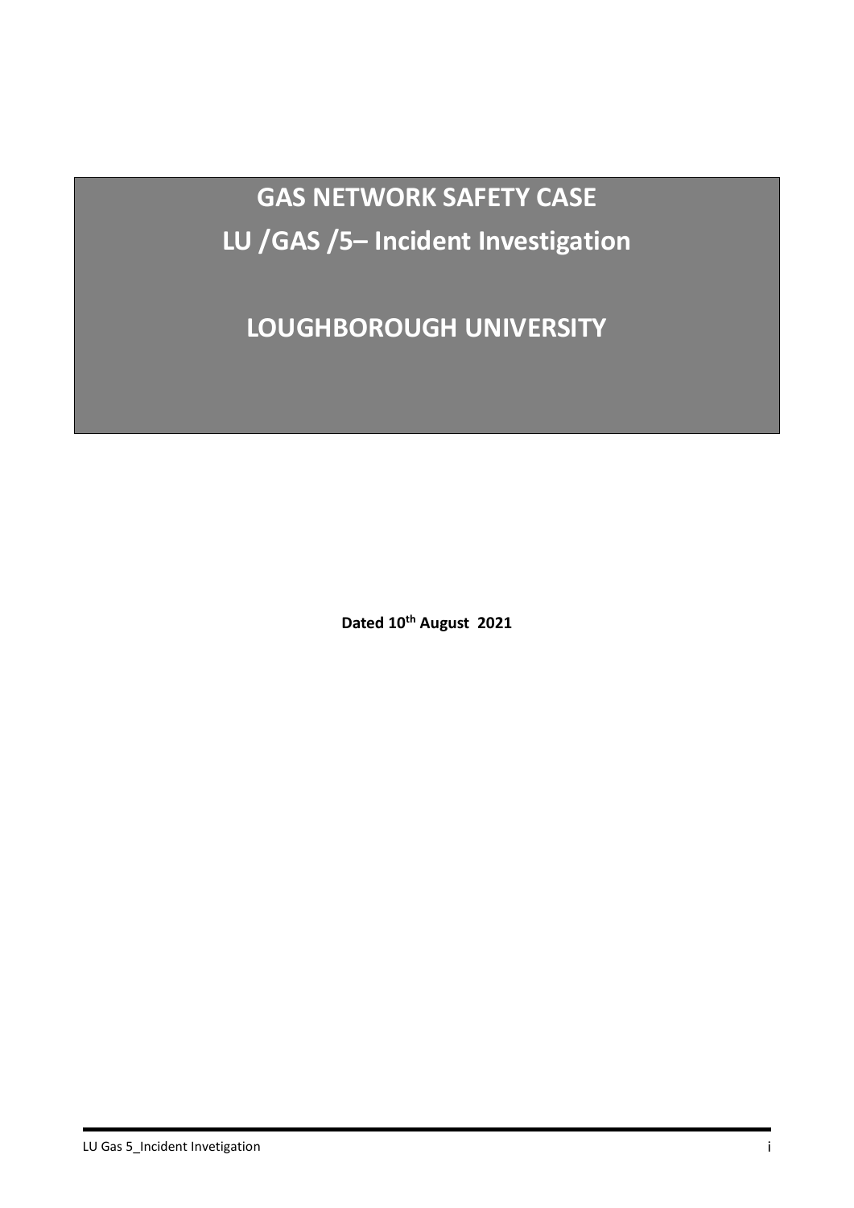# GAS NETWORK SAFETY CASE

# LU /GAS /5– Incident Investigation

# LOUGHBOROUGH UNIVERSITY

**Dated 10th August 2021**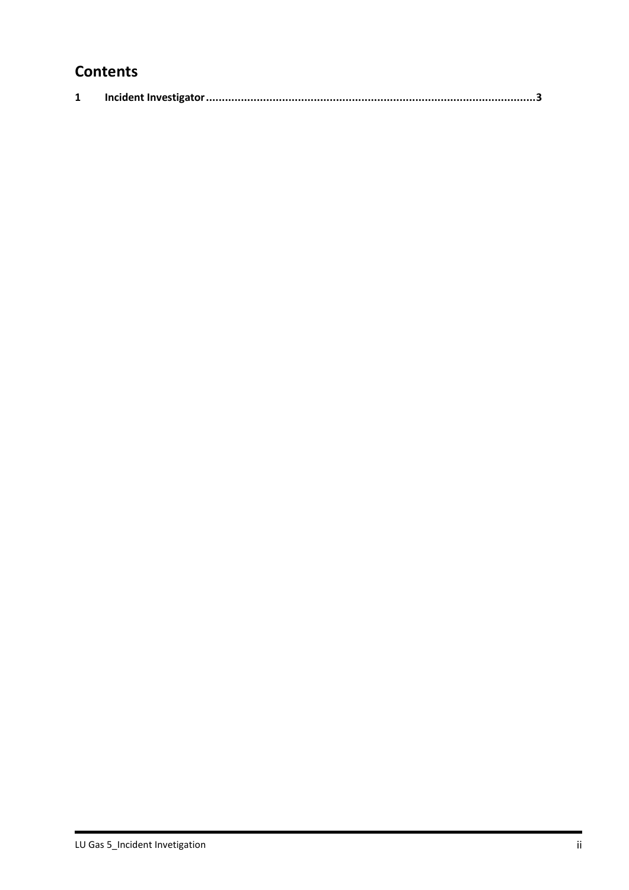## Contents

1 Incident Investigator ........................................................................................................3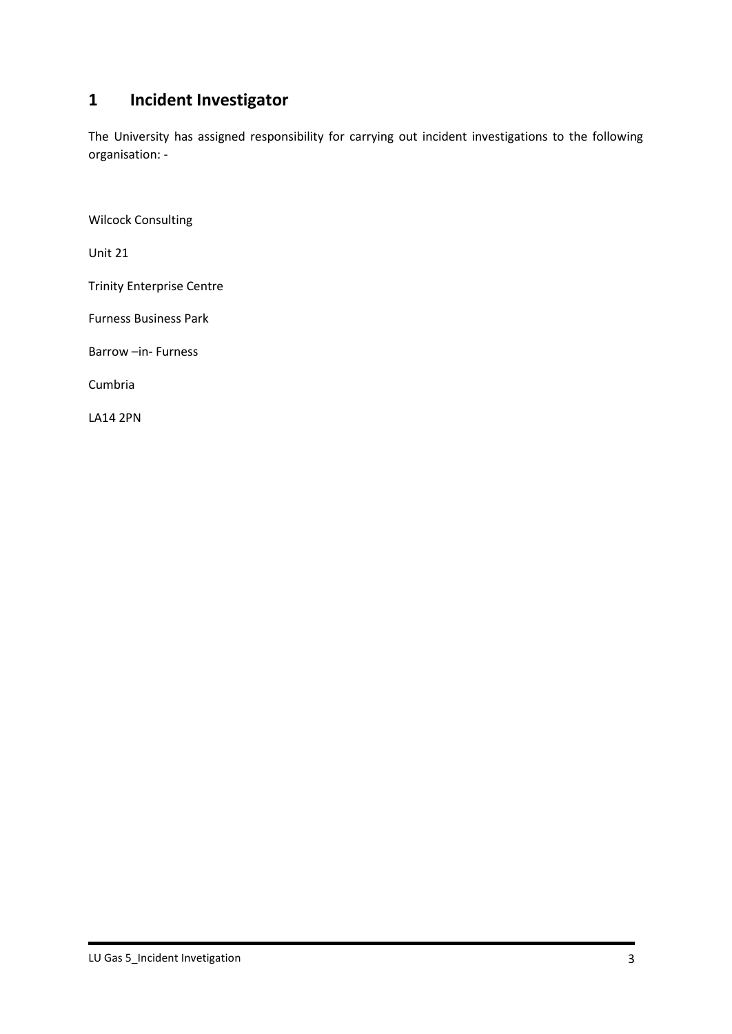# 1 Incident Investigator

The University has assigned responsibility for carrying out incident investigations to the following organisation: -

Wilcock Consulting

Unit 21

Trinity Enterprise Centre

Furness Business Park

Barrow –in- Furness

Cumbria

LA14 2PN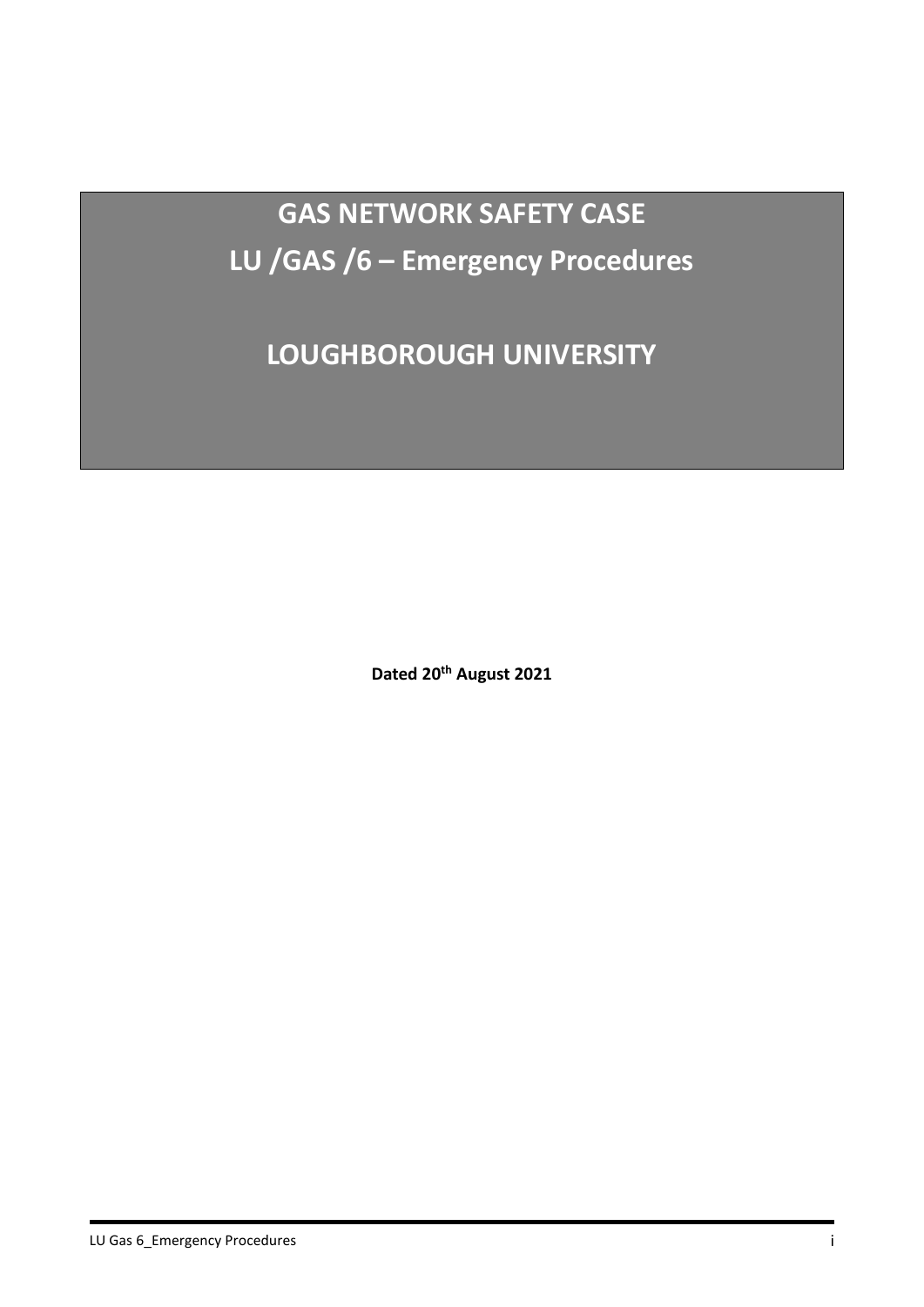# GAS NETWORK SAFETY CASE

# LU /GAS /6 – Emergency Procedures

# LOUGHBOROUGH UNIVERSITY

**Dated 20th August 2021**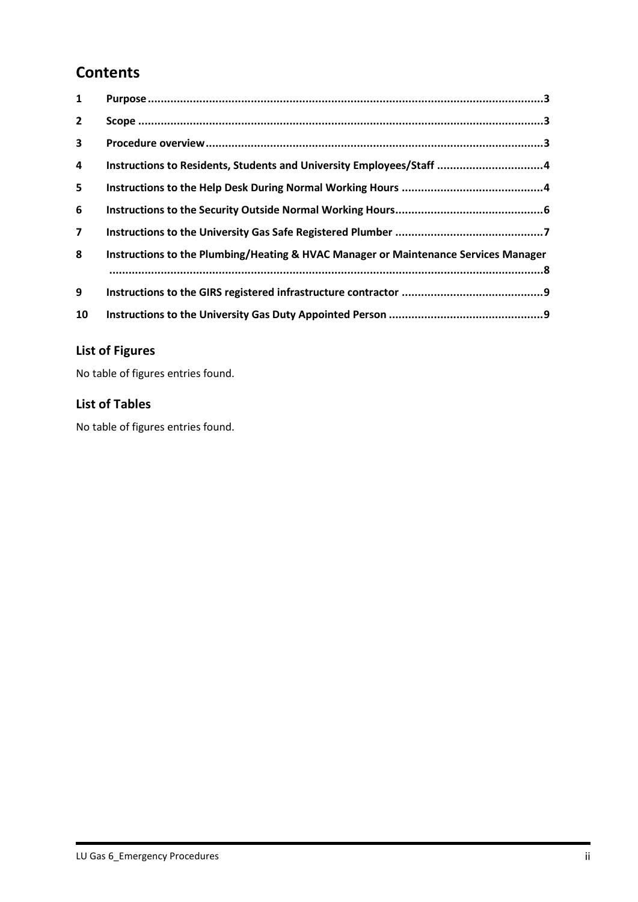## Contents

| | | |
|---|---|---|
| 1 | Purpose | 3 |
| 2 | Scope | 3 |
| 3 | Procedure overview | 3 |
| 4 | Instructions to Residents, Students and University Employees/Staff | 4 |
| 5 | Instructions to the Help Desk During Normal Working Hours | 4 |
| 6 | Instructions to the Security Outside Normal Working Hours | 6 |
| 7 | Instructions to the University Gas Safe Registered Plumber | 7 |
| 8 | Instructions to the Plumbing/Heating & HVAC Manager or Maintenance Services Manager | 8 |
| 9 | Instructions to the GIRS registered infrastructure contractor | 9 |
| 10 | Instructions to the University Gas Duty Appointed Person | 9 |

### List of Figures

No table of figures entries found.

### List of Tables

No table of figures entries found.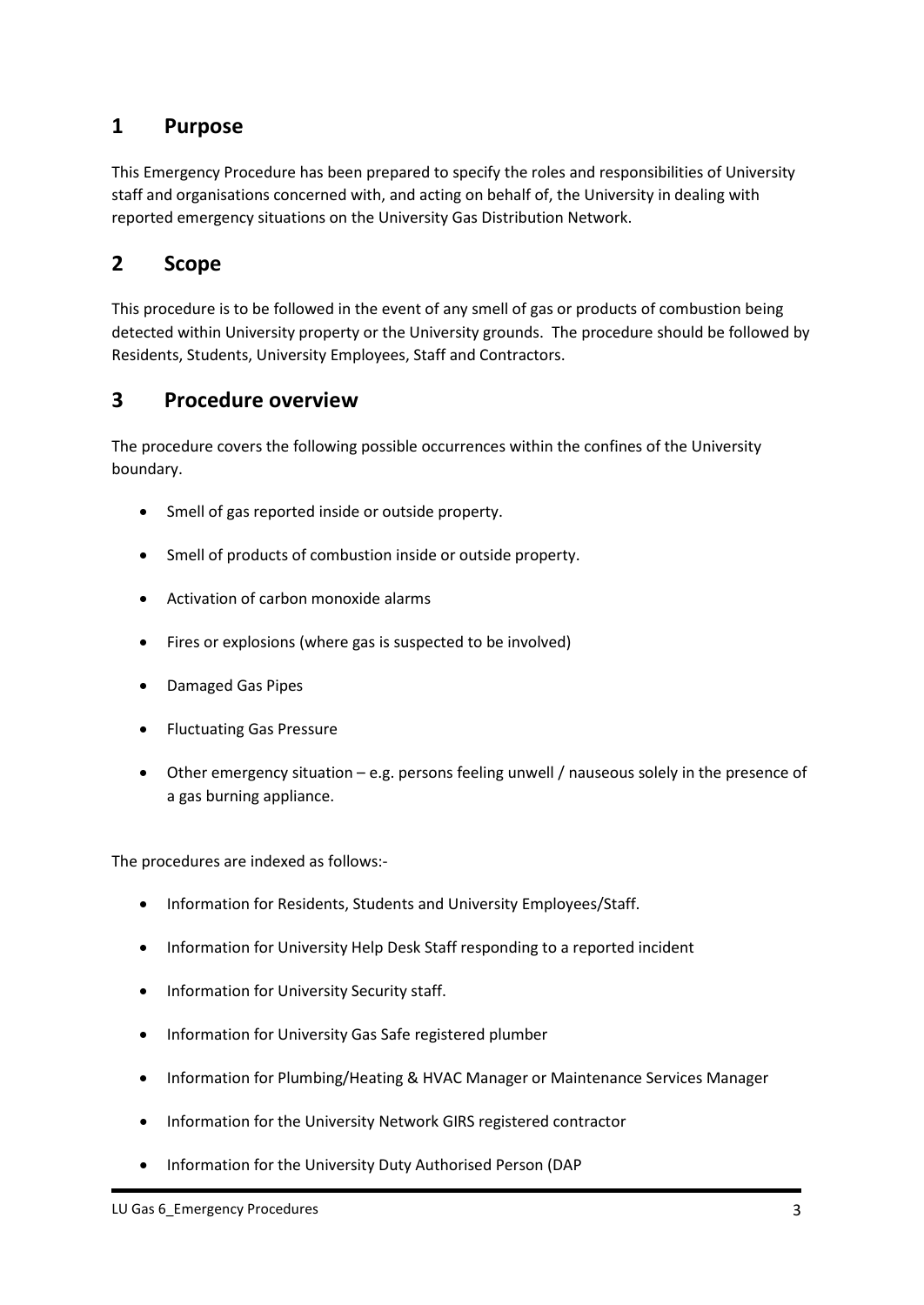## 1 Purpose

This Emergency Procedure has been prepared to specify the roles and responsibilities of University staff and organisations concerned with, and acting on behalf of, the University in dealing with reported emergency situations on the University Gas Distribution Network.

## 2 Scope

This procedure is to be followed in the event of any smell of gas or products of combustion being detected within University property or the University grounds. The procedure should be followed by Residents, Students, University Employees, Staff and Contractors.

## 3 Procedure overview

The procedure covers the following possible occurrences within the confines of the University boundary.

- Smell of gas reported inside or outside property.
- Smell of products of combustion inside or outside property.
- Activation of carbon monoxide alarms
- Fires or explosions (where gas is suspected to be involved)
- Damaged Gas Pipes
- Fluctuating Gas Pressure
- Other emergency situation – e.g. persons feeling unwell / nauseous solely in the presence of a gas burning appliance.

The procedures are indexed as follows:-

- Information for Residents, Students and University Employees/Staff.
- Information for University Help Desk Staff responding to a reported incident
- Information for University Security staff.
- Information for University Gas Safe registered plumber
- Information for Plumbing/Heating & HVAC Manager or Maintenance Services Manager
- Information for the University Network GIRS registered contractor
- Information for the University Duty Authorised Person (DAP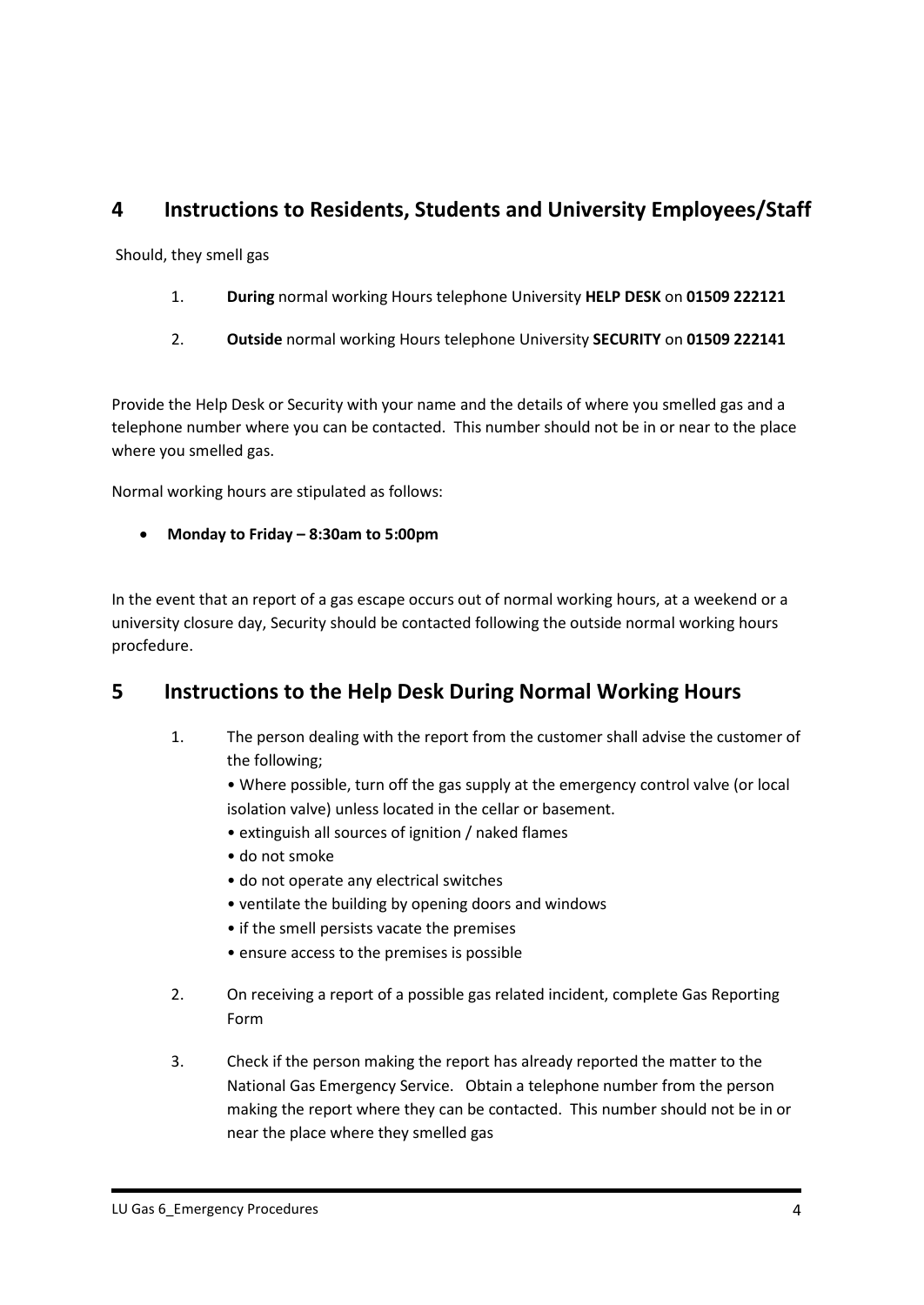## 4 Instructions to Residents, Students and University Employees/Staff

Should, they smell gas

1. **During** normal working Hours telephone University **HELP DESK** on **01509 222121**
2. **Outside** normal working Hours telephone University **SECURITY** on **01509 222141**

Provide the Help Desk or Security with your name and the details of where you smelled gas and a telephone number where you can be contacted. This number should not be in or near to the place where you smelled gas.

Normal working hours are stipulated as follows:

- **Monday to Friday – 8:30am to 5:00pm**

In the event that an report of a gas escape occurs out of normal working hours, at a weekend or a university closure day, Security should be contacted following the outside normal working hours procfedure.

## 5 Instructions to the Help Desk During Normal Working Hours

1. The person dealing with the report from the customer shall advise the customer of the following;
   - Where possible, turn off the gas supply at the emergency control valve (or local isolation valve) unless located in the cellar or basement.
   - extinguish all sources of ignition / naked flames
   - do not smoke
   - do not operate any electrical switches
   - ventilate the building by opening doors and windows
   - if the smell persists vacate the premises
   - ensure access to the premises is possible
2. On receiving a report of a possible gas related incident, complete Gas Reporting Form
3. Check if the person making the report has already reported the matter to the National Gas Emergency Service. Obtain a telephone number from the person making the report where they can be contacted. This number should not be in or near the place where they smelled gas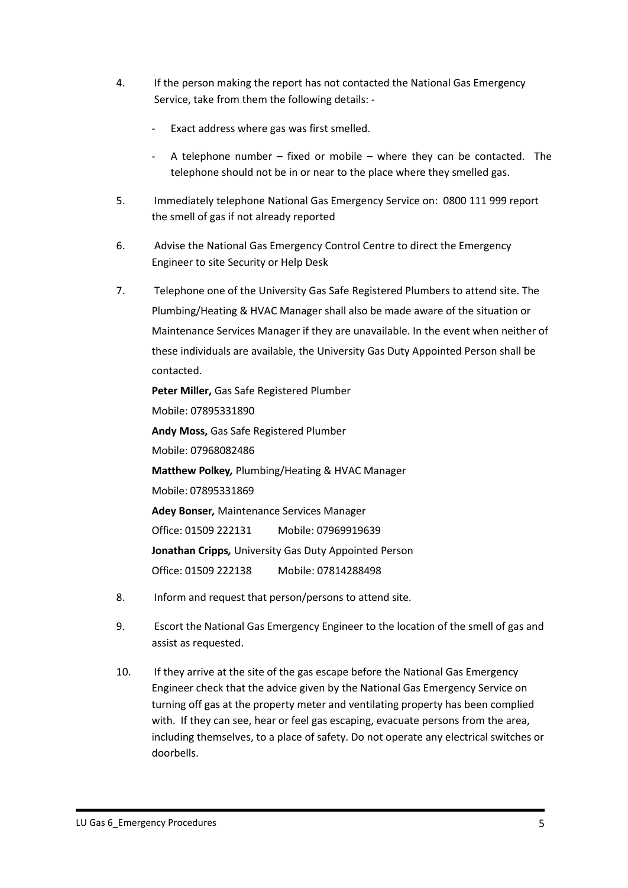4. If the person making the report has not contacted the National Gas Emergency Service, take from them the following details: -

   - Exact address where gas was first smelled.
   - A telephone number – fixed or mobile – where they can be contacted. The telephone should not be in or near to the place where they smelled gas.

5. Immediately telephone National Gas Emergency Service on: 0800 111 999 report the smell of gas if not already reported

6. Advise the National Gas Emergency Control Centre to direct the Emergency Engineer to site Security or Help Desk

7. Telephone one of the University Gas Safe Registered Plumbers to attend site. The Plumbing/Heating & HVAC Manager shall also be made aware of the situation or Maintenance Services Manager if they are unavailable. In the event when neither of these individuals are available, the University Gas Duty Appointed Person shall be contacted.

   **Peter Miller,** Gas Safe Registered Plumber
   Mobile: 07895331890

   **Andy Moss,** Gas Safe Registered Plumber
   Mobile: 07968082486

   **Matthew Polkey,** Plumbing/Heating & HVAC Manager
   Mobile: 07895331869

   **Adey Bonser,** Maintenance Services Manager
   Office: 01509 222131 Mobile: 07969919639

   **Jonathan Cripps,** University Gas Duty Appointed Person
   Office: 01509 222138 Mobile: 07814288498

8. Inform and request that person/persons to attend site.

9. Escort the National Gas Emergency Engineer to the location of the smell of gas and assist as requested.

10. If they arrive at the site of the gas escape before the National Gas Emergency Engineer check that the advice given by the National Gas Emergency Service on turning off gas at the property meter and ventilating property has been complied with. If they can see, hear or feel gas escaping, evacuate persons from the area, including themselves, to a place of safety. Do not operate any electrical switches or doorbells.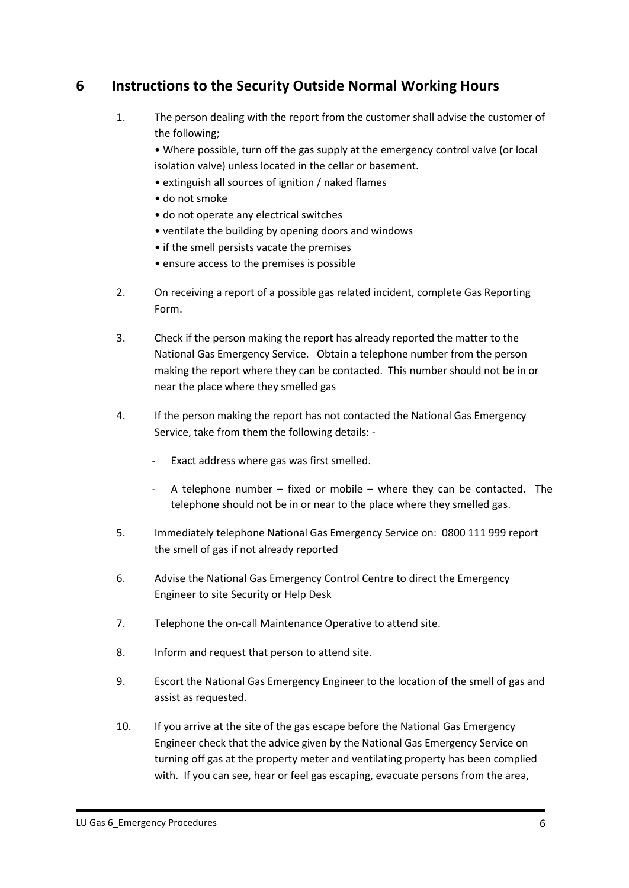## 6 Instructions to the Security Outside Normal Working Hours

1. The person dealing with the report from the customer shall advise the customer of the following;
   - Where possible, turn off the gas supply at the emergency control valve (or local isolation valve) unless located in the cellar or basement.
   - extinguish all sources of ignition / naked flames
   - do not smoke
   - do not operate any electrical switches
   - ventilate the building by opening doors and windows
   - if the smell persists vacate the premises
   - ensure access to the premises is possible

2. On receiving a report of a possible gas related incident, complete Gas Reporting Form.

3. Check if the person making the report has already reported the matter to the National Gas Emergency Service. Obtain a telephone number from the person making the report where they can be contacted. This number should not be in or near the place where they smelled gas

4. If the person making the report has not contacted the National Gas Emergency Service, take from them the following details: -
   - Exact address where gas was first smelled.
   - A telephone number – fixed or mobile – where they can be contacted. The telephone should not be in or near to the place where they smelled gas.

5. Immediately telephone National Gas Emergency Service on: 0800 111 999 report the smell of gas if not already reported

6. Advise the National Gas Emergency Control Centre to direct the Emergency Engineer to site Security or Help Desk

7. Telephone the on-call Maintenance Operative to attend site.

8. Inform and request that person to attend site.

9. Escort the National Gas Emergency Engineer to the location of the smell of gas and assist as requested.

10. If you arrive at the site of the gas escape before the National Gas Emergency Engineer check that the advice given by the National Gas Emergency Service on turning off gas at the property meter and ventilating property has been complied with. If you can see, hear or feel gas escaping, evacuate persons from the area,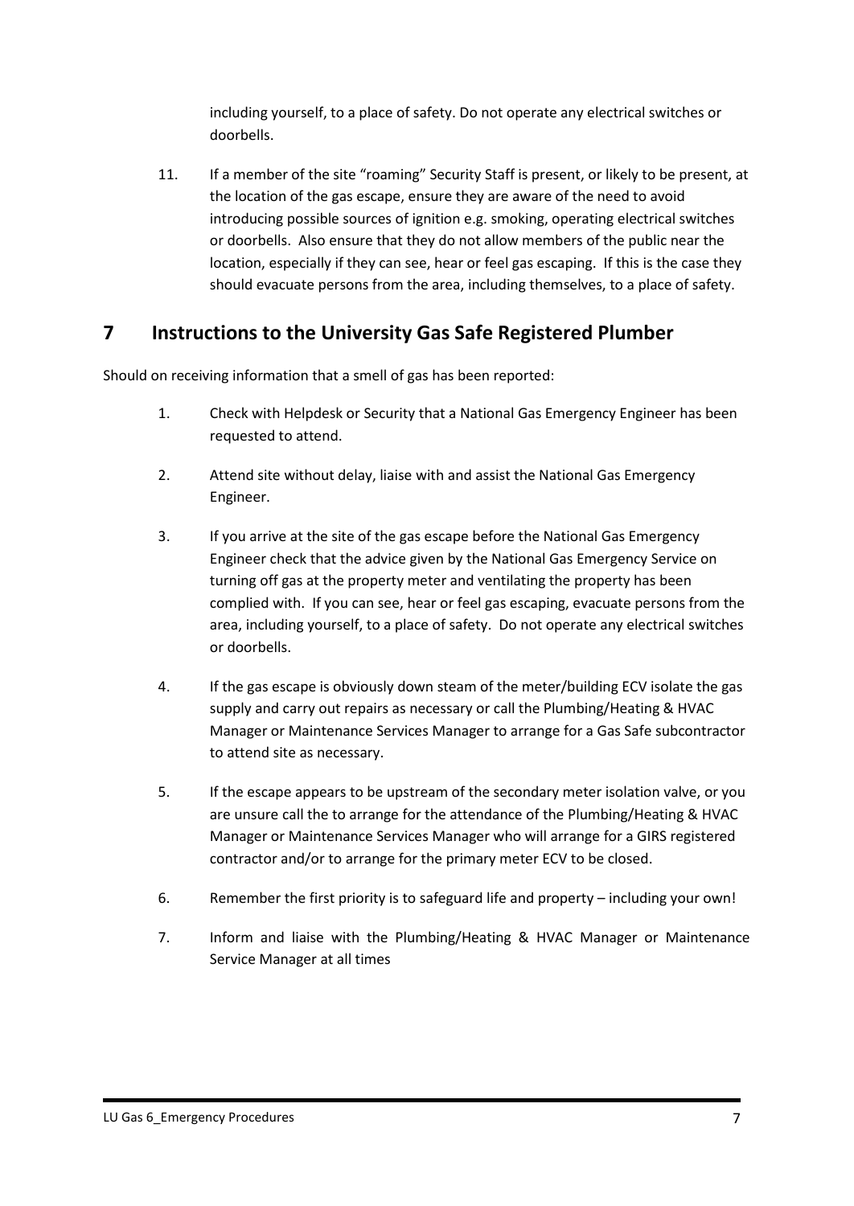including yourself, to a place of safety. Do not operate any electrical switches or doorbells.

11. If a member of the site "roaming" Security Staff is present, or likely to be present, at the location of the gas escape, ensure they are aware of the need to avoid introducing possible sources of ignition e.g. smoking, operating electrical switches or doorbells. Also ensure that they do not allow members of the public near the location, especially if they can see, hear or feel gas escaping. If this is the case they should evacuate persons from the area, including themselves, to a place of safety.

## 7 Instructions to the University Gas Safe Registered Plumber

Should on receiving information that a smell of gas has been reported:

1. Check with Helpdesk or Security that a National Gas Emergency Engineer has been requested to attend.

2. Attend site without delay, liaise with and assist the National Gas Emergency Engineer.

3. If you arrive at the site of the gas escape before the National Gas Emergency Engineer check that the advice given by the National Gas Emergency Service on turning off gas at the property meter and ventilating the property has been complied with. If you can see, hear or feel gas escaping, evacuate persons from the area, including yourself, to a place of safety. Do not operate any electrical switches or doorbells.

4. If the gas escape is obviously down steam of the meter/building ECV isolate the gas supply and carry out repairs as necessary or call the Plumbing/Heating & HVAC Manager or Maintenance Services Manager to arrange for a Gas Safe subcontractor to attend site as necessary.

5. If the escape appears to be upstream of the secondary meter isolation valve, or you are unsure call the to arrange for the attendance of the Plumbing/Heating & HVAC Manager or Maintenance Services Manager who will arrange for a GIRS registered contractor and/or to arrange for the primary meter ECV to be closed.

6. Remember the first priority is to safeguard life and property – including your own!

7. Inform and liaise with the Plumbing/Heating & HVAC Manager or Maintenance Service Manager at all times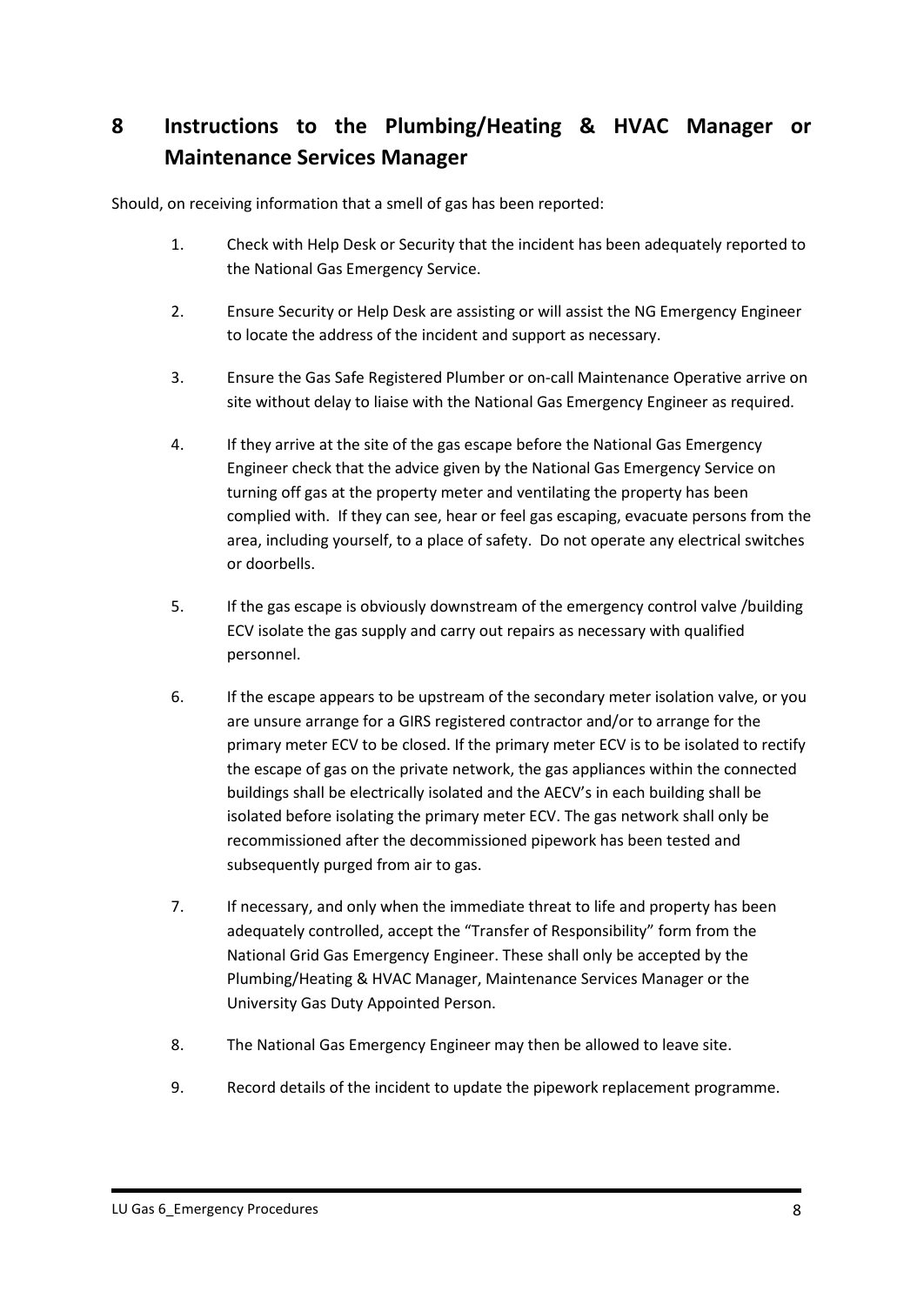## 8 Instructions to the Plumbing/Heating & HVAC Manager or Maintenance Services Manager

Should, on receiving information that a smell of gas has been reported:

1. Check with Help Desk or Security that the incident has been adequately reported to the National Gas Emergency Service.
2. Ensure Security or Help Desk are assisting or will assist the NG Emergency Engineer to locate the address of the incident and support as necessary.
3. Ensure the Gas Safe Registered Plumber or on-call Maintenance Operative arrive on site without delay to liaise with the National Gas Emergency Engineer as required.
4. If they arrive at the site of the gas escape before the National Gas Emergency Engineer check that the advice given by the National Gas Emergency Service on turning off gas at the property meter and ventilating the property has been complied with. If they can see, hear or feel gas escaping, evacuate persons from the area, including yourself, to a place of safety. Do not operate any electrical switches or doorbells.
5. If the gas escape is obviously downstream of the emergency control valve /building ECV isolate the gas supply and carry out repairs as necessary with qualified personnel.
6. If the escape appears to be upstream of the secondary meter isolation valve, or you are unsure arrange for a GIRS registered contractor and/or to arrange for the primary meter ECV to be closed. If the primary meter ECV is to be isolated to rectify the escape of gas on the private network, the gas appliances within the connected buildings shall be electrically isolated and the AECV's in each building shall be isolated before isolating the primary meter ECV. The gas network shall only be recommissioned after the decommissioned pipework has been tested and subsequently purged from air to gas.
7. If necessary, and only when the immediate threat to life and property has been adequately controlled, accept the "Transfer of Responsibility" form from the National Grid Gas Emergency Engineer. These shall only be accepted by the Plumbing/Heating & HVAC Manager, Maintenance Services Manager or the University Gas Duty Appointed Person.
8. The National Gas Emergency Engineer may then be allowed to leave site.
9. Record details of the incident to update the pipework replacement programme.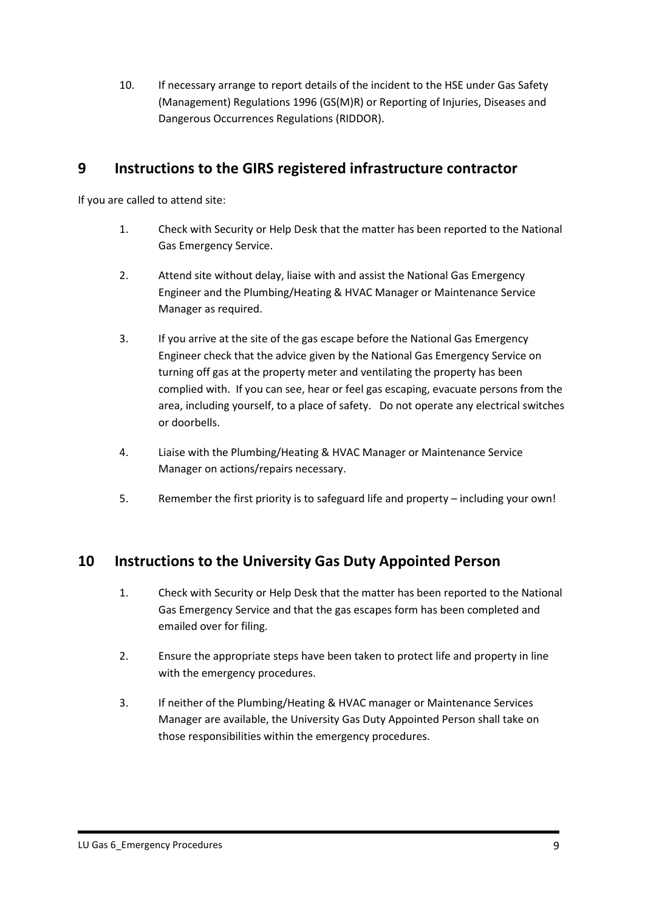10. If necessary arrange to report details of the incident to the HSE under Gas Safety (Management) Regulations 1996 (GS(M)R) or Reporting of Injuries, Diseases and Dangerous Occurrences Regulations (RIDDOR).

## 9 Instructions to the GIRS registered infrastructure contractor

If you are called to attend site:

1. Check with Security or Help Desk that the matter has been reported to the National Gas Emergency Service.

2. Attend site without delay, liaise with and assist the National Gas Emergency Engineer and the Plumbing/Heating & HVAC Manager or Maintenance Service Manager as required.

3. If you arrive at the site of the gas escape before the National Gas Emergency Engineer check that the advice given by the National Gas Emergency Service on turning off gas at the property meter and ventilating the property has been complied with. If you can see, hear or feel gas escaping, evacuate persons from the area, including yourself, to a place of safety. Do not operate any electrical switches or doorbells.

4. Liaise with the Plumbing/Heating & HVAC Manager or Maintenance Service Manager on actions/repairs necessary.

5. Remember the first priority is to safeguard life and property – including your own!

## 10 Instructions to the University Gas Duty Appointed Person

1. Check with Security or Help Desk that the matter has been reported to the National Gas Emergency Service and that the gas escapes form has been completed and emailed over for filing.

2. Ensure the appropriate steps have been taken to protect life and property in line with the emergency procedures.

3. If neither of the Plumbing/Heating & HVAC manager or Maintenance Services Manager are available, the University Gas Duty Appointed Person shall take on those responsibilities within the emergency procedures.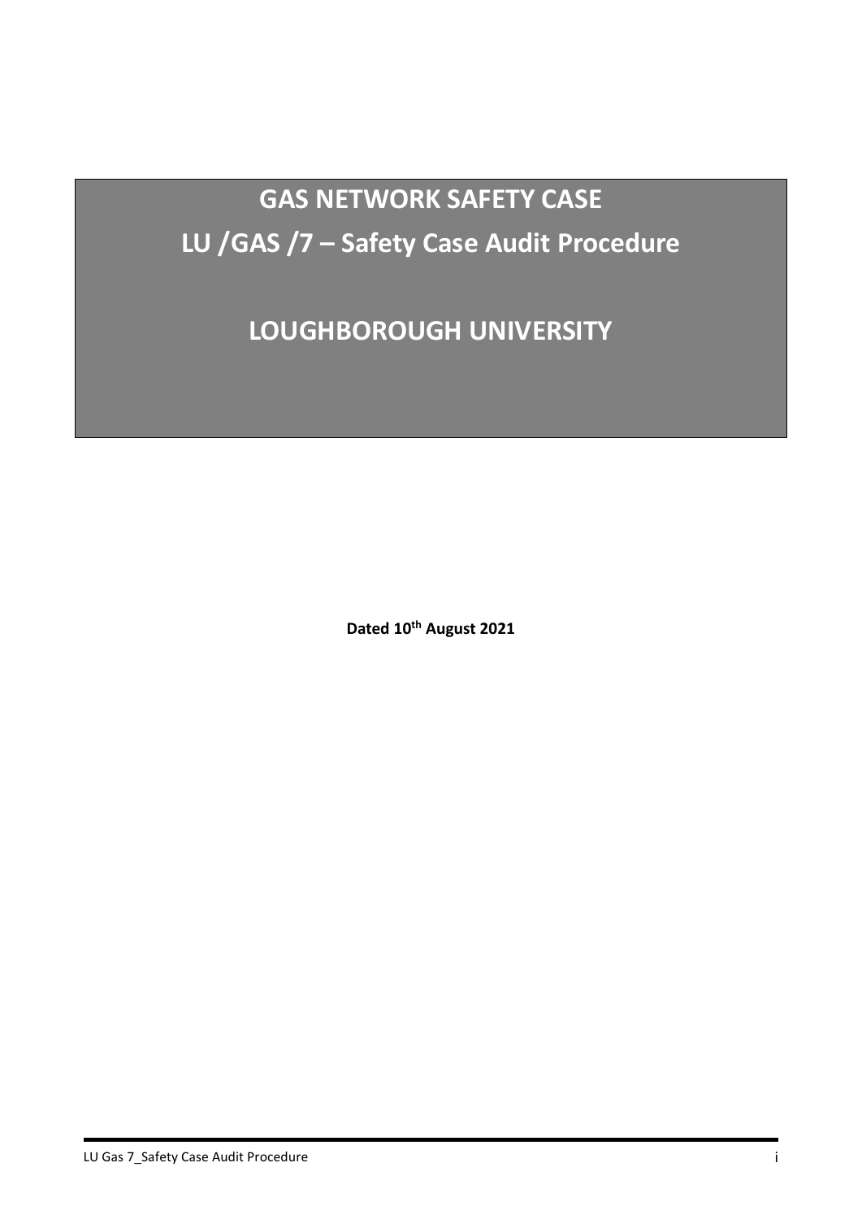# GAS NETWORK SAFETY CASE

# LU /GAS /7 – Safety Case Audit Procedure

# LOUGHBOROUGH UNIVERSITY

**Dated 10th August 2021**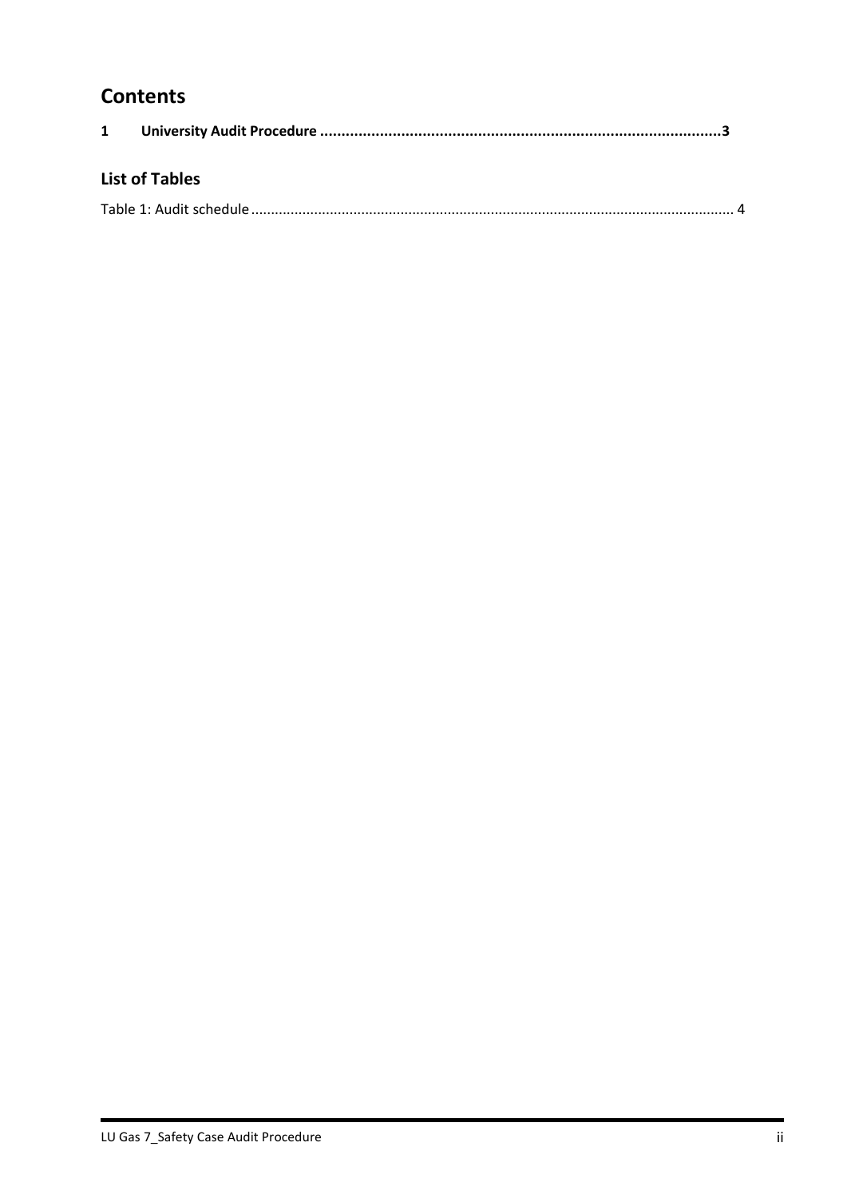# Contents

**1 University Audit Procedure ..........................................................................................3**

## List of Tables

Table 1: Audit schedule .......................................................................................................................... 4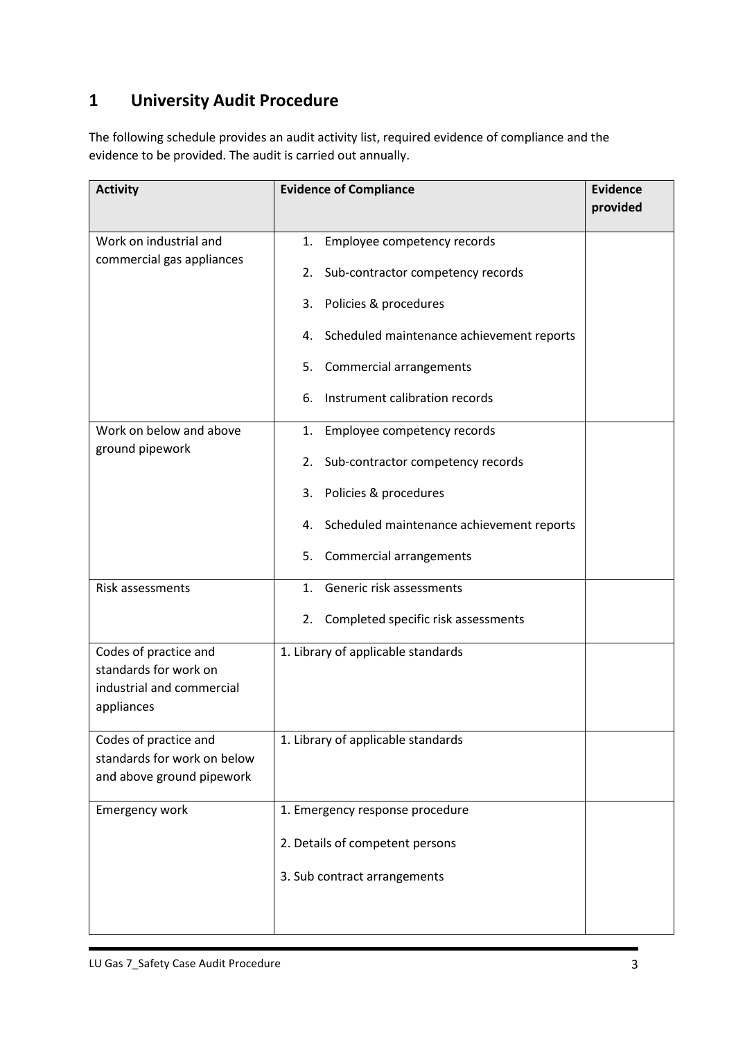# 1 University Audit Procedure

The following schedule provides an audit activity list, required evidence of compliance and the evidence to be provided. The audit is carried out annually.

| Activity | Evidence of Compliance | Evidence provided |
|---|---|---|
| Work on industrial and commercial gas appliances | 1. Employee competency records<br>2. Sub-contractor competency records<br>3. Policies & procedures<br>4. Scheduled maintenance achievement reports<br>5. Commercial arrangements<br>6. Instrument calibration records | |
| Work on below and above ground pipework | 1. Employee competency records<br>2. Sub-contractor competency records<br>3. Policies & procedures<br>4. Scheduled maintenance achievement reports<br>5. Commercial arrangements | |
| Risk assessments | 1. Generic risk assessments<br>2. Completed specific risk assessments | |
| Codes of practice and standards for work on industrial and commercial appliances | 1. Library of applicable standards | |
| Codes of practice and standards for work on below and above ground pipework | 1. Library of applicable standards | |
| Emergency work | 1. Emergency response procedure<br>2. Details of competent persons<br>3. Sub contract arrangements | |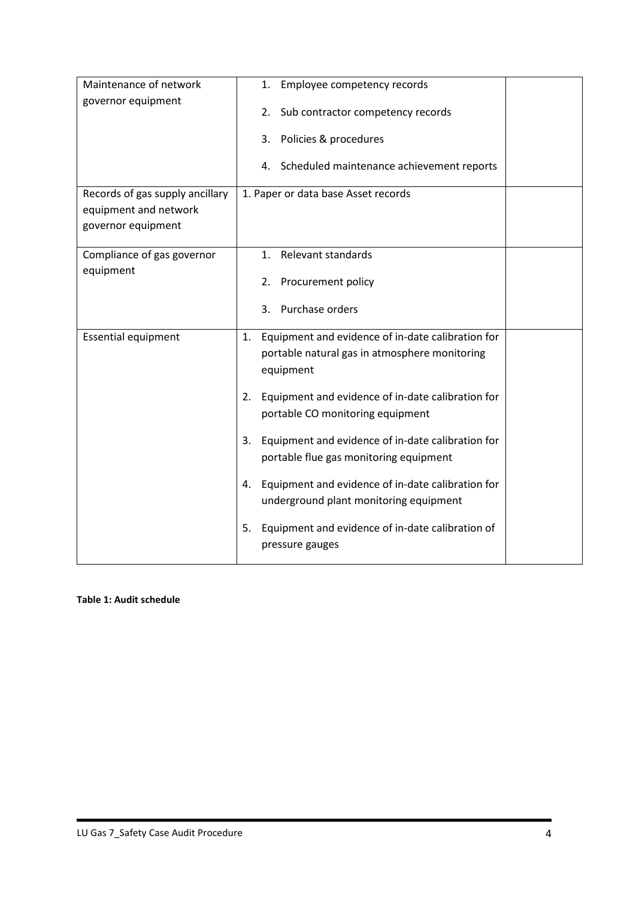| | | |
|---|---|---|
| Maintenance of network governor equipment | 1. Employee competency records<br>2. Sub contractor competency records<br>3. Policies & procedures<br>4. Scheduled maintenance achievement reports | |
| Records of gas supply ancillary equipment and network governor equipment | 1. Paper or data base Asset records | |
| Compliance of gas governor equipment | 1. Relevant standards<br>2. Procurement policy<br>3. Purchase orders | |
| Essential equipment | 1. Equipment and evidence of in-date calibration for portable natural gas in atmosphere monitoring equipment<br>2. Equipment and evidence of in-date calibration for portable CO monitoring equipment<br>3. Equipment and evidence of in-date calibration for portable flue gas monitoring equipment<br>4. Equipment and evidence of in-date calibration for underground plant monitoring equipment<br>5. Equipment and evidence of in-date calibration of pressure gauges | |

**Table 1: Audit schedule**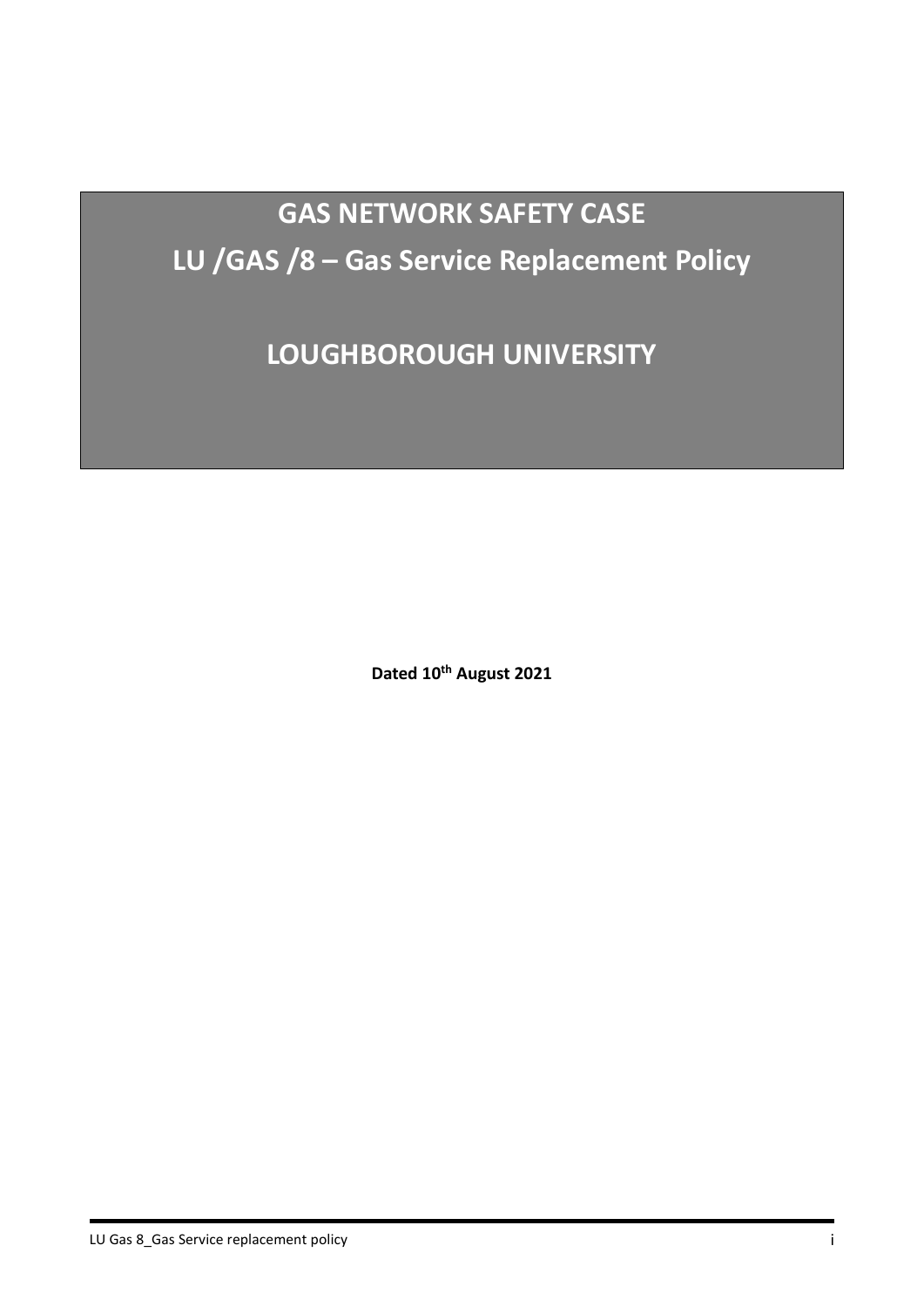# GAS NETWORK SAFETY CASE

# LU /GAS /8 – Gas Service Replacement Policy

# LOUGHBOROUGH UNIVERSITY

**Dated 10th August 2021**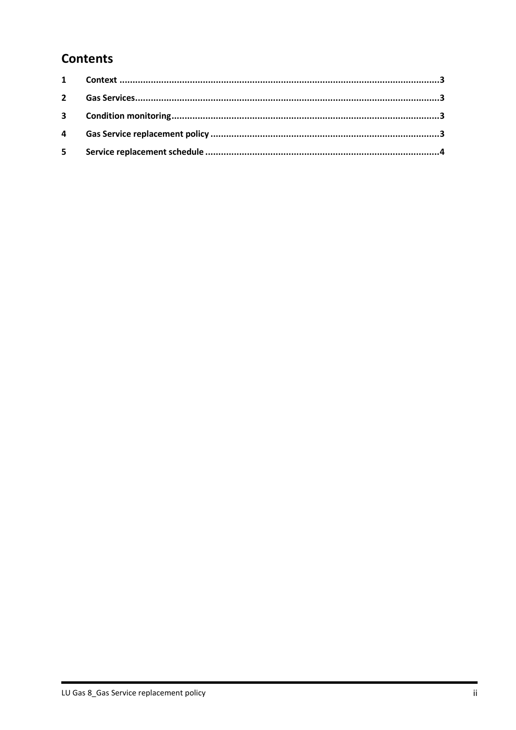# Contents

1 Context ..........................................................................................................................3

2 Gas Services....................................................................................................................3

3 Condition monitoring......................................................................................................3

4 Gas Service replacement policy .......................................................................................3

5 Service replacement schedule ..........................................................................................4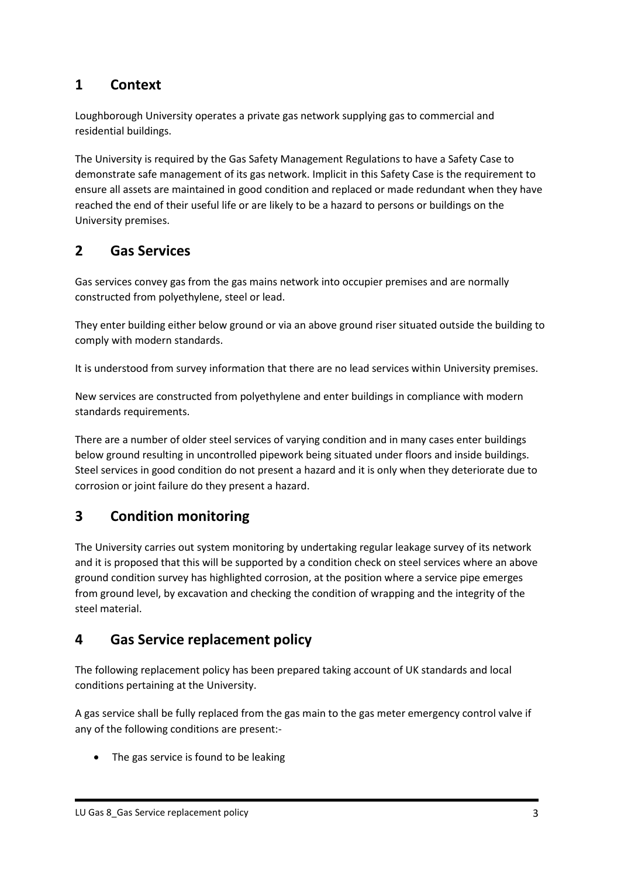## 1 Context

Loughborough University operates a private gas network supplying gas to commercial and residential buildings.

The University is required by the Gas Safety Management Regulations to have a Safety Case to demonstrate safe management of its gas network. Implicit in this Safety Case is the requirement to ensure all assets are maintained in good condition and replaced or made redundant when they have reached the end of their useful life or are likely to be a hazard to persons or buildings on the University premises.

## 2 Gas Services

Gas services convey gas from the gas mains network into occupier premises and are normally constructed from polyethylene, steel or lead.

They enter building either below ground or via an above ground riser situated outside the building to comply with modern standards.

It is understood from survey information that there are no lead services within University premises.

New services are constructed from polyethylene and enter buildings in compliance with modern standards requirements.

There are a number of older steel services of varying condition and in many cases enter buildings below ground resulting in uncontrolled pipework being situated under floors and inside buildings. Steel services in good condition do not present a hazard and it is only when they deteriorate due to corrosion or joint failure do they present a hazard.

## 3 Condition monitoring

The University carries out system monitoring by undertaking regular leakage survey of its network and it is proposed that this will be supported by a condition check on steel services where an above ground condition survey has highlighted corrosion, at the position where a service pipe emerges from ground level, by excavation and checking the condition of wrapping and the integrity of the steel material.

## 4 Gas Service replacement policy

The following replacement policy has been prepared taking account of UK standards and local conditions pertaining at the University.

A gas service shall be fully replaced from the gas main to the gas meter emergency control valve if any of the following conditions are present:-

- The gas service is found to be leaking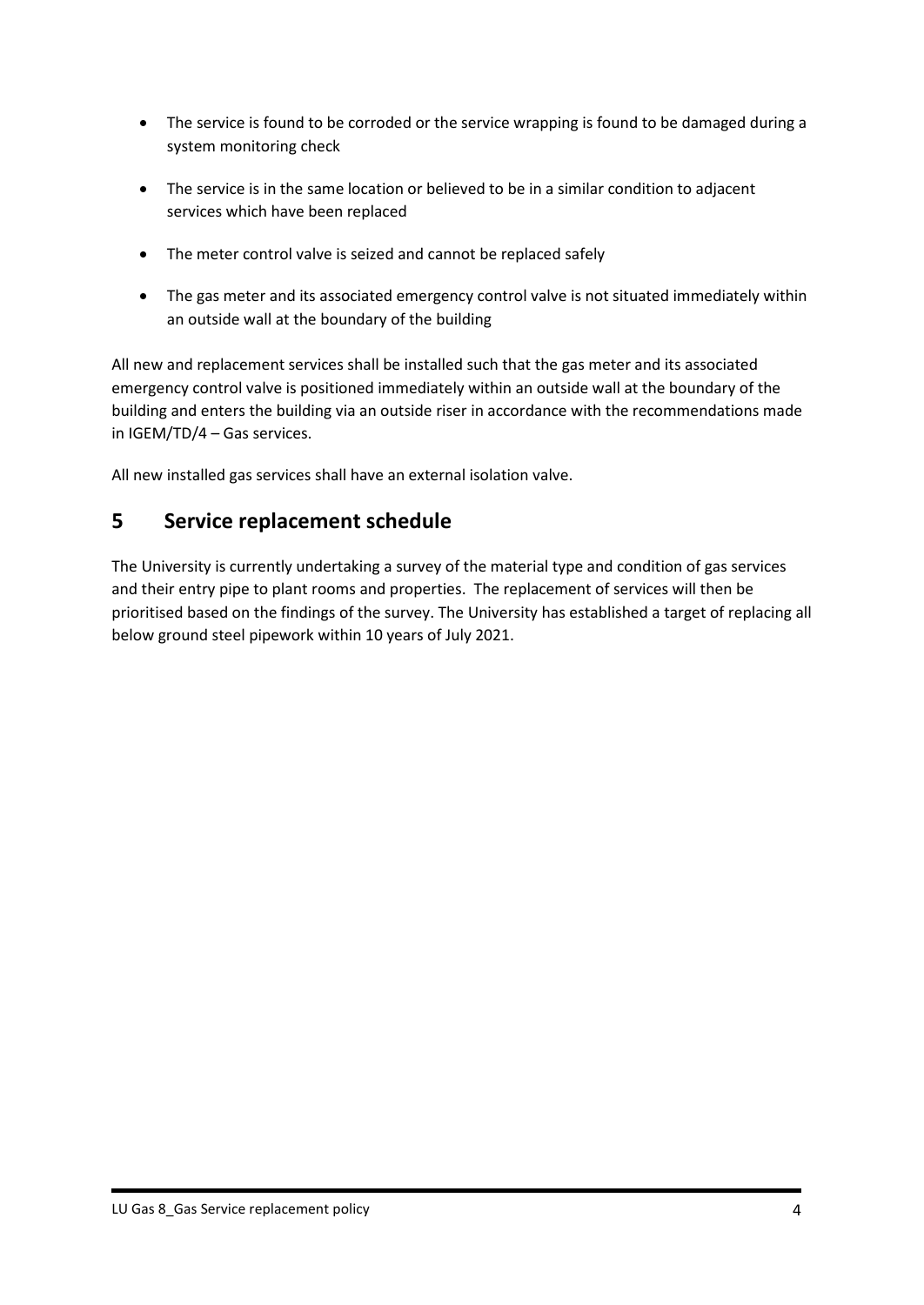- The service is found to be corroded or the service wrapping is found to be damaged during a system monitoring check
- The service is in the same location or believed to be in a similar condition to adjacent services which have been replaced
- The meter control valve is seized and cannot be replaced safely
- The gas meter and its associated emergency control valve is not situated immediately within an outside wall at the boundary of the building

All new and replacement services shall be installed such that the gas meter and its associated emergency control valve is positioned immediately within an outside wall at the boundary of the building and enters the building via an outside riser in accordance with the recommendations made in IGEM/TD/4 – Gas services.

All new installed gas services shall have an external isolation valve.

## 5 Service replacement schedule

The University is currently undertaking a survey of the material type and condition of gas services and their entry pipe to plant rooms and properties. The replacement of services will then be prioritised based on the findings of the survey. The University has established a target of replacing all below ground steel pipework within 10 years of July 2021.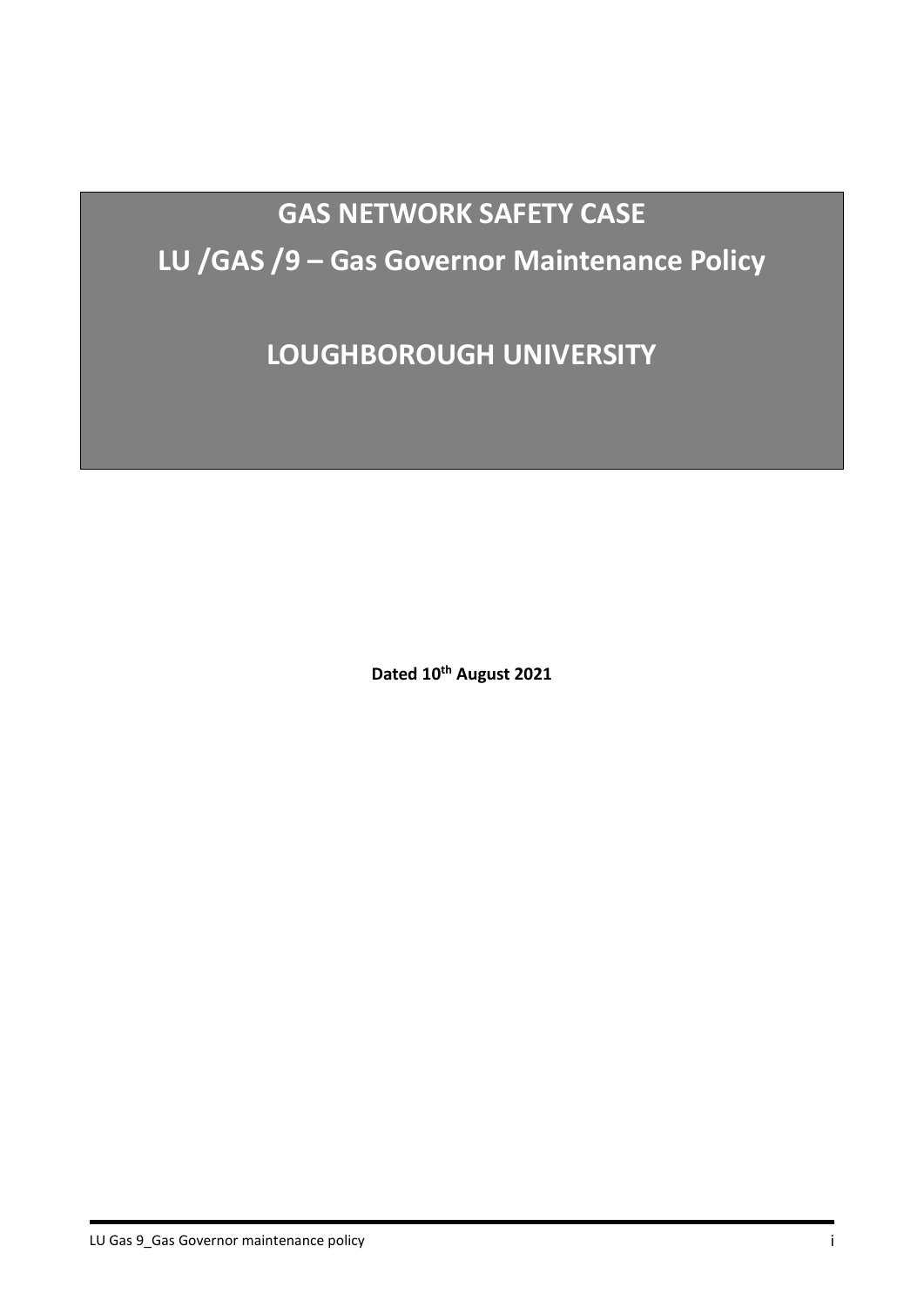# GAS NETWORK SAFETY CASE

# LU /GAS /9 – Gas Governor Maintenance Policy

# LOUGHBOROUGH UNIVERSITY

**Dated 10th August 2021**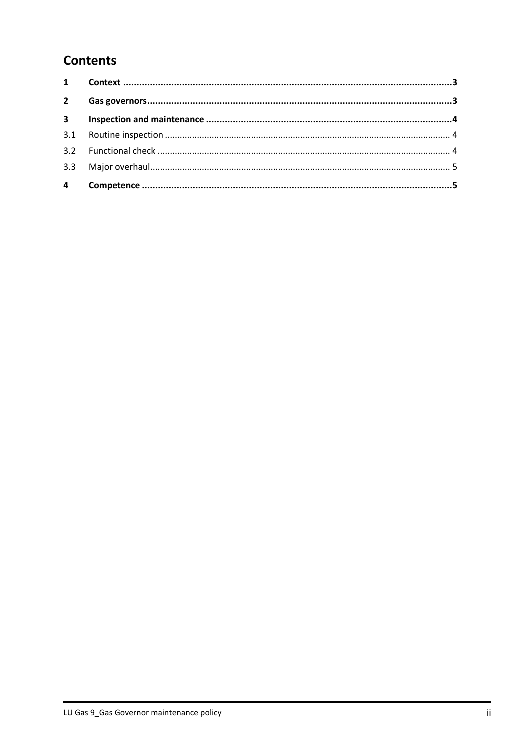## Contents

| | | |
|---|---|---|
| **1** | **Context** | **3** |
| **2** | **Gas governors** | **3** |
| **3** | **Inspection and maintenance** | **4** |
| 3.1 | Routine inspection | 4 |
| 3.2 | Functional check | 4 |
| 3.3 | Major overhaul | 5 |
| **4** | **Competence** | **5** |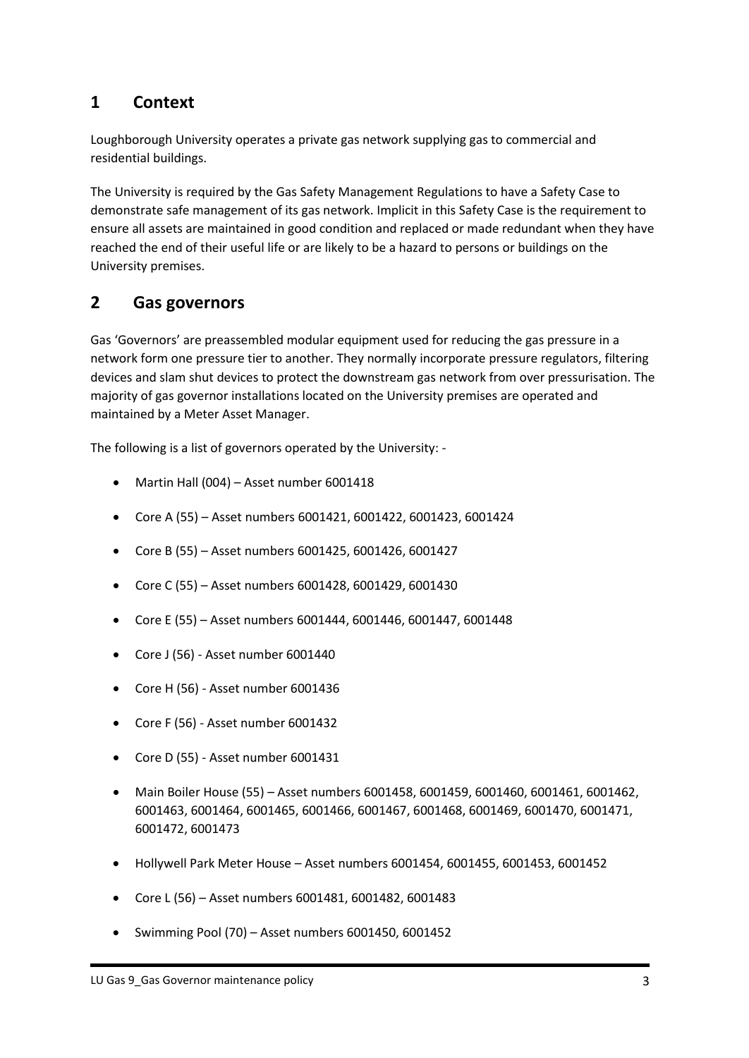# 1 Context

Loughborough University operates a private gas network supplying gas to commercial and residential buildings.

The University is required by the Gas Safety Management Regulations to have a Safety Case to demonstrate safe management of its gas network. Implicit in this Safety Case is the requirement to ensure all assets are maintained in good condition and replaced or made redundant when they have reached the end of their useful life or are likely to be a hazard to persons or buildings on the University premises.

# 2 Gas governors

Gas 'Governors' are preassembled modular equipment used for reducing the gas pressure in a network form one pressure tier to another. They normally incorporate pressure regulators, filtering devices and slam shut devices to protect the downstream gas network from over pressurisation. The majority of gas governor installations located on the University premises are operated and maintained by a Meter Asset Manager.

The following is a list of governors operated by the University: -

- Martin Hall (004) – Asset number 6001418
- Core A (55) – Asset numbers 6001421, 6001422, 6001423, 6001424
- Core B (55) – Asset numbers 6001425, 6001426, 6001427
- Core C (55) – Asset numbers 6001428, 6001429, 6001430
- Core E (55) – Asset numbers 6001444, 6001446, 6001447, 6001448
- Core J (56) - Asset number 6001440
- Core H (56) - Asset number 6001436
- Core F (56) - Asset number 6001432
- Core D (55) - Asset number 6001431
- Main Boiler House (55) – Asset numbers 6001458, 6001459, 6001460, 6001461, 6001462, 6001463, 6001464, 6001465, 6001466, 6001467, 6001468, 6001469, 6001470, 6001471, 6001472, 6001473
- Hollywell Park Meter House – Asset numbers 6001454, 6001455, 6001453, 6001452
- Core L (56) – Asset numbers 6001481, 6001482, 6001483
- Swimming Pool (70) – Asset numbers 6001450, 6001452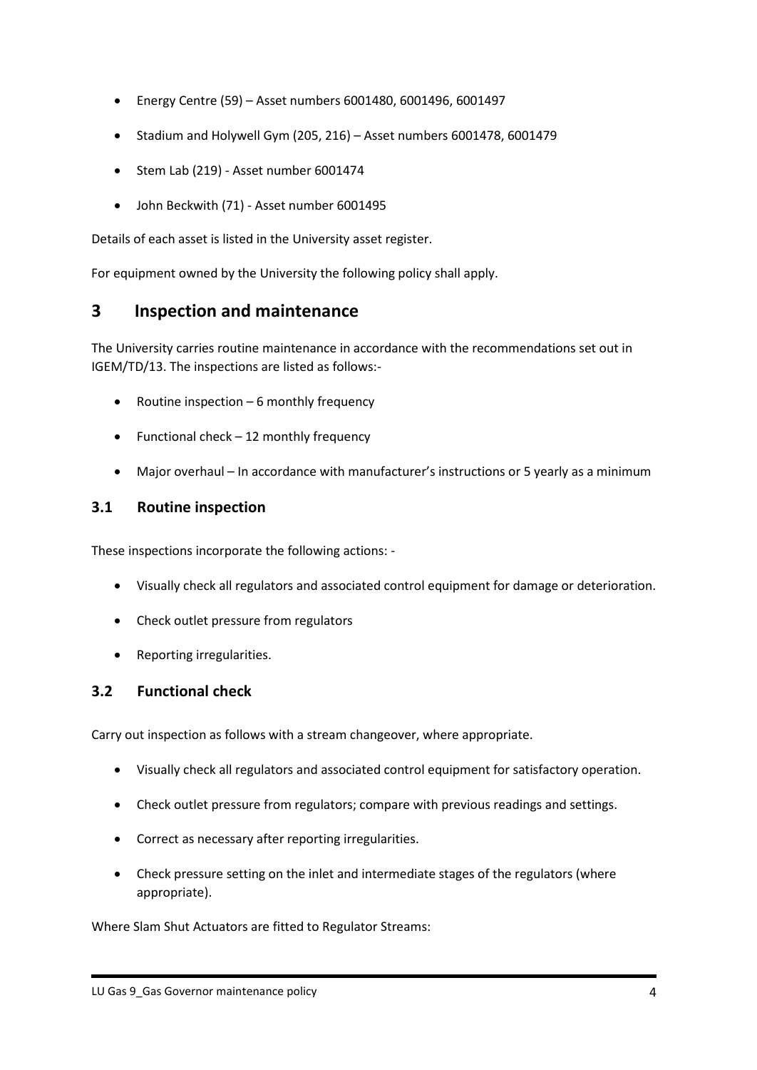- Energy Centre (59) – Asset numbers 6001480, 6001496, 6001497
- Stadium and Holywell Gym (205, 216) – Asset numbers 6001478, 6001479
- Stem Lab (219) - Asset number 6001474
- John Beckwith (71) - Asset number 6001495

Details of each asset is listed in the University asset register.

For equipment owned by the University the following policy shall apply.

# 3 Inspection and maintenance

The University carries routine maintenance in accordance with the recommendations set out in IGEM/TD/13. The inspections are listed as follows:-

- Routine inspection – 6 monthly frequency
- Functional check – 12 monthly frequency
- Major overhaul – In accordance with manufacturer's instructions or 5 yearly as a minimum

## 3.1 Routine inspection

These inspections incorporate the following actions: -

- Visually check all regulators and associated control equipment for damage or deterioration.
- Check outlet pressure from regulators
- Reporting irregularities.

## 3.2 Functional check

Carry out inspection as follows with a stream changeover, where appropriate.

- Visually check all regulators and associated control equipment for satisfactory operation.
- Check outlet pressure from regulators; compare with previous readings and settings.
- Correct as necessary after reporting irregularities.
- Check pressure setting on the inlet and intermediate stages of the regulators (where appropriate).

Where Slam Shut Actuators are fitted to Regulator Streams: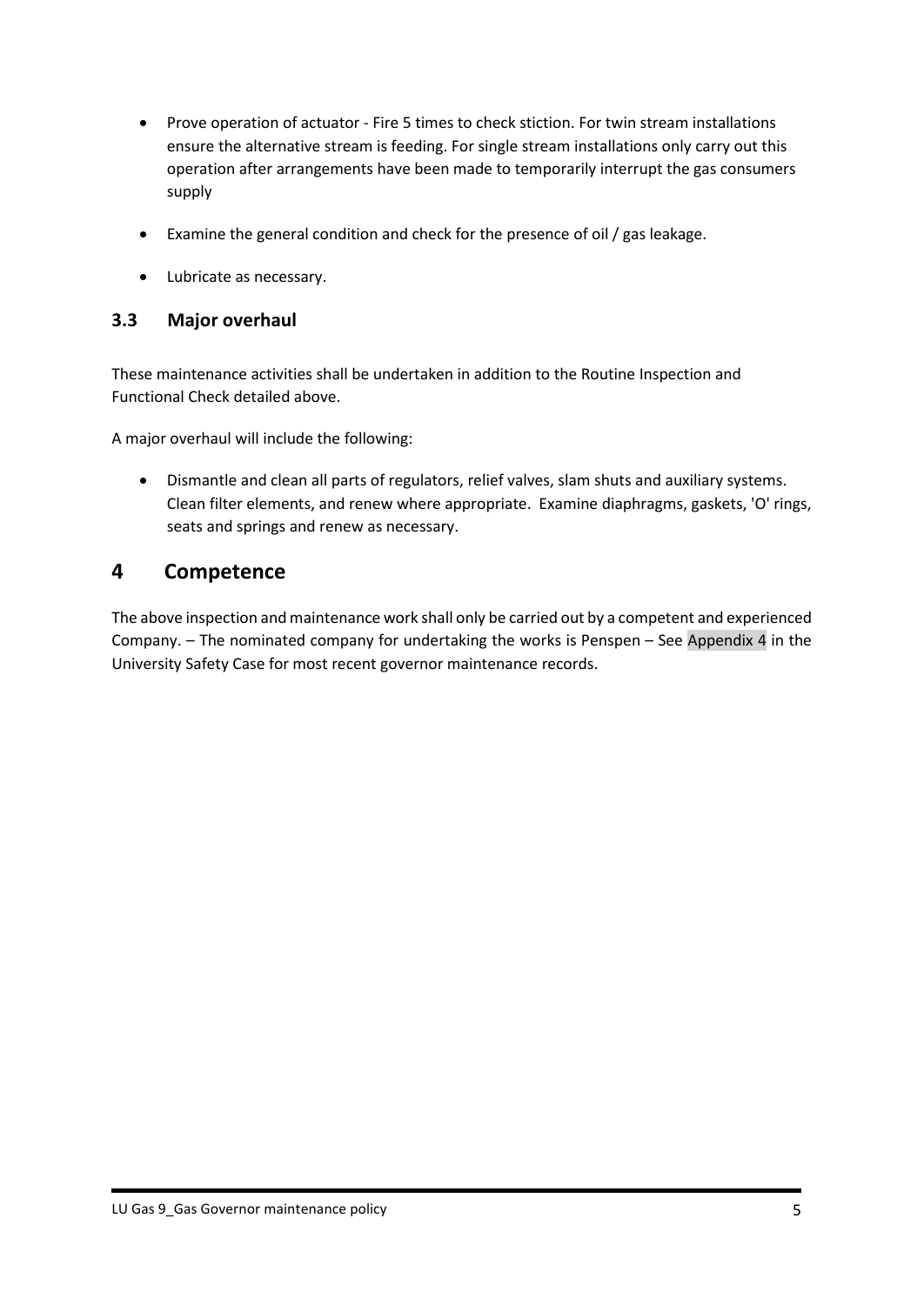- Prove operation of actuator - Fire 5 times to check stiction. For twin stream installations ensure the alternative stream is feeding. For single stream installations only carry out this operation after arrangements have been made to temporarily interrupt the gas consumers supply

- Examine the general condition and check for the presence of oil / gas leakage.

- Lubricate as necessary.

### 3.3 Major overhaul

These maintenance activities shall be undertaken in addition to the Routine Inspection and Functional Check detailed above.

A major overhaul will include the following:

- Dismantle and clean all parts of regulators, relief valves, slam shuts and auxiliary systems. Clean filter elements, and renew where appropriate. Examine diaphragms, gaskets, 'O' rings, seats and springs and renew as necessary.

## 4 Competence

The above inspection and maintenance work shall only be carried out by a competent and experienced Company. – The nominated company for undertaking the works is Penspen – See Appendix 4 in the University Safety Case for most recent governor maintenance records.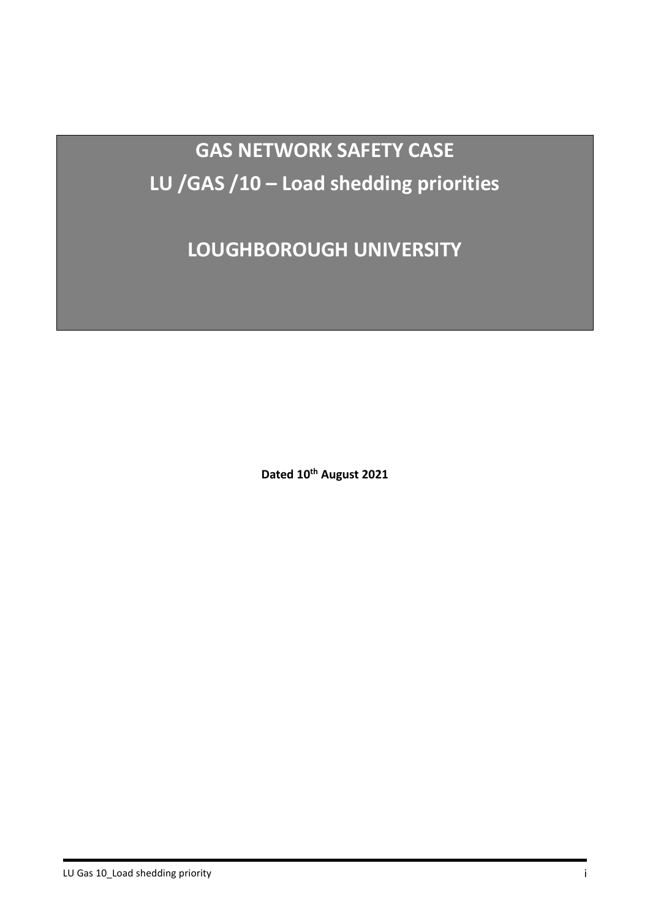# GAS NETWORK SAFETY CASE

# LU /GAS /10 – Load shedding priorities

# LOUGHBOROUGH UNIVERSITY

**Dated 10th August 2021**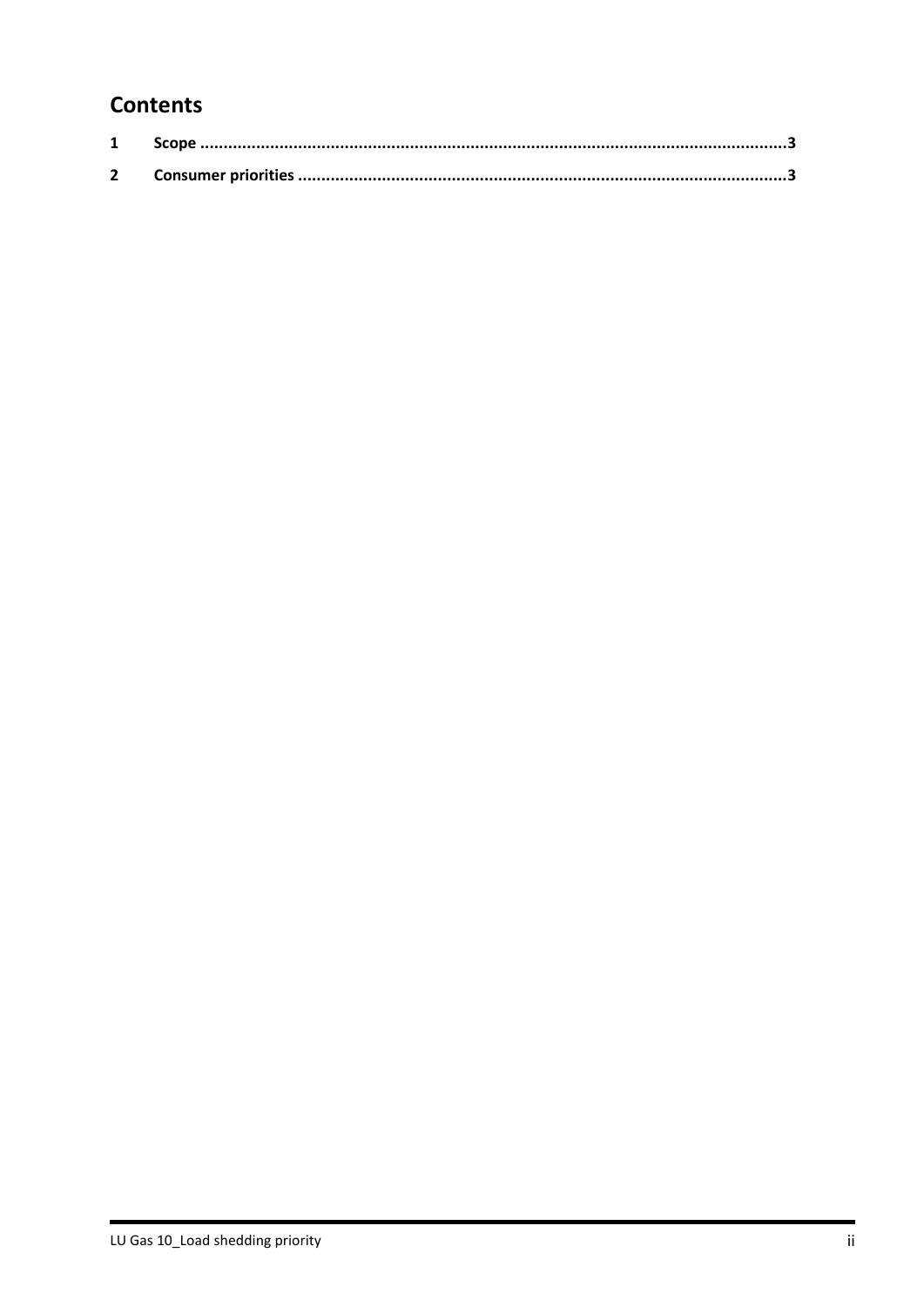## Contents

1 Scope ..........................................................................................................................3

2 Consumer priorities ......................................................................................................3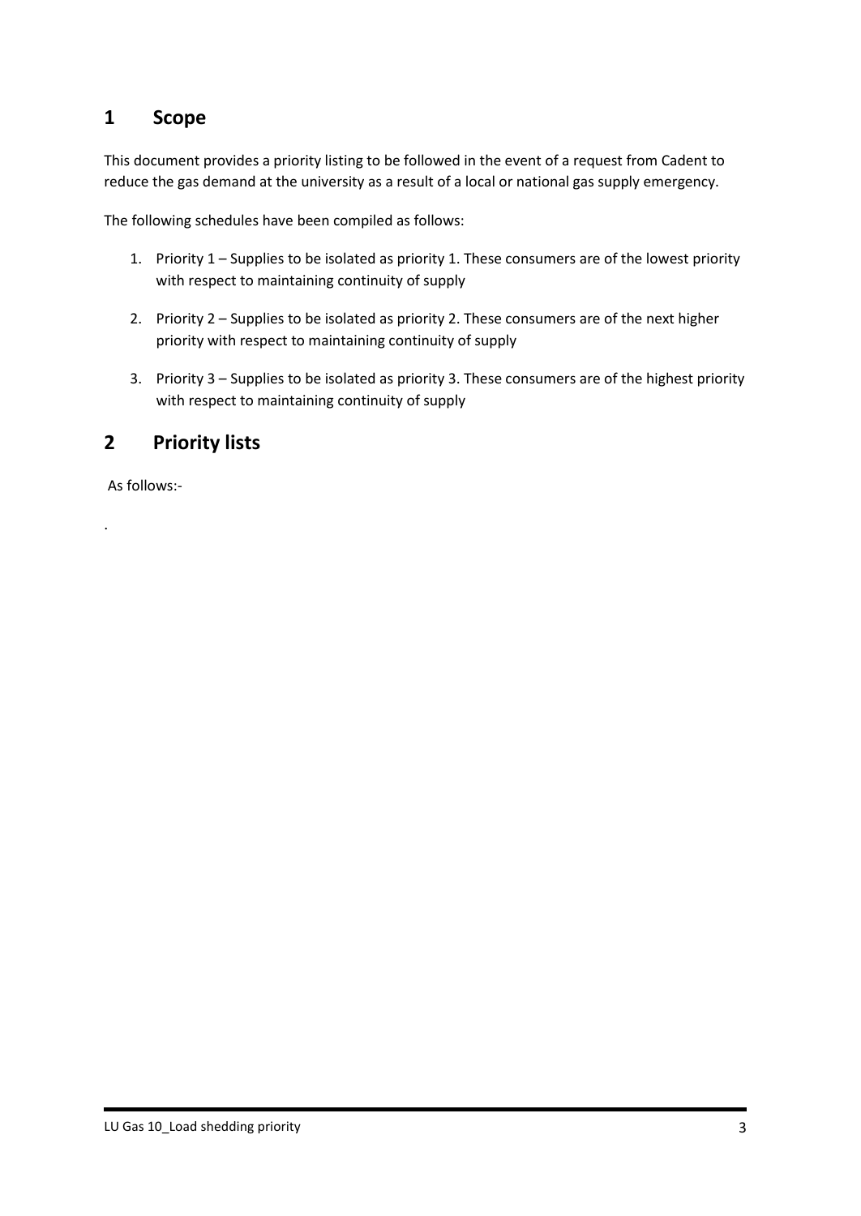# 1 Scope

This document provides a priority listing to be followed in the event of a request from Cadent to reduce the gas demand at the university as a result of a local or national gas supply emergency.

The following schedules have been compiled as follows:

1. Priority 1 – Supplies to be isolated as priority 1. These consumers are of the lowest priority with respect to maintaining continuity of supply
2. Priority 2 – Supplies to be isolated as priority 2. These consumers are of the next higher priority with respect to maintaining continuity of supply
3. Priority 3 – Supplies to be isolated as priority 3. These consumers are of the highest priority with respect to maintaining continuity of supply

# 2 Priority lists

As follows:-

.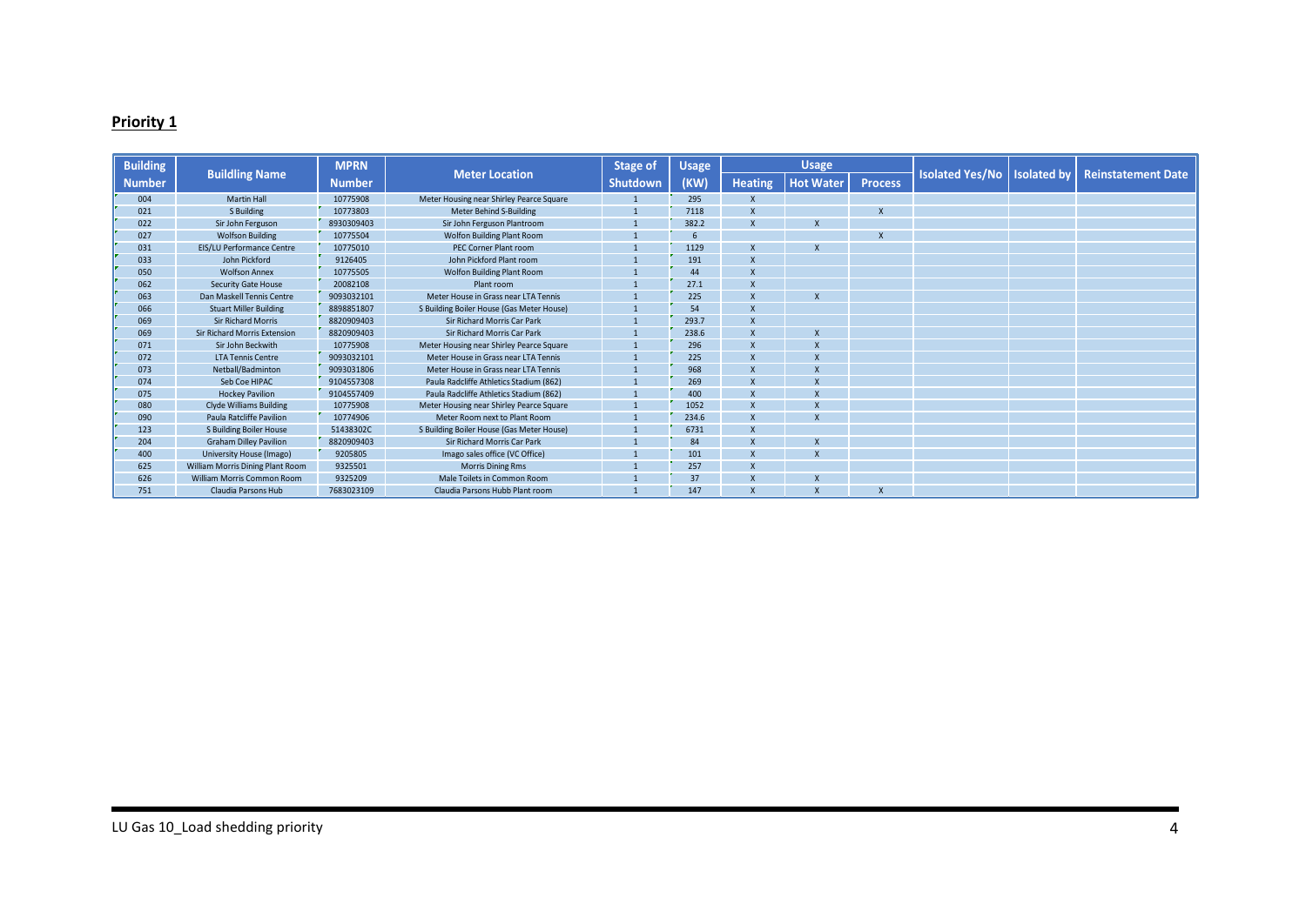**Priority 1**

| Building Number | Buildling Name | MPRN Number | Meter Location | Stage of Shutdown | Usage (KW) | Usage | | | Isolated Yes/No | Isolated by | Reinstatement Date |
|---|---|---|---|---|---|---|---|---|---|---|---|
| | | | | | | Heating | Hot Water | Process | | | |
| 004 | Martin Hall | 10775908 | Meter Housing near Shirley Pearce Square | 1 | 295 | X | | | | | |
| 021 | S Building | 10773803 | Meter Behind S-Building | 1 | 7118 | X | | X | | | |
| 022 | Sir John Ferguson | 8930309403 | Sir John Ferguson Plantroom | 1 | 382.2 | X | X | | | | |
| 027 | Wolfson Building | 10775504 | Wolfon Building Plant Room | 1 | 6 | | | X | | | |
| 031 | EIS/LU Performance Centre | 10775010 | PEC Corner Plant room | 1 | 1129 | X | X | | | | |
| 033 | John Pickford | 9126405 | John Pickford Plant room | 1 | 191 | X | | | | | |
| 050 | Wolfson Annex | 10775505 | Wolfon Building Plant Room | 1 | 44 | X | | | | | |
| 062 | Security Gate House | 20082108 | Plant room | 1 | 27.1 | X | | | | | |
| 063 | Dan Maskell Tennis Centre | 9093032101 | Meter House in Grass near LTA Tennis | 1 | 225 | X | X | | | | |
| 066 | Stuart Miller Building | 8898851807 | S Building Boiler House (Gas Meter House) | 1 | 54 | X | | | | | |
| 069 | Sir Richard Morris | 8820909403 | Sir Richard Morris Car Park | 1 | 293.7 | X | | | | | |
| 069 | Sir Richard Morris Extension | 8820909403 | Sir Richard Morris Car Park | 1 | 238.6 | X | X | | | | |
| 071 | Sir John Beckwith | 10775908 | Meter Housing near Shirley Pearce Square | 1 | 296 | X | X | | | | |
| 072 | LTA Tennis Centre | 9093032101 | Meter House in Grass near LTA Tennis | 1 | 225 | X | X | | | | |
| 073 | Netball/Badminton | 9093031806 | Meter House in Grass near LTA Tennis | 1 | 968 | X | X | | | | |
| 074 | Seb Coe HIPAC | 9104557308 | Paula Radcliffe Athletics Stadium (862) | 1 | 269 | X | X | | | | |
| 075 | Hockey Pavilion | 9104557409 | Paula Radcliffe Athletics Stadium (862) | 1 | 400 | X | X | | | | |
| 080 | Clyde Williams Building | 10775908 | Meter Housing near Shirley Pearce Square | 1 | 1052 | X | X | | | | |
| 090 | Paula Ratcliffe Pavilion | 10774906 | Meter Room next to Plant Room | 1 | 234.6 | X | X | | | | |
| 123 | S Building Boiler House | 51438302C | S Building Boiler House (Gas Meter House) | 1 | 6731 | X | | | | | |
| 204 | Graham Dilley Pavilion | 8820909403 | Sir Richard Morris Car Park | 1 | 84 | X | X | | | | |
| 400 | University House (Imago) | 9205805 | Imago sales office (VC Office) | 1 | 101 | X | X | | | | |
| 625 | William Morris Dining Plant Room | 9325501 | Morris Dining Rms | 1 | 257 | X | | | | | |
| 626 | William Morris Common Room | 9325209 | Male Toilets in Common Room | 1 | 37 | X | X | | | | |
| 751 | Claudia Parsons Hub | 7683023109 | Claudia Parsons Hubb Plant room | 1 | 147 | X | X | X | | | |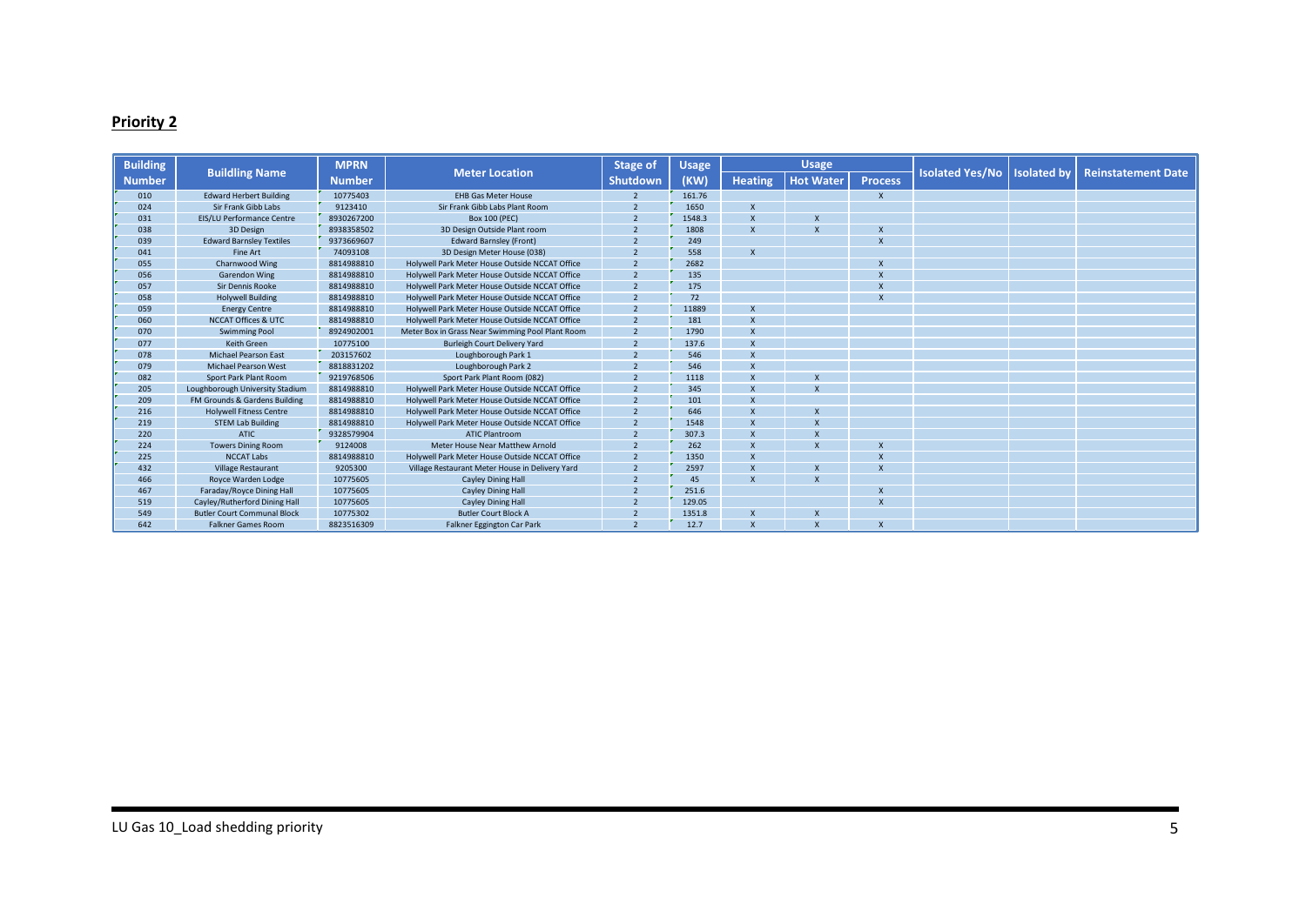## Priority 2

| Building Number | Buildling Name | MPRN Number | Meter Location | Stage of Shutdown | Usage (KW) | Usage | | | Isolated Yes/No | Isolated by | Reinstatement Date |
|---|---|---|---|---|---|---|---|---|---|---|---|
| | | | | | | Heating | Hot Water | Process | | | |
| 010 | Edward Herbert Building | 10775403 | EHB Gas Meter House | 2 | 161.76 | | | X | | | |
| 024 | Sir Frank Gibb Labs | 9123410 | Sir Frank Gibb Labs Plant Room | 2 | 1650 | X | | | | | |
| 031 | EIS/LU Performance Centre | 8930267200 | Box 100 (PEC) | 2 | 1548.3 | X | X | | | | |
| 038 | 3D Design | 8938358502 | 3D Design Outside Plant room | 2 | 1808 | X | X | X | | | |
| 039 | Edward Barnsley Textiles | 9373669607 | Edward Barnsley (Front) | 2 | 249 | | | X | | | |
| 041 | Fine Art | 74093108 | 3D Design Meter House (038) | 2 | 558 | X | | | | | |
| 055 | Charnwood Wing | 8814988810 | Holywell Park Meter House Outside NCCAT Office | 2 | 2682 | | | X | | | |
| 056 | Garendon Wing | 8814988810 | Holywell Park Meter House Outside NCCAT Office | 2 | 135 | | | X | | | |
| 057 | Sir Dennis Rooke | 8814988810 | Holywell Park Meter House Outside NCCAT Office | 2 | 175 | | | X | | | |
| 058 | Holywell Building | 8814988810 | Holywell Park Meter House Outside NCCAT Office | 2 | 72 | | | X | | | |
| 059 | Energy Centre | 8814988810 | Holywell Park Meter House Outside NCCAT Office | 2 | 11889 | X | | | | | |
| 060 | NCCAT Offices & UTC | 8814988810 | Holywell Park Meter House Outside NCCAT Office | 2 | 181 | X | | | | | |
| 070 | Swimming Pool | 8924902001 | Meter Box in Grass Near Swimming Pool Plant Room | 2 | 1790 | X | | | | | |
| 077 | Keith Green | 10775100 | Burleigh Court Delivery Yard | 2 | 137.6 | X | | | | | |
| 078 | Michael Pearson East | 203157602 | Loughborough Park 1 | 2 | 546 | X | | | | | |
| 079 | Michael Pearson West | 8818831202 | Loughborough Park 2 | 2 | 546 | X | | | | | |
| 082 | Sport Park Plant Room | 9219768506 | Sport Park Plant Room (082) | 2 | 1118 | X | X | | | | |
| 205 | Loughborough University Stadium | 8814988810 | Holywell Park Meter House Outside NCCAT Office | 2 | 345 | X | X | | | | |
| 209 | FM Grounds & Gardens Building | 8814988810 | Holywell Park Meter House Outside NCCAT Office | 2 | 101 | X | | | | | |
| 216 | Holywell Fitness Centre | 8814988810 | Holywell Park Meter House Outside NCCAT Office | 2 | 646 | X | X | | | | |
| 219 | STEM Lab Building | 8814988810 | Holywell Park Meter House Outside NCCAT Office | 2 | 1548 | X | X | | | | |
| 220 | ATIC | 9328579904 | ATIC Plantroom | 2 | 307.3 | X | X | | | | |
| 224 | Towers Dining Room | 9124008 | Meter House Near Matthew Arnold | 2 | 262 | X | X | X | | | |
| 225 | NCCAT Labs | 8814988810 | Holywell Park Meter House Outside NCCAT Office | 2 | 1350 | X | | X | | | |
| 432 | Village Restaurant | 9205300 | Village Restaurant Meter House in Delivery Yard | 2 | 2597 | X | X | X | | | |
| 466 | Royce Warden Lodge | 10775605 | Cayley Dining Hall | 2 | 45 | X | X | | | | |
| 467 | Faraday/Royce Dining Hall | 10775605 | Cayley Dining Hall | 2 | 251.6 | | | X | | | |
| 519 | Cayley/Rutherford Dining Hall | 10775605 | Cayley Dining Hall | 2 | 129.05 | | | X | | | |
| 549 | Butler Court Communal Block | 10775302 | Butler Court Block A | 2 | 1351.8 | X | X | | | | |
| 642 | Falkner Games Room | 8823516309 | Falkner Eggington Car Park | 2 | 12.7 | X | X | X | | | |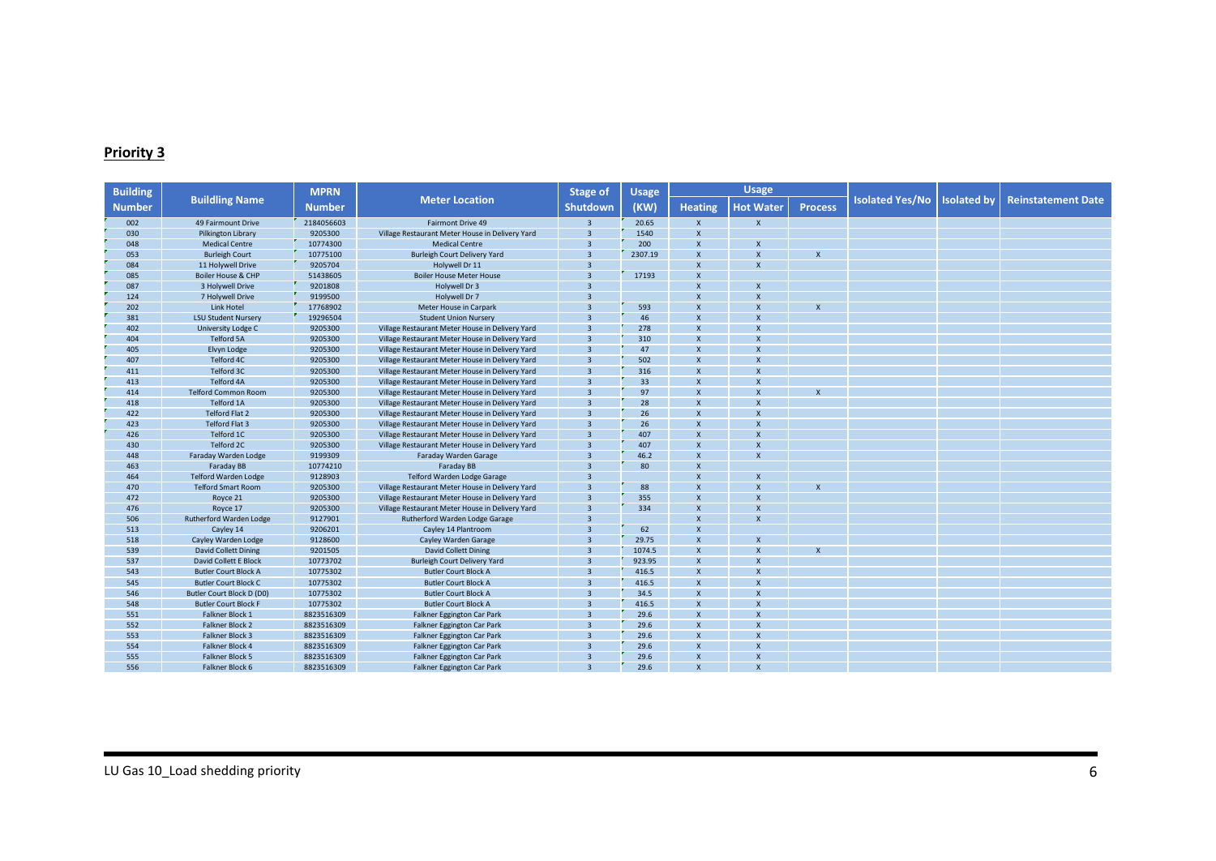**Priority 3**

| Building Number | Buildling Name | MPRN Number | Meter Location | Stage of Shutdown | Usage (KW) | Usage | | | Isolated Yes/No | Isolated by | Reinstatement Date |
|---|---|---|---|---|---|---|---|---|---|---|---|
| | | | | | | Heating | Hot Water | Process | | | |
| 002 | 49 Fairmount Drive | 2184056603 | Fairmont Drive 49 | 3 | 20.65 | X | X | | | | |
| 030 | Pilkington Library | 9205300 | Village Restaurant Meter House in Delivery Yard | 3 | 1540 | X | | | | | |
| 048 | Medical Centre | 10774300 | Medical Centre | 3 | 200 | X | X | | | | |
| 053 | Burleigh Court | 10775100 | Burleigh Court Delivery Yard | 3 | 2307.19 | X | X | X | | | |
| 084 | 11 Holywell Drive | 9205704 | Holywell Dr 11 | 3 | | X | X | | | | |
| 085 | Boiler House & CHP | 51438605 | Boiler House Meter House | 3 | 17193 | X | | | | | |
| 087 | 3 Holywell Drive | 9201808 | Holywell Dr 3 | 3 | | X | X | | | | |
| 124 | 7 Holywell Drive | 9199500 | Holywell Dr 7 | 3 | | X | X | | | | |
| 202 | Link Hotel | 17768902 | Meter House in Carpark | 3 | 593 | X | X | X | | | |
| 381 | LSU Student Nursery | 19296504 | Student Union Nursery | 3 | 46 | X | X | | | | |
| 402 | University Lodge C | 9205300 | Village Restaurant Meter House in Delivery Yard | 3 | 278 | X | X | | | | |
| 404 | Telford 5A | 9205300 | Village Restaurant Meter House in Delivery Yard | 3 | 310 | X | X | | | | |
| 405 | Elvyn Lodge | 9205300 | Village Restaurant Meter House in Delivery Yard | 3 | 47 | X | X | | | | |
| 407 | Telford 4C | 9205300 | Village Restaurant Meter House in Delivery Yard | 3 | 502 | X | X | | | | |
| 411 | Telford 3C | 9205300 | Village Restaurant Meter House in Delivery Yard | 3 | 316 | X | X | | | | |
| 413 | Telford 4A | 9205300 | Village Restaurant Meter House in Delivery Yard | 3 | 33 | X | X | | | | |
| 414 | Telford Common Room | 9205300 | Village Restaurant Meter House in Delivery Yard | 3 | 97 | X | X | X | | | |
| 418 | Telford 1A | 9205300 | Village Restaurant Meter House in Delivery Yard | 3 | 28 | X | X | | | | |
| 422 | Telford Flat 2 | 9205300 | Village Restaurant Meter House in Delivery Yard | 3 | 26 | X | X | | | | |
| 423 | Telford Flat 3 | 9205300 | Village Restaurant Meter House in Delivery Yard | 3 | 26 | X | X | | | | |
| 426 | Telford 1C | 9205300 | Village Restaurant Meter House in Delivery Yard | 3 | 407 | X | X | | | | |
| 430 | Telford 2C | 9205300 | Village Restaurant Meter House in Delivery Yard | 3 | 407 | X | X | | | | |
| 448 | Faraday Warden Lodge | 9199309 | Faraday Warden Garage | 3 | 46.2 | X | X | | | | |
| 463 | Faraday BB | 10774210 | Faraday BB | 3 | 80 | X | | | | | |
| 464 | Telford Warden Lodge | 9128903 | Telford Warden Lodge Garage | 3 | | X | X | | | | |
| 470 | Telford Smart Room | 9205300 | Village Restaurant Meter House in Delivery Yard | 3 | 88 | X | X | X | | | |
| 472 | Royce 21 | 9205300 | Village Restaurant Meter House in Delivery Yard | 3 | 355 | X | X | | | | |
| 476 | Royce 17 | 9205300 | Village Restaurant Meter House in Delivery Yard | 3 | 334 | X | X | | | | |
| 506 | Rutherford Warden Lodge | 9127901 | Rutherford Warden Lodge Garage | 3 | | X | X | | | | |
| 513 | Cayley 14 | 9206201 | Cayley 14 Plantroom | 3 | 62 | X | | | | | |
| 518 | Cayley Warden Lodge | 9128600 | Cayley Warden Garage | 3 | 29.75 | X | X | | | | |
| 539 | David Collett Dining | 9201505 | David Collett Dining | 3 | 1074.5 | X | X | X | | | |
| 537 | David Collett E Block | 10773702 | Burleigh Court Delivery Yard | 3 | 923.95 | X | X | | | | |
| 543 | Butler Court Block A | 10775302 | Butler Court Block A | 3 | 416.5 | X | X | | | | |
| 545 | Butler Court Block C | 10775302 | Butler Court Block A | 3 | 416.5 | X | X | | | | |
| 546 | Butler Court Block D (D0) | 10775302 | Butler Court Block A | 3 | 34.5 | X | X | | | | |
| 548 | Butler Court Block F | 10775302 | Butler Court Block A | 3 | 416.5 | X | X | | | | |
| 551 | Falkner Block 1 | 8823516309 | Falkner Eggington Car Park | 3 | 29.6 | X | X | | | | |
| 552 | Falkner Block 2 | 8823516309 | Falkner Eggington Car Park | 3 | 29.6 | X | X | | | | |
| 553 | Falkner Block 3 | 8823516309 | Falkner Eggington Car Park | 3 | 29.6 | X | X | | | | |
| 554 | Falkner Block 4 | 8823516309 | Falkner Eggington Car Park | 3 | 29.6 | X | X | | | | |
| 555 | Falkner Block 5 | 8823516309 | Falkner Eggington Car Park | 3 | 29.6 | X | X | | | | |
| 556 | Falkner Block 6 | 8823516309 | Falkner Eggington Car Park | 3 | 29.6 | X | X | | | | |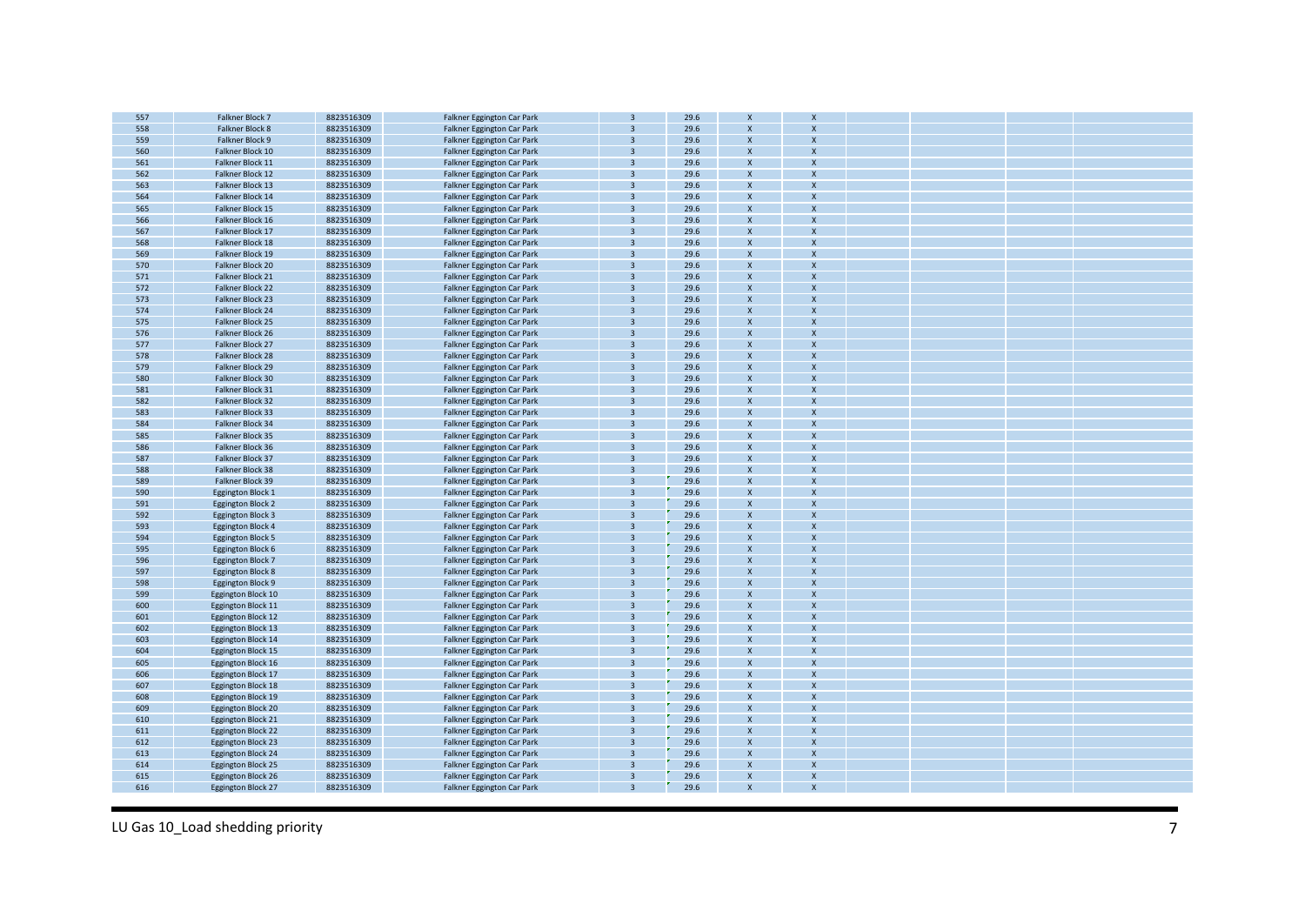| | | | | | | | | | | | |
|---|---|---|---|---|---|---|---|---|---|---|---|
| 557 | Falkner Block 7 | 8823516309 | Falkner Eggington Car Park | 3 | 29.6 | X | X | | | | |
| 558 | Falkner Block 8 | 8823516309 | Falkner Eggington Car Park | 3 | 29.6 | X | X | | | | |
| 559 | Falkner Block 9 | 8823516309 | Falkner Eggington Car Park | 3 | 29.6 | X | X | | | | |
| 560 | Falkner Block 10 | 8823516309 | Falkner Eggington Car Park | 3 | 29.6 | X | X | | | | |
| 561 | Falkner Block 11 | 8823516309 | Falkner Eggington Car Park | 3 | 29.6 | X | X | | | | |
| 562 | Falkner Block 12 | 8823516309 | Falkner Eggington Car Park | 3 | 29.6 | X | X | | | | |
| 563 | Falkner Block 13 | 8823516309 | Falkner Eggington Car Park | 3 | 29.6 | X | X | | | | |
| 564 | Falkner Block 14 | 8823516309 | Falkner Eggington Car Park | 3 | 29.6 | X | X | | | | |
| 565 | Falkner Block 15 | 8823516309 | Falkner Eggington Car Park | 3 | 29.6 | X | X | | | | |
| 566 | Falkner Block 16 | 8823516309 | Falkner Eggington Car Park | 3 | 29.6 | X | X | | | | |
| 567 | Falkner Block 17 | 8823516309 | Falkner Eggington Car Park | 3 | 29.6 | X | X | | | | |
| 568 | Falkner Block 18 | 8823516309 | Falkner Eggington Car Park | 3 | 29.6 | X | X | | | | |
| 569 | Falkner Block 19 | 8823516309 | Falkner Eggington Car Park | 3 | 29.6 | X | X | | | | |
| 570 | Falkner Block 20 | 8823516309 | Falkner Eggington Car Park | 3 | 29.6 | X | X | | | | |
| 571 | Falkner Block 21 | 8823516309 | Falkner Eggington Car Park | 3 | 29.6 | X | X | | | | |
| 572 | Falkner Block 22 | 8823516309 | Falkner Eggington Car Park | 3 | 29.6 | X | X | | | | |
| 573 | Falkner Block 23 | 8823516309 | Falkner Eggington Car Park | 3 | 29.6 | X | X | | | | |
| 574 | Falkner Block 24 | 8823516309 | Falkner Eggington Car Park | 3 | 29.6 | X | X | | | | |
| 575 | Falkner Block 25 | 8823516309 | Falkner Eggington Car Park | 3 | 29.6 | X | X | | | | |
| 576 | Falkner Block 26 | 8823516309 | Falkner Eggington Car Park | 3 | 29.6 | X | X | | | | |
| 577 | Falkner Block 27 | 8823516309 | Falkner Eggington Car Park | 3 | 29.6 | X | X | | | | |
| 578 | Falkner Block 28 | 8823516309 | Falkner Eggington Car Park | 3 | 29.6 | X | X | | | | |
| 579 | Falkner Block 29 | 8823516309 | Falkner Eggington Car Park | 3 | 29.6 | X | X | | | | |
| 580 | Falkner Block 30 | 8823516309 | Falkner Eggington Car Park | 3 | 29.6 | X | X | | | | |
| 581 | Falkner Block 31 | 8823516309 | Falkner Eggington Car Park | 3 | 29.6 | X | X | | | | |
| 582 | Falkner Block 32 | 8823516309 | Falkner Eggington Car Park | 3 | 29.6 | X | X | | | | |
| 583 | Falkner Block 33 | 8823516309 | Falkner Eggington Car Park | 3 | 29.6 | X | X | | | | |
| 584 | Falkner Block 34 | 8823516309 | Falkner Eggington Car Park | 3 | 29.6 | X | X | | | | |
| 585 | Falkner Block 35 | 8823516309 | Falkner Eggington Car Park | 3 | 29.6 | X | X | | | | |
| 586 | Falkner Block 36 | 8823516309 | Falkner Eggington Car Park | 3 | 29.6 | X | X | | | | |
| 587 | Falkner Block 37 | 8823516309 | Falkner Eggington Car Park | 3 | 29.6 | X | X | | | | |
| 588 | Falkner Block 38 | 8823516309 | Falkner Eggington Car Park | 3 | 29.6 | X | X | | | | |
| 589 | Falkner Block 39 | 8823516309 | Falkner Eggington Car Park | 3 | 29.6 | X | X | | | | |
| 590 | Eggington Block 1 | 8823516309 | Falkner Eggington Car Park | 3 | 29.6 | X | X | | | | |
| 591 | Eggington Block 2 | 8823516309 | Falkner Eggington Car Park | 3 | 29.6 | X | X | | | | |
| 592 | Eggington Block 3 | 8823516309 | Falkner Eggington Car Park | 3 | 29.6 | X | X | | | | |
| 593 | Eggington Block 4 | 8823516309 | Falkner Eggington Car Park | 3 | 29.6 | X | X | | | | |
| 594 | Eggington Block 5 | 8823516309 | Falkner Eggington Car Park | 3 | 29.6 | X | X | | | | |
| 595 | Eggington Block 6 | 8823516309 | Falkner Eggington Car Park | 3 | 29.6 | X | X | | | | |
| 596 | Eggington Block 7 | 8823516309 | Falkner Eggington Car Park | 3 | 29.6 | X | X | | | | |
| 597 | Eggington Block 8 | 8823516309 | Falkner Eggington Car Park | 3 | 29.6 | X | X | | | | |
| 598 | Eggington Block 9 | 8823516309 | Falkner Eggington Car Park | 3 | 29.6 | X | X | | | | |
| 599 | Eggington Block 10 | 8823516309 | Falkner Eggington Car Park | 3 | 29.6 | X | X | | | | |
| 600 | Eggington Block 11 | 8823516309 | Falkner Eggington Car Park | 3 | 29.6 | X | X | | | | |
| 601 | Eggington Block 12 | 8823516309 | Falkner Eggington Car Park | 3 | 29.6 | X | X | | | | |
| 602 | Eggington Block 13 | 8823516309 | Falkner Eggington Car Park | 3 | 29.6 | X | X | | | | |
| 603 | Eggington Block 14 | 8823516309 | Falkner Eggington Car Park | 3 | 29.6 | X | X | | | | |
| 604 | Eggington Block 15 | 8823516309 | Falkner Eggington Car Park | 3 | 29.6 | X | X | | | | |
| 605 | Eggington Block 16 | 8823516309 | Falkner Eggington Car Park | 3 | 29.6 | X | X | | | | |
| 606 | Eggington Block 17 | 8823516309 | Falkner Eggington Car Park | 3 | 29.6 | X | X | | | | |
| 607 | Eggington Block 18 | 8823516309 | Falkner Eggington Car Park | 3 | 29.6 | X | X | | | | |
| 608 | Eggington Block 19 | 8823516309 | Falkner Eggington Car Park | 3 | 29.6 | X | X | | | | |
| 609 | Eggington Block 20 | 8823516309 | Falkner Eggington Car Park | 3 | 29.6 | X | X | | | | |
| 610 | Eggington Block 21 | 8823516309 | Falkner Eggington Car Park | 3 | 29.6 | X | X | | | | |
| 611 | Eggington Block 22 | 8823516309 | Falkner Eggington Car Park | 3 | 29.6 | X | X | | | | |
| 612 | Eggington Block 23 | 8823516309 | Falkner Eggington Car Park | 3 | 29.6 | X | X | | | | |
| 613 | Eggington Block 24 | 8823516309 | Falkner Eggington Car Park | 3 | 29.6 | X | X | | | | |
| 614 | Eggington Block 25 | 8823516309 | Falkner Eggington Car Park | 3 | 29.6 | X | X | | | | |
| 615 | Eggington Block 26 | 8823516309 | Falkner Eggington Car Park | 3 | 29.6 | X | X | | | | |
| 616 | Eggington Block 27 | 8823516309 | Falkner Eggington Car Park | 3 | 29.6 | X | X | | | | |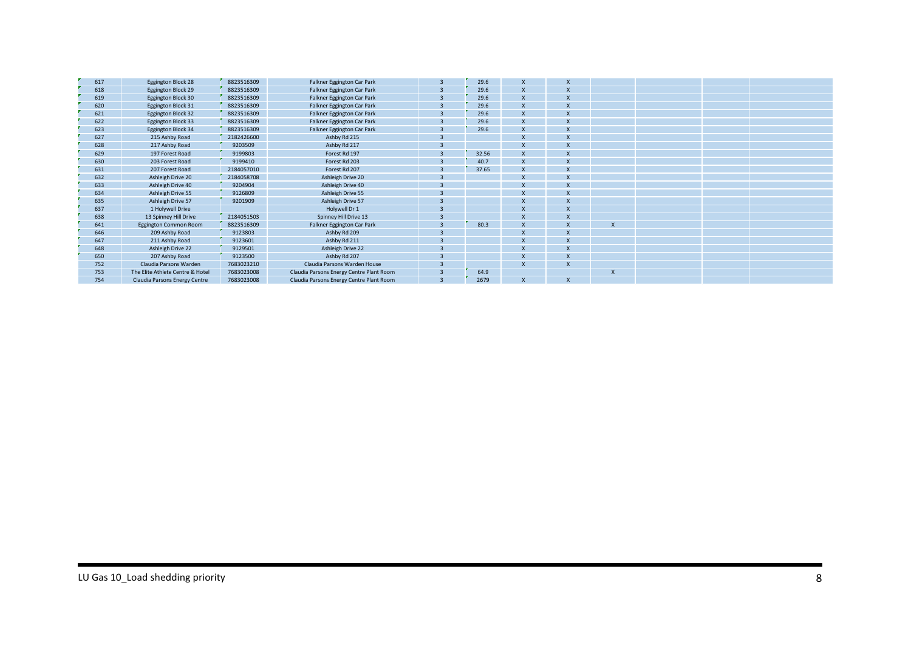| | | | | | | | | | | | |
|---|---|---|---|---|---|---|---|---|---|---|---|
| 617 | Eggington Block 28 | 8823516309 | Falkner Eggington Car Park | 3 | 29.6 | X | X | | | | |
| 618 | Eggington Block 29 | 8823516309 | Falkner Eggington Car Park | 3 | 29.6 | X | X | | | | |
| 619 | Eggington Block 30 | 8823516309 | Falkner Eggington Car Park | 3 | 29.6 | X | X | | | | |
| 620 | Eggington Block 31 | 8823516309 | Falkner Eggington Car Park | 3 | 29.6 | X | X | | | | |
| 621 | Eggington Block 32 | 8823516309 | Falkner Eggington Car Park | 3 | 29.6 | X | X | | | | |
| 622 | Eggington Block 33 | 8823516309 | Falkner Eggington Car Park | 3 | 29.6 | X | X | | | | |
| 623 | Eggington Block 34 | 8823516309 | Falkner Eggington Car Park | 3 | 29.6 | X | X | | | | |
| 627 | 215 Ashby Road | 2182426600 | Ashby Rd 215 | 3 | | X | X | | | | |
| 628 | 217 Ashby Road | 9203509 | Ashby Rd 217 | 3 | | X | X | | | | |
| 629 | 197 Forest Road | 9199803 | Forest Rd 197 | 3 | 32.56 | X | X | | | | |
| 630 | 203 Forest Road | 9199410 | Forest Rd 203 | 3 | 40.7 | X | X | | | | |
| 631 | 207 Forest Road | 2184057010 | Forest Rd 207 | 3 | 37.65 | X | X | | | | |
| 632 | Ashleigh Drive 20 | 2184058708 | Ashleigh Drive 20 | 3 | | X | X | | | | |
| 633 | Ashleigh Drive 40 | 9204904 | Ashleigh Drive 40 | 3 | | X | X | | | | |
| 634 | Ashleigh Drive 55 | 9126809 | Ashleigh Drive 55 | 3 | | X | X | | | | |
| 635 | Ashleigh Drive 57 | 9201909 | Ashleigh Drive 57 | 3 | | X | X | | | | |
| 637 | 1 Holywell Drive | | Holywell Dr 1 | 3 | | X | X | | | | |
| 638 | 13 Spinney Hill Drive | 2184051503 | Spinney Hill Drive 13 | 3 | | X | X | | | | |
| 641 | Eggington Common Room | 8823516309 | Falkner Eggington Car Park | 3 | 80.3 | X | X | X | | | |
| 646 | 209 Ashby Road | 9123803 | Ashby Rd 209 | 3 | | X | X | | | | |
| 647 | 211 Ashby Road | 9123601 | Ashby Rd 211 | 3 | | X | X | | | | |
| 648 | Ashleigh Drive 22 | 9129501 | Ashleigh Drive 22 | 3 | | X | X | | | | |
| 650 | 207 Ashby Road | 9123500 | Ashby Rd 207 | 3 | | X | X | | | | |
| 752 | Claudia Parsons Warden | 7683023210 | Claudia Parsons Warden House | 3 | | X | X | | | | |
| 753 | The Elite Athlete Centre & Hotel | 7683023008 | Claudia Parsons Energy Centre Plant Room | 3 | 64.9 | | | X | | | |
| 754 | Claudia Parsons Energy Centre | 7683023008 | Claudia Parsons Energy Centre Plant Room | 3 | 2679 | X | X | | | | |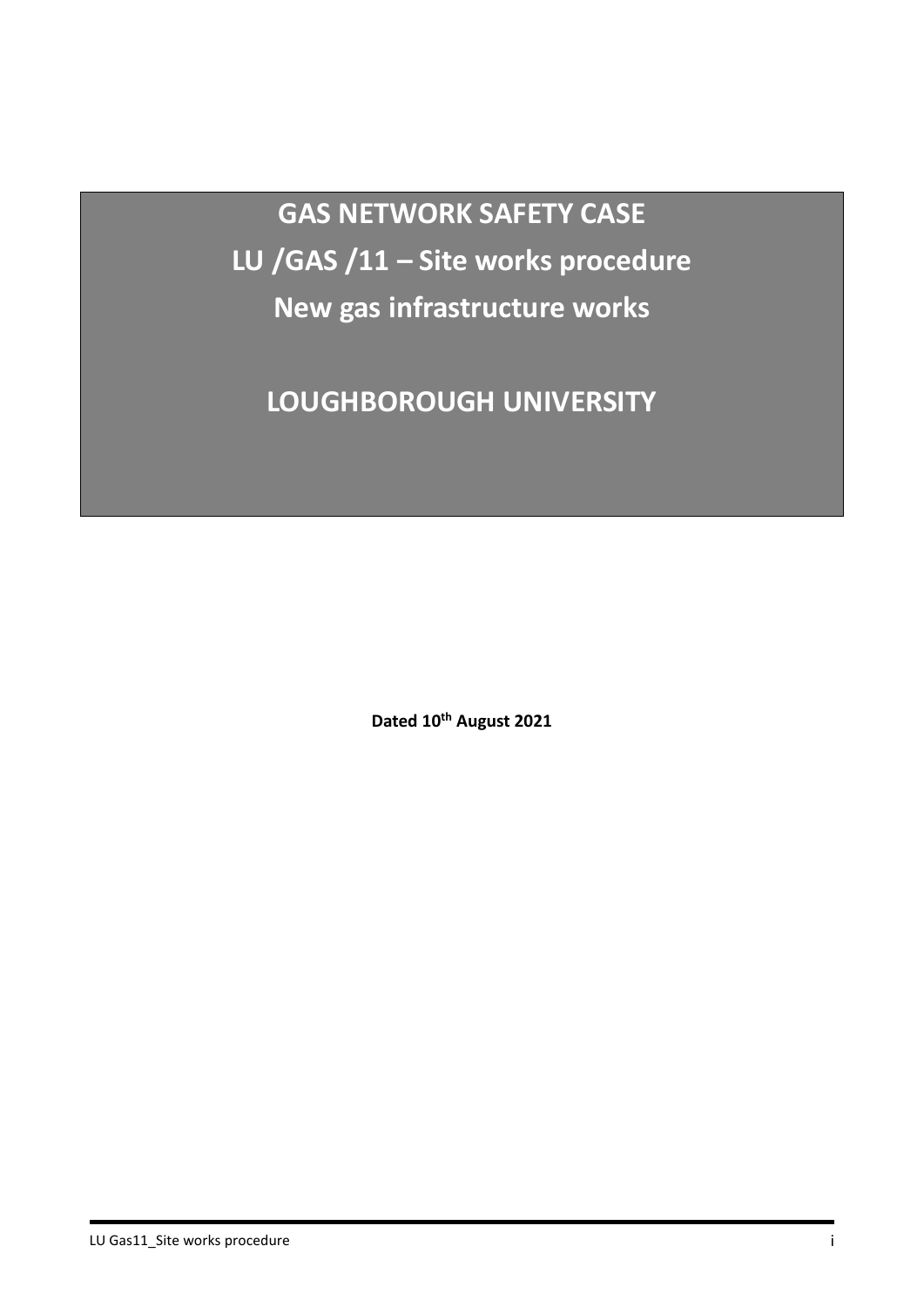# GAS NETWORK SAFETY CASE

# LU /GAS /11 – Site works procedure

# New gas infrastructure works

# LOUGHBOROUGH UNIVERSITY

**Dated 10th August 2021**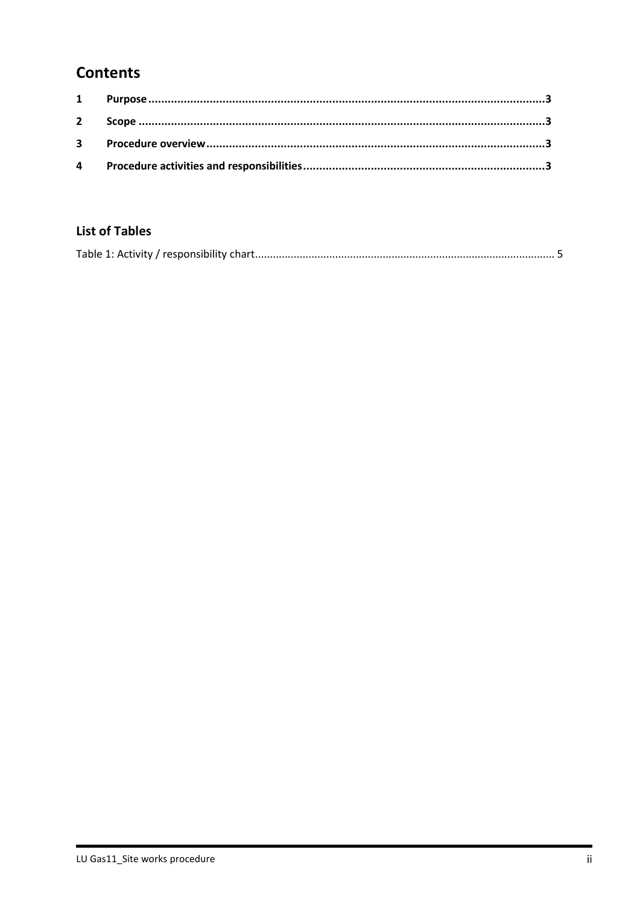# Contents

1 Purpose ........................................................................................................................3

2 Scope ...........................................................................................................................3

3 Procedure overview......................................................................................................3

4 Procedure activities and responsibilities.........................................................................3

## List of Tables

Table 1: Activity / responsibility chart................................................................................................. 5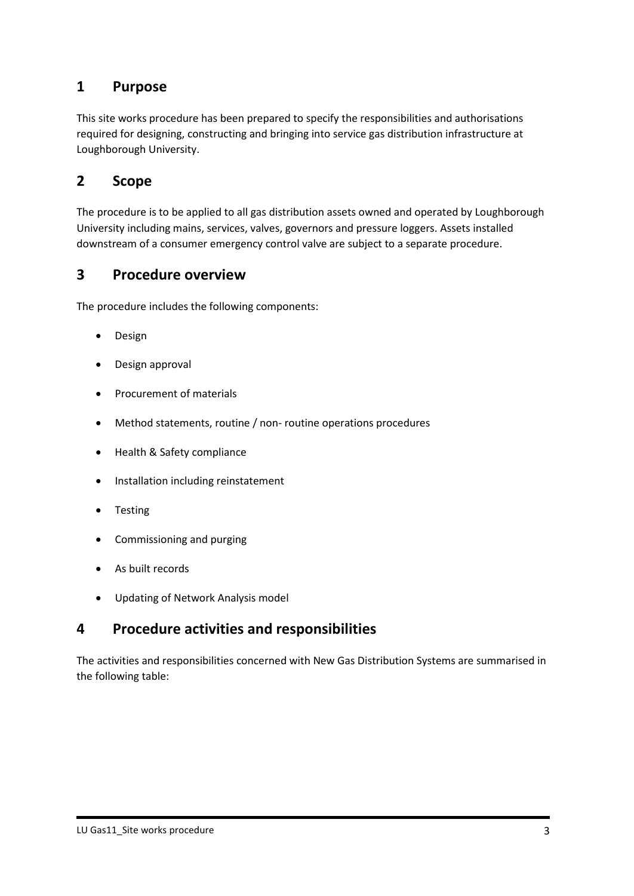## 1 Purpose

This site works procedure has been prepared to specify the responsibilities and authorisations required for designing, constructing and bringing into service gas distribution infrastructure at Loughborough University.

## 2 Scope

The procedure is to be applied to all gas distribution assets owned and operated by Loughborough University including mains, services, valves, governors and pressure loggers. Assets installed downstream of a consumer emergency control valve are subject to a separate procedure.

## 3 Procedure overview

The procedure includes the following components:

- Design
- Design approval
- Procurement of materials
- Method statements, routine / non- routine operations procedures
- Health & Safety compliance
- Installation including reinstatement
- Testing
- Commissioning and purging
- As built records
- Updating of Network Analysis model

## 4 Procedure activities and responsibilities

The activities and responsibilities concerned with New Gas Distribution Systems are summarised in the following table: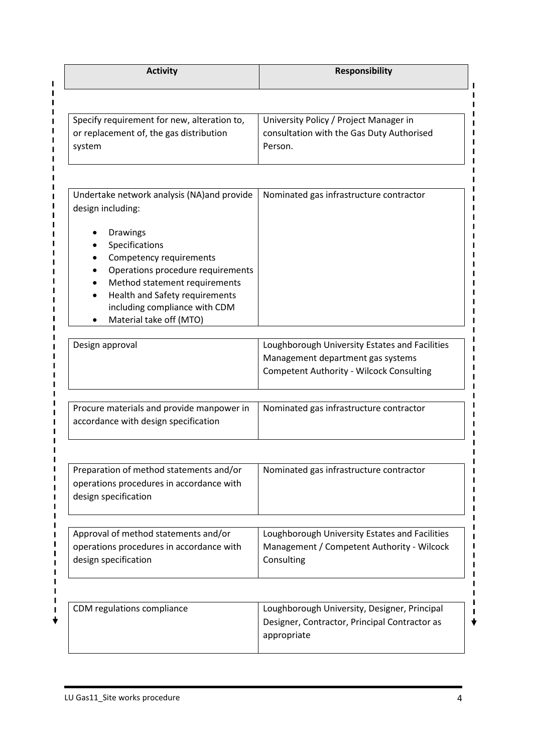| Activity | Responsibility |
| --- | --- |
| Specify requirement for new, alteration to, or replacement of, the gas distribution system | University Policy / Project Manager in consultation with the Gas Duty Authorised Person. |
| Undertake network analysis (NA)and provide design including:<br><br>• Drawings<br>• Specifications<br>• Competency requirements<br>• Operations procedure requirements<br>• Method statement requirements<br>• Health and Safety requirements including compliance with CDM<br>• Material take off (MTO) | Nominated gas infrastructure contractor |
| Design approval | Loughborough University Estates and Facilities Management department gas systems Competent Authority - Wilcock Consulting |
| Procure materials and provide manpower in accordance with design specification | Nominated gas infrastructure contractor |
| Preparation of method statements and/or operations procedures in accordance with design specification | Nominated gas infrastructure contractor |
| Approval of method statements and/or operations procedures in accordance with design specification | Loughborough University Estates and Facilities Management / Competent Authority - Wilcock Consulting |
| CDM regulations compliance | Loughborough University, Designer, Principal Designer, Contractor, Principal Contractor as appropriate |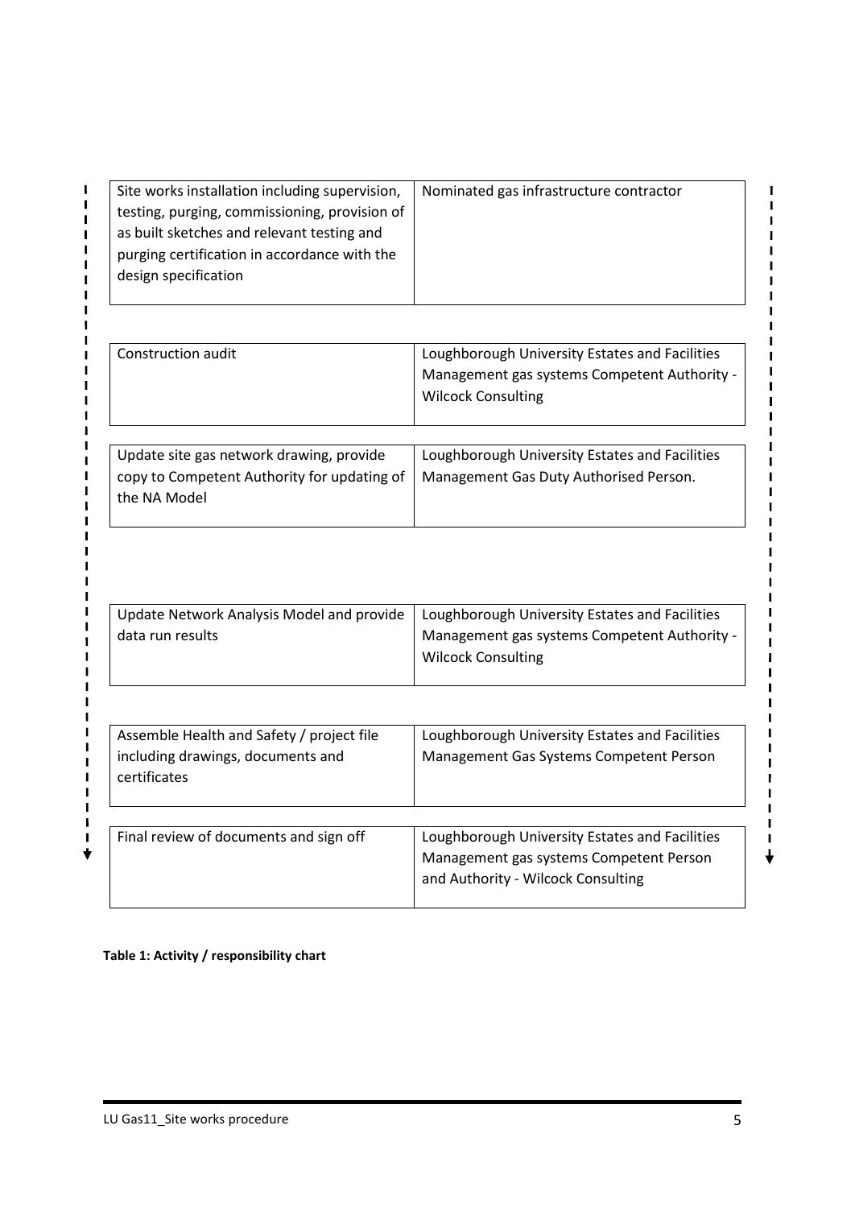| Activity | Responsibility |
|---|---|
| Site works installation including supervision, testing, purging, commissioning, provision of as built sketches and relevant testing and purging certification in accordance with the design specification | Nominated gas infrastructure contractor |
| Construction audit | Loughborough University Estates and Facilities Management gas systems Competent Authority - Wilcock Consulting |
| Update site gas network drawing, provide copy to Competent Authority for updating of the NA Model | Loughborough University Estates and Facilities Management Gas Duty Authorised Person. |
| Update Network Analysis Model and provide data run results | Loughborough University Estates and Facilities Management gas systems Competent Authority - Wilcock Consulting |
| Assemble Health and Safety / project file including drawings, documents and certificates | Loughborough University Estates and Facilities Management Gas Systems Competent Person |
| Final review of documents and sign off | Loughborough University Estates and Facilities Management gas systems Competent Person and Authority - Wilcock Consulting |

**Table 1: Activity / responsibility chart**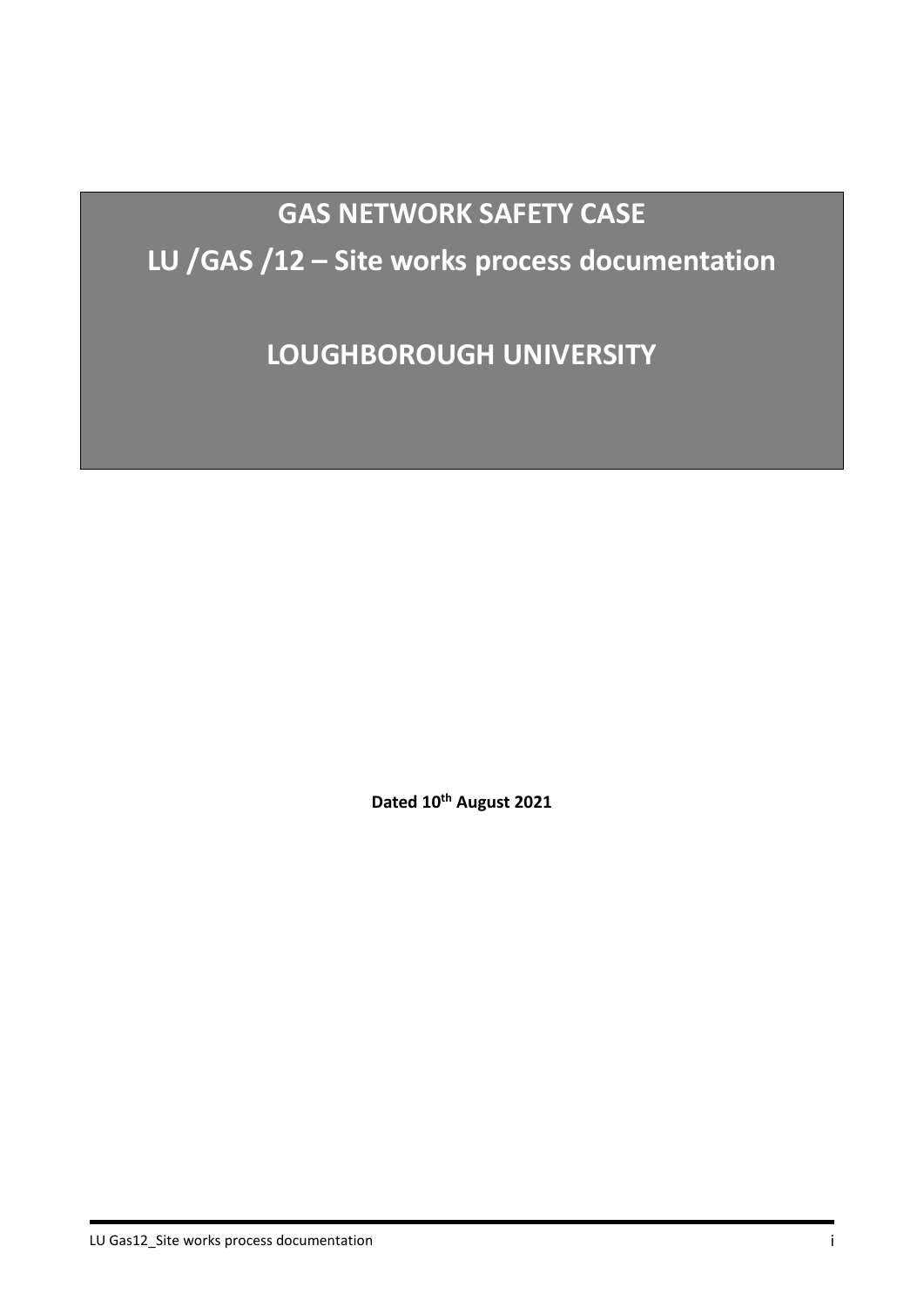# GAS NETWORK SAFETY CASE

# LU /GAS /12 – Site works process documentation

# LOUGHBOROUGH UNIVERSITY

**Dated 10th August 2021**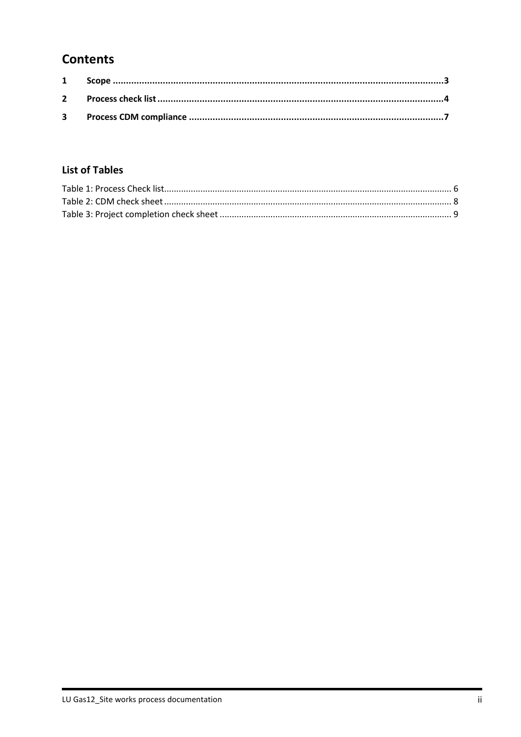# Contents

1 Scope .....3

2 Process check list .....4

3 Process CDM compliance .....7

## List of Tables

Table 1: Process Check list..... 6

Table 2: CDM check sheet..... 8

Table 3: Project completion check sheet..... 9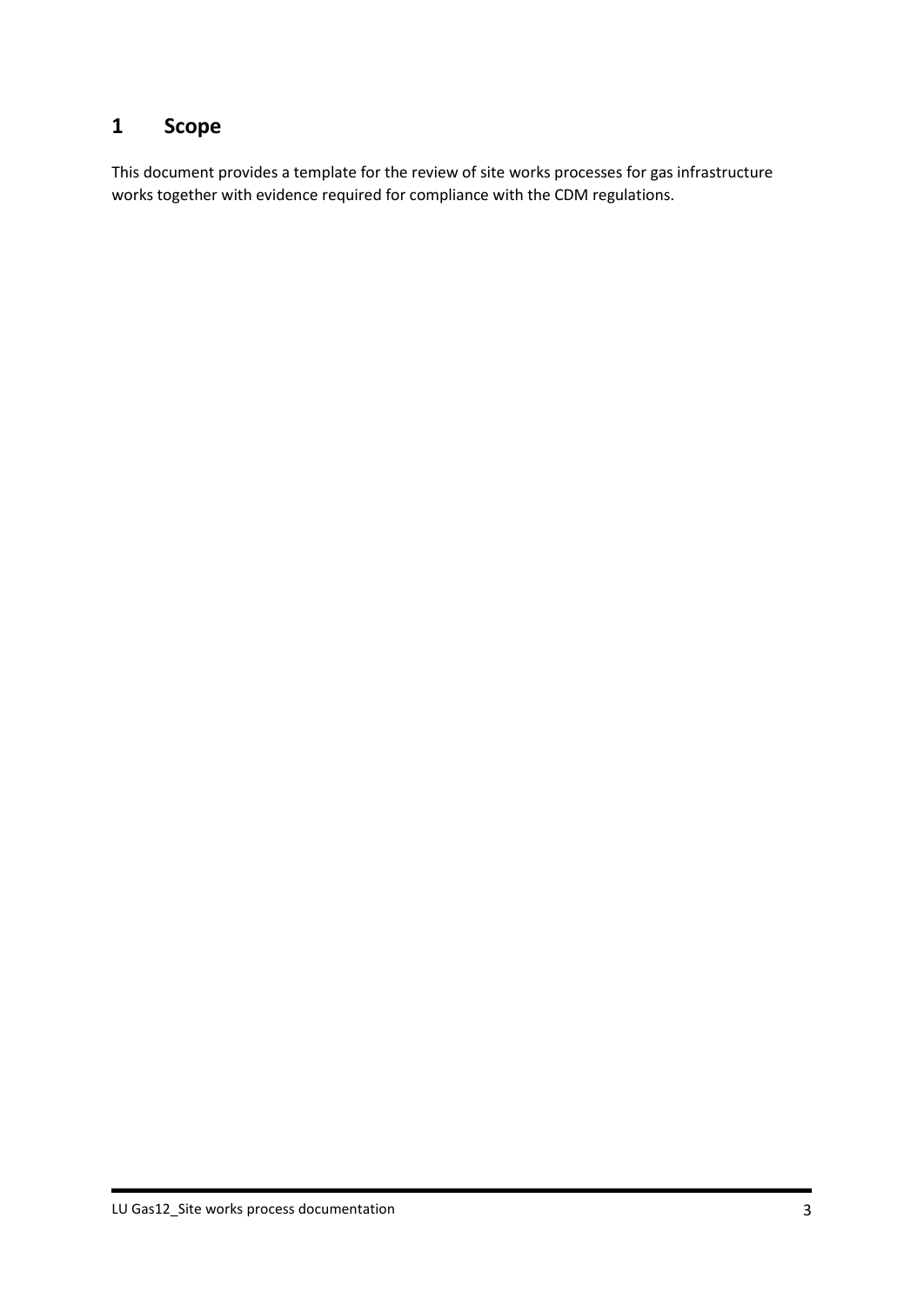# 1 Scope

This document provides a template for the review of site works processes for gas infrastructure works together with evidence required for compliance with the CDM regulations.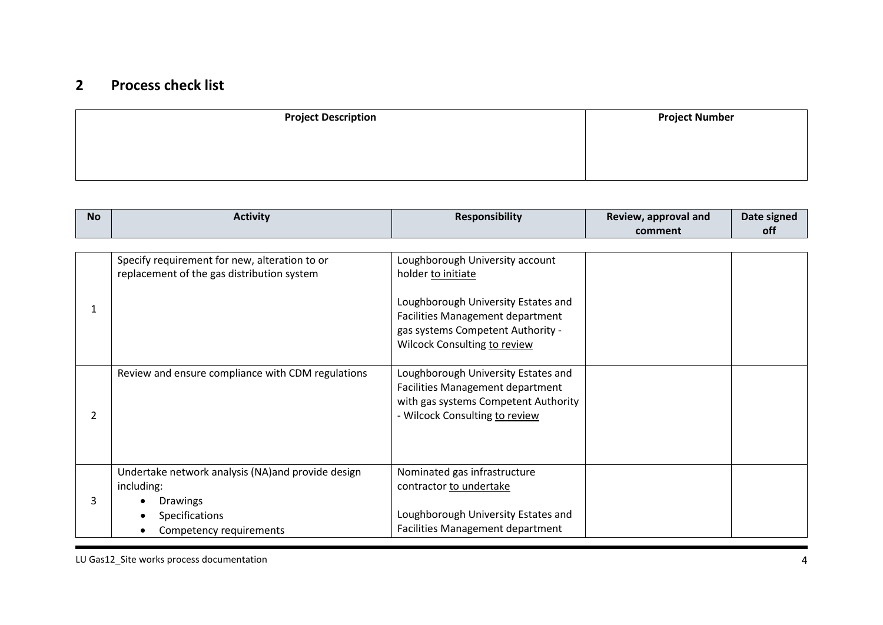## 2 Process check list

| Project Description | Project Number |
| --- | --- |
| | |

| No | Activity | Responsibility | Review, approval and comment | Date signed off |
| --- | --- | --- | --- | --- |
| 1 | Specify requirement for new, alteration to or replacement of the gas distribution system | Loughborough University account holder to initiate<br><br>Loughborough University Estates and Facilities Management department gas systems Competent Authority - Wilcock Consulting to review | | |
| 2 | Review and ensure compliance with CDM regulations | Loughborough University Estates and Facilities Management department with gas systems Competent Authority - Wilcock Consulting to review | | |
| 3 | Undertake network analysis (NA)and provide design including:<br>• Drawings<br>• Specifications<br>• Competency requirements | Nominated gas infrastructure contractor to undertake<br><br>Loughborough University Estates and Facilities Management department | | |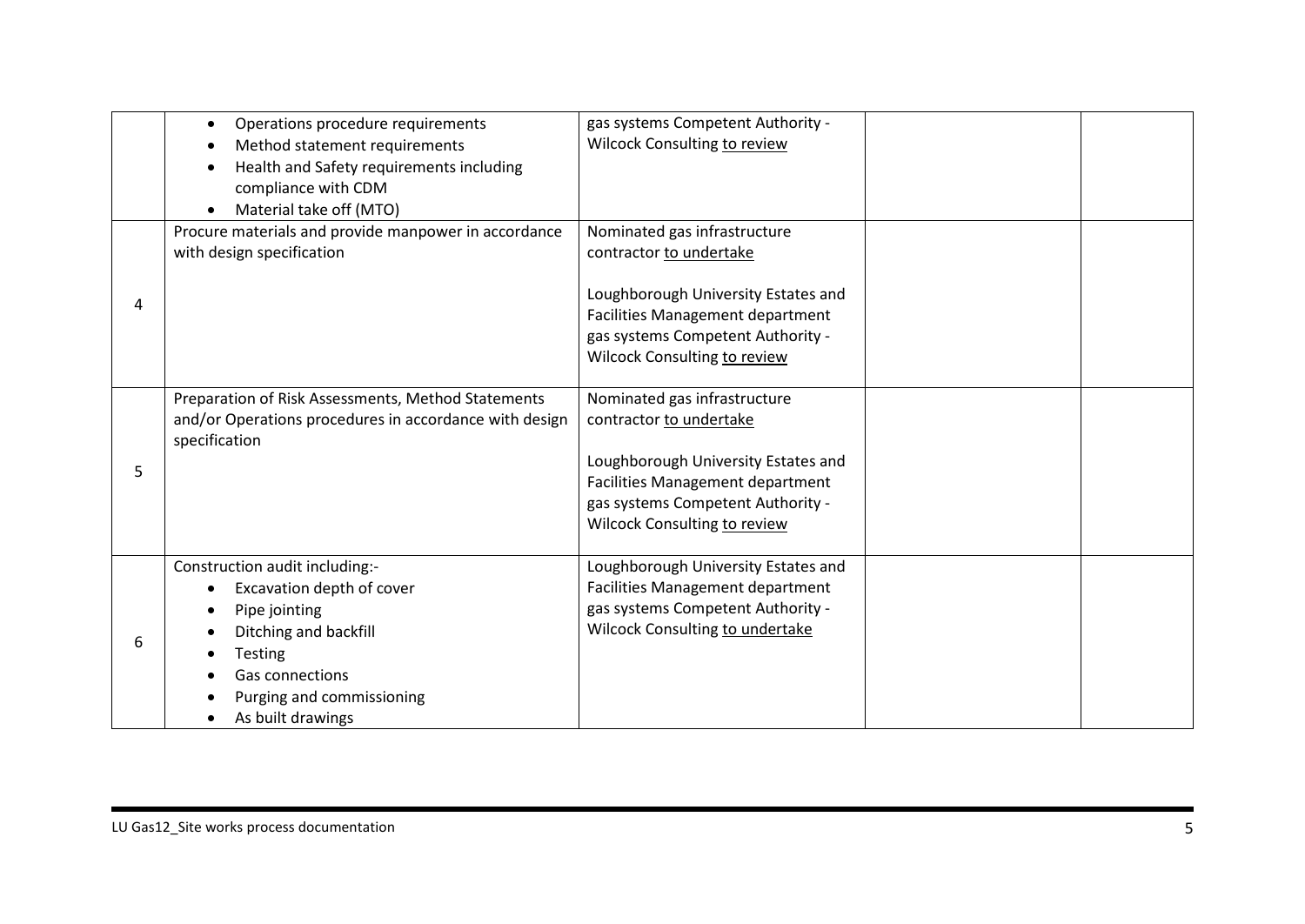| | | | | |
|---|---|---|---|---|
| | • Operations procedure requirements<br>• Method statement requirements<br>• Health and Safety requirements including compliance with CDM<br>• Material take off (MTO) | gas systems Competent Authority - Wilcock Consulting to review | | |
| 4 | Procure materials and provide manpower in accordance with design specification | Nominated gas infrastructure contractor to undertake<br><br>Loughborough University Estates and Facilities Management department gas systems Competent Authority - Wilcock Consulting to review | | |
| 5 | Preparation of Risk Assessments, Method Statements and/or Operations procedures in accordance with design specification | Nominated gas infrastructure contractor to undertake<br><br>Loughborough University Estates and Facilities Management department gas systems Competent Authority - Wilcock Consulting to review | | |
| 6 | Construction audit including:-<br>• Excavation depth of cover<br>• Pipe jointing<br>• Ditching and backfill<br>• Testing<br>• Gas connections<br>• Purging and commissioning<br>• As built drawings | Loughborough University Estates and Facilities Management department gas systems Competent Authority - Wilcock Consulting to undertake | | |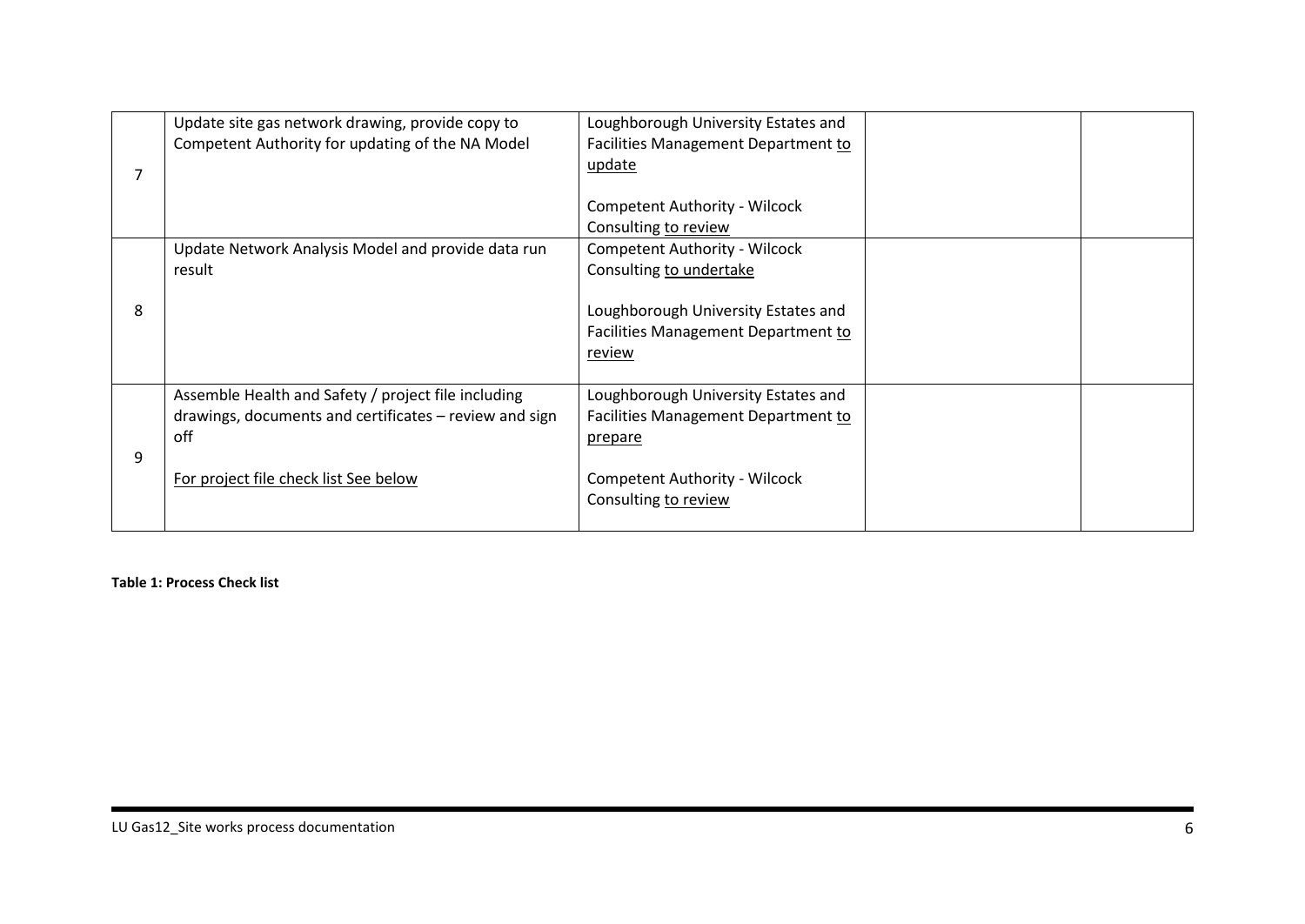| 7 | Update site gas network drawing, provide copy to Competent Authority for updating of the NA Model | Loughborough University Estates and Facilities Management Department to update<br><br>Competent Authority - Wilcock Consulting to review | | |
|---|---|---|---|---|
| 8 | Update Network Analysis Model and provide data run result | Competent Authority - Wilcock Consulting to undertake<br><br>Loughborough University Estates and Facilities Management Department to review | | |
| 9 | Assemble Health and Safety / project file including drawings, documents and certificates – review and sign off<br><br>For project file check list See below | Loughborough University Estates and Facilities Management Department to prepare<br><br>Competent Authority - Wilcock Consulting to review | | |

**Table 1: Process Check list**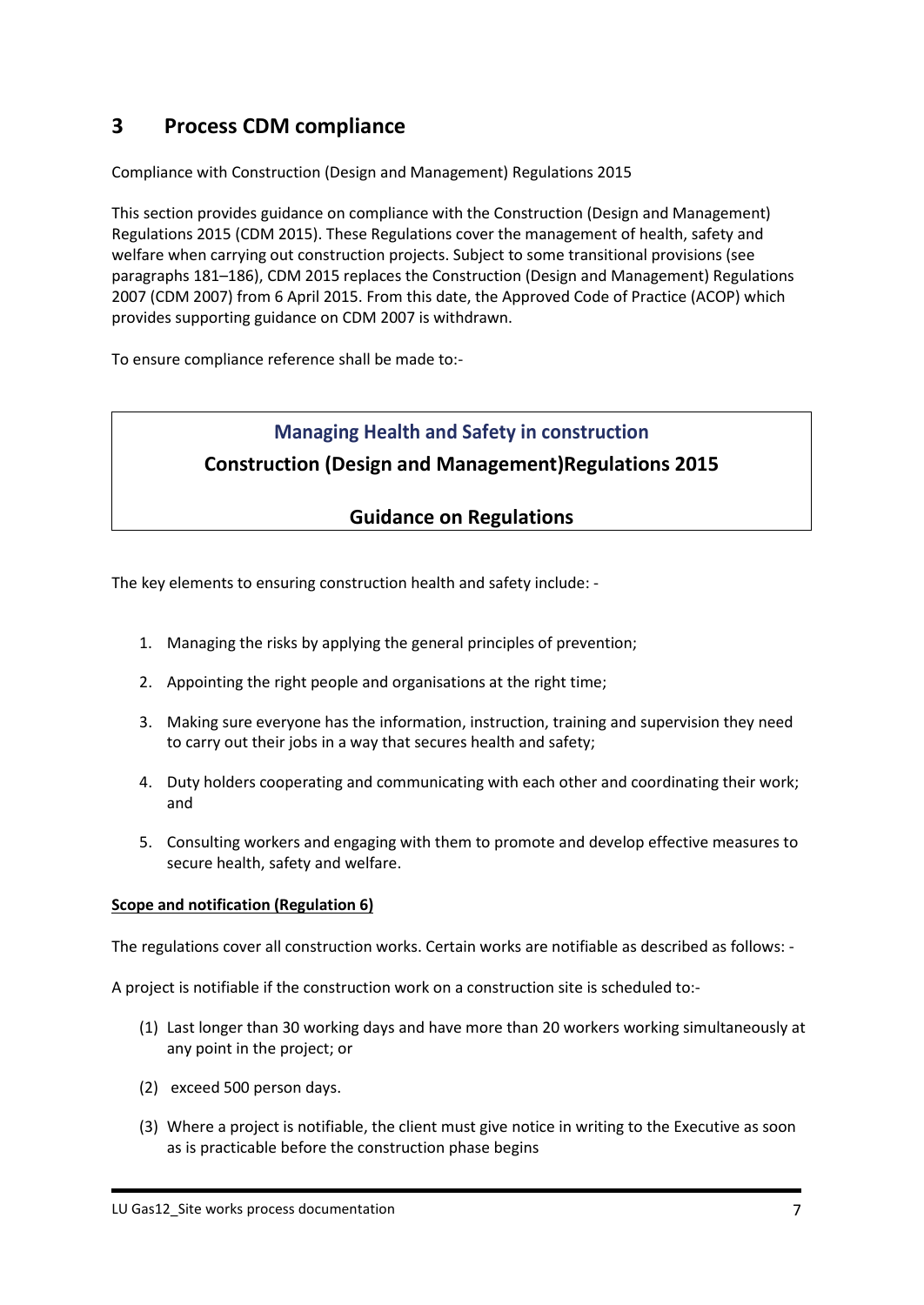## 3 Process CDM compliance

Compliance with Construction (Design and Management) Regulations 2015

This section provides guidance on compliance with the Construction (Design and Management) Regulations 2015 (CDM 2015). These Regulations cover the management of health, safety and welfare when carrying out construction projects. Subject to some transitional provisions (see paragraphs 181–186), CDM 2015 replaces the Construction (Design and Management) Regulations 2007 (CDM 2007) from 6 April 2015. From this date, the Approved Code of Practice (ACOP) which provides supporting guidance on CDM 2007 is withdrawn.

To ensure compliance reference shall be made to:-

> **Managing Health and Safety in construction**
>
> **Construction (Design and Management)Regulations 2015**
>
> **Guidance on Regulations**

The key elements to ensuring construction health and safety include: -

1. Managing the risks by applying the general principles of prevention;
2. Appointing the right people and organisations at the right time;
3. Making sure everyone has the information, instruction, training and supervision they need to carry out their jobs in a way that secures health and safety;
4. Duty holders cooperating and communicating with each other and coordinating their work; and
5. Consulting workers and engaging with them to promote and develop effective measures to secure health, safety and welfare.

**Scope and notification (Regulation 6)**

The regulations cover all construction works. Certain works are notifiable as described as follows: -

A project is notifiable if the construction work on a construction site is scheduled to:-

(1) Last longer than 30 working days and have more than 20 workers working simultaneously at any point in the project; or

(2) exceed 500 person days.

(3) Where a project is notifiable, the client must give notice in writing to the Executive as soon as is practicable before the construction phase begins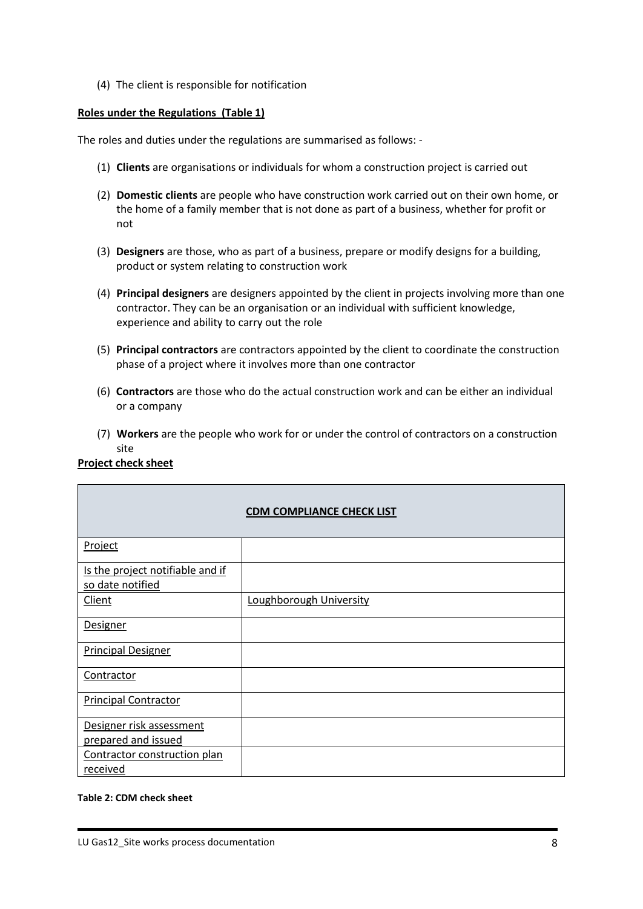(4) The client is responsible for notification

**Roles under the Regulations (Table 1)**

The roles and duties under the regulations are summarised as follows: -

(1) **Clients** are organisations or individuals for whom a construction project is carried out

(2) **Domestic clients** are people who have construction work carried out on their own home, or the home of a family member that is not done as part of a business, whether for profit or not

(3) **Designers** are those, who as part of a business, prepare or modify designs for a building, product or system relating to construction work

(4) **Principal designers** are designers appointed by the client in projects involving more than one contractor. They can be an organisation or an individual with sufficient knowledge, experience and ability to carry out the role

(5) **Principal contractors** are contractors appointed by the client to coordinate the construction phase of a project where it involves more than one contractor

(6) **Contractors** are those who do the actual construction work and can be either an individual or a company

(7) **Workers** are the people who work for or under the control of contractors on a construction site

**Project check sheet**

| **CDM COMPLIANCE CHECK LIST** | |
|---|---|
| Project | |
| Is the project notifiable and if so date notified | |
| Client | Loughborough University |
| Designer | |
| Principal Designer | |
| Contractor | |
| Principal Contractor | |
| Designer risk assessment prepared and issued | |
| Contractor construction plan received | |

**Table 2: CDM check sheet**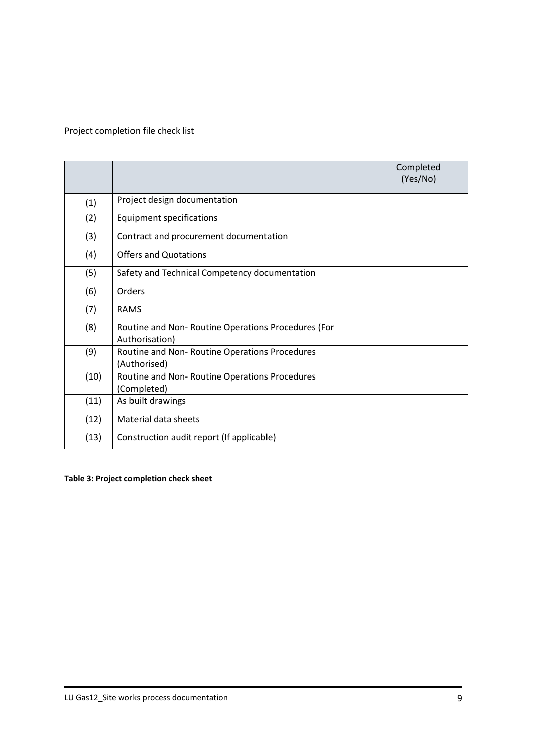Project completion file check list

| | | Completed (Yes/No) |
|---|---|---|
| (1) | Project design documentation | |
| (2) | Equipment specifications | |
| (3) | Contract and procurement documentation | |
| (4) | Offers and Quotations | |
| (5) | Safety and Technical Competency documentation | |
| (6) | Orders | |
| (7) | RAMS | |
| (8) | Routine and Non- Routine Operations Procedures (For Authorisation) | |
| (9) | Routine and Non- Routine Operations Procedures (Authorised) | |
| (10) | Routine and Non- Routine Operations Procedures (Completed) | |
| (11) | As built drawings | |
| (12) | Material data sheets | |
| (13) | Construction audit report (If applicable) | |

**Table 3: Project completion check sheet**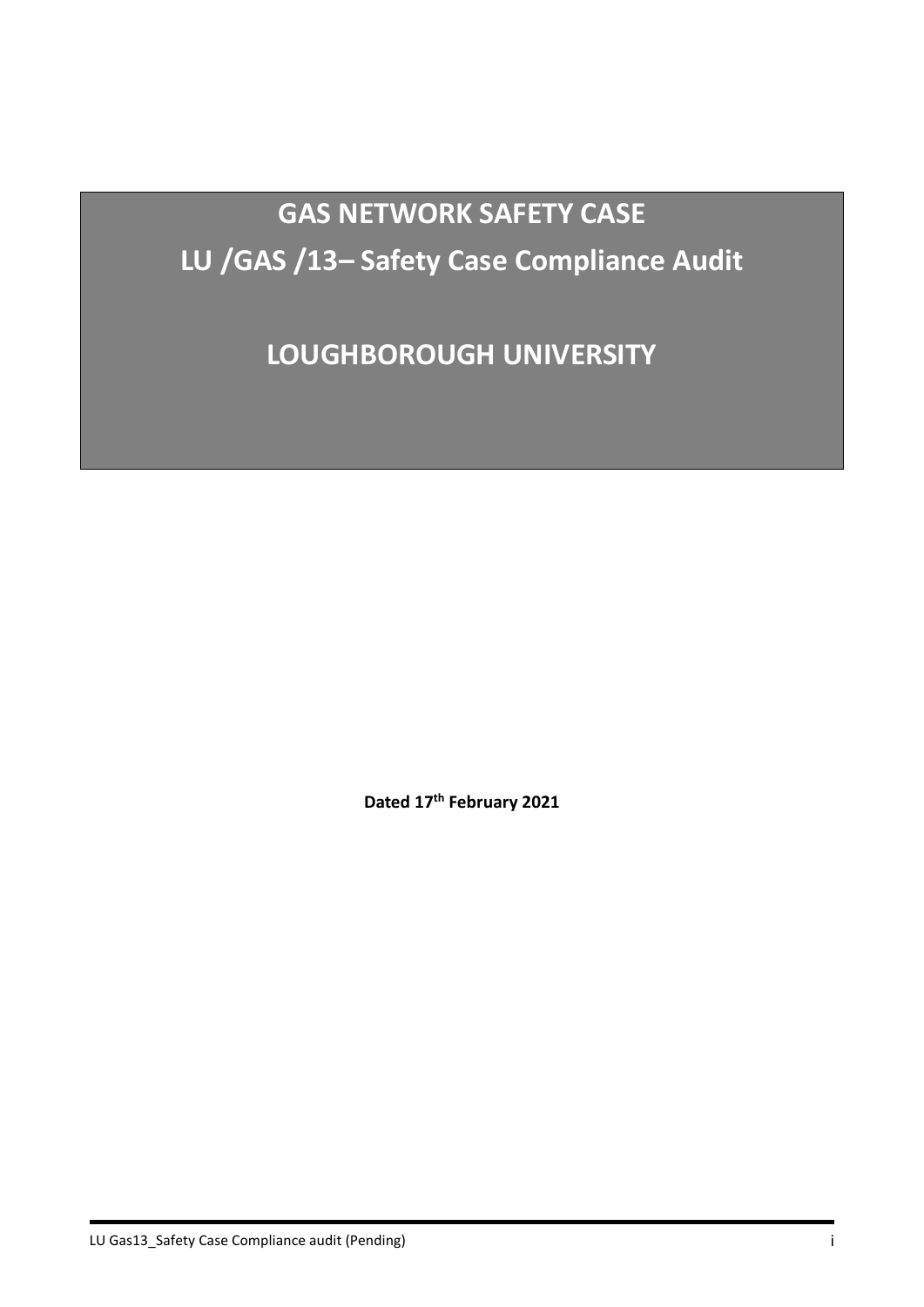# GAS NETWORK SAFETY CASE

## LU /GAS /13– Safety Case Compliance Audit

## LOUGHBOROUGH UNIVERSITY

**Dated 17th February 2021**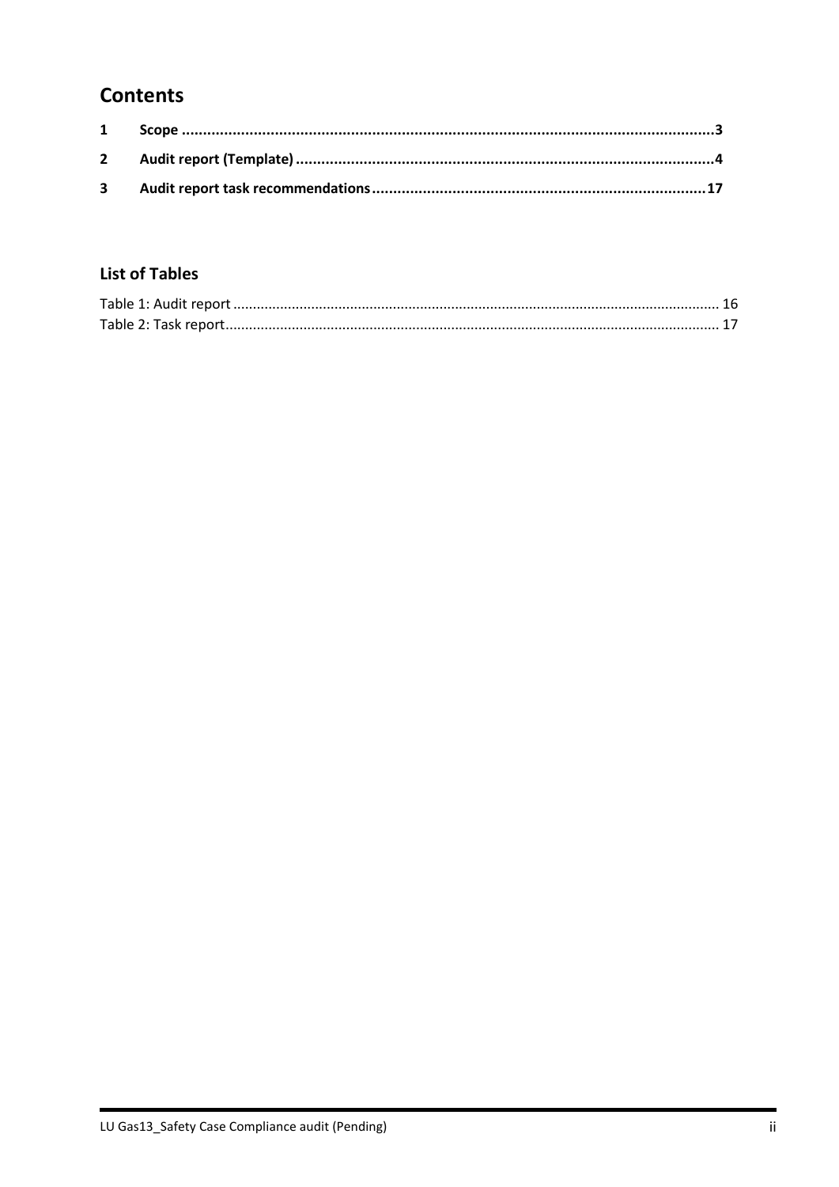# Contents

1 Scope ....................................................................................................................3

2 Audit report (Template) ...................................................................................4

3 Audit report task recommendations ..............................................................17

## List of Tables

Table 1: Audit report ........................................................................................... 16

Table 2: Task report............................................................................................. 17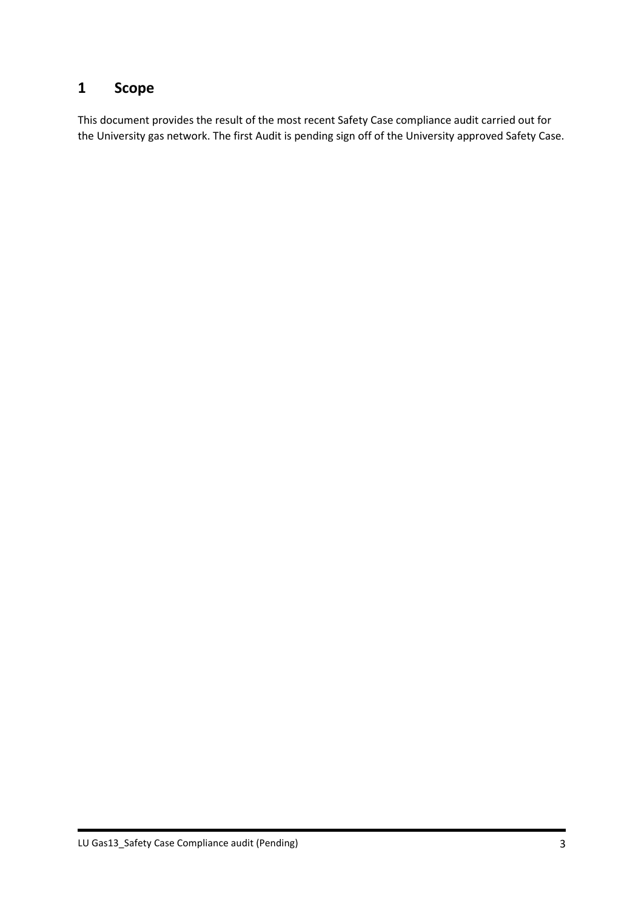# 1 Scope

This document provides the result of the most recent Safety Case compliance audit carried out for the University gas network. The first Audit is pending sign off of the University approved Safety Case.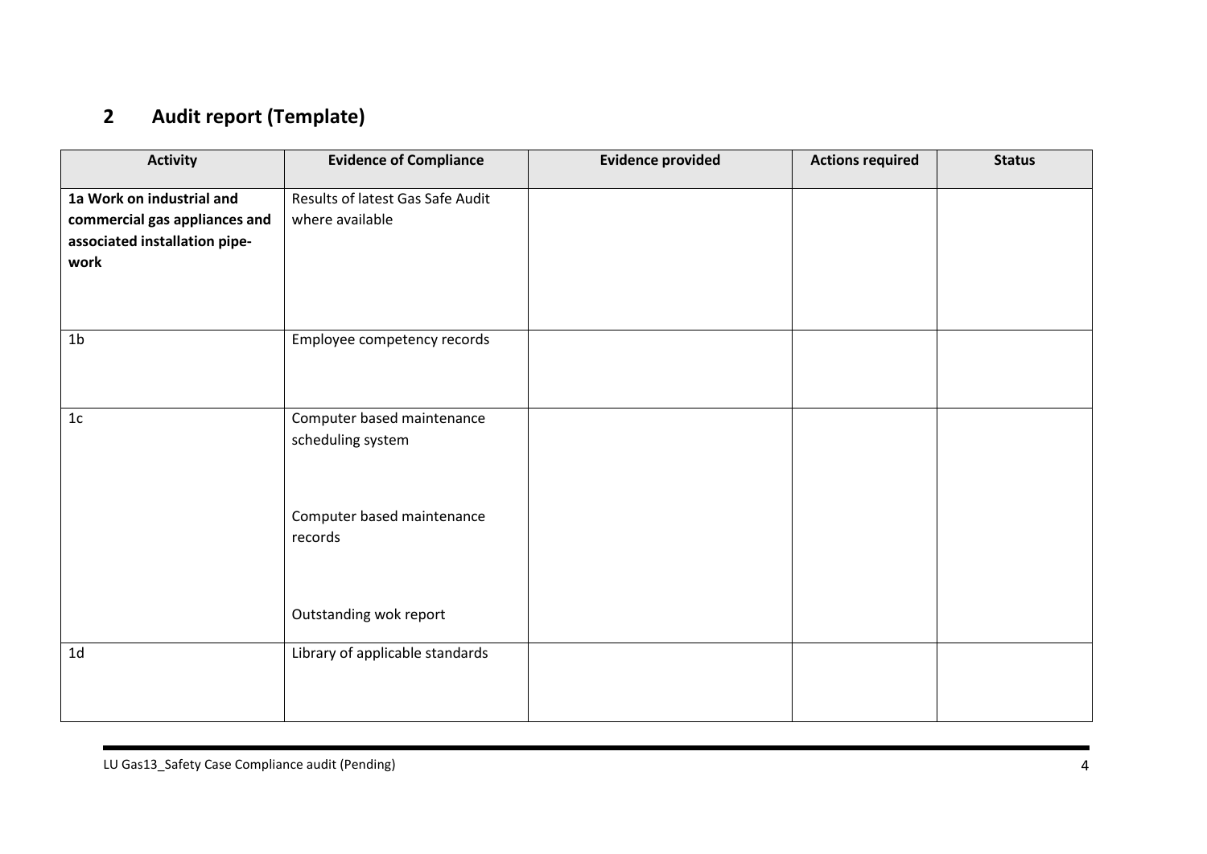## 2 Audit report (Template)

| Activity | Evidence of Compliance | Evidence provided | Actions required | Status |
|---|---|---|---|---|
| **1a Work on industrial and commercial gas appliances and associated installation pipe-work** | Results of latest Gas Safe Audit where available | | | |
| 1b | Employee competency records | | | |
| 1c | Computer based maintenance scheduling system<br><br>Computer based maintenance records<br><br>Outstanding wok report | | | |
| 1d | Library of applicable standards | | | |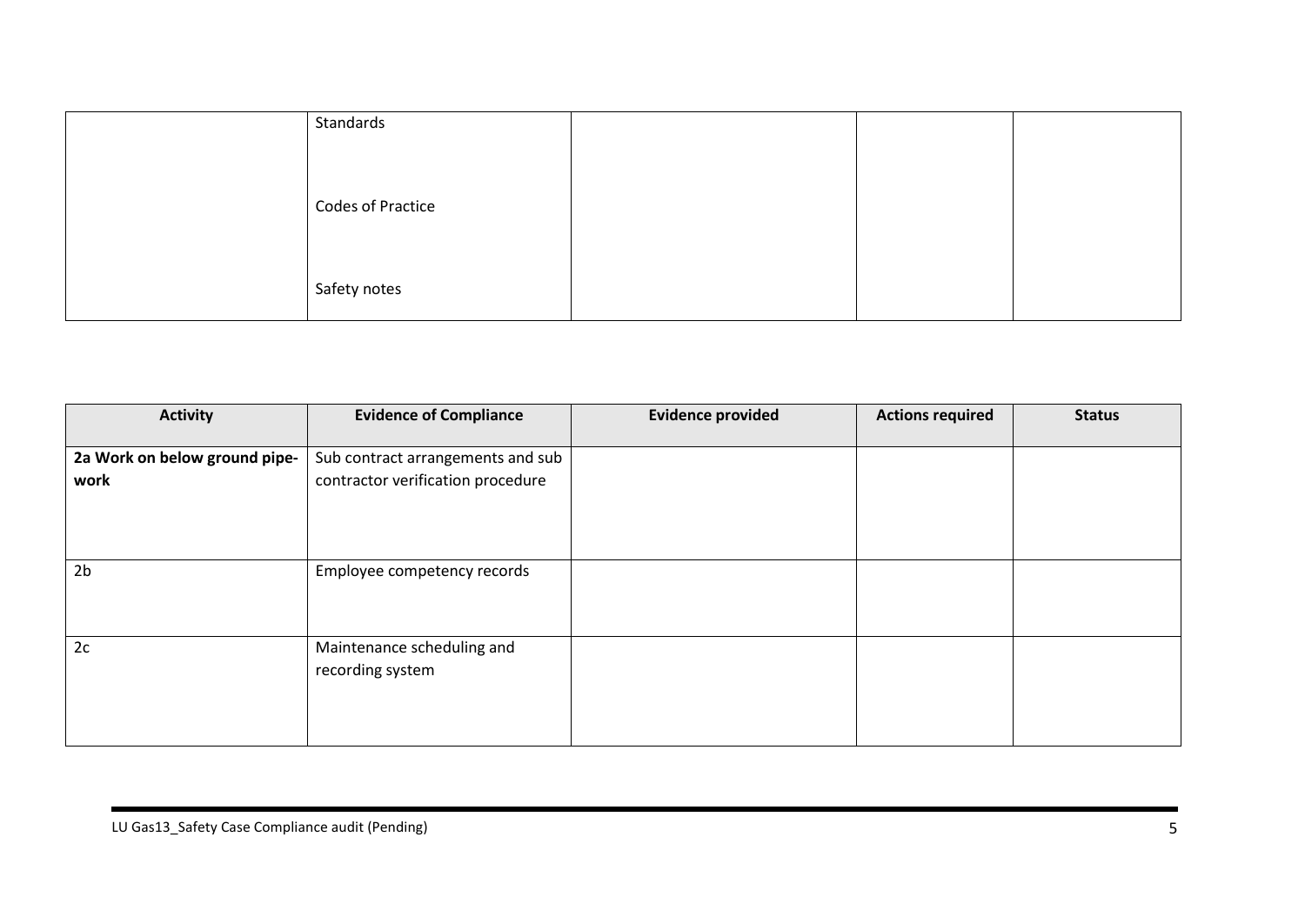|  | Standards<br><br>Codes of Practice<br><br>Safety notes |  |  |  |
|---|---|---|---|---|

| Activity | Evidence of Compliance | Evidence provided | Actions required | Status |
|---|---|---|---|---|
| **2a Work on below ground pipe-work** | Sub contract arrangements and sub contractor verification procedure |  |  |  |
| 2b | Employee competency records |  |  |  |
| 2c | Maintenance scheduling and recording system |  |  |  |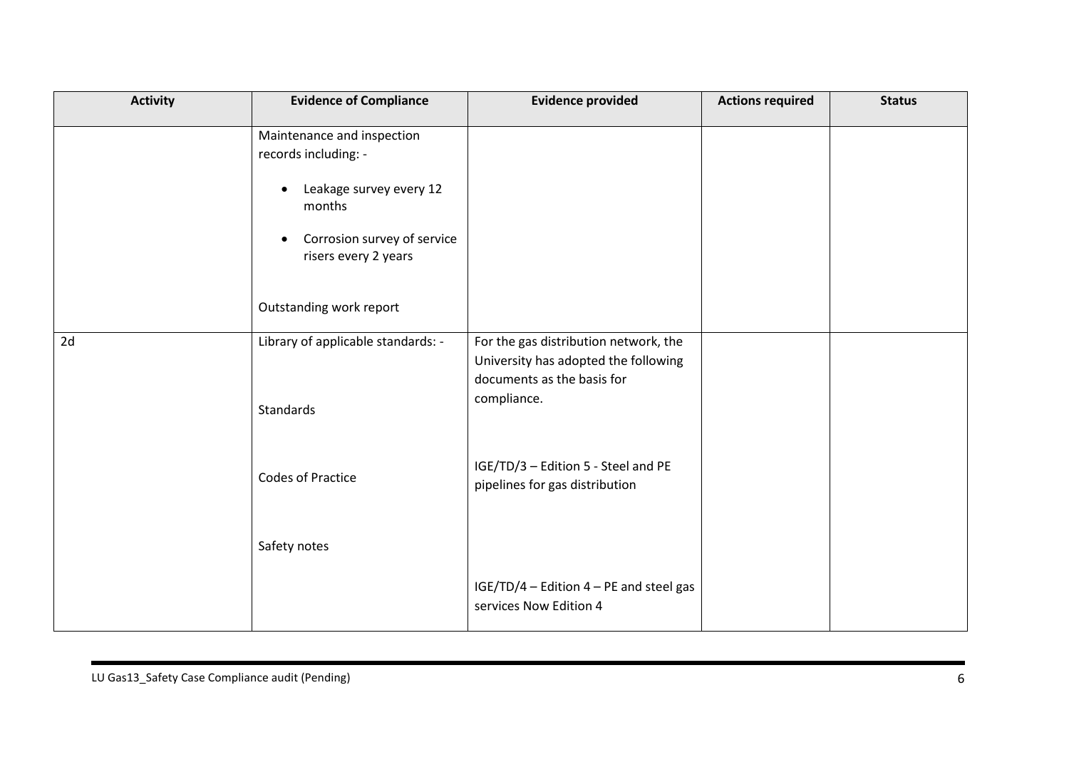| Activity | Evidence of Compliance | Evidence provided | Actions required | Status |
|---|---|---|---|---|
| | Maintenance and inspection records including: - <br><br> • Leakage survey every 12 months <br><br> • Corrosion survey of service risers every 2 years <br><br> Outstanding work report | | | |
| 2d | Library of applicable standards: - <br><br> Standards <br><br> Codes of Practice <br><br> Safety notes | For the gas distribution network, the University has adopted the following documents as the basis for compliance. <br><br> IGE/TD/3 – Edition 5 - Steel and PE pipelines for gas distribution <br><br> IGE/TD/4 – Edition 4 – PE and steel gas services Now Edition 4 | | |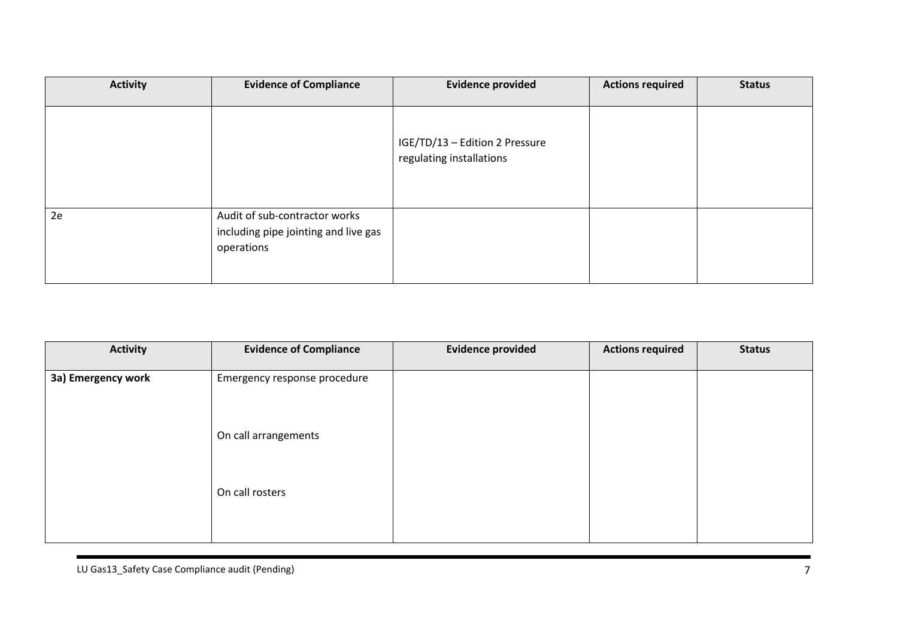| Activity | Evidence of Compliance | Evidence provided | Actions required | Status |
| --- | --- | --- | --- | --- |
| | | IGE/TD/13 – Edition 2 Pressure regulating installations | | |
| 2e | Audit of sub-contractor works including pipe jointing and live gas operations | | | |

| Activity | Evidence of Compliance | Evidence provided | Actions required | Status |
| --- | --- | --- | --- | --- |
| **3a) Emergency work** | Emergency response procedure<br><br>On call arrangements<br><br>On call rosters | | | |

LU Gas13_Safety Case Compliance audit (Pending)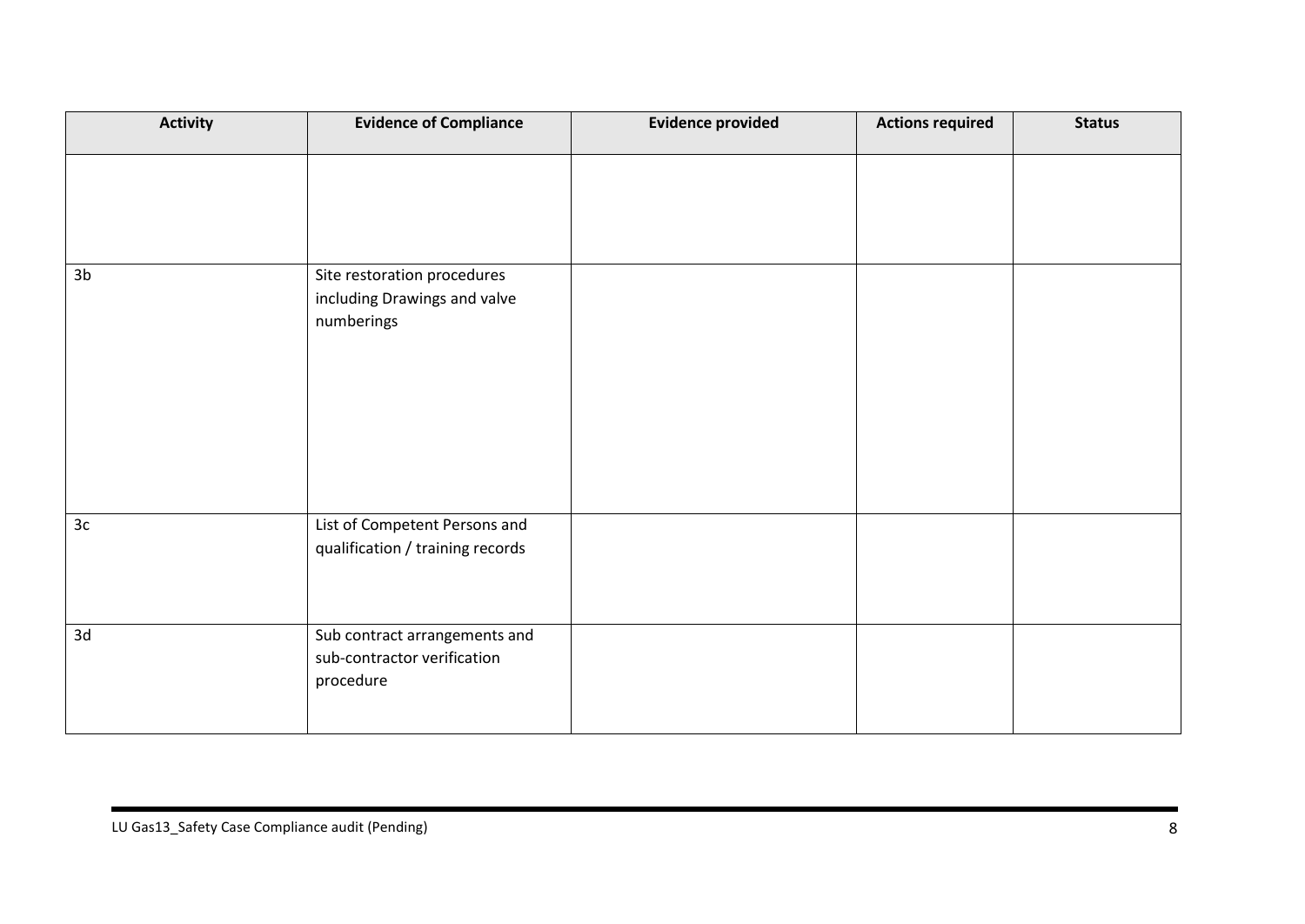| Activity | Evidence of Compliance | Evidence provided | Actions required | Status |
| --- | --- | --- | --- | --- |
| | | | | |
| 3b | Site restoration procedures including Drawings and valve numberings | | | |
| 3c | List of Competent Persons and qualification / training records | | | |
| 3d | Sub contract arrangements and sub-contractor verification procedure | | | |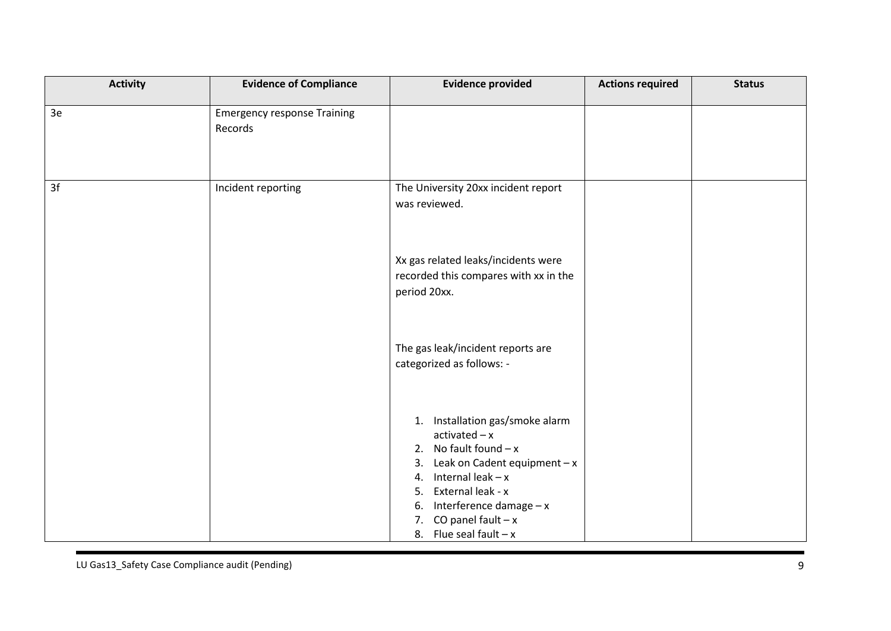| Activity | Evidence of Compliance | Evidence provided | Actions required | Status |
|---|---|---|---|---|
| 3e | Emergency response Training Records | | | |
| 3f | Incident reporting | The University 20xx incident report was reviewed.<br><br>Xx gas related leaks/incidents were recorded this compares with xx in the period 20xx.<br><br>The gas leak/incident reports are categorized as follows: -<br><br>1. Installation gas/smoke alarm activated – x<br>2. No fault found – x<br>3. Leak on Cadent equipment – x<br>4. Internal leak – x<br>5. External leak - x<br>6. Interference damage – x<br>7. CO panel fault – x<br>8. Flue seal fault – x | | |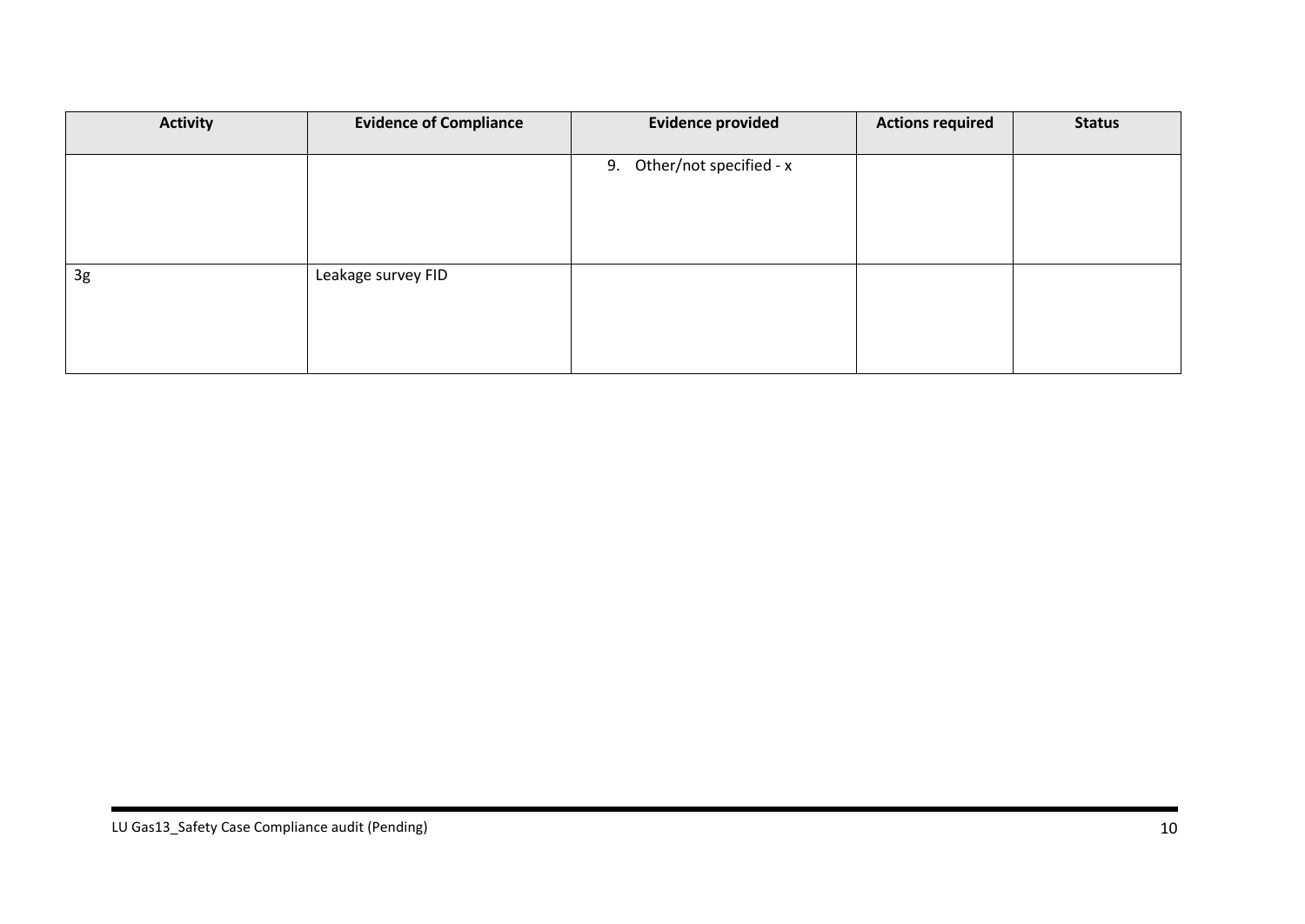| Activity | Evidence of Compliance | Evidence provided | Actions required | Status |
|---|---|---|---|---|
| | | 9. Other/not specified - x | | |
| 3g | Leakage survey FID | | | |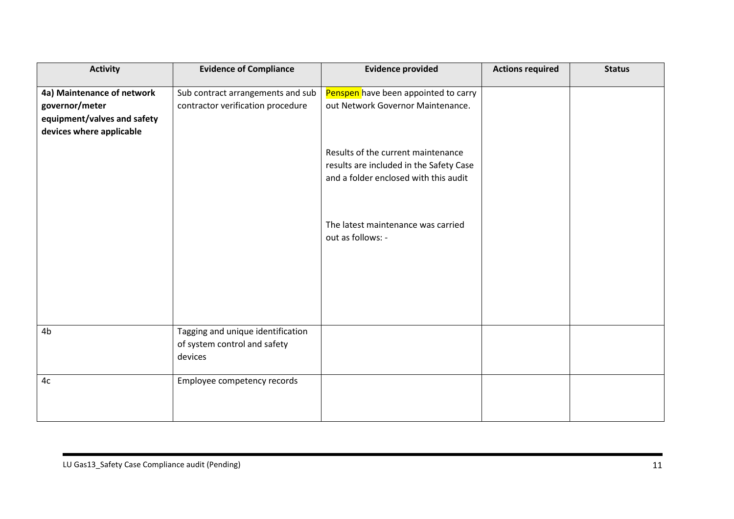| Activity | Evidence of Compliance | Evidence provided | Actions required | Status |
|---|---|---|---|---|
| **4a) Maintenance of network governor/meter equipment/valves and safety devices where applicable** | Sub contract arrangements and sub contractor verification procedure | Penspen have been appointed to carry out Network Governor Maintenance.<br><br>Results of the current maintenance results are included in the Safety Case and a folder enclosed with this audit<br><br>The latest maintenance was carried out as follows: - | | |
| 4b | Tagging and unique identification of system control and safety devices | | | |
| 4c | Employee competency records | | | |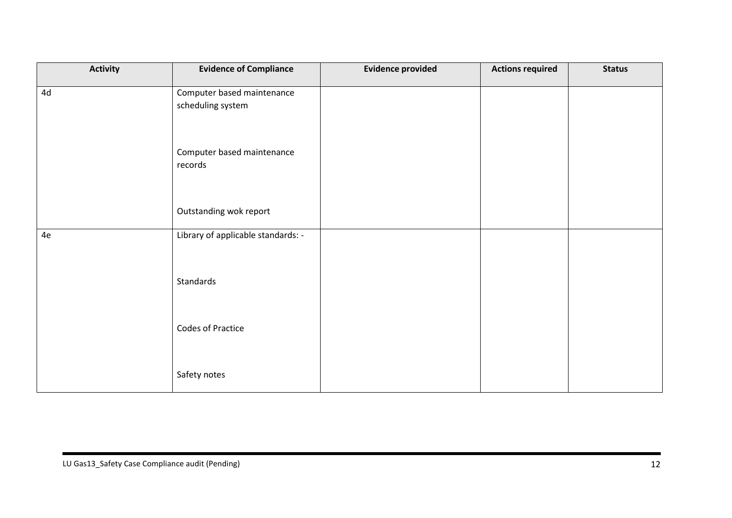| Activity | Evidence of Compliance | Evidence provided | Actions required | Status |
|---|---|---|---|---|
| 4d | Computer based maintenance scheduling system | | | |
| | Computer based maintenance records | | | |
| | Outstanding wok report | | | |
| 4e | Library of applicable standards: - | | | |
| | Standards | | | |
| | Codes of Practice | | | |
| | Safety notes | | | |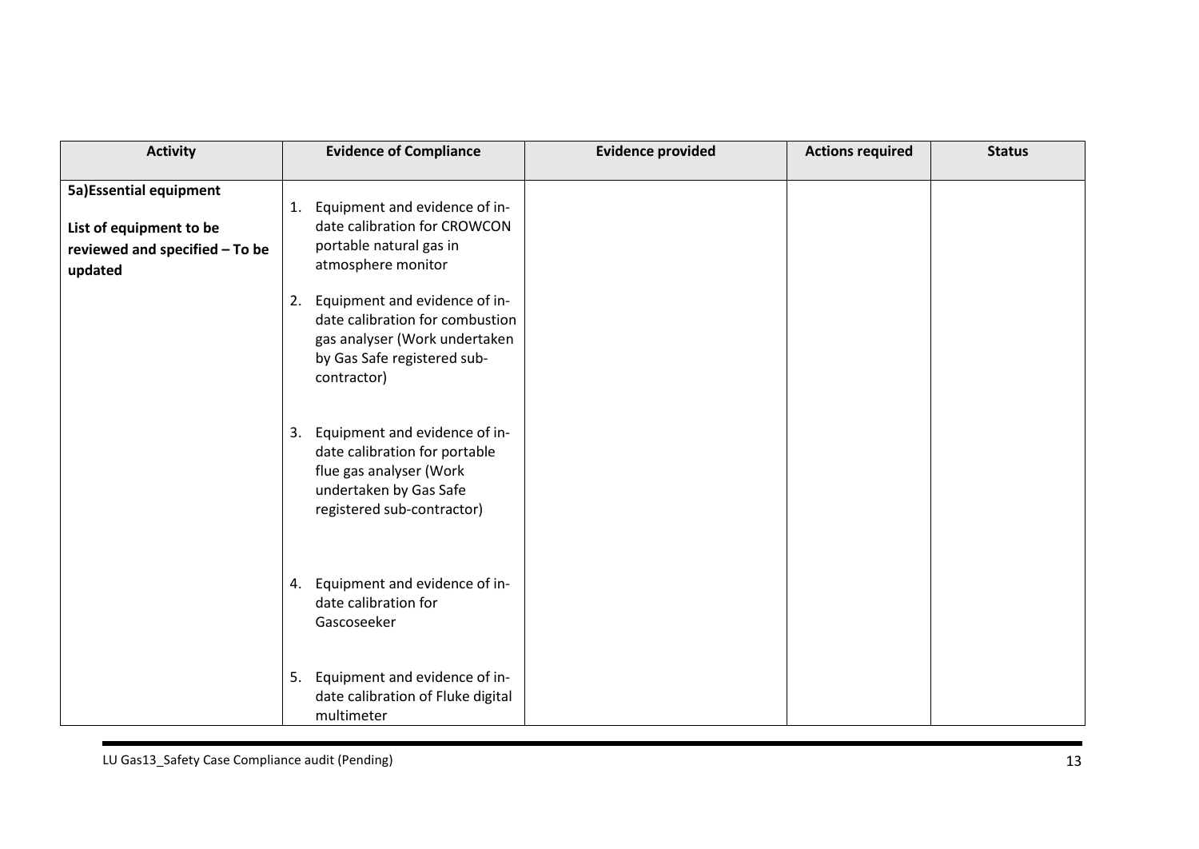| Activity | Evidence of Compliance | Evidence provided | Actions required | Status |
|---|---|---|---|---|
| **5a)Essential equipment**<br><br>**List of equipment to be reviewed and specified – To be updated** | 1. Equipment and evidence of in-date calibration for CROWCON portable natural gas in atmosphere monitor | | | |
| | 2. Equipment and evidence of in-date calibration for combustion gas analyser (Work undertaken by Gas Safe registered sub-contractor) | | | |
| | 3. Equipment and evidence of in-date calibration for portable flue gas analyser (Work undertaken by Gas Safe registered sub-contractor) | | | |
| | 4. Equipment and evidence of in-date calibration for Gascoseeker | | | |
| | 5. Equipment and evidence of in-date calibration of Fluke digital multimeter | | | |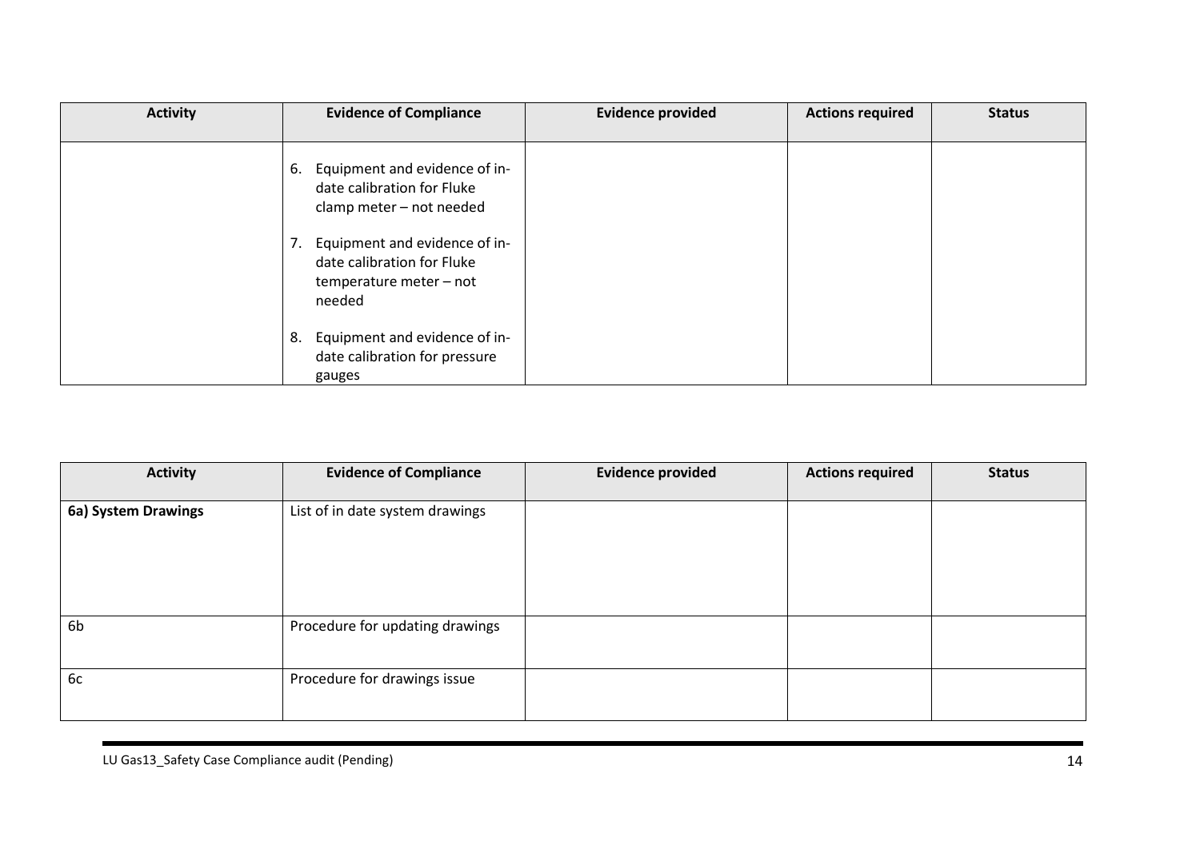| Activity | Evidence of Compliance | Evidence provided | Actions required | Status |
|---|---|---|---|---|
| | 6. Equipment and evidence of in-date calibration for Fluke clamp meter – not needed<br><br>7. Equipment and evidence of in-date calibration for Fluke temperature meter – not needed<br><br>8. Equipment and evidence of in-date calibration for pressure gauges | | | |

| Activity | Evidence of Compliance | Evidence provided | Actions required | Status |
|---|---|---|---|---|
| **6a) System Drawings** | List of in date system drawings | | | |
| 6b | Procedure for updating drawings | | | |
| 6c | Procedure for drawings issue | | | |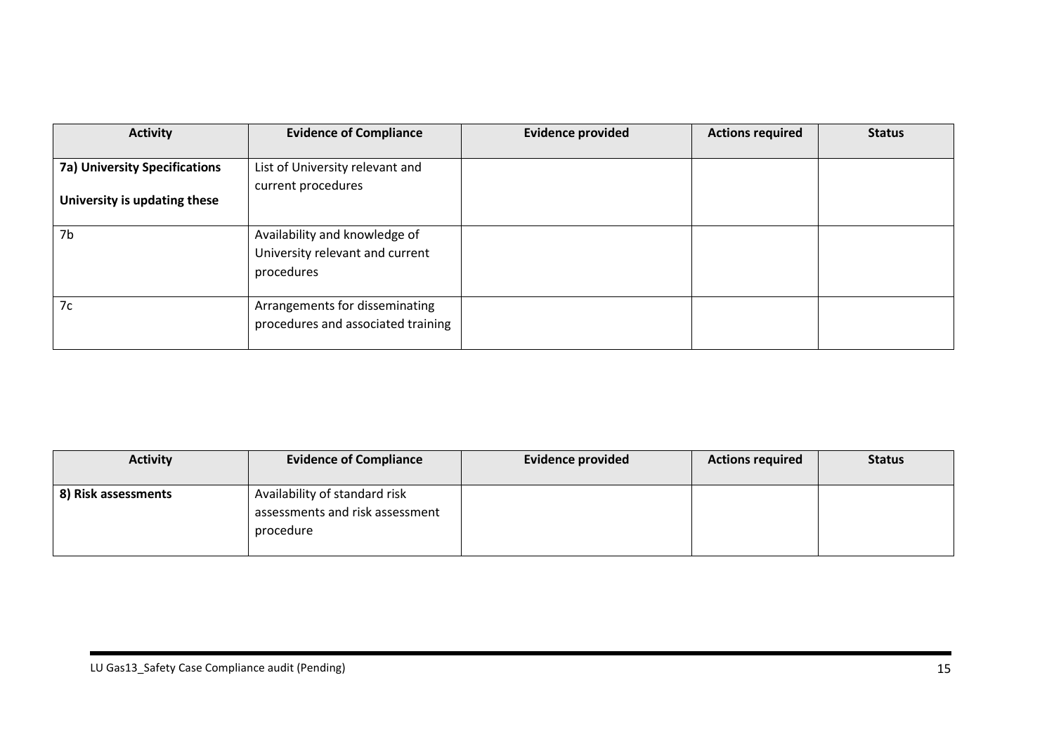| Activity | Evidence of Compliance | Evidence provided | Actions required | Status |
|---|---|---|---|---|
| **7a) University Specifications**<br><br>**University is updating these** | List of University relevant and current procedures | | | |
| 7b | Availability and knowledge of University relevant and current procedures | | | |
| 7c | Arrangements for disseminating procedures and associated training | | | |

| Activity | Evidence of Compliance | Evidence provided | Actions required | Status |
|---|---|---|---|---|
| **8) Risk assessments** | Availability of standard risk assessments and risk assessment procedure | | | |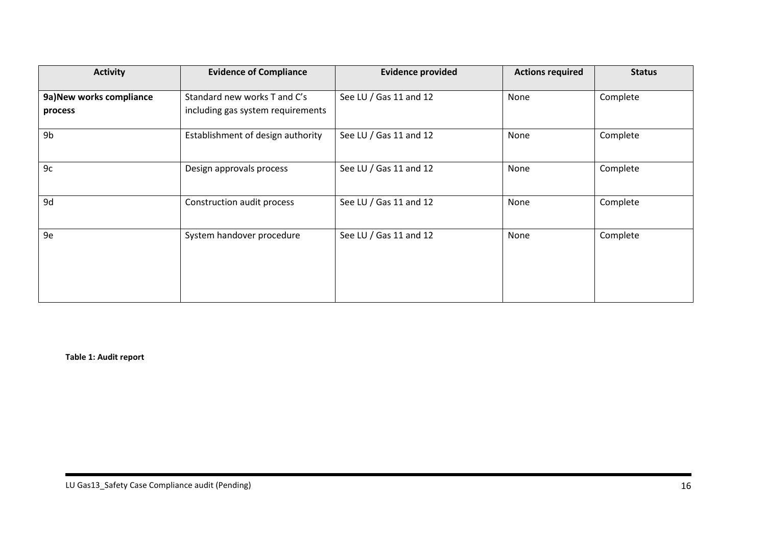| Activity | Evidence of Compliance | Evidence provided | Actions required | Status |
|---|---|---|---|---|
| **9a)New works compliance process** | Standard new works T and C's including gas system requirements | See LU / Gas 11 and 12 | None | Complete |
| 9b | Establishment of design authority | See LU / Gas 11 and 12 | None | Complete |
| 9c | Design approvals process | See LU / Gas 11 and 12 | None | Complete |
| 9d | Construction audit process | See LU / Gas 11 and 12 | None | Complete |
| 9e | System handover procedure | See LU / Gas 11 and 12 | None | Complete |

**Table 1: Audit report**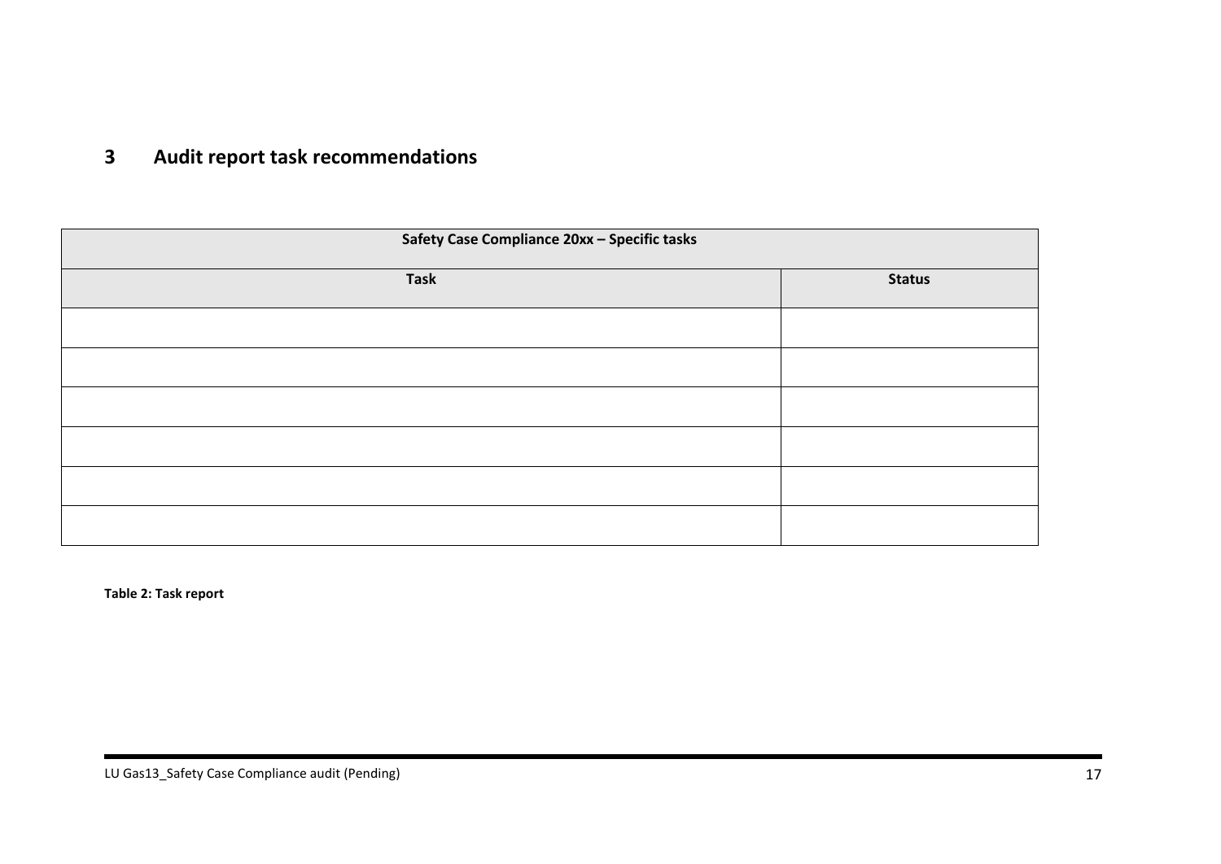# 3 Audit report task recommendations

| Safety Case Compliance 20xx – Specific tasks | |
|---|---|
| **Task** | **Status** |
| | |
| | |
| | |
| | |
| | |
| | |

**Table 2: Task report**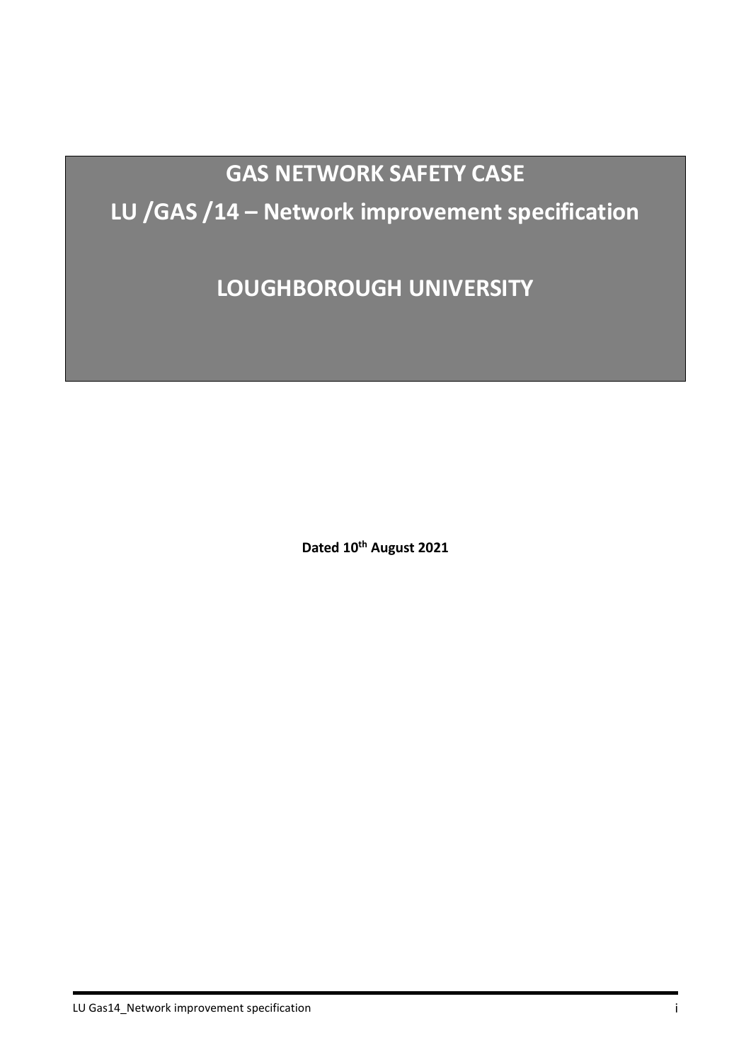# GAS NETWORK SAFETY CASE

# LU /GAS /14 – Network improvement specification

# LOUGHBOROUGH UNIVERSITY

**Dated 10th August 2021**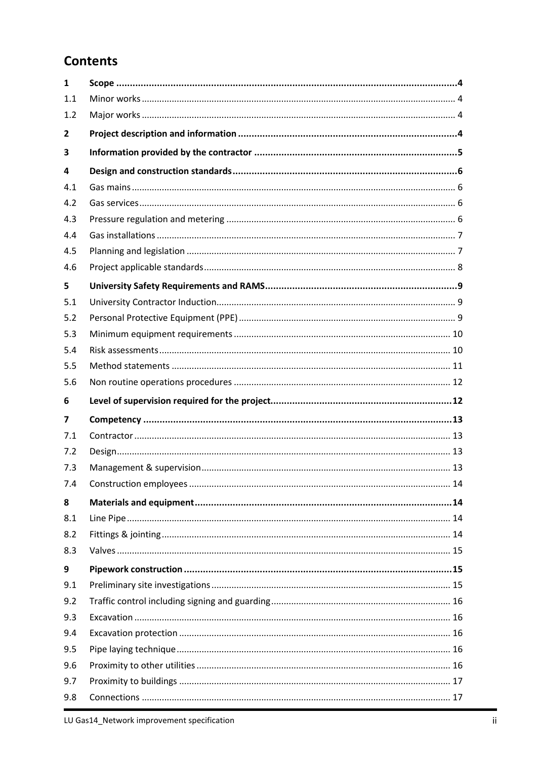# Contents

| | | |
|---|---|---|
| **1** | **Scope** | **4** |
| 1.1 | Minor works | 4 |
| 1.2 | Major works | 4 |
| **2** | **Project description and information** | **4** |
| **3** | **Information provided by the contractor** | **5** |
| **4** | **Design and construction standards** | **6** |
| 4.1 | Gas mains | 6 |
| 4.2 | Gas services | 6 |
| 4.3 | Pressure regulation and metering | 6 |
| 4.4 | Gas installations | 7 |
| 4.5 | Planning and legislation | 7 |
| 4.6 | Project applicable standards | 8 |
| **5** | **University Safety Requirements and RAMS** | **9** |
| 5.1 | University Contractor Induction | 9 |
| 5.2 | Personal Protective Equipment (PPE) | 9 |
| 5.3 | Minimum equipment requirements | 10 |
| 5.4 | Risk assessments | 10 |
| 5.5 | Method statements | 11 |
| 5.6 | Non routine operations procedures | 12 |
| **6** | **Level of supervision required for the project** | **12** |
| **7** | **Competency** | **13** |
| 7.1 | Contractor | 13 |
| 7.2 | Design | 13 |
| 7.3 | Management & supervision | 13 |
| 7.4 | Construction employees | 14 |
| **8** | **Materials and equipment** | **14** |
| 8.1 | Line Pipe | 14 |
| 8.2 | Fittings & jointing | 14 |
| 8.3 | Valves | 15 |
| **9** | **Pipework construction** | **15** |
| 9.1 | Preliminary site investigations | 15 |
| 9.2 | Traffic control including signing and guarding | 16 |
| 9.3 | Excavation | 16 |
| 9.4 | Excavation protection | 16 |
| 9.5 | Pipe laying technique | 16 |
| 9.6 | Proximity to other utilities | 16 |
| 9.7 | Proximity to buildings | 17 |
| 9.8 | Connections | 17 |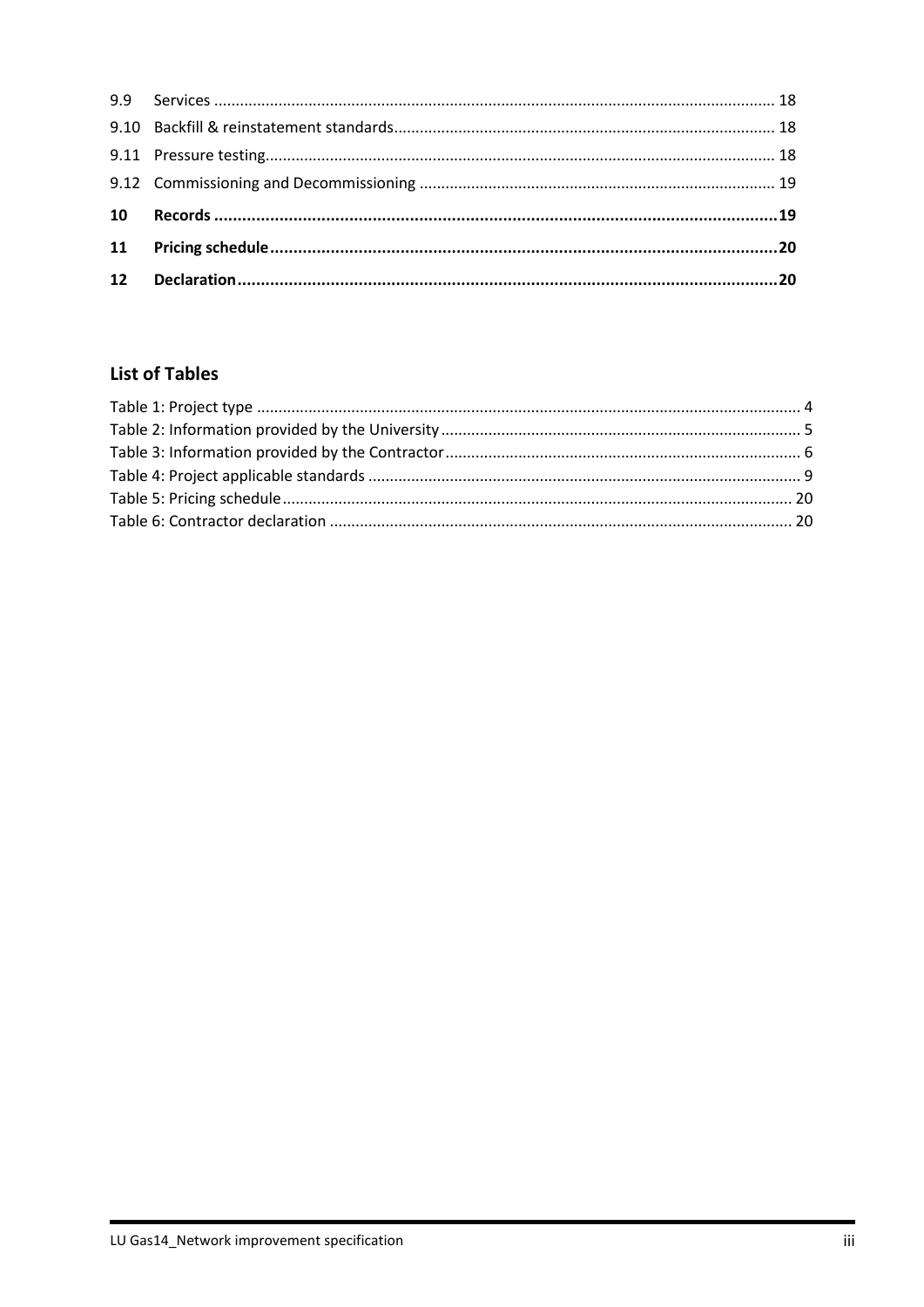9.9 Services ........................................................................................................................... 18

9.10 Backfill & reinstatement standards........................................................................................ 18

9.11 Pressure testing..................................................................................................................... 18

9.12 Commissioning and Decommissioning .................................................................................. 19

**10 Records .......................................................................................................................19**

**11 Pricing schedule..........................................................................................................20**

**12 Declaration..................................................................................................................20**

## List of Tables

Table 1: Project type ............................................................................................................................ 4

Table 2: Information provided by the University .................................................................................. 5

Table 3: Information provided by the Contractor.................................................................................. 6

Table 4: Project applicable standards .................................................................................................. 9

Table 5: Pricing schedule..................................................................................................................... 20

Table 6: Contractor declaration ........................................................................................................... 20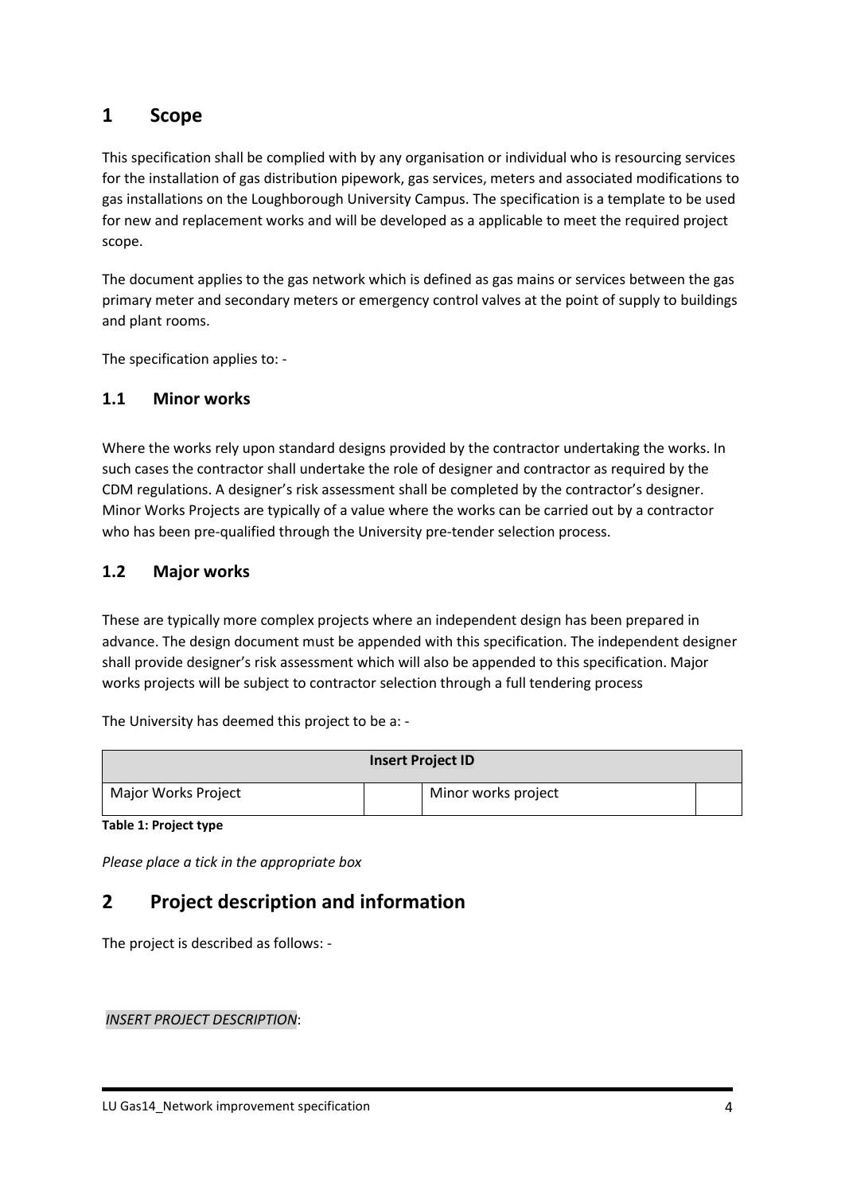# 1 Scope

This specification shall be complied with by any organisation or individual who is resourcing services for the installation of gas distribution pipework, gas services, meters and associated modifications to gas installations on the Loughborough University Campus. The specification is a template to be used for new and replacement works and will be developed as a applicable to meet the required project scope.

The document applies to the gas network which is defined as gas mains or services between the gas primary meter and secondary meters or emergency control valves at the point of supply to buildings and plant rooms.

The specification applies to: -

## 1.1 Minor works

Where the works rely upon standard designs provided by the contractor undertaking the works. In such cases the contractor shall undertake the role of designer and contractor as required by the CDM regulations. A designer's risk assessment shall be completed by the contractor's designer. Minor Works Projects are typically of a value where the works can be carried out by a contractor who has been pre-qualified through the University pre-tender selection process.

## 1.2 Major works

These are typically more complex projects where an independent design has been prepared in advance. The design document must be appended with this specification. The independent designer shall provide designer's risk assessment which will also be appended to this specification. Major works projects will be subject to contractor selection through a full tendering process

The University has deemed this project to be a: -

| **Insert Project ID** | | | |
|---|---|---|---|
| Major Works Project | | Minor works project | |

**Table 1: Project type**

*Please place a tick in the appropriate box*

# 2 Project description and information

The project is described as follows: -

*INSERT PROJECT DESCRIPTION*: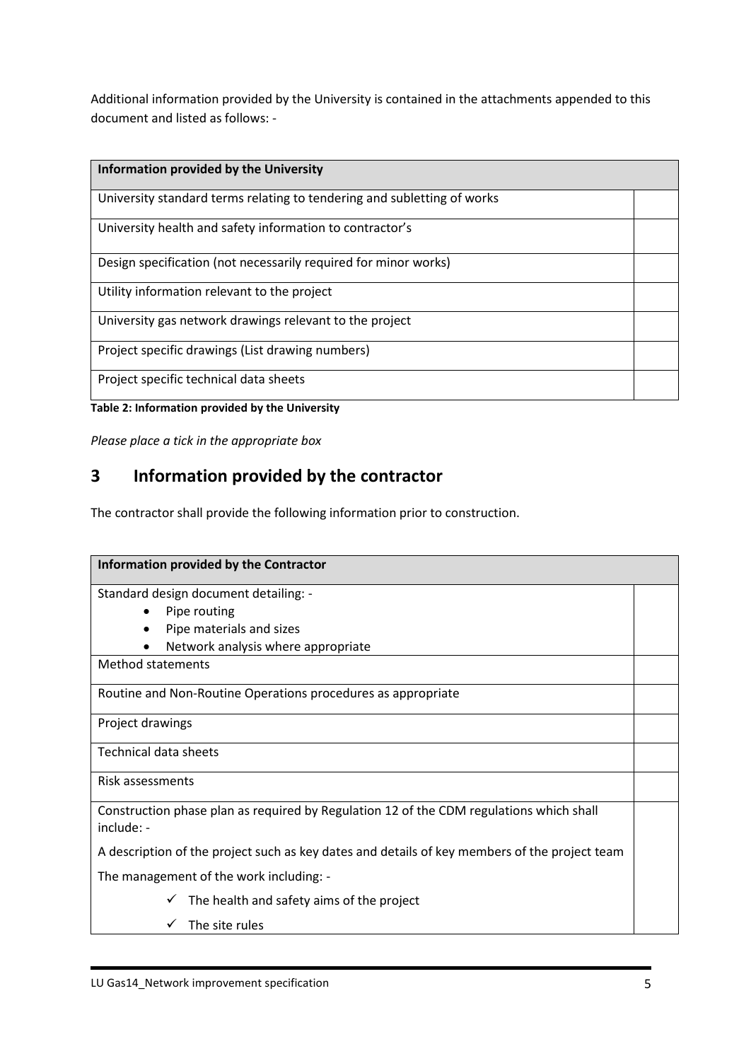Additional information provided by the University is contained in the attachments appended to this document and listed as follows: -

| Information provided by the University | |
|---|---|
| University standard terms relating to tendering and subletting of works | |
| University health and safety information to contractor's | |
| Design specification (not necessarily required for minor works) | |
| Utility information relevant to the project | |
| University gas network drawings relevant to the project | |
| Project specific drawings (List drawing numbers) | |
| Project specific technical data sheets | |

**Table 2: Information provided by the University**

*Please place a tick in the appropriate box*

# 3 Information provided by the contractor

The contractor shall provide the following information prior to construction.

| Information provided by the Contractor | |
|---|---|
| Standard design document detailing: - <br> • Pipe routing <br> • Pipe materials and sizes <br> • Network analysis where appropriate | |
| Method statements | |
| Routine and Non-Routine Operations procedures as appropriate | |
| Project drawings | |
| Technical data sheets | |
| Risk assessments | |
| Construction phase plan as required by Regulation 12 of the CDM regulations which shall include: - <br> A description of the project such as key dates and details of key members of the project team <br> The management of the work including: - <br> ✓ The health and safety aims of the project <br> ✓ The site rules | |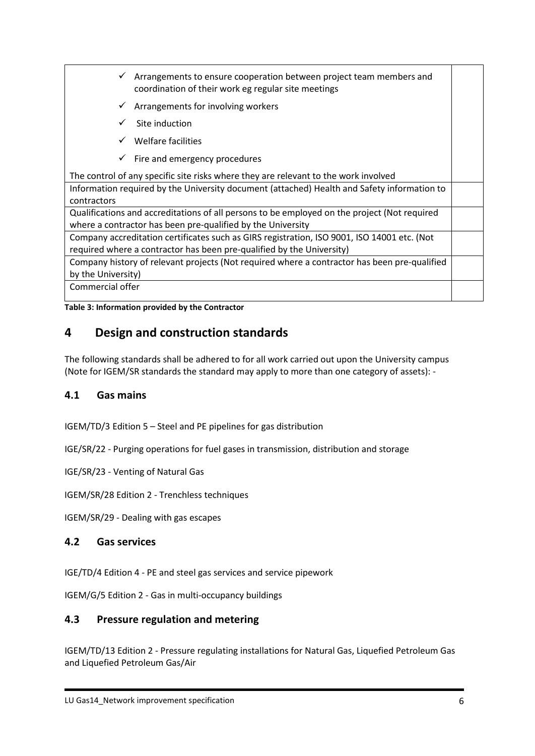| | |
|---|---|
| ✓ Arrangements to ensure cooperation between project team members and coordination of their work eg regular site meetings<br>✓ Arrangements for involving workers<br>✓ Site induction<br>✓ Welfare facilities<br>✓ Fire and emergency procedures<br>The control of any specific site risks where they are relevant to the work involved | |
| Information required by the University document (attached) Health and Safety information to contractors | |
| Qualifications and accreditations of all persons to be employed on the project (Not required where a contractor has been pre-qualified by the University | |
| Company accreditation certificates such as GIRS registration, ISO 9001, ISO 14001 etc. (Not required where a contractor has been pre-qualified by the University) | |
| Company history of relevant projects (Not required where a contractor has been pre-qualified by the University) | |
| Commercial offer | |

**Table 3: Information provided by the Contractor**

# 4 Design and construction standards

The following standards shall be adhered to for all work carried out upon the University campus (Note for IGEM/SR standards the standard may apply to more than one category of assets): -

## 4.1 Gas mains

IGEM/TD/3 Edition 5 – Steel and PE pipelines for gas distribution

IGE/SR/22 - Purging operations for fuel gases in transmission, distribution and storage

IGE/SR/23 - Venting of Natural Gas

IGEM/SR/28 Edition 2 - Trenchless techniques

IGEM/SR/29 - Dealing with gas escapes

## 4.2 Gas services

IGE/TD/4 Edition 4 - PE and steel gas services and service pipework

IGEM/G/5 Edition 2 - Gas in multi-occupancy buildings

## 4.3 Pressure regulation and metering

IGEM/TD/13 Edition 2 - Pressure regulating installations for Natural Gas, Liquefied Petroleum Gas and Liquefied Petroleum Gas/Air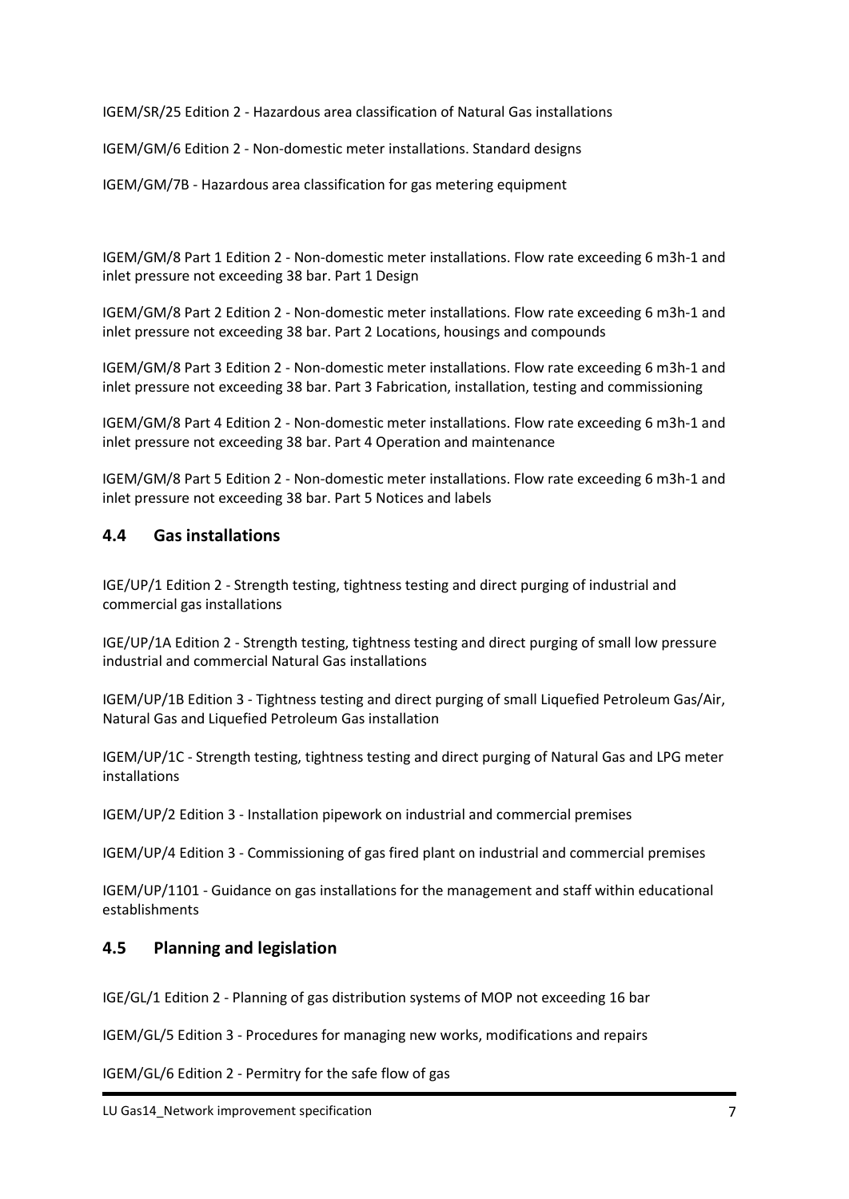IGEM/SR/25 Edition 2 - Hazardous area classification of Natural Gas installations

IGEM/GM/6 Edition 2 - Non-domestic meter installations. Standard designs

IGEM/GM/7B - Hazardous area classification for gas metering equipment

IGEM/GM/8 Part 1 Edition 2 - Non-domestic meter installations. Flow rate exceeding 6 m3h-1 and inlet pressure not exceeding 38 bar. Part 1 Design

IGEM/GM/8 Part 2 Edition 2 - Non-domestic meter installations. Flow rate exceeding 6 m3h-1 and inlet pressure not exceeding 38 bar. Part 2 Locations, housings and compounds

IGEM/GM/8 Part 3 Edition 2 - Non-domestic meter installations. Flow rate exceeding 6 m3h-1 and inlet pressure not exceeding 38 bar. Part 3 Fabrication, installation, testing and commissioning

IGEM/GM/8 Part 4 Edition 2 - Non-domestic meter installations. Flow rate exceeding 6 m3h-1 and inlet pressure not exceeding 38 bar. Part 4 Operation and maintenance

IGEM/GM/8 Part 5 Edition 2 - Non-domestic meter installations. Flow rate exceeding 6 m3h-1 and inlet pressure not exceeding 38 bar. Part 5 Notices and labels

## 4.4 Gas installations

IGE/UP/1 Edition 2 - Strength testing, tightness testing and direct purging of industrial and commercial gas installations

IGE/UP/1A Edition 2 - Strength testing, tightness testing and direct purging of small low pressure industrial and commercial Natural Gas installations

IGEM/UP/1B Edition 3 - Tightness testing and direct purging of small Liquefied Petroleum Gas/Air, Natural Gas and Liquefied Petroleum Gas installation

IGEM/UP/1C - Strength testing, tightness testing and direct purging of Natural Gas and LPG meter installations

IGEM/UP/2 Edition 3 - Installation pipework on industrial and commercial premises

IGEM/UP/4 Edition 3 - Commissioning of gas fired plant on industrial and commercial premises

IGEM/UP/1101 - Guidance on gas installations for the management and staff within educational establishments

## 4.5 Planning and legislation

IGE/GL/1 Edition 2 - Planning of gas distribution systems of MOP not exceeding 16 bar

IGEM/GL/5 Edition 3 - Procedures for managing new works, modifications and repairs

IGEM/GL/6 Edition 2 - Permitry for the safe flow of gas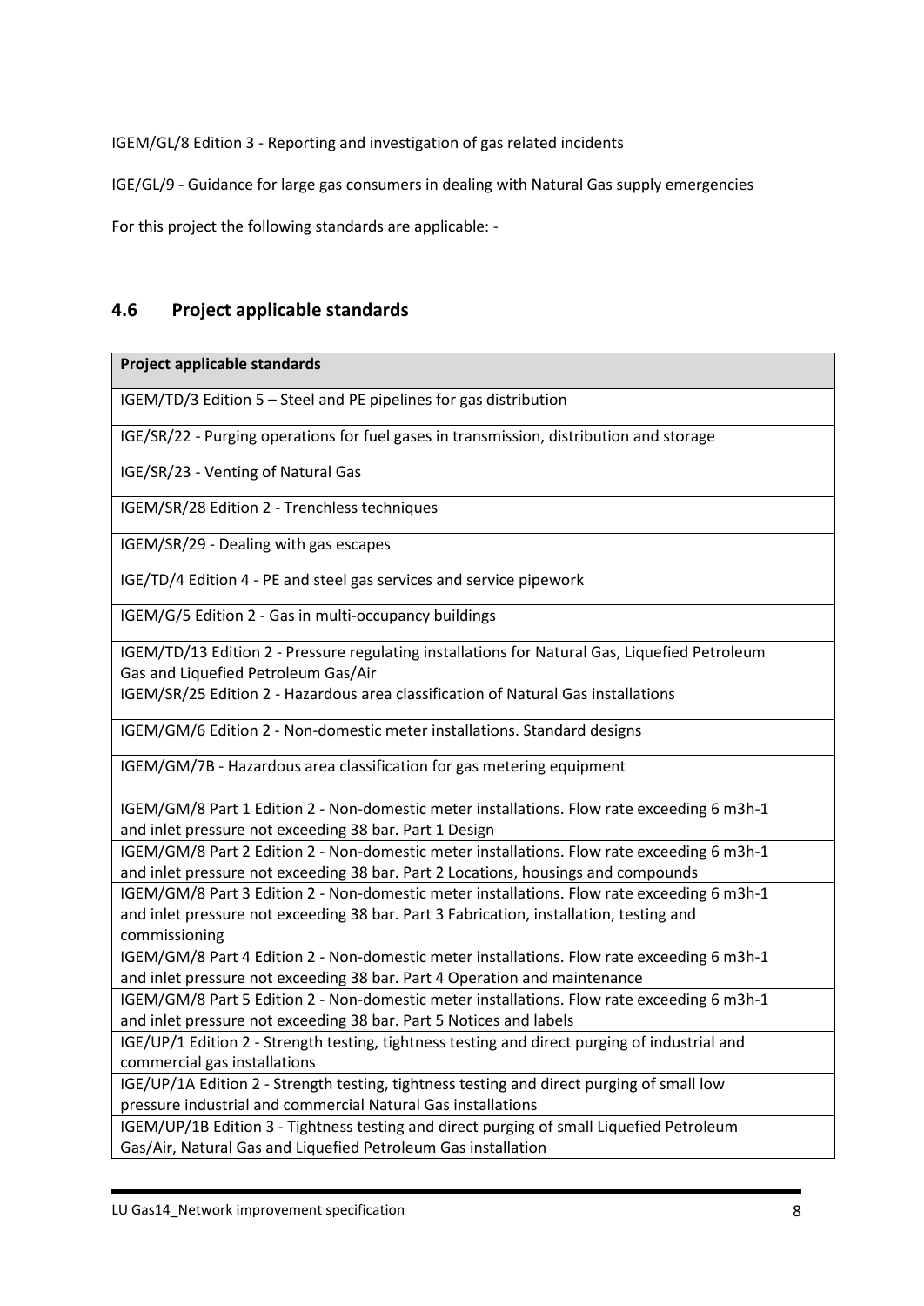IGEM/GL/8 Edition 3 - Reporting and investigation of gas related incidents

IGE/GL/9 - Guidance for large gas consumers in dealing with Natural Gas supply emergencies

For this project the following standards are applicable: -

## 4.6 Project applicable standards

| Project applicable standards | |
|---|---|
| IGEM/TD/3 Edition 5 – Steel and PE pipelines for gas distribution | |
| IGE/SR/22 - Purging operations for fuel gases in transmission, distribution and storage | |
| IGE/SR/23 - Venting of Natural Gas | |
| IGEM/SR/28 Edition 2 - Trenchless techniques | |
| IGEM/SR/29 - Dealing with gas escapes | |
| IGE/TD/4 Edition 4 - PE and steel gas services and service pipework | |
| IGEM/G/5 Edition 2 - Gas in multi-occupancy buildings | |
| IGEM/TD/13 Edition 2 - Pressure regulating installations for Natural Gas, Liquefied Petroleum Gas and Liquefied Petroleum Gas/Air | |
| IGEM/SR/25 Edition 2 - Hazardous area classification of Natural Gas installations | |
| IGEM/GM/6 Edition 2 - Non-domestic meter installations. Standard designs | |
| IGEM/GM/7B - Hazardous area classification for gas metering equipment | |
| IGEM/GM/8 Part 1 Edition 2 - Non-domestic meter installations. Flow rate exceeding 6 m3h-1 and inlet pressure not exceeding 38 bar. Part 1 Design | |
| IGEM/GM/8 Part 2 Edition 2 - Non-domestic meter installations. Flow rate exceeding 6 m3h-1 and inlet pressure not exceeding 38 bar. Part 2 Locations, housings and compounds | |
| IGEM/GM/8 Part 3 Edition 2 - Non-domestic meter installations. Flow rate exceeding 6 m3h-1 and inlet pressure not exceeding 38 bar. Part 3 Fabrication, installation, testing and commissioning | |
| IGEM/GM/8 Part 4 Edition 2 - Non-domestic meter installations. Flow rate exceeding 6 m3h-1 and inlet pressure not exceeding 38 bar. Part 4 Operation and maintenance | |
| IGEM/GM/8 Part 5 Edition 2 - Non-domestic meter installations. Flow rate exceeding 6 m3h-1 and inlet pressure not exceeding 38 bar. Part 5 Notices and labels | |
| IGE/UP/1 Edition 2 - Strength testing, tightness testing and direct purging of industrial and commercial gas installations | |
| IGE/UP/1A Edition 2 - Strength testing, tightness testing and direct purging of small low pressure industrial and commercial Natural Gas installations | |
| IGEM/UP/1B Edition 3 - Tightness testing and direct purging of small Liquefied Petroleum Gas/Air, Natural Gas and Liquefied Petroleum Gas installation | |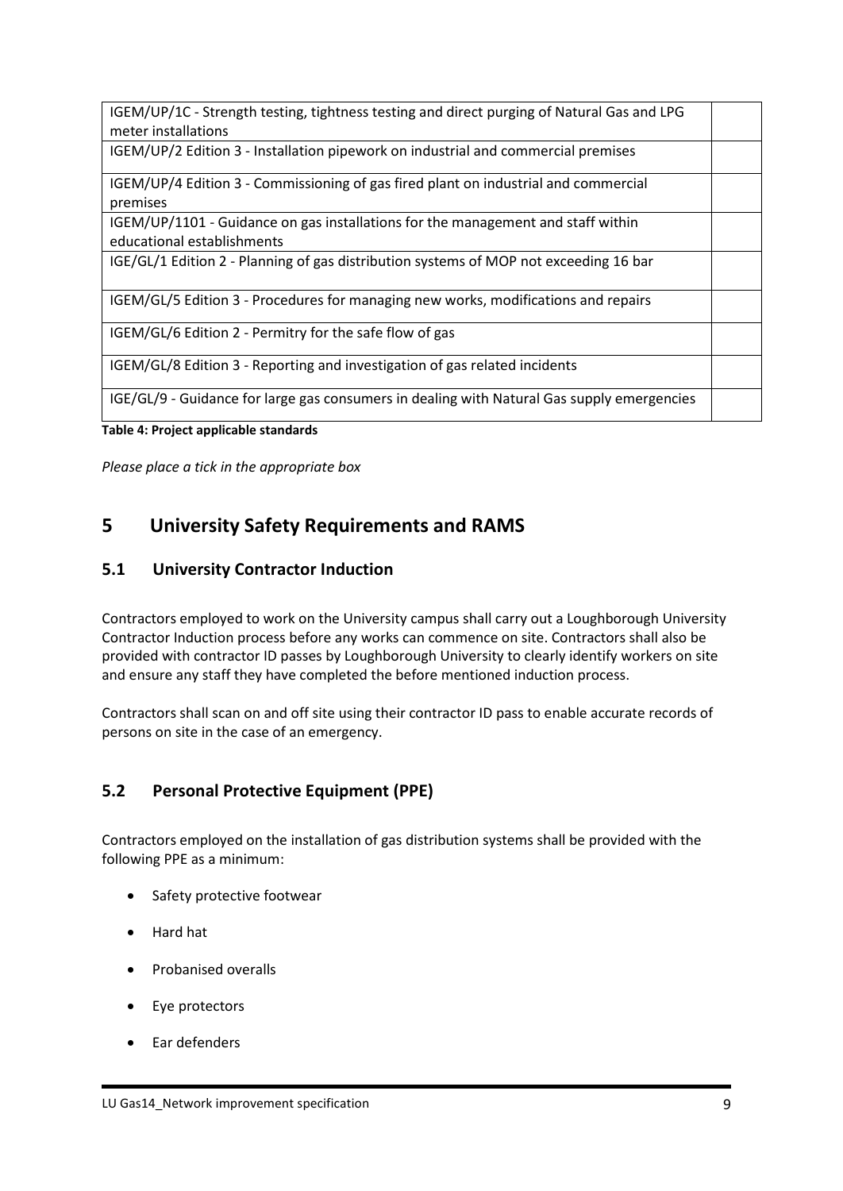| | |
|---|---|
| IGEM/UP/1C - Strength testing, tightness testing and direct purging of Natural Gas and LPG meter installations | |
| IGEM/UP/2 Edition 3 - Installation pipework on industrial and commercial premises | |
| IGEM/UP/4 Edition 3 - Commissioning of gas fired plant on industrial and commercial premises | |
| IGEM/UP/1101 - Guidance on gas installations for the management and staff within educational establishments | |
| IGE/GL/1 Edition 2 - Planning of gas distribution systems of MOP not exceeding 16 bar | |
| IGEM/GL/5 Edition 3 - Procedures for managing new works, modifications and repairs | |
| IGEM/GL/6 Edition 2 - Permitry for the safe flow of gas | |
| IGEM/GL/8 Edition 3 - Reporting and investigation of gas related incidents | |
| IGE/GL/9 - Guidance for large gas consumers in dealing with Natural Gas supply emergencies | |

**Table 4: Project applicable standards**

*Please place a tick in the appropriate box*

# 5 University Safety Requirements and RAMS

## 5.1 University Contractor Induction

Contractors employed to work on the University campus shall carry out a Loughborough University Contractor Induction process before any works can commence on site. Contractors shall also be provided with contractor ID passes by Loughborough University to clearly identify workers on site and ensure any staff they have completed the before mentioned induction process.

Contractors shall scan on and off site using their contractor ID pass to enable accurate records of persons on site in the case of an emergency.

## 5.2 Personal Protective Equipment (PPE)

Contractors employed on the installation of gas distribution systems shall be provided with the following PPE as a minimum:

- Safety protective footwear
- Hard hat
- Probanised overalls
- Eye protectors
- Ear defenders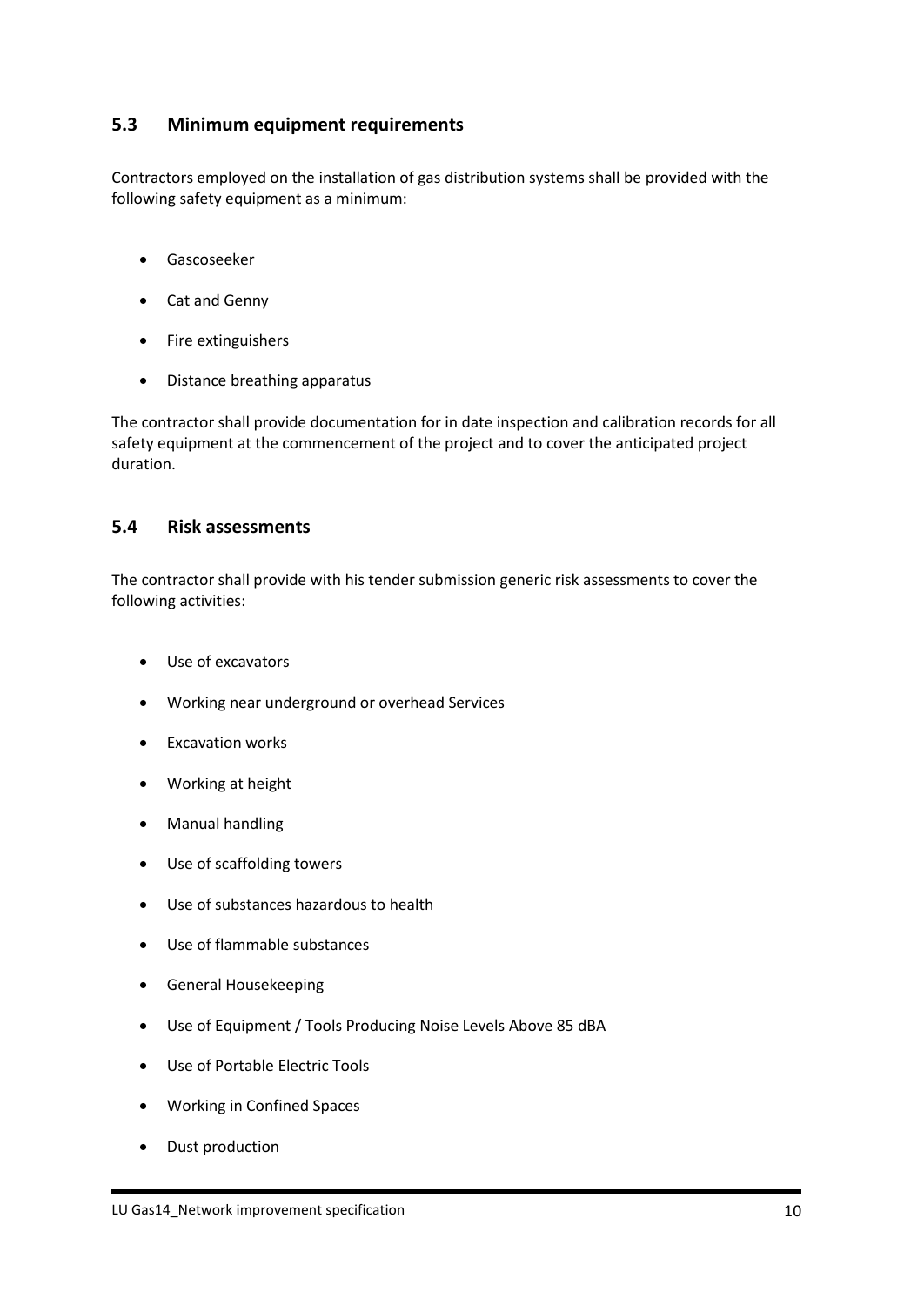## 5.3 Minimum equipment requirements

Contractors employed on the installation of gas distribution systems shall be provided with the following safety equipment as a minimum:

- Gascoseeker
- Cat and Genny
- Fire extinguishers
- Distance breathing apparatus

The contractor shall provide documentation for in date inspection and calibration records for all safety equipment at the commencement of the project and to cover the anticipated project duration.

## 5.4 Risk assessments

The contractor shall provide with his tender submission generic risk assessments to cover the following activities:

- Use of excavators
- Working near underground or overhead Services
- Excavation works
- Working at height
- Manual handling
- Use of scaffolding towers
- Use of substances hazardous to health
- Use of flammable substances
- General Housekeeping
- Use of Equipment / Tools Producing Noise Levels Above 85 dBA
- Use of Portable Electric Tools
- Working in Confined Spaces
- Dust production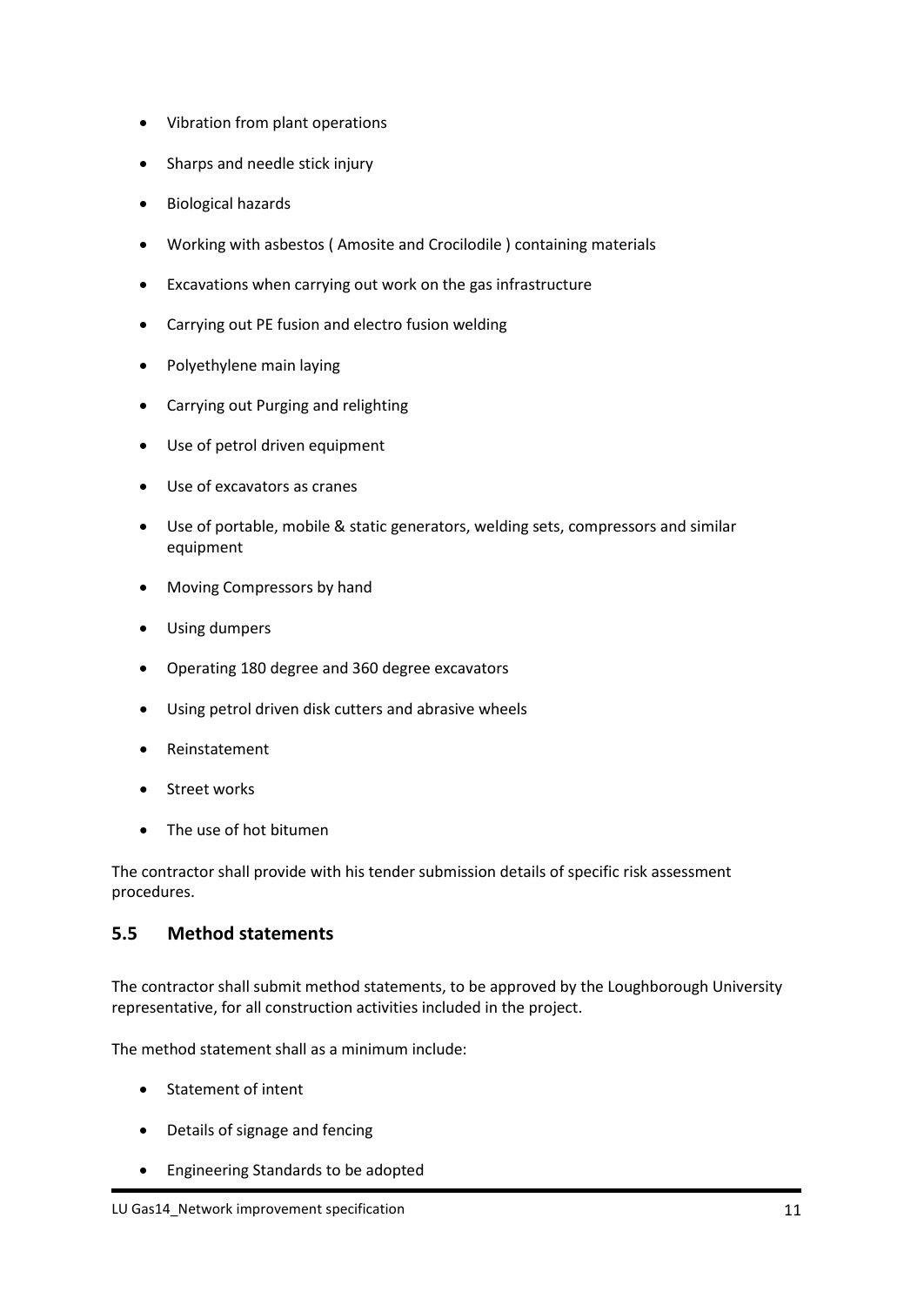- Vibration from plant operations
- Sharps and needle stick injury
- Biological hazards
- Working with asbestos ( Amosite and Crocilodile ) containing materials
- Excavations when carrying out work on the gas infrastructure
- Carrying out PE fusion and electro fusion welding
- Polyethylene main laying
- Carrying out Purging and relighting
- Use of petrol driven equipment
- Use of excavators as cranes
- Use of portable, mobile & static generators, welding sets, compressors and similar equipment
- Moving Compressors by hand
- Using dumpers
- Operating 180 degree and 360 degree excavators
- Using petrol driven disk cutters and abrasive wheels
- Reinstatement
- Street works
- The use of hot bitumen

The contractor shall provide with his tender submission details of specific risk assessment procedures.

## 5.5 Method statements

The contractor shall submit method statements, to be approved by the Loughborough University representative, for all construction activities included in the project.

The method statement shall as a minimum include:

- Statement of intent
- Details of signage and fencing
- Engineering Standards to be adopted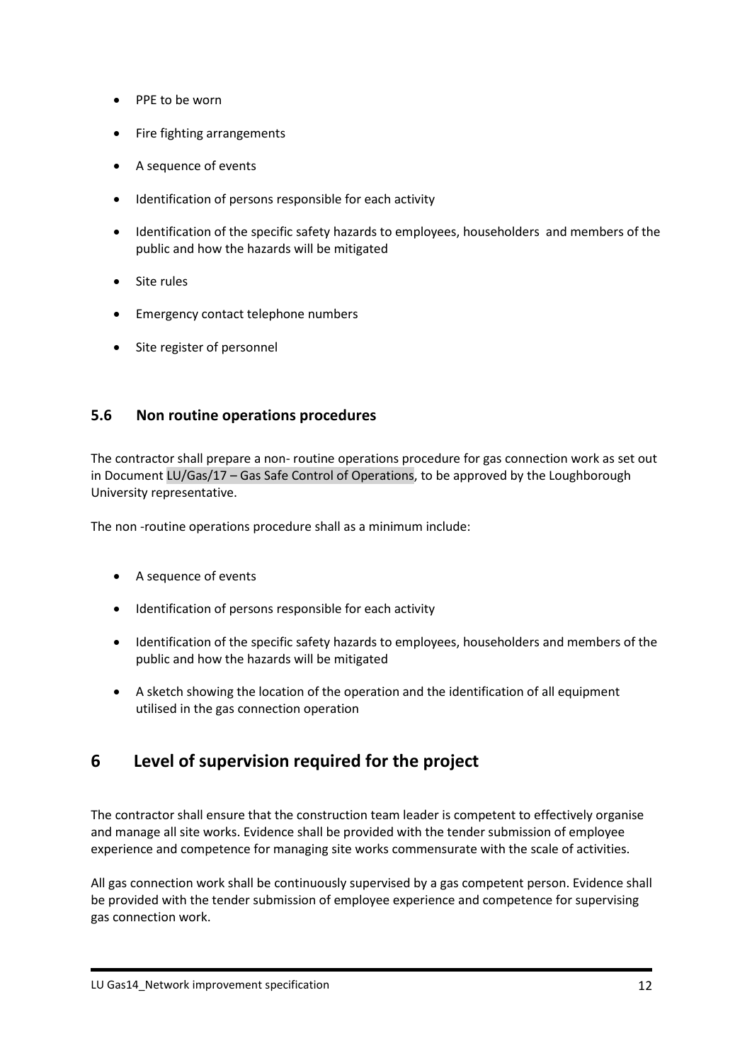- PPE to be worn
- Fire fighting arrangements
- A sequence of events
- Identification of persons responsible for each activity
- Identification of the specific safety hazards to employees, householders and members of the public and how the hazards will be mitigated
- Site rules
- Emergency contact telephone numbers
- Site register of personnel

### 5.6 Non routine operations procedures

The contractor shall prepare a non- routine operations procedure for gas connection work as set out in Document LU/Gas/17 – Gas Safe Control of Operations, to be approved by the Loughborough University representative.

The non -routine operations procedure shall as a minimum include:

- A sequence of events
- Identification of persons responsible for each activity
- Identification of the specific safety hazards to employees, householders and members of the public and how the hazards will be mitigated
- A sketch showing the location of the operation and the identification of all equipment utilised in the gas connection operation

## 6 Level of supervision required for the project

The contractor shall ensure that the construction team leader is competent to effectively organise and manage all site works. Evidence shall be provided with the tender submission of employee experience and competence for managing site works commensurate with the scale of activities.

All gas connection work shall be continuously supervised by a gas competent person. Evidence shall be provided with the tender submission of employee experience and competence for supervising gas connection work.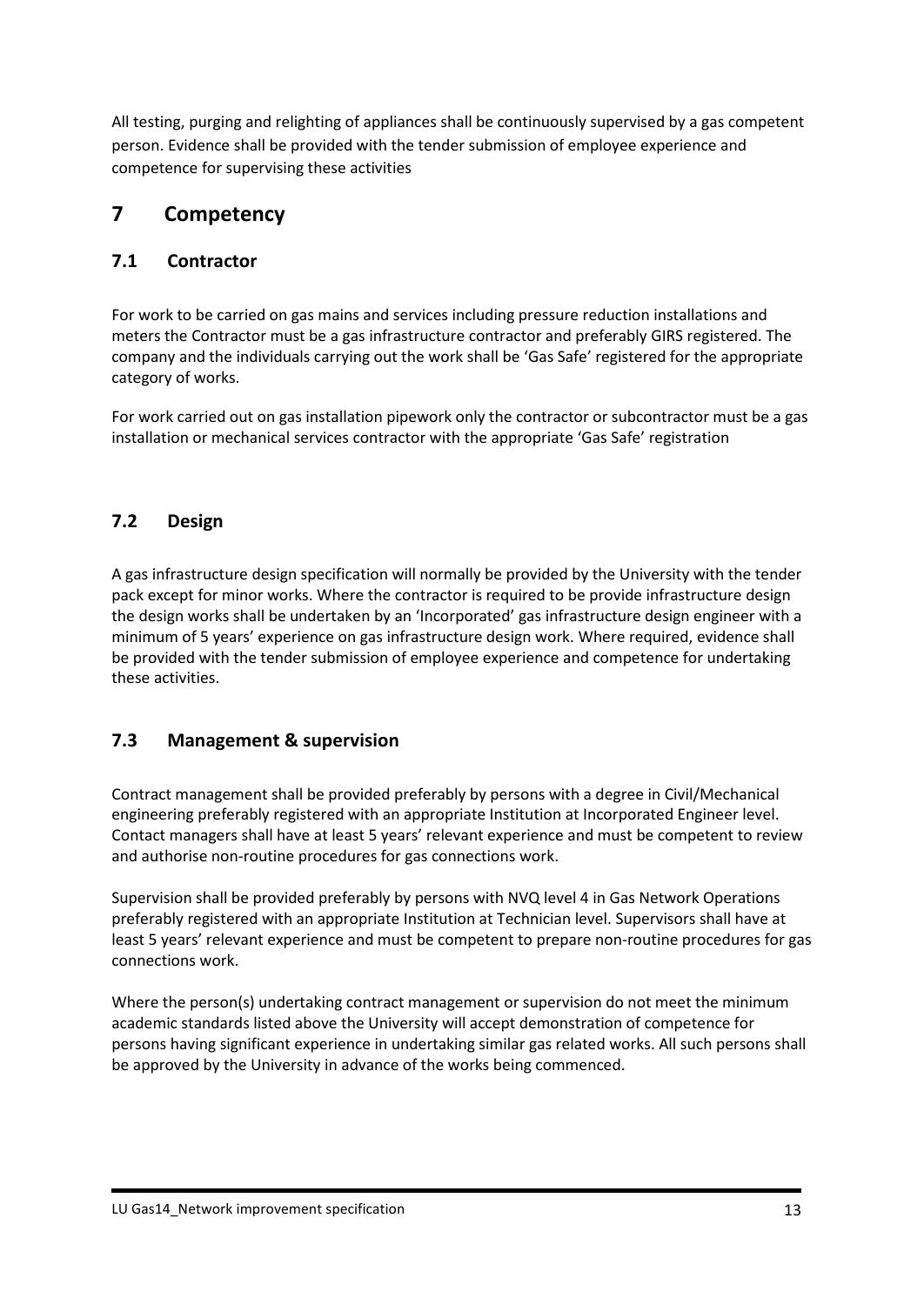All testing, purging and relighting of appliances shall be continuously supervised by a gas competent person. Evidence shall be provided with the tender submission of employee experience and competence for supervising these activities

# 7 Competency

## 7.1 Contractor

For work to be carried on gas mains and services including pressure reduction installations and meters the Contractor must be a gas infrastructure contractor and preferably GIRS registered. The company and the individuals carrying out the work shall be 'Gas Safe' registered for the appropriate category of works.

For work carried out on gas installation pipework only the contractor or subcontractor must be a gas installation or mechanical services contractor with the appropriate 'Gas Safe' registration

## 7.2 Design

A gas infrastructure design specification will normally be provided by the University with the tender pack except for minor works. Where the contractor is required to be provide infrastructure design the design works shall be undertaken by an 'Incorporated' gas infrastructure design engineer with a minimum of 5 years' experience on gas infrastructure design work. Where required, evidence shall be provided with the tender submission of employee experience and competence for undertaking these activities.

## 7.3 Management & supervision

Contract management shall be provided preferably by persons with a degree in Civil/Mechanical engineering preferably registered with an appropriate Institution at Incorporated Engineer level. Contact managers shall have at least 5 years' relevant experience and must be competent to review and authorise non-routine procedures for gas connections work.

Supervision shall be provided preferably by persons with NVQ level 4 in Gas Network Operations preferably registered with an appropriate Institution at Technician level. Supervisors shall have at least 5 years' relevant experience and must be competent to prepare non-routine procedures for gas connections work.

Where the person(s) undertaking contract management or supervision do not meet the minimum academic standards listed above the University will accept demonstration of competence for persons having significant experience in undertaking similar gas related works. All such persons shall be approved by the University in advance of the works being commenced.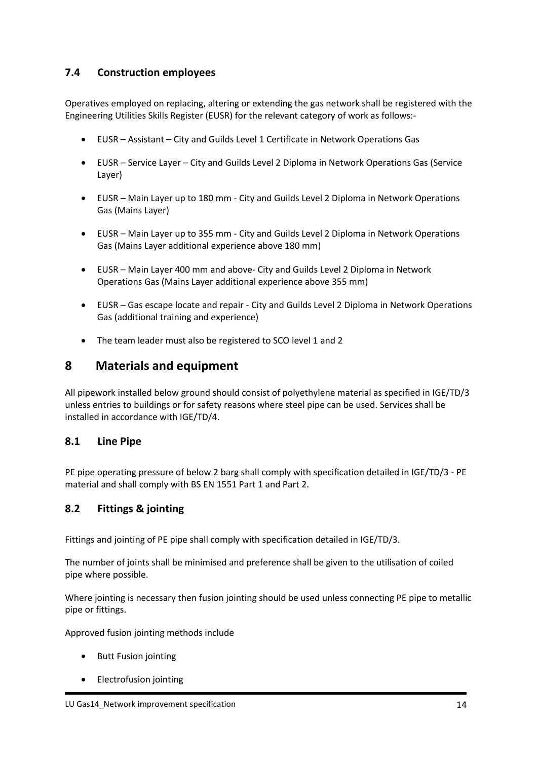### 7.4 Construction employees

Operatives employed on replacing, altering or extending the gas network shall be registered with the Engineering Utilities Skills Register (EUSR) for the relevant category of work as follows:-

- EUSR – Assistant – City and Guilds Level 1 Certificate in Network Operations Gas
- EUSR – Service Layer – City and Guilds Level 2 Diploma in Network Operations Gas (Service Layer)
- EUSR – Main Layer up to 180 mm - City and Guilds Level 2 Diploma in Network Operations Gas (Mains Layer)
- EUSR – Main Layer up to 355 mm - City and Guilds Level 2 Diploma in Network Operations Gas (Mains Layer additional experience above 180 mm)
- EUSR – Main Layer 400 mm and above- City and Guilds Level 2 Diploma in Network Operations Gas (Mains Layer additional experience above 355 mm)
- EUSR – Gas escape locate and repair - City and Guilds Level 2 Diploma in Network Operations Gas (additional training and experience)
- The team leader must also be registered to SCO level 1 and 2

## 8 Materials and equipment

All pipework installed below ground should consist of polyethylene material as specified in IGE/TD/3 unless entries to buildings or for safety reasons where steel pipe can be used. Services shall be installed in accordance with IGE/TD/4.

### 8.1 Line Pipe

PE pipe operating pressure of below 2 barg shall comply with specification detailed in IGE/TD/3 - PE material and shall comply with BS EN 1551 Part 1 and Part 2.

### 8.2 Fittings & jointing

Fittings and jointing of PE pipe shall comply with specification detailed in IGE/TD/3.

The number of joints shall be minimised and preference shall be given to the utilisation of coiled pipe where possible.

Where jointing is necessary then fusion jointing should be used unless connecting PE pipe to metallic pipe or fittings.

Approved fusion jointing methods include

- Butt Fusion jointing
- Electrofusion jointing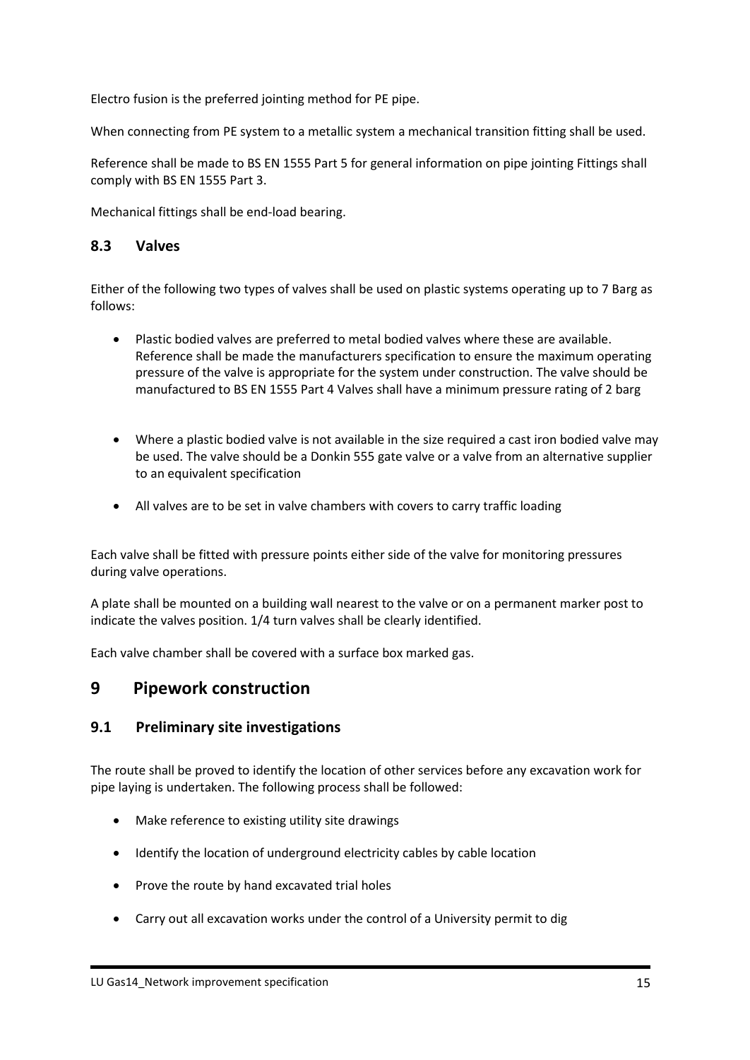Electro fusion is the preferred jointing method for PE pipe.

When connecting from PE system to a metallic system a mechanical transition fitting shall be used.

Reference shall be made to BS EN 1555 Part 5 for general information on pipe jointing Fittings shall comply with BS EN 1555 Part 3.

Mechanical fittings shall be end-load bearing.

### 8.3 Valves

Either of the following two types of valves shall be used on plastic systems operating up to 7 Barg as follows:

- Plastic bodied valves are preferred to metal bodied valves where these are available. Reference shall be made the manufacturers specification to ensure the maximum operating pressure of the valve is appropriate for the system under construction. The valve should be manufactured to BS EN 1555 Part 4 Valves shall have a minimum pressure rating of 2 barg
- Where a plastic bodied valve is not available in the size required a cast iron bodied valve may be used. The valve should be a Donkin 555 gate valve or a valve from an alternative supplier to an equivalent specification
- All valves are to be set in valve chambers with covers to carry traffic loading

Each valve shall be fitted with pressure points either side of the valve for monitoring pressures during valve operations.

A plate shall be mounted on a building wall nearest to the valve or on a permanent marker post to indicate the valves position. 1/4 turn valves shall be clearly identified.

Each valve chamber shall be covered with a surface box marked gas.

## 9 Pipework construction

### 9.1 Preliminary site investigations

The route shall be proved to identify the location of other services before any excavation work for pipe laying is undertaken. The following process shall be followed:

- Make reference to existing utility site drawings
- Identify the location of underground electricity cables by cable location
- Prove the route by hand excavated trial holes
- Carry out all excavation works under the control of a University permit to dig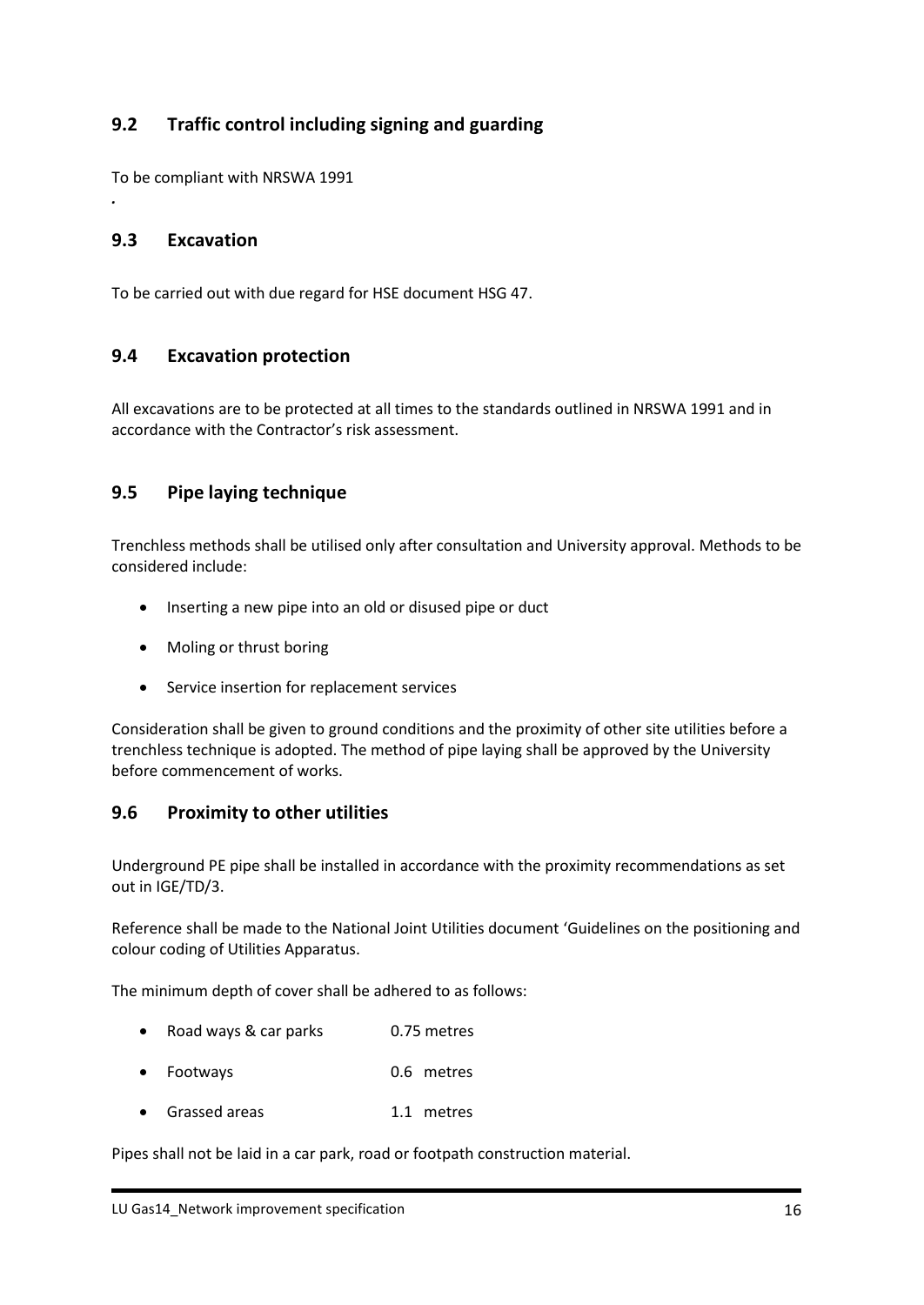## 9.2 Traffic control including signing and guarding

To be compliant with NRSWA 1991

.

## 9.3 Excavation

To be carried out with due regard for HSE document HSG 47.

## 9.4 Excavation protection

All excavations are to be protected at all times to the standards outlined in NRSWA 1991 and in accordance with the Contractor's risk assessment.

## 9.5 Pipe laying technique

Trenchless methods shall be utilised only after consultation and University approval. Methods to be considered include:

- Inserting a new pipe into an old or disused pipe or duct
- Moling or thrust boring
- Service insertion for replacement services

Consideration shall be given to ground conditions and the proximity of other site utilities before a trenchless technique is adopted. The method of pipe laying shall be approved by the University before commencement of works.

## 9.6 Proximity to other utilities

Underground PE pipe shall be installed in accordance with the proximity recommendations as set out in IGE/TD/3.

Reference shall be made to the National Joint Utilities document 'Guidelines on the positioning and colour coding of Utilities Apparatus.

The minimum depth of cover shall be adhered to as follows:

- Road ways & car parks 0.75 metres
- Footways 0.6 metres
- Grassed areas 1.1 metres

Pipes shall not be laid in a car park, road or footpath construction material.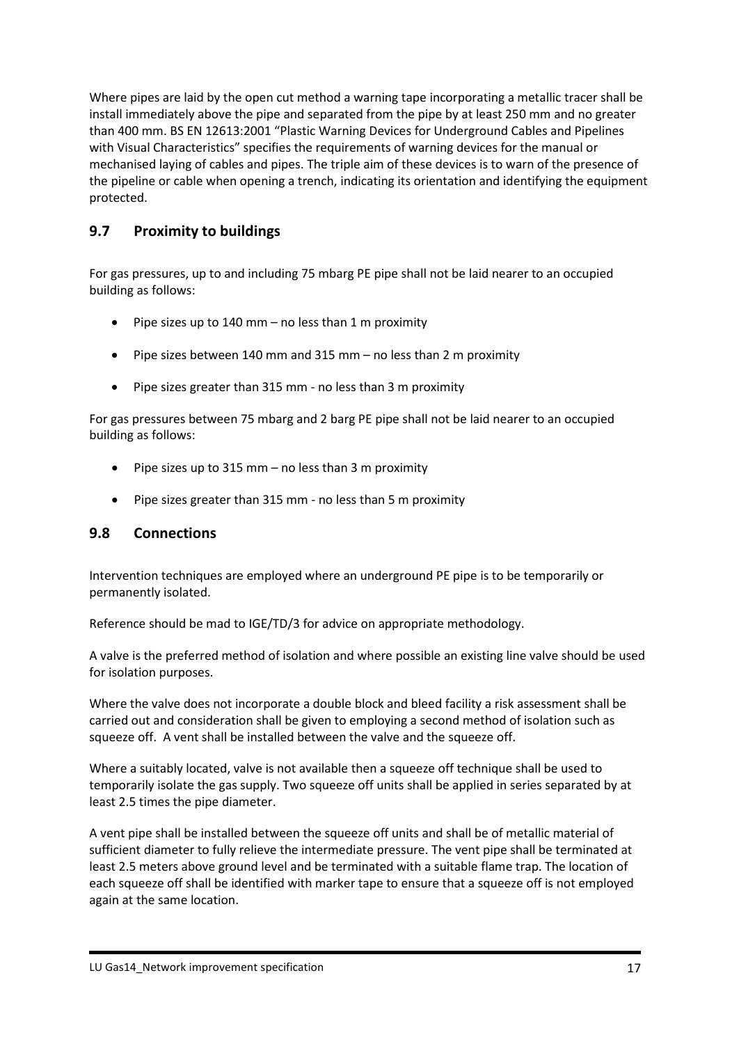Where pipes are laid by the open cut method a warning tape incorporating a metallic tracer shall be install immediately above the pipe and separated from the pipe by at least 250 mm and no greater than 400 mm. BS EN 12613:2001 "Plastic Warning Devices for Underground Cables and Pipelines with Visual Characteristics" specifies the requirements of warning devices for the manual or mechanised laying of cables and pipes. The triple aim of these devices is to warn of the presence of the pipeline or cable when opening a trench, indicating its orientation and identifying the equipment protected.

## 9.7 Proximity to buildings

For gas pressures, up to and including 75 mbarg PE pipe shall not be laid nearer to an occupied building as follows:

- Pipe sizes up to 140 mm – no less than 1 m proximity
- Pipe sizes between 140 mm and 315 mm – no less than 2 m proximity
- Pipe sizes greater than 315 mm - no less than 3 m proximity

For gas pressures between 75 mbarg and 2 barg PE pipe shall not be laid nearer to an occupied building as follows:

- Pipe sizes up to 315 mm – no less than 3 m proximity
- Pipe sizes greater than 315 mm - no less than 5 m proximity

## 9.8 Connections

Intervention techniques are employed where an underground PE pipe is to be temporarily or permanently isolated.

Reference should be mad to IGE/TD/3 for advice on appropriate methodology.

A valve is the preferred method of isolation and where possible an existing line valve should be used for isolation purposes.

Where the valve does not incorporate a double block and bleed facility a risk assessment shall be carried out and consideration shall be given to employing a second method of isolation such as squeeze off. A vent shall be installed between the valve and the squeeze off.

Where a suitably located, valve is not available then a squeeze off technique shall be used to temporarily isolate the gas supply. Two squeeze off units shall be applied in series separated by at least 2.5 times the pipe diameter.

A vent pipe shall be installed between the squeeze off units and shall be of metallic material of sufficient diameter to fully relieve the intermediate pressure. The vent pipe shall be terminated at least 2.5 meters above ground level and be terminated with a suitable flame trap. The location of each squeeze off shall be identified with marker tape to ensure that a squeeze off is not employed again at the same location.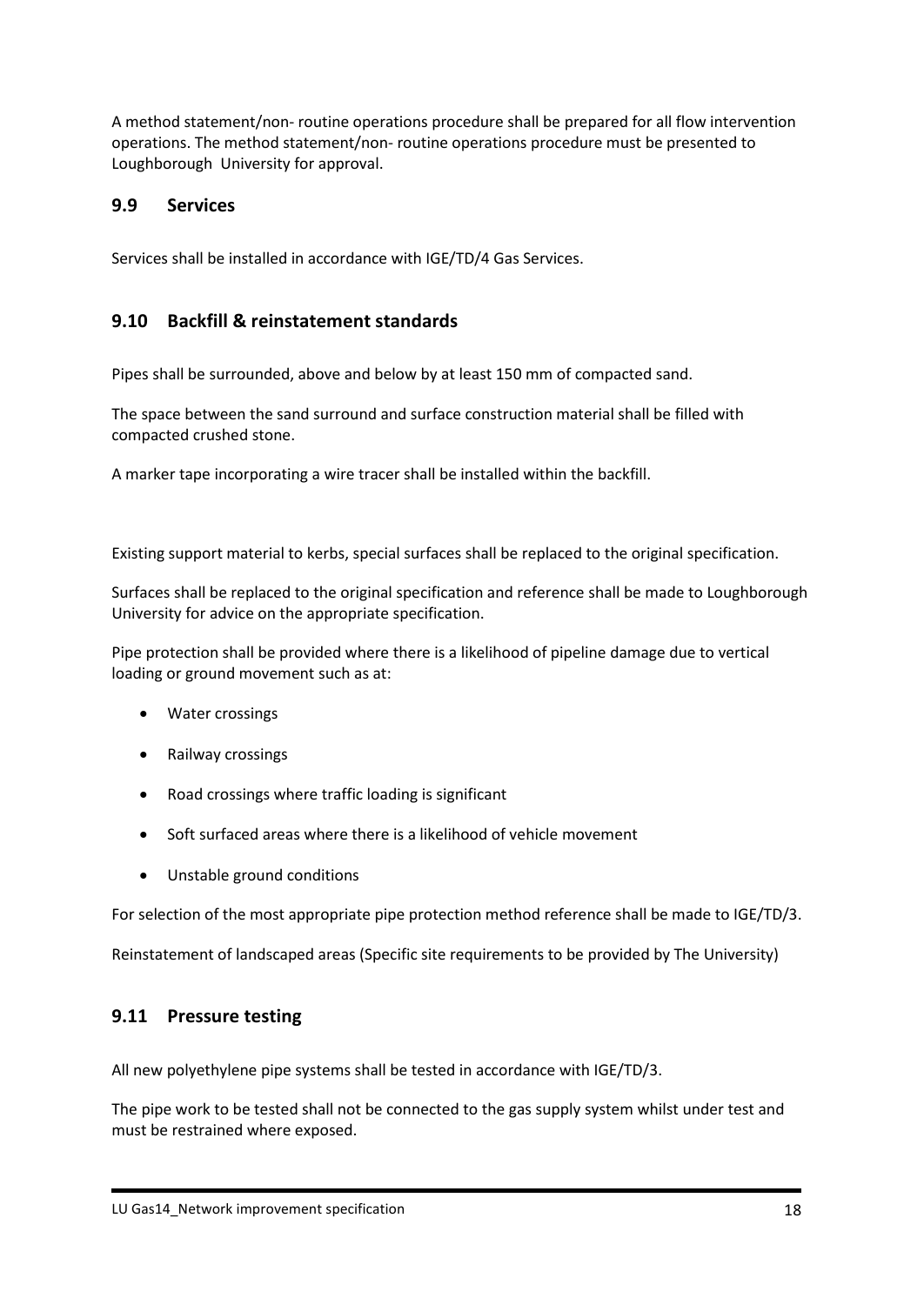A method statement/non- routine operations procedure shall be prepared for all flow intervention operations. The method statement/non- routine operations procedure must be presented to Loughborough University for approval.

## 9.9 Services

Services shall be installed in accordance with IGE/TD/4 Gas Services.

## 9.10 Backfill & reinstatement standards

Pipes shall be surrounded, above and below by at least 150 mm of compacted sand.

The space between the sand surround and surface construction material shall be filled with compacted crushed stone.

A marker tape incorporating a wire tracer shall be installed within the backfill.

Existing support material to kerbs, special surfaces shall be replaced to the original specification.

Surfaces shall be replaced to the original specification and reference shall be made to Loughborough University for advice on the appropriate specification.

Pipe protection shall be provided where there is a likelihood of pipeline damage due to vertical loading or ground movement such as at:

- Water crossings
- Railway crossings
- Road crossings where traffic loading is significant
- Soft surfaced areas where there is a likelihood of vehicle movement
- Unstable ground conditions

For selection of the most appropriate pipe protection method reference shall be made to IGE/TD/3.

Reinstatement of landscaped areas (Specific site requirements to be provided by The University)

## 9.11 Pressure testing

All new polyethylene pipe systems shall be tested in accordance with IGE/TD/3.

The pipe work to be tested shall not be connected to the gas supply system whilst under test and must be restrained where exposed.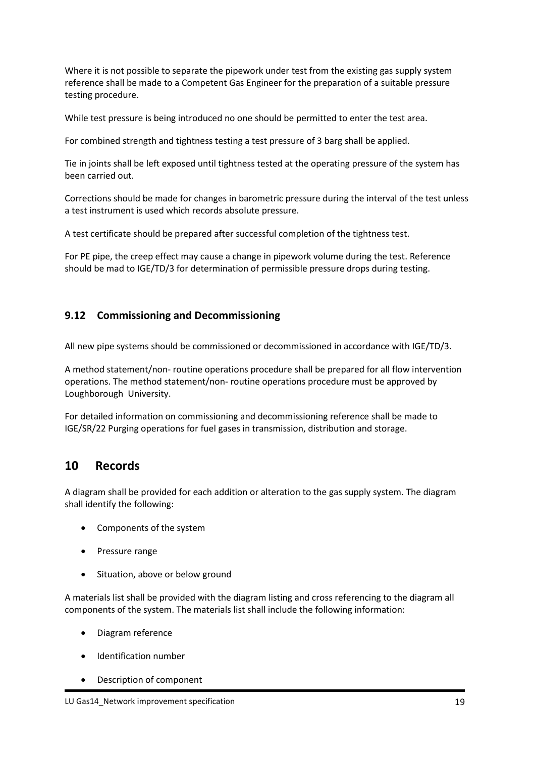Where it is not possible to separate the pipework under test from the existing gas supply system reference shall be made to a Competent Gas Engineer for the preparation of a suitable pressure testing procedure.

While test pressure is being introduced no one should be permitted to enter the test area.

For combined strength and tightness testing a test pressure of 3 barg shall be applied.

Tie in joints shall be left exposed until tightness tested at the operating pressure of the system has been carried out.

Corrections should be made for changes in barometric pressure during the interval of the test unless a test instrument is used which records absolute pressure.

A test certificate should be prepared after successful completion of the tightness test.

For PE pipe, the creep effect may cause a change in pipework volume during the test. Reference should be mad to IGE/TD/3 for determination of permissible pressure drops during testing.

### 9.12 Commissioning and Decommissioning

All new pipe systems should be commissioned or decommissioned in accordance with IGE/TD/3.

A method statement/non- routine operations procedure shall be prepared for all flow intervention operations. The method statement/non- routine operations procedure must be approved by Loughborough University.

For detailed information on commissioning and decommissioning reference shall be made to IGE/SR/22 Purging operations for fuel gases in transmission, distribution and storage.

## 10 Records

A diagram shall be provided for each addition or alteration to the gas supply system. The diagram shall identify the following:

- Components of the system
- Pressure range
- Situation, above or below ground

A materials list shall be provided with the diagram listing and cross referencing to the diagram all components of the system. The materials list shall include the following information:

- Diagram reference
- Identification number
- Description of component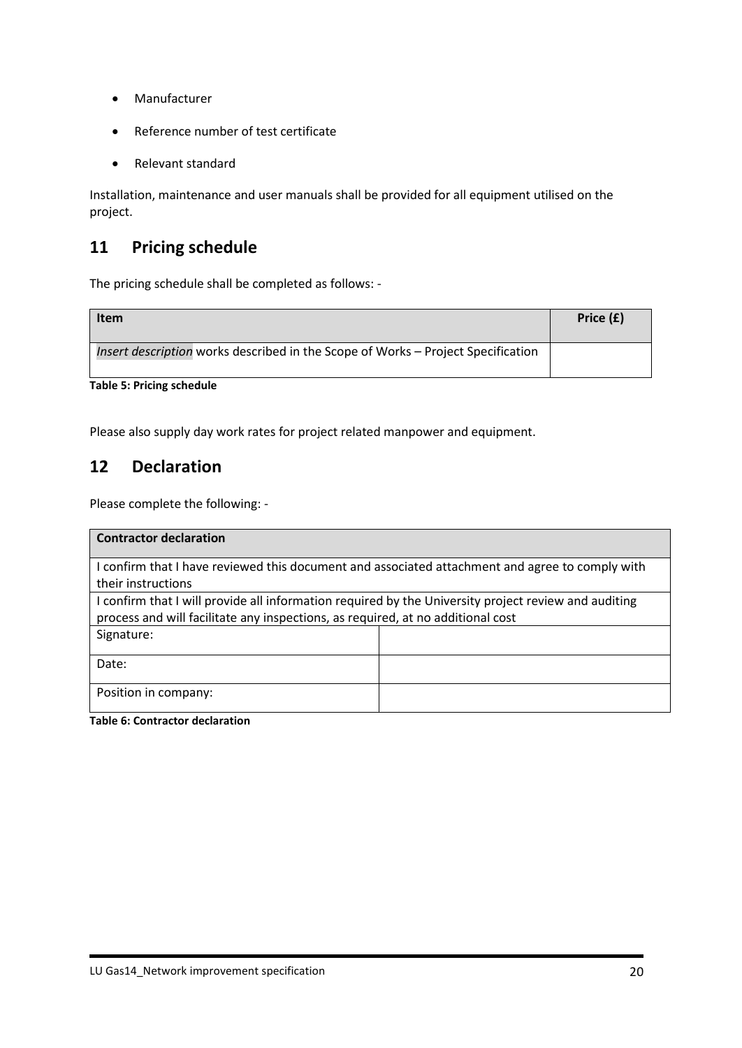- Manufacturer
- Reference number of test certificate
- Relevant standard

Installation, maintenance and user manuals shall be provided for all equipment utilised on the project.

## 11 Pricing schedule

The pricing schedule shall be completed as follows: -

| Item | Price (£) |
| --- | --- |
| *Insert description* works described in the Scope of Works – Project Specification | |

**Table 5: Pricing schedule**

Please also supply day work rates for project related manpower and equipment.

## 12 Declaration

Please complete the following: -

| Contractor declaration | |
| --- | --- |
| I confirm that I have reviewed this document and associated attachment and agree to comply with their instructions | |
| I confirm that I will provide all information required by the University project review and auditing process and will facilitate any inspections, as required, at no additional cost | |
| Signature: | |
| Date: | |
| Position in company: | |

**Table 6: Contractor declaration**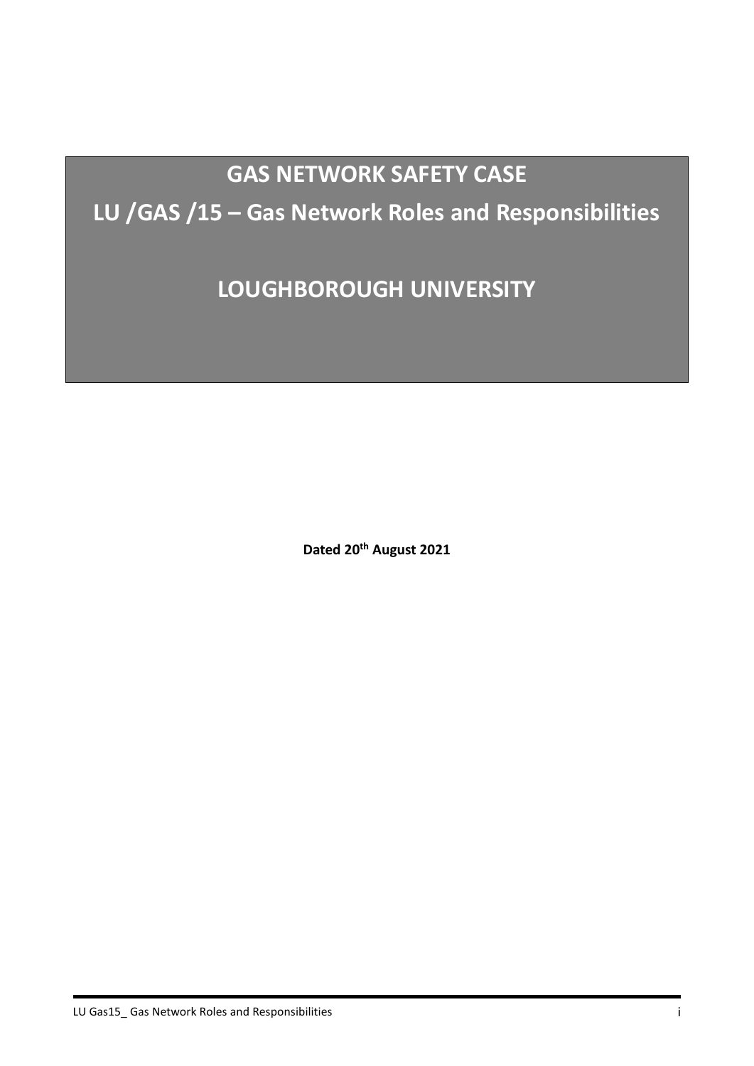# GAS NETWORK SAFETY CASE

# LU /GAS /15 – Gas Network Roles and Responsibilities

# LOUGHBOROUGH UNIVERSITY

**Dated 20th August 2021**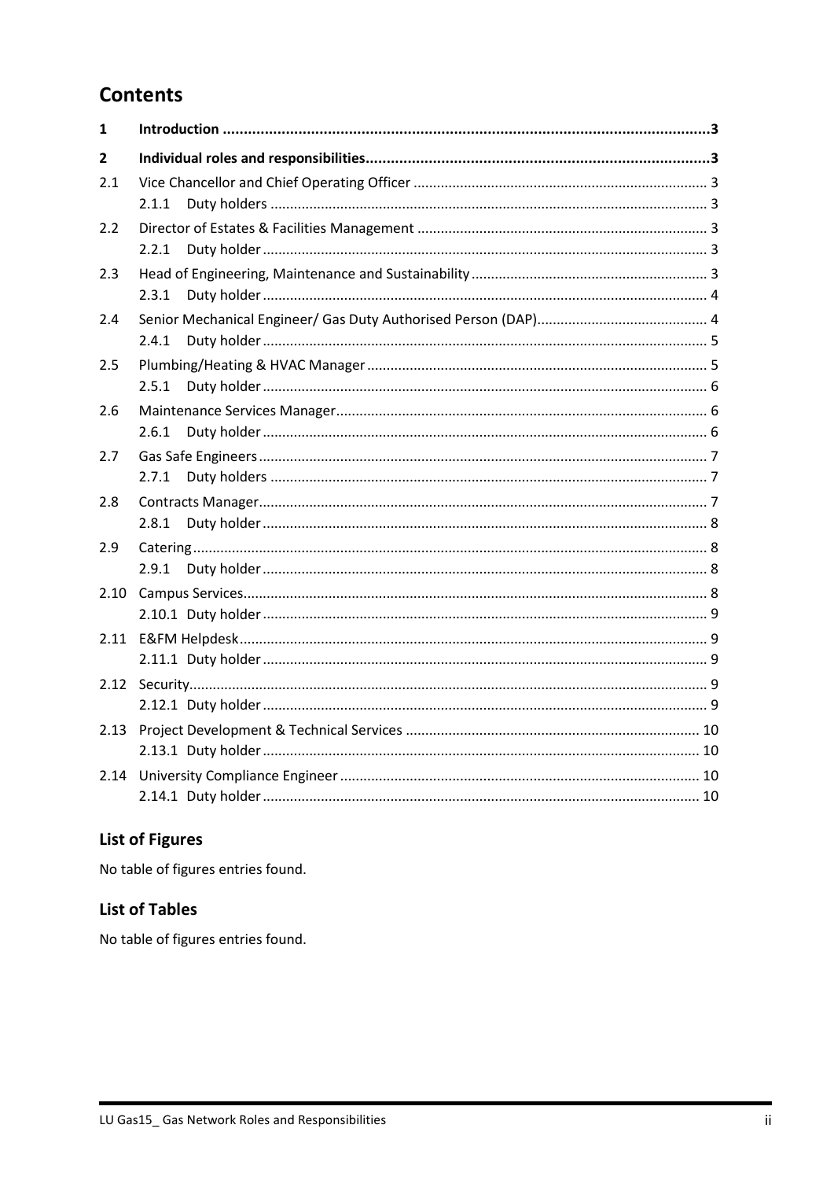# Contents

| | | |
|---|---|---|
| **1** | **Introduction** | **3** |
| **2** | **Individual roles and responsibilities** | **3** |
| 2.1 | Vice Chancellor and Chief Operating Officer | 3 |
| | 2.1.1 Duty holders | 3 |
| 2.2 | Director of Estates & Facilities Management | 3 |
| | 2.2.1 Duty holder | 3 |
| 2.3 | Head of Engineering, Maintenance and Sustainability | 3 |
| | 2.3.1 Duty holder | 4 |
| 2.4 | Senior Mechanical Engineer/ Gas Duty Authorised Person (DAP) | 4 |
| | 2.4.1 Duty holder | 5 |
| 2.5 | Plumbing/Heating & HVAC Manager | 5 |
| | 2.5.1 Duty holder | 6 |
| 2.6 | Maintenance Services Manager | 6 |
| | 2.6.1 Duty holder | 6 |
| 2.7 | Gas Safe Engineers | 7 |
| | 2.7.1 Duty holders | 7 |
| 2.8 | Contracts Manager | 7 |
| | 2.8.1 Duty holder | 8 |
| 2.9 | Catering | 8 |
| | 2.9.1 Duty holder | 8 |
| 2.10 | Campus Services | 8 |
| | 2.10.1 Duty holder | 9 |
| 2.11 | E&FM Helpdesk | 9 |
| | 2.11.1 Duty holder | 9 |
| 2.12 | Security | 9 |
| | 2.12.1 Duty holder | 9 |
| 2.13 | Project Development & Technical Services | 10 |
| | 2.13.1 Duty holder | 10 |
| 2.14 | University Compliance Engineer | 10 |
| | 2.14.1 Duty holder | 10 |

## List of Figures

No table of figures entries found.

## List of Tables

No table of figures entries found.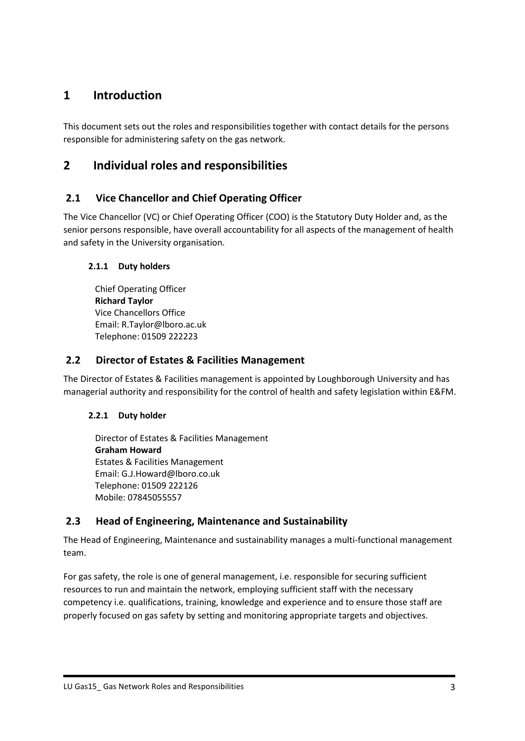# 1 Introduction

This document sets out the roles and responsibilities together with contact details for the persons responsible for administering safety on the gas network.

# 2 Individual roles and responsibilities

## 2.1 Vice Chancellor and Chief Operating Officer

The Vice Chancellor (VC) or Chief Operating Officer (COO) is the Statutory Duty Holder and, as the senior persons responsible, have overall accountability for all aspects of the management of health and safety in the University organisation.

### 2.1.1 Duty holders

Chief Operating Officer
**Richard Taylor**
Vice Chancellors Office
Email: R.Taylor@lboro.ac.uk
Telephone: 01509 222223

## 2.2 Director of Estates & Facilities Management

The Director of Estates & Facilities management is appointed by Loughborough University and has managerial authority and responsibility for the control of health and safety legislation within E&FM.

### 2.2.1 Duty holder

Director of Estates & Facilities Management
**Graham Howard**
Estates & Facilities Management
Email: G.J.Howard@lboro.co.uk
Telephone: 01509 222126
Mobile: 07845055557

## 2.3 Head of Engineering, Maintenance and Sustainability

The Head of Engineering, Maintenance and sustainability manages a multi-functional management team.

For gas safety, the role is one of general management, i.e. responsible for securing sufficient resources to run and maintain the network, employing sufficient staff with the necessary competency i.e. qualifications, training, knowledge and experience and to ensure those staff are properly focused on gas safety by setting and monitoring appropriate targets and objectives.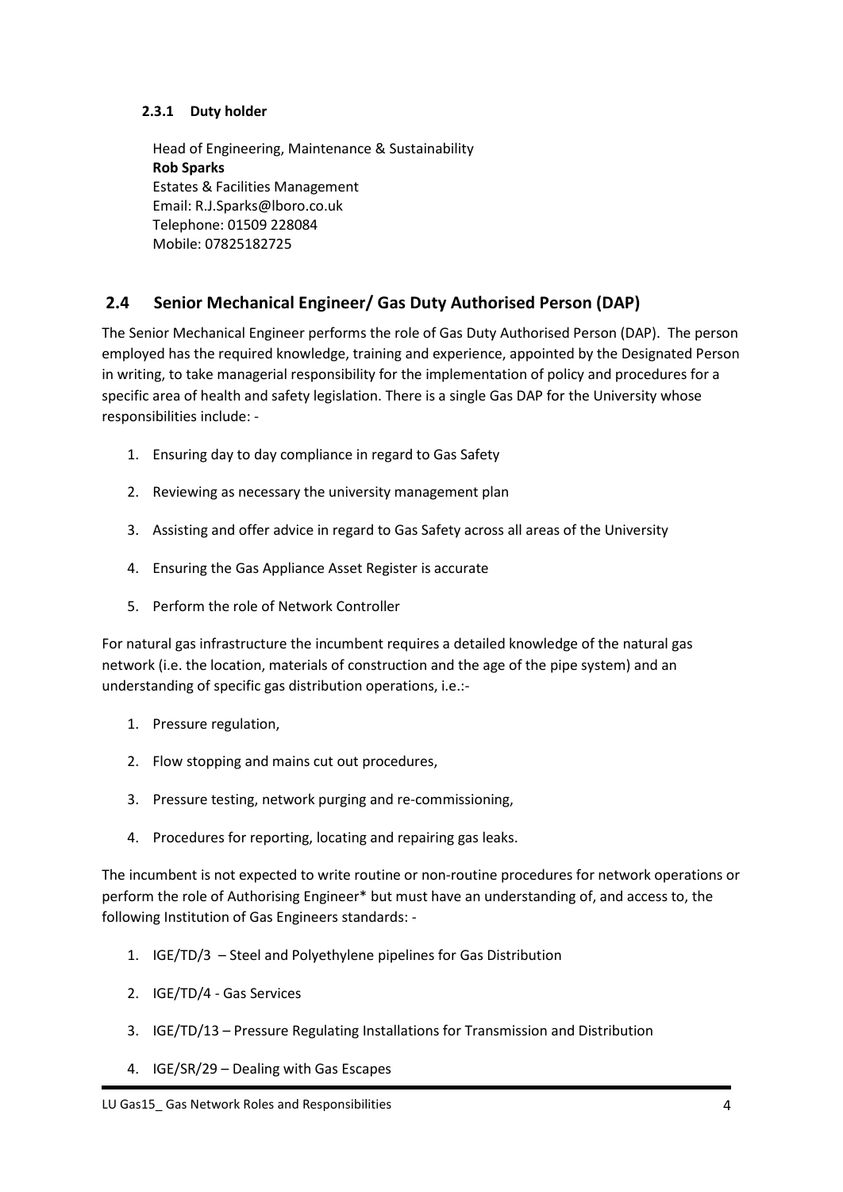#### 2.3.1 Duty holder

Head of Engineering, Maintenance & Sustainability
**Rob Sparks**
Estates & Facilities Management
Email: R.J.Sparks@lboro.co.uk
Telephone: 01509 228084
Mobile: 07825182725

### 2.4 Senior Mechanical Engineer/ Gas Duty Authorised Person (DAP)

The Senior Mechanical Engineer performs the role of Gas Duty Authorised Person (DAP). The person employed has the required knowledge, training and experience, appointed by the Designated Person in writing, to take managerial responsibility for the implementation of policy and procedures for a specific area of health and safety legislation. There is a single Gas DAP for the University whose responsibilities include: -

1. Ensuring day to day compliance in regard to Gas Safety
2. Reviewing as necessary the university management plan
3. Assisting and offer advice in regard to Gas Safety across all areas of the University
4. Ensuring the Gas Appliance Asset Register is accurate
5. Perform the role of Network Controller

For natural gas infrastructure the incumbent requires a detailed knowledge of the natural gas network (i.e. the location, materials of construction and the age of the pipe system) and an understanding of specific gas distribution operations, i.e.:-

1. Pressure regulation,
2. Flow stopping and mains cut out procedures,
3. Pressure testing, network purging and re-commissioning,
4. Procedures for reporting, locating and repairing gas leaks.

The incumbent is not expected to write routine or non-routine procedures for network operations or perform the role of Authorising Engineer* but must have an understanding of, and access to, the following Institution of Gas Engineers standards: -

1. IGE/TD/3 – Steel and Polyethylene pipelines for Gas Distribution
2. IGE/TD/4 - Gas Services
3. IGE/TD/13 – Pressure Regulating Installations for Transmission and Distribution
4. IGE/SR/29 – Dealing with Gas Escapes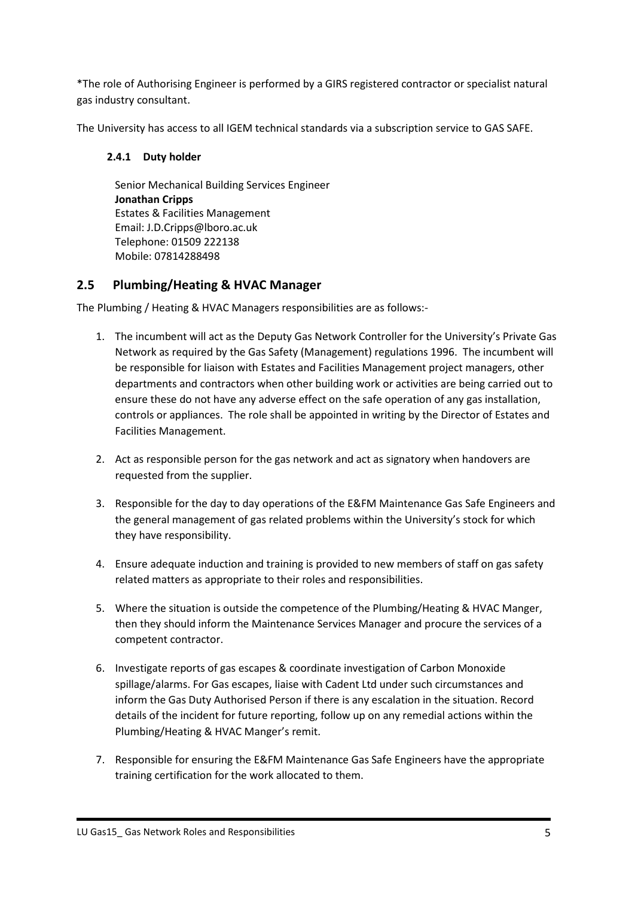*The role of Authorising Engineer is performed by a GIRS registered contractor or specialist natural gas industry consultant.

The University has access to all IGEM technical standards via a subscription service to GAS SAFE.

#### 2.4.1 Duty holder

Senior Mechanical Building Services Engineer
**Jonathan Cripps**
Estates & Facilities Management
Email: J.D.Cripps@lboro.ac.uk
Telephone: 01509 222138
Mobile: 07814288498

## 2.5 Plumbing/Heating & HVAC Manager

The Plumbing / Heating & HVAC Managers responsibilities are as follows:-

1. The incumbent will act as the Deputy Gas Network Controller for the University's Private Gas Network as required by the Gas Safety (Management) regulations 1996. The incumbent will be responsible for liaison with Estates and Facilities Management project managers, other departments and contractors when other building work or activities are being carried out to ensure these do not have any adverse effect on the safe operation of any gas installation, controls or appliances. The role shall be appointed in writing by the Director of Estates and Facilities Management.

2. Act as responsible person for the gas network and act as signatory when handovers are requested from the supplier.

3. Responsible for the day to day operations of the E&FM Maintenance Gas Safe Engineers and the general management of gas related problems within the University's stock for which they have responsibility.

4. Ensure adequate induction and training is provided to new members of staff on gas safety related matters as appropriate to their roles and responsibilities.

5. Where the situation is outside the competence of the Plumbing/Heating & HVAC Manger, then they should inform the Maintenance Services Manager and procure the services of a competent contractor.

6. Investigate reports of gas escapes & coordinate investigation of Carbon Monoxide spillage/alarms. For Gas escapes, liaise with Cadent Ltd under such circumstances and inform the Gas Duty Authorised Person if there is any escalation in the situation. Record details of the incident for future reporting, follow up on any remedial actions within the Plumbing/Heating & HVAC Manger's remit.

7. Responsible for ensuring the E&FM Maintenance Gas Safe Engineers have the appropriate training certification for the work allocated to them.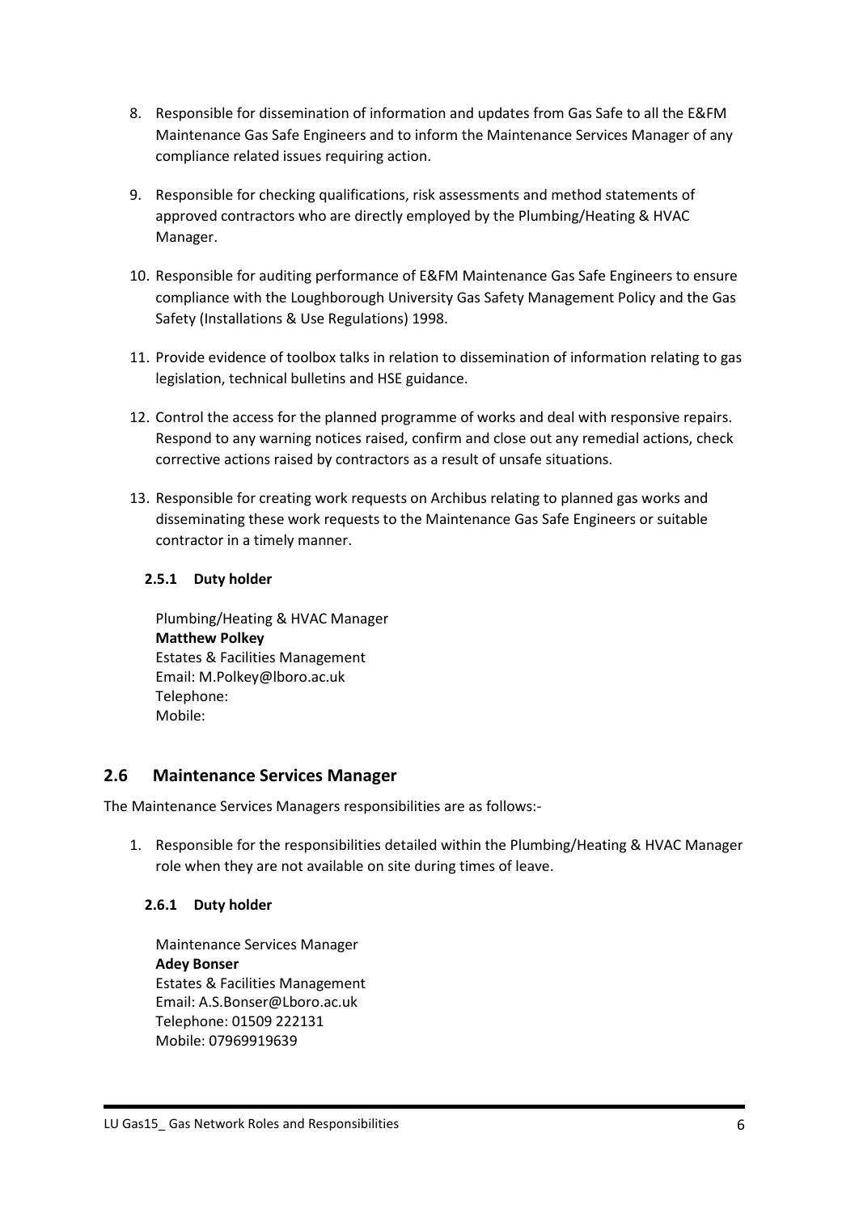8. Responsible for dissemination of information and updates from Gas Safe to all the E&FM Maintenance Gas Safe Engineers and to inform the Maintenance Services Manager of any compliance related issues requiring action.

9. Responsible for checking qualifications, risk assessments and method statements of approved contractors who are directly employed by the Plumbing/Heating & HVAC Manager.

10. Responsible for auditing performance of E&FM Maintenance Gas Safe Engineers to ensure compliance with the Loughborough University Gas Safety Management Policy and the Gas Safety (Installations & Use Regulations) 1998.

11. Provide evidence of toolbox talks in relation to dissemination of information relating to gas legislation, technical bulletins and HSE guidance.

12. Control the access for the planned programme of works and deal with responsive repairs. Respond to any warning notices raised, confirm and close out any remedial actions, check corrective actions raised by contractors as a result of unsafe situations.

13. Responsible for creating work requests on Archibus relating to planned gas works and disseminating these work requests to the Maintenance Gas Safe Engineers or suitable contractor in a timely manner.

### 2.5.1 Duty holder

Plumbing/Heating & HVAC Manager
**Matthew Polkey**
Estates & Facilities Management
Email: M.Polkey@lboro.ac.uk
Telephone:
Mobile:

## 2.6 Maintenance Services Manager

The Maintenance Services Managers responsibilities are as follows:-

1. Responsible for the responsibilities detailed within the Plumbing/Heating & HVAC Manager role when they are not available on site during times of leave.

### 2.6.1 Duty holder

Maintenance Services Manager
**Adey Bonser**
Estates & Facilities Management
Email: A.S.Bonser@Lboro.ac.uk
Telephone: 01509 222131
Mobile: 07969919639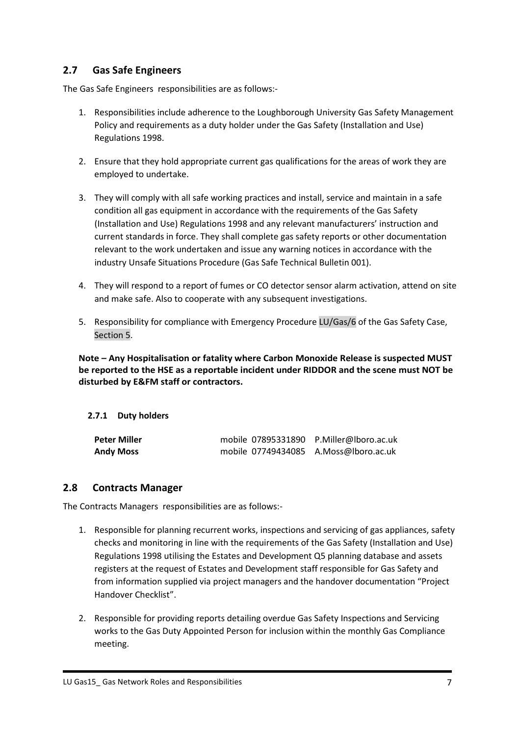## 2.7 Gas Safe Engineers

The Gas Safe Engineers responsibilities are as follows:-

1. Responsibilities include adherence to the Loughborough University Gas Safety Management Policy and requirements as a duty holder under the Gas Safety (Installation and Use) Regulations 1998.

2. Ensure that they hold appropriate current gas qualifications for the areas of work they are employed to undertake.

3. They will comply with all safe working practices and install, service and maintain in a safe condition all gas equipment in accordance with the requirements of the Gas Safety (Installation and Use) Regulations 1998 and any relevant manufacturers' instruction and current standards in force. They shall complete gas safety reports or other documentation relevant to the work undertaken and issue any warning notices in accordance with the industry Unsafe Situations Procedure (Gas Safe Technical Bulletin 001).

4. They will respond to a report of fumes or CO detector sensor alarm activation, attend on site and make safe. Also to cooperate with any subsequent investigations.

5. Responsibility for compliance with Emergency Procedure LU/Gas/6 of the Gas Safety Case, Section 5.

**Note – Any Hospitalisation or fatality where Carbon Monoxide Release is suspected MUST be reported to the HSE as a reportable incident under RIDDOR and the scene must NOT be disturbed by E&FM staff or contractors.**

### 2.7.1 Duty holders

| | | |
|---|---|---|
| **Peter Miller** | mobile 07895331890 | P.Miller@lboro.ac.uk |
| **Andy Moss** | mobile 07749434085 | A.Moss@lboro.ac.uk |

## 2.8 Contracts Manager

The Contracts Managers responsibilities are as follows:-

1. Responsible for planning recurrent works, inspections and servicing of gas appliances, safety checks and monitoring in line with the requirements of the Gas Safety (Installation and Use) Regulations 1998 utilising the Estates and Development Q5 planning database and assets registers at the request of Estates and Development staff responsible for Gas Safety and from information supplied via project managers and the handover documentation "Project Handover Checklist".

2. Responsible for providing reports detailing overdue Gas Safety Inspections and Servicing works to the Gas Duty Appointed Person for inclusion within the monthly Gas Compliance meeting.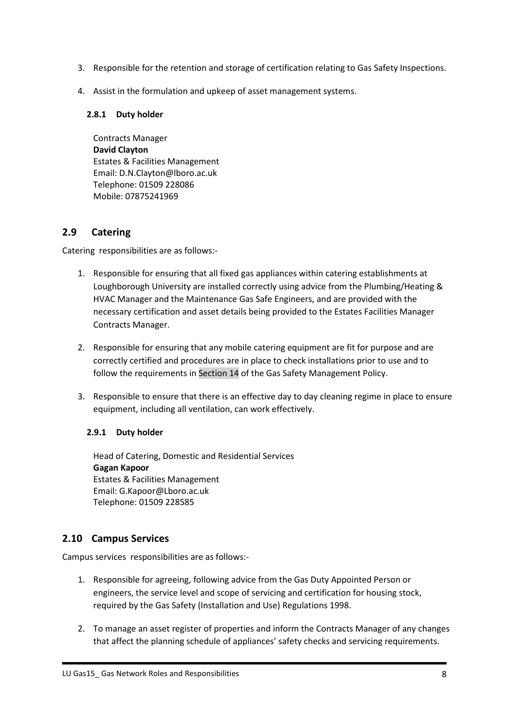3. Responsible for the retention and storage of certification relating to Gas Safety Inspections.

4. Assist in the formulation and upkeep of asset management systems.

#### 2.8.1 Duty holder

Contracts Manager
**David Clayton**
Estates & Facilities Management
Email: D.N.Clayton@lboro.ac.uk
Telephone: 01509 228086
Mobile: 07875241969

## 2.9 Catering

Catering responsibilities are as follows:-

1. Responsible for ensuring that all fixed gas appliances within catering establishments at Loughborough University are installed correctly using advice from the Plumbing/Heating & HVAC Manager and the Maintenance Gas Safe Engineers, and are provided with the necessary certification and asset details being provided to the Estates Facilities Manager Contracts Manager.

2. Responsible for ensuring that any mobile catering equipment are fit for purpose and are correctly certified and procedures are in place to check installations prior to use and to follow the requirements in Section 14 of the Gas Safety Management Policy.

3. Responsible to ensure that there is an effective day to day cleaning regime in place to ensure equipment, including all ventilation, can work effectively.

#### 2.9.1 Duty holder

Head of Catering, Domestic and Residential Services
**Gagan Kapoor**
Estates & Facilities Management
Email: G.Kapoor@Lboro.ac.uk
Telephone: 01509 228585

## 2.10 Campus Services

Campus services responsibilities are as follows:-

1. Responsible for agreeing, following advice from the Gas Duty Appointed Person or engineers, the service level and scope of servicing and certification for housing stock, required by the Gas Safety (Installation and Use) Regulations 1998.

2. To manage an asset register of properties and inform the Contracts Manager of any changes that affect the planning schedule of appliances' safety checks and servicing requirements.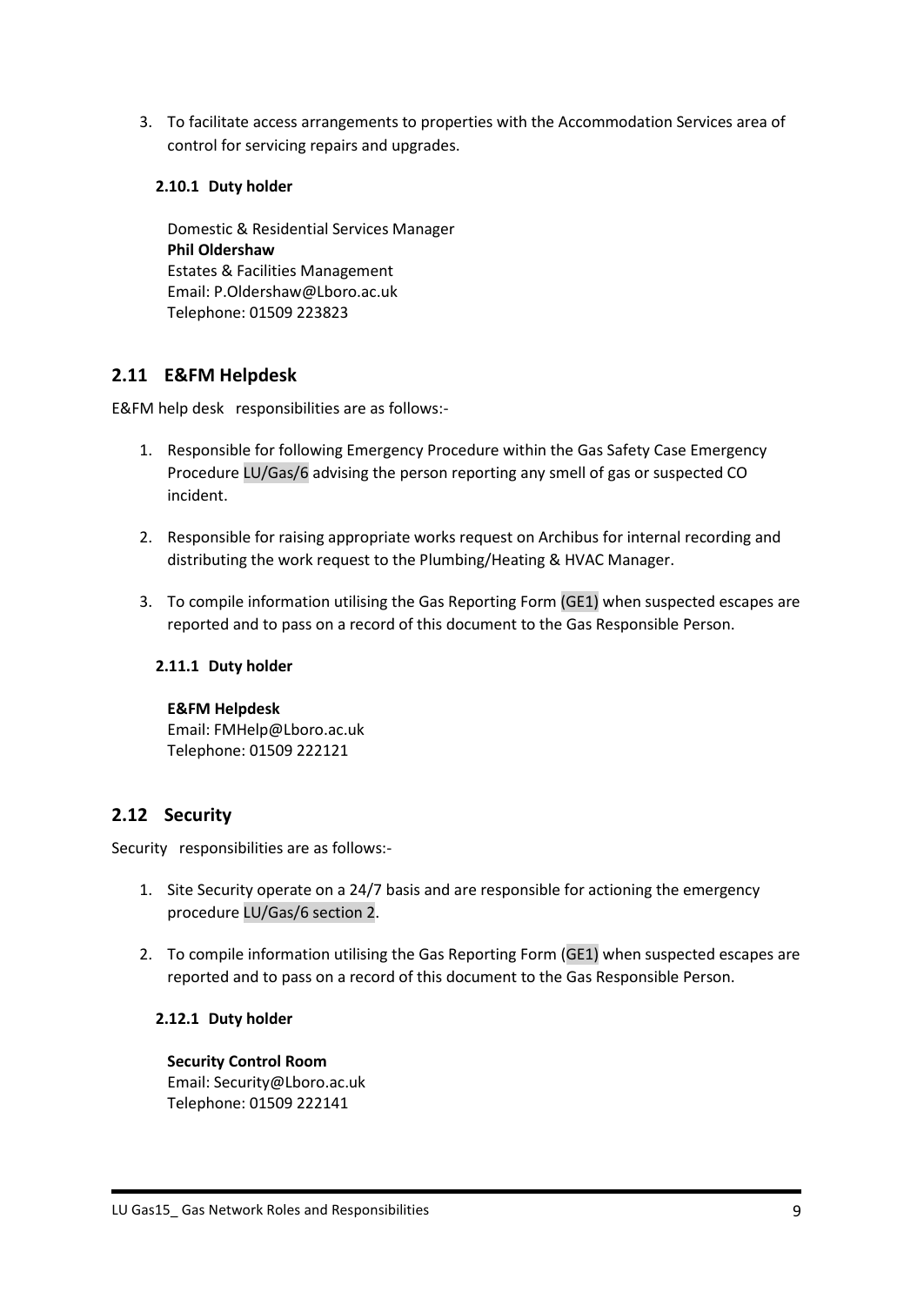3. To facilitate access arrangements to properties with the Accommodation Services area of control for servicing repairs and upgrades.

#### 2.10.1 Duty holder

Domestic & Residential Services Manager
**Phil Oldershaw**
Estates & Facilities Management
Email: P.Oldershaw@Lboro.ac.uk
Telephone: 01509 223823

## 2.11 E&FM Helpdesk

E&FM help desk responsibilities are as follows:-

1. Responsible for following Emergency Procedure within the Gas Safety Case Emergency Procedure LU/Gas/6 advising the person reporting any smell of gas or suspected CO incident.

2. Responsible for raising appropriate works request on Archibus for internal recording and distributing the work request to the Plumbing/Heating & HVAC Manager.

3. To compile information utilising the Gas Reporting Form (GE1) when suspected escapes are reported and to pass on a record of this document to the Gas Responsible Person.

#### 2.11.1 Duty holder

**E&FM Helpdesk**
Email: FMHelp@Lboro.ac.uk
Telephone: 01509 222121

## 2.12 Security

Security responsibilities are as follows:-

1. Site Security operate on a 24/7 basis and are responsible for actioning the emergency procedure LU/Gas/6 section 2.

2. To compile information utilising the Gas Reporting Form (GE1) when suspected escapes are reported and to pass on a record of this document to the Gas Responsible Person.

#### 2.12.1 Duty holder

**Security Control Room**
Email: Security@Lboro.ac.uk
Telephone: 01509 222141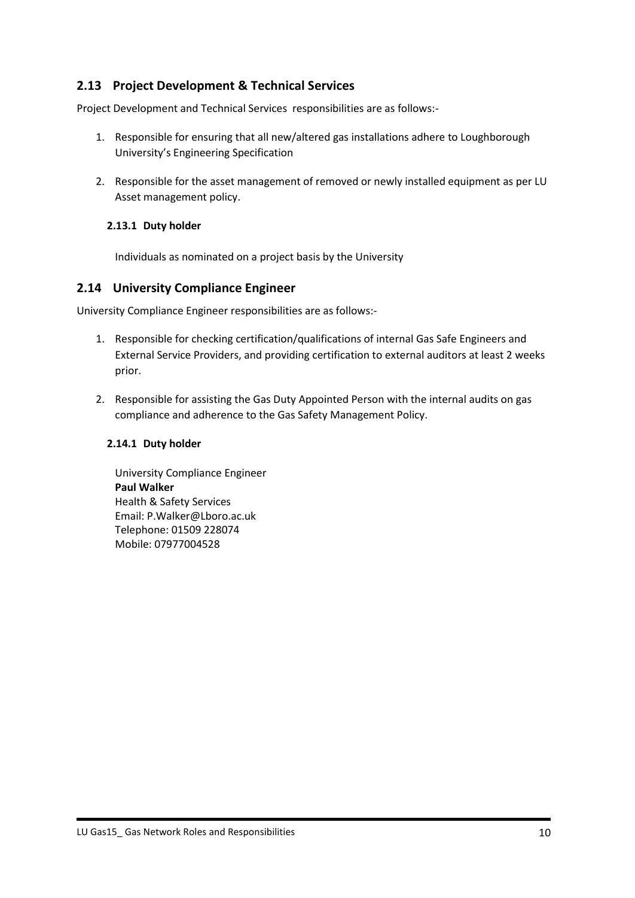## 2.13 Project Development & Technical Services

Project Development and Technical Services responsibilities are as follows:-

1. Responsible for ensuring that all new/altered gas installations adhere to Loughborough University's Engineering Specification
2. Responsible for the asset management of removed or newly installed equipment as per LU Asset management policy.

### 2.13.1 Duty holder

Individuals as nominated on a project basis by the University

## 2.14 University Compliance Engineer

University Compliance Engineer responsibilities are as follows:-

1. Responsible for checking certification/qualifications of internal Gas Safe Engineers and External Service Providers, and providing certification to external auditors at least 2 weeks prior.
2. Responsible for assisting the Gas Duty Appointed Person with the internal audits on gas compliance and adherence to the Gas Safety Management Policy.

### 2.14.1 Duty holder

University Compliance Engineer
**Paul Walker**
Health & Safety Services
Email: P.Walker@Lboro.ac.uk
Telephone: 01509 228074
Mobile: 07977004528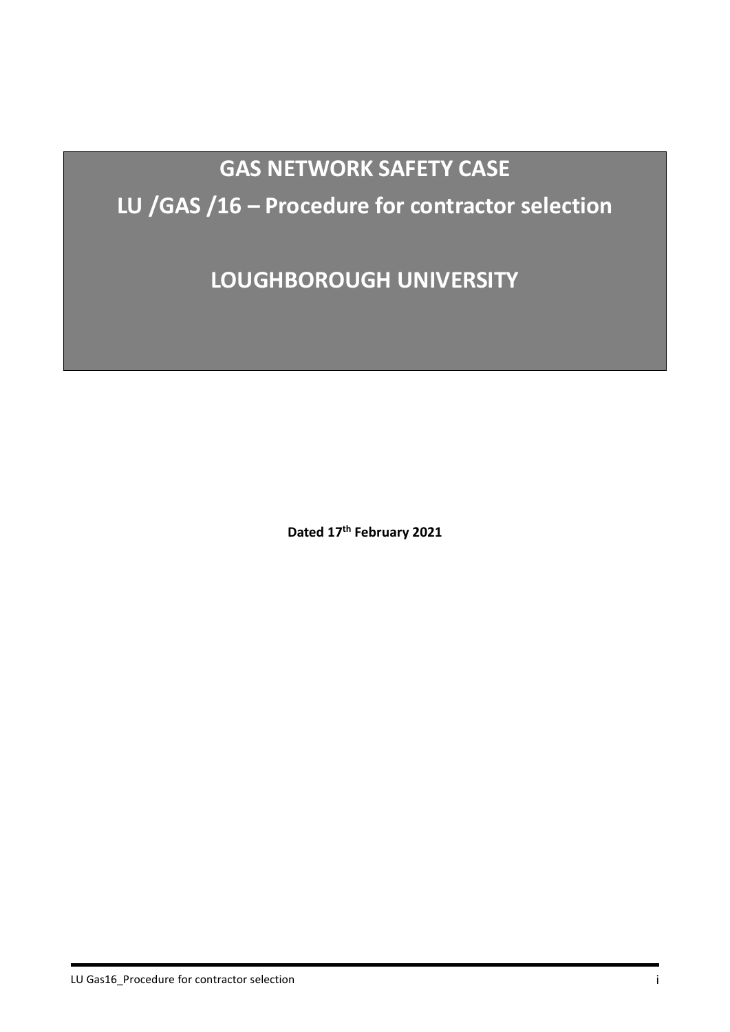# GAS NETWORK SAFETY CASE

# LU /GAS /16 – Procedure for contractor selection

# LOUGHBOROUGH UNIVERSITY

**Dated 17th February 2021**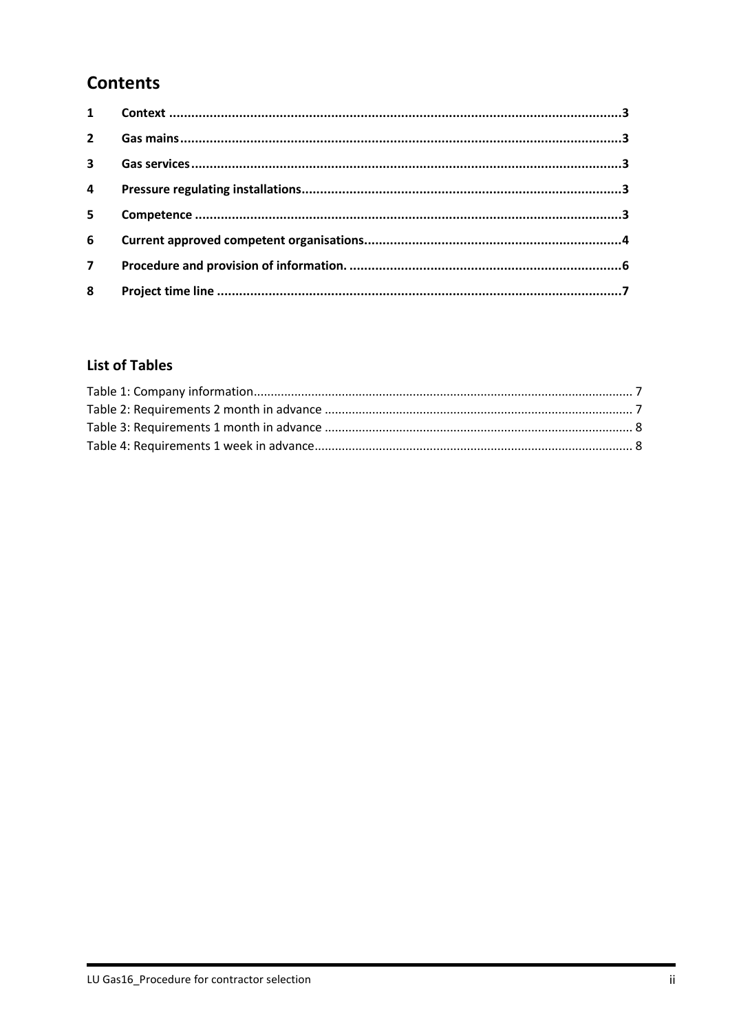# Contents

1 Context ....................................................................................................................................3

2 Gas mains..................................................................................................................................3

3 Gas services...............................................................................................................................3

4 Pressure regulating installations................................................................................................3

5 Competence ..............................................................................................................................3

6 Current approved competent organisations.............................................................................4

7 Procedure and provision of information. ..................................................................................6

8 Project time line ........................................................................................................................7

## List of Tables

Table 1: Company information.............................................................................................................. 7

Table 2: Requirements 2 month in advance .......................................................................................... 7

Table 3: Requirements 1 month in advance .......................................................................................... 8

Table 4: Requirements 1 week in advance............................................................................................. 8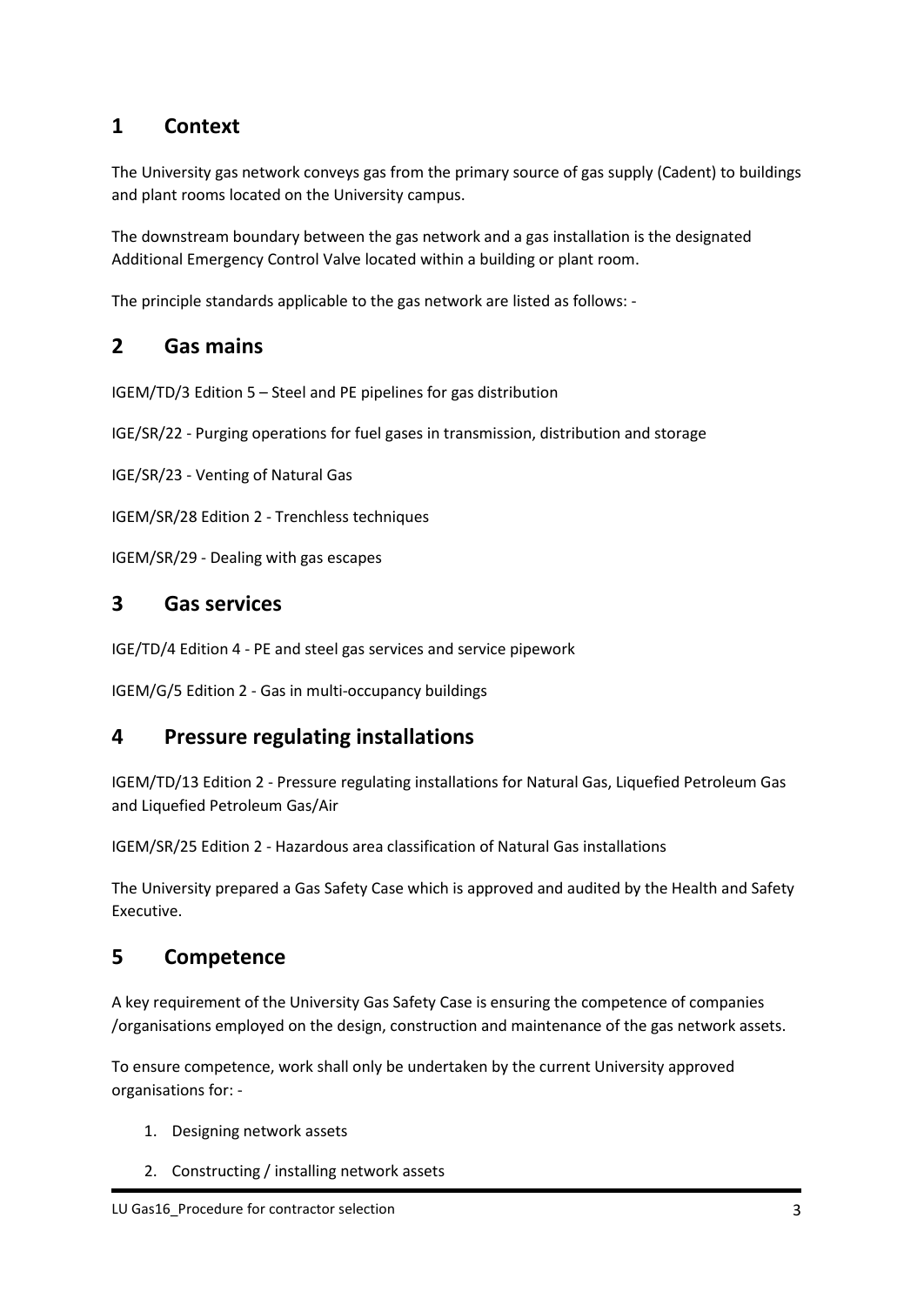# 1 Context

The University gas network conveys gas from the primary source of gas supply (Cadent) to buildings and plant rooms located on the University campus.

The downstream boundary between the gas network and a gas installation is the designated Additional Emergency Control Valve located within a building or plant room.

The principle standards applicable to the gas network are listed as follows: -

# 2 Gas mains

IGEM/TD/3 Edition 5 – Steel and PE pipelines for gas distribution

IGE/SR/22 - Purging operations for fuel gases in transmission, distribution and storage

IGE/SR/23 - Venting of Natural Gas

IGEM/SR/28 Edition 2 - Trenchless techniques

IGEM/SR/29 - Dealing with gas escapes

# 3 Gas services

IGE/TD/4 Edition 4 - PE and steel gas services and service pipework

IGEM/G/5 Edition 2 - Gas in multi-occupancy buildings

# 4 Pressure regulating installations

IGEM/TD/13 Edition 2 - Pressure regulating installations for Natural Gas, Liquefied Petroleum Gas and Liquefied Petroleum Gas/Air

IGEM/SR/25 Edition 2 - Hazardous area classification of Natural Gas installations

The University prepared a Gas Safety Case which is approved and audited by the Health and Safety Executive.

# 5 Competence

A key requirement of the University Gas Safety Case is ensuring the competence of companies /organisations employed on the design, construction and maintenance of the gas network assets.

To ensure competence, work shall only be undertaken by the current University approved organisations for: -

1. Designing network assets
2. Constructing / installing network assets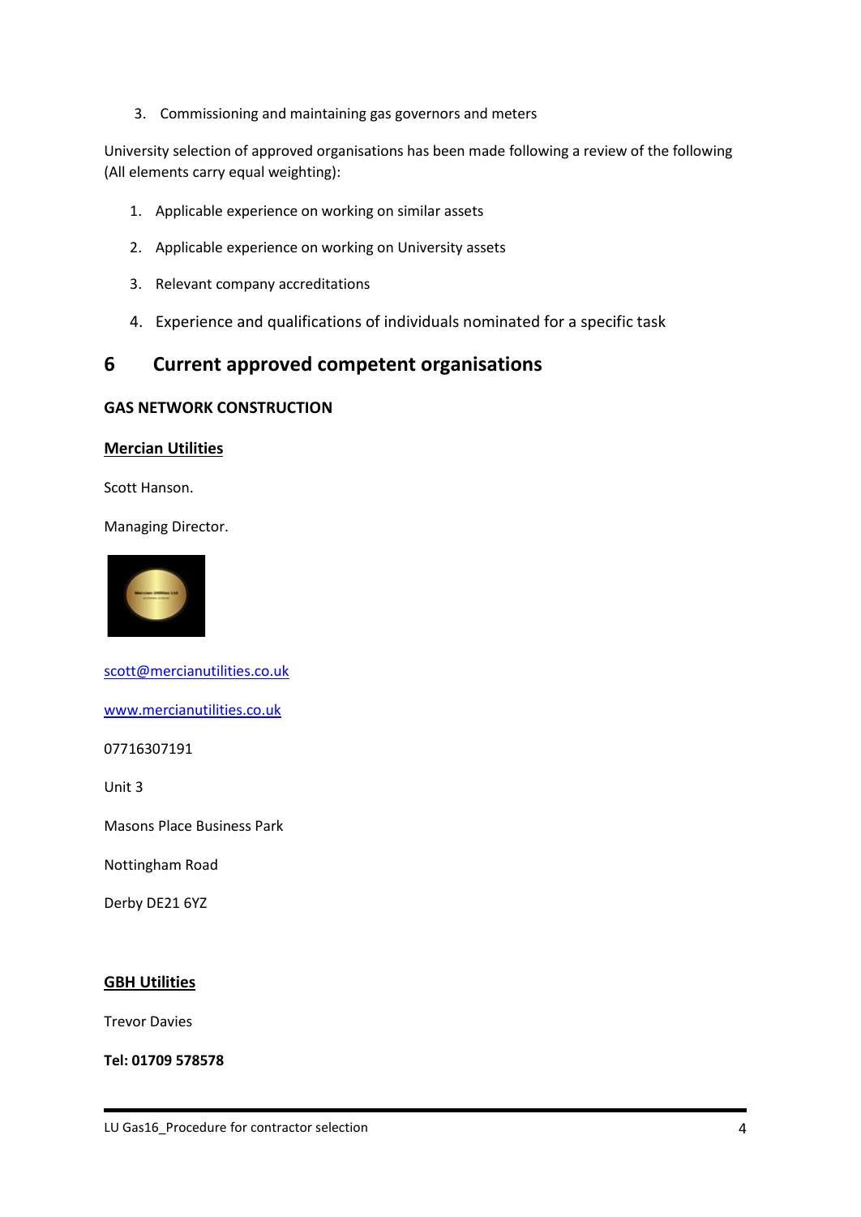3. Commissioning and maintaining gas governors and meters

University selection of approved organisations has been made following a review of the following (All elements carry equal weighting):

1. Applicable experience on working on similar assets
2. Applicable experience on working on University assets
3. Relevant company accreditations
4. Experience and qualifications of individuals nominated for a specific task

# 6 Current approved competent organisations

**GAS NETWORK CONSTRUCTION**

**Mercian Utilities**

Scott Hanson.

Managing Director.

scott@mercianutilities.co.uk

www.mercianutilities.co.uk

07716307191

Unit 3

Masons Place Business Park

Nottingham Road

Derby DE21 6YZ

**GBH Utilities**

Trevor Davies

**Tel: 01709 578578**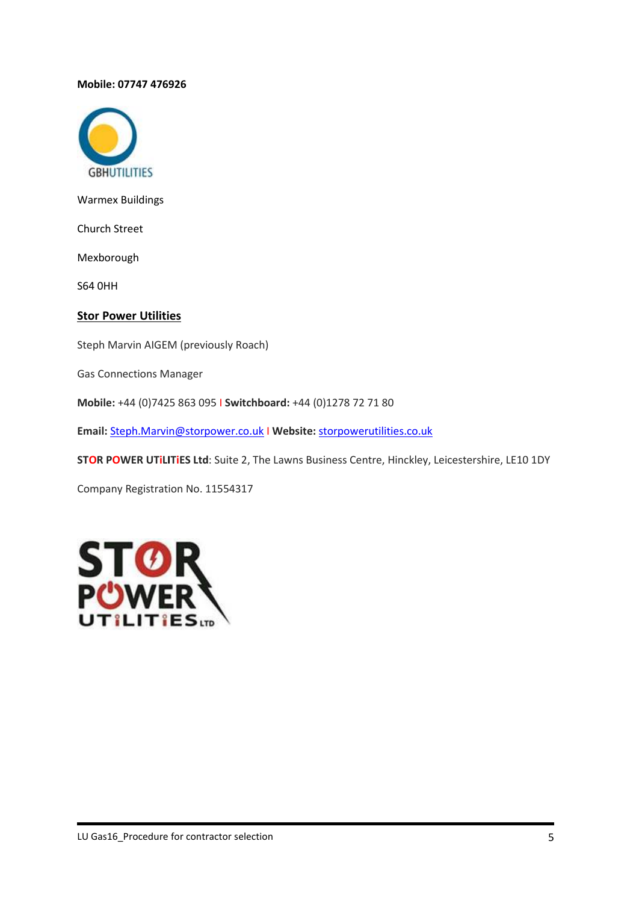**Mobile: 07747 476926**

GBHUTILITIES

Warmex Buildings

Church Street

Mexborough

S64 0HH

**Stor Power Utilities**

Steph Marvin AIGEM (previously Roach)

Gas Connections Manager

**Mobile:** +44 (0)7425 863 095 I **Switchboard:** +44 (0)1278 72 71 80

**Email:** Steph.Marvin@storpower.co.uk I **Website:** storpowerutilities.co.uk

**STOR POWER UTiLITiES Ltd**: Suite 2, The Lawns Business Centre, Hinckley, Leicestershire, LE10 1DY

Company Registration No. 11554317

STOR POWER UTiLITiES LTD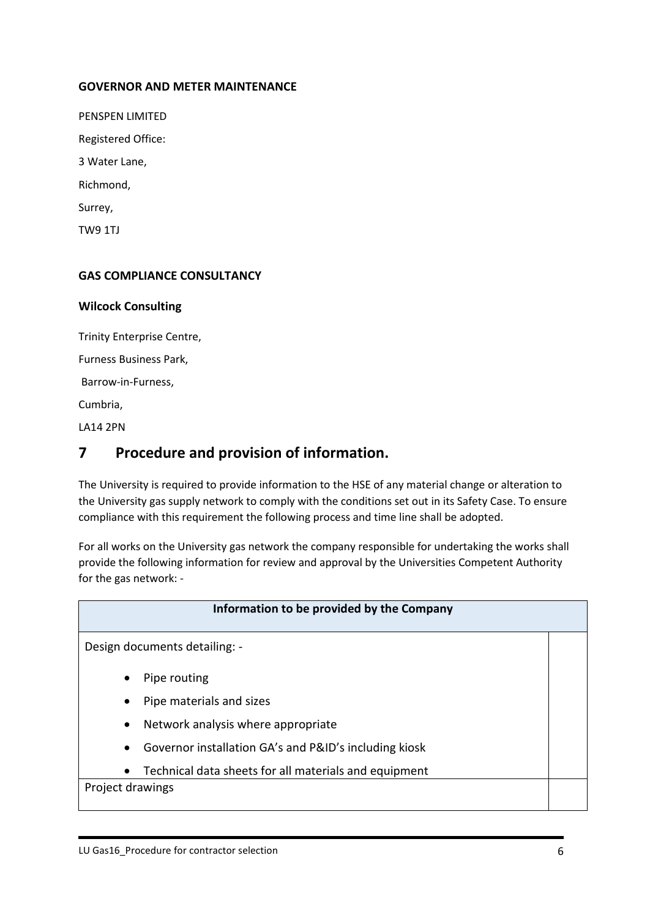**GOVERNOR AND METER MAINTENANCE**

PENSPEN LIMITED

Registered Office:

3 Water Lane,

Richmond,

Surrey,

TW9 1TJ

**GAS COMPLIANCE CONSULTANCY**

**Wilcock Consulting**

Trinity Enterprise Centre,

Furness Business Park,

Barrow-in-Furness,

Cumbria,

LA14 2PN

# 7 Procedure and provision of information.

The University is required to provide information to the HSE of any material change or alteration to the University gas supply network to comply with the conditions set out in its Safety Case. To ensure compliance with this requirement the following process and time line shall be adopted.

For all works on the University gas network the company responsible for undertaking the works shall provide the following information for review and approval by the Universities Competent Authority for the gas network: -

| Information to be provided by the Company | |
|---|---|
| Design documents detailing: -<br>• Pipe routing<br>• Pipe materials and sizes<br>• Network analysis where appropriate<br>• Governor installation GA's and P&ID's including kiosk<br>• Technical data sheets for all materials and equipment | |
| Project drawings | |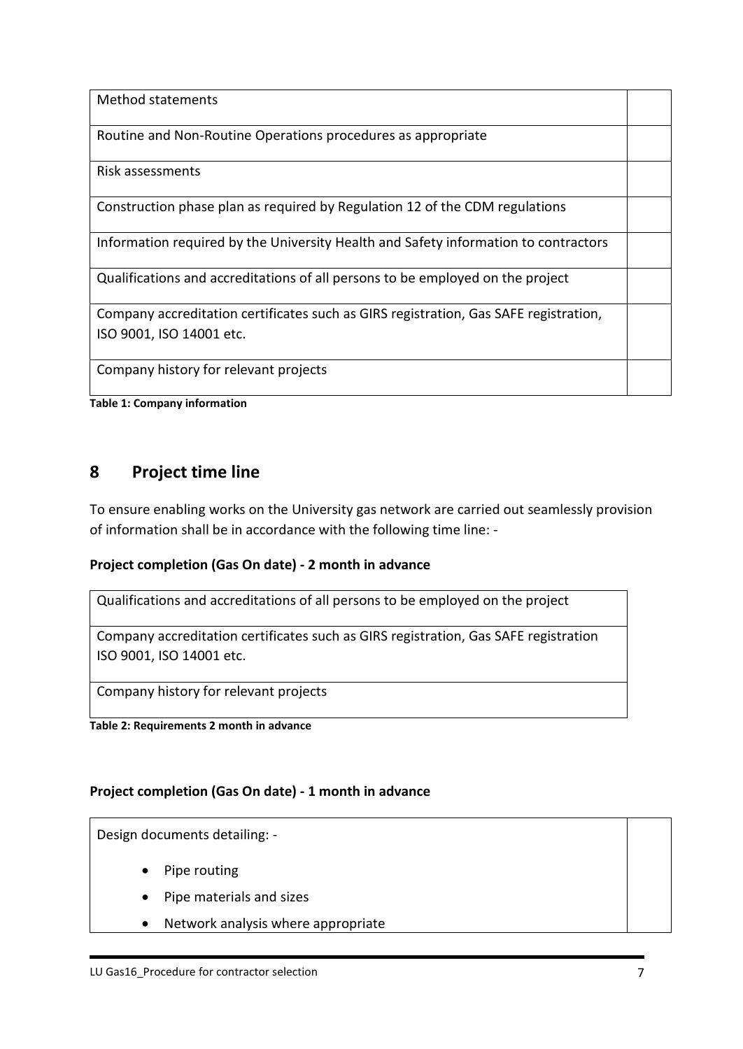| | |
|---|---|
| Method statements | |
| Routine and Non-Routine Operations procedures as appropriate | |
| Risk assessments | |
| Construction phase plan as required by Regulation 12 of the CDM regulations | |
| Information required by the University Health and Safety information to contractors | |
| Qualifications and accreditations of all persons to be employed on the project | |
| Company accreditation certificates such as GIRS registration, Gas SAFE registration, ISO 9001, ISO 14001 etc. | |
| Company history for relevant projects | |

**Table 1: Company information**

## 8 Project time line

To ensure enabling works on the University gas network are carried out seamlessly provision of information shall be in accordance with the following time line: -

**Project completion (Gas On date) - 2 month in advance**

| |
|---|
| Qualifications and accreditations of all persons to be employed on the project |
| Company accreditation certificates such as GIRS registration, Gas SAFE registration ISO 9001, ISO 14001 etc. |
| Company history for relevant projects |

**Table 2: Requirements 2 month in advance**

**Project completion (Gas On date) - 1 month in advance**

| | |
|---|---|
| Design documents detailing: - <br> • Pipe routing <br> • Pipe materials and sizes <br> • Network analysis where appropriate | |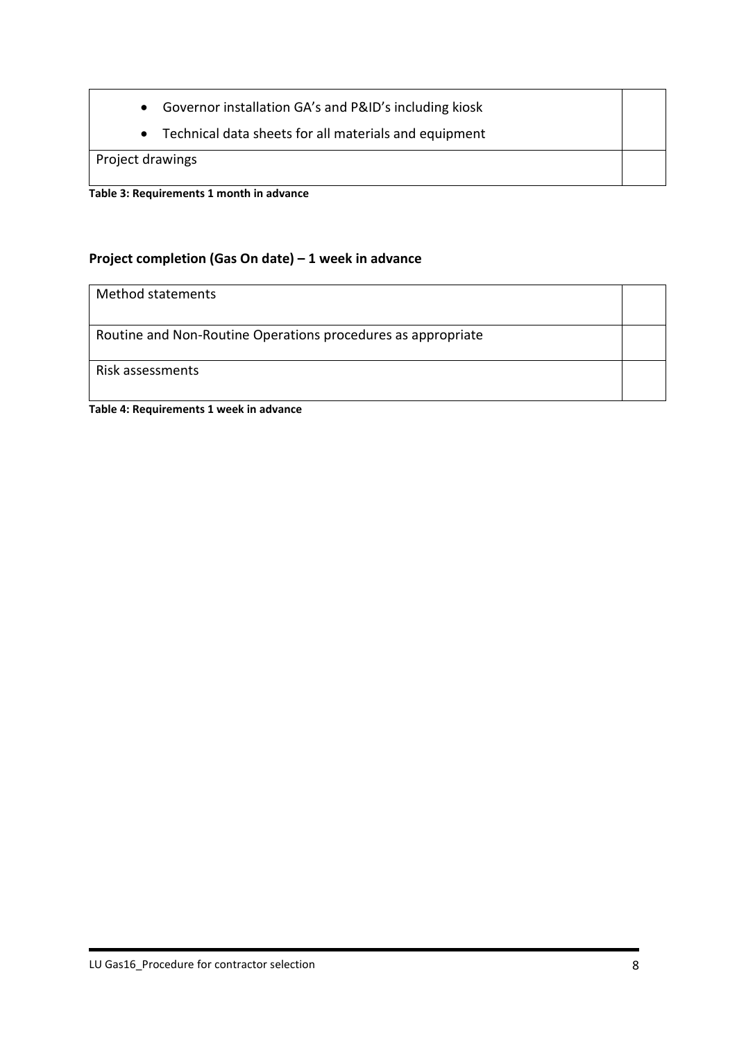| | |
|---|---|
| • Governor installation GA's and P&ID's including kiosk<br>• Technical data sheets for all materials and equipment | |
| Project drawings | |

**Table 3: Requirements 1 month in advance**

### Project completion (Gas On date) – 1 week in advance

| | |
|---|---|
| Method statements | |
| Routine and Non-Routine Operations procedures as appropriate | |
| Risk assessments | |

**Table 4: Requirements 1 week in advance**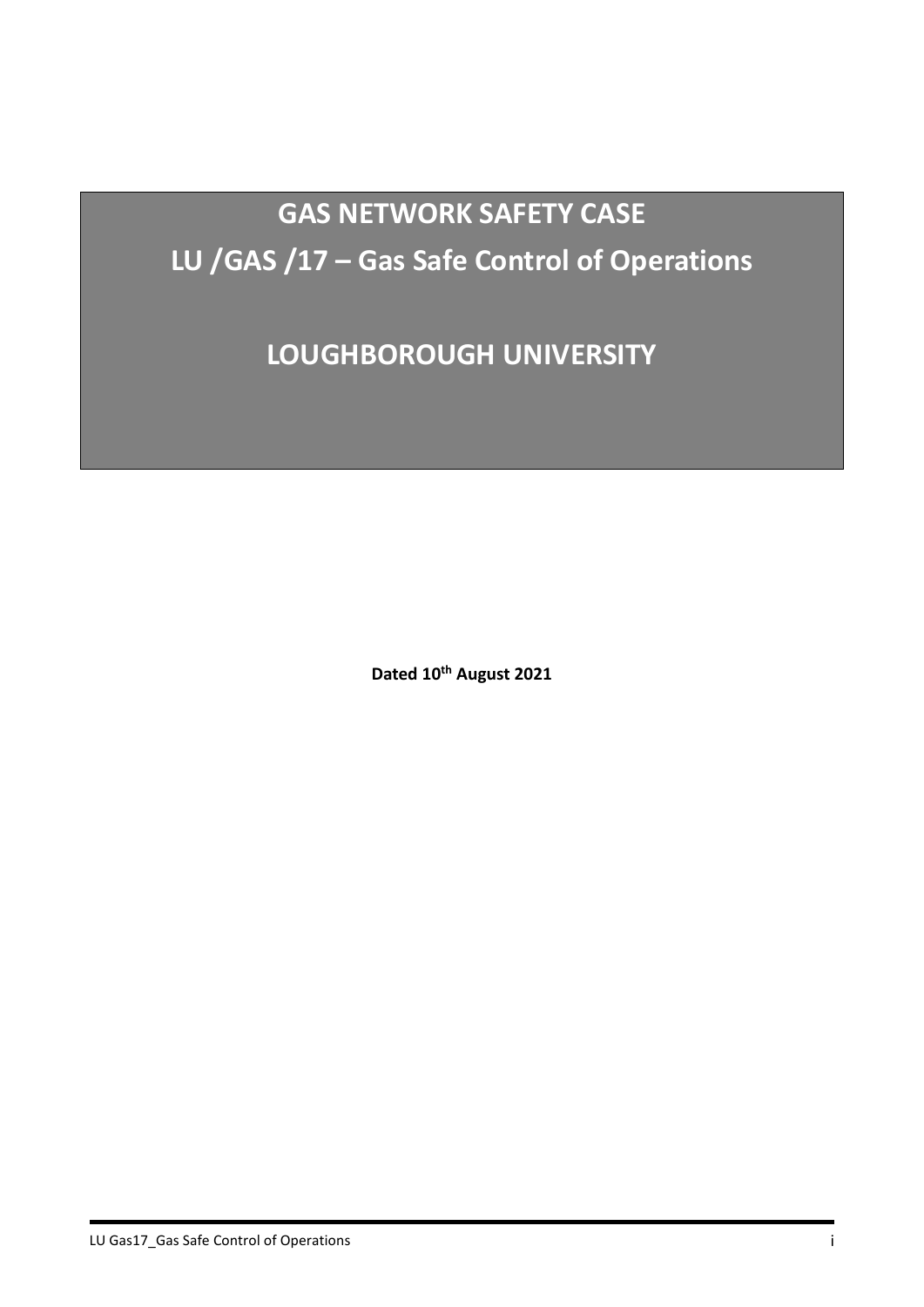# GAS NETWORK SAFETY CASE

# LU /GAS /17 – Gas Safe Control of Operations

# LOUGHBOROUGH UNIVERSITY

**Dated 10th August 2021**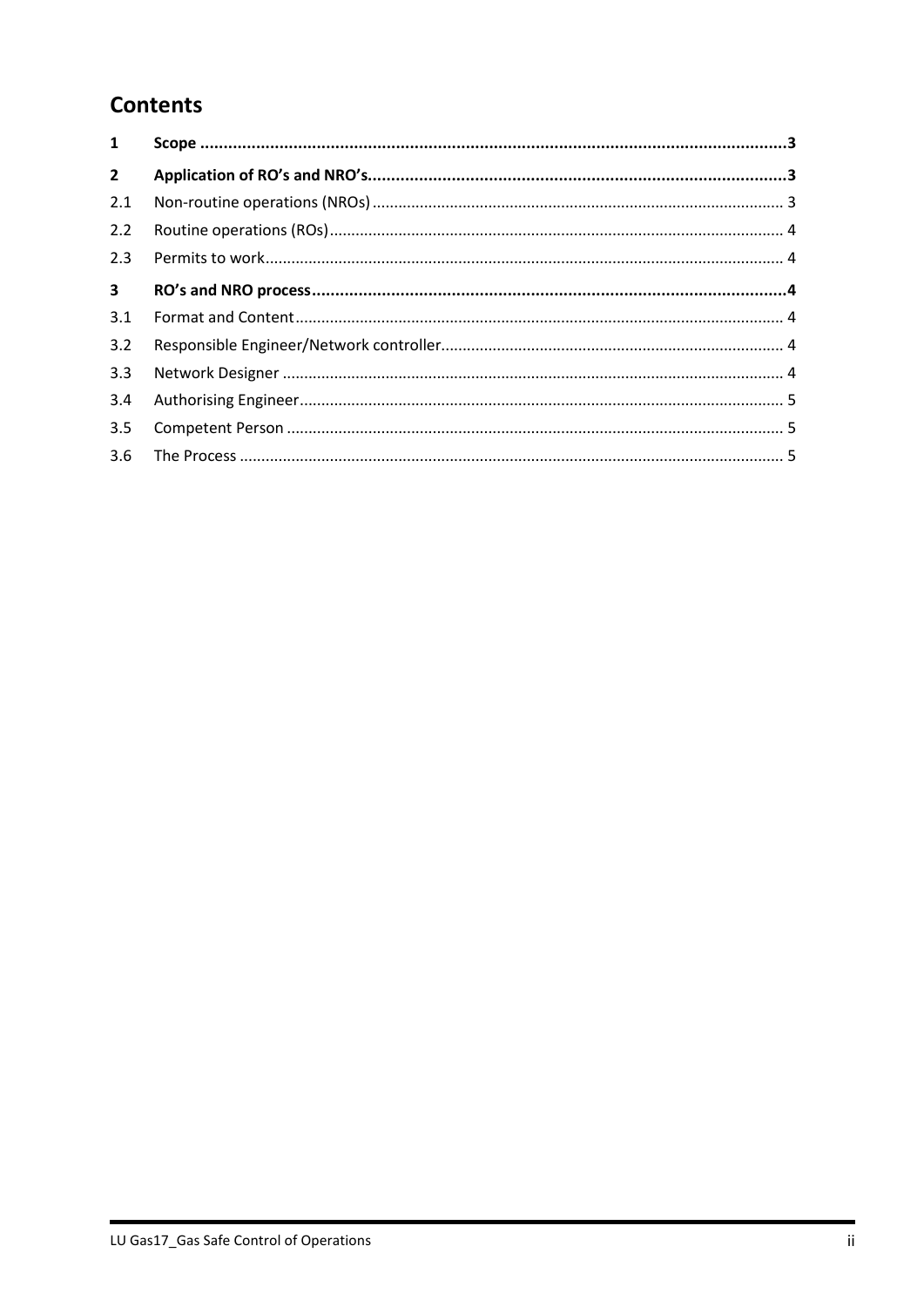# Contents

| | | |
|---|---|---|
| **1** | **Scope** | **3** |
| **2** | **Application of RO's and NRO's** | **3** |
| 2.1 | Non-routine operations (NROs) | 3 |
| 2.2 | Routine operations (ROs) | 4 |
| 2.3 | Permits to work | 4 |
| **3** | **RO's and NRO process** | **4** |
| 3.1 | Format and Content | 4 |
| 3.2 | Responsible Engineer/Network controller | 4 |
| 3.3 | Network Designer | 4 |
| 3.4 | Authorising Engineer | 5 |
| 3.5 | Competent Person | 5 |
| 3.6 | The Process | 5 |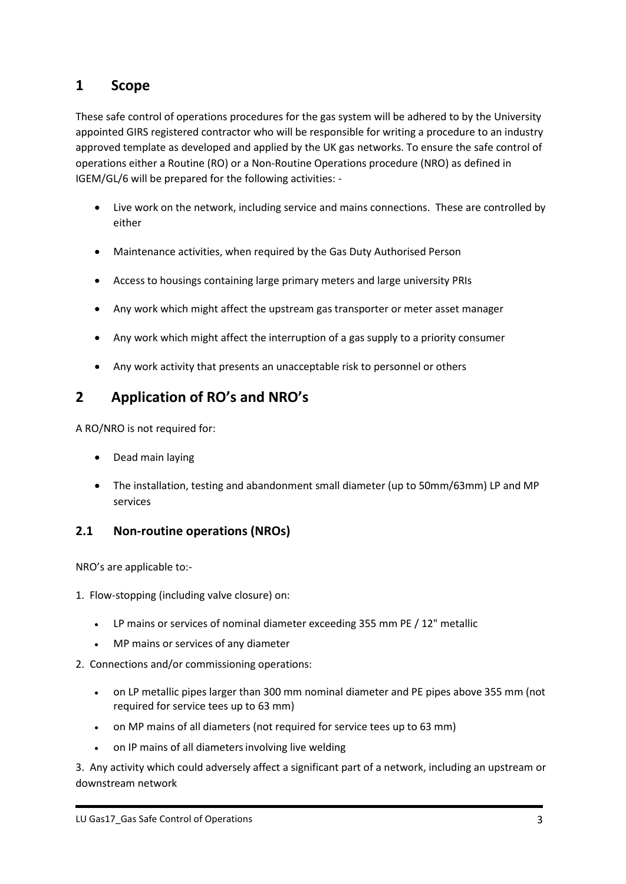# 1 Scope

These safe control of operations procedures for the gas system will be adhered to by the University appointed GIRS registered contractor who will be responsible for writing a procedure to an industry approved template as developed and applied by the UK gas networks. To ensure the safe control of operations either a Routine (RO) or a Non-Routine Operations procedure (NRO) as defined in IGEM/GL/6 will be prepared for the following activities: -

- Live work on the network, including service and mains connections. These are controlled by either
- Maintenance activities, when required by the Gas Duty Authorised Person
- Access to housings containing large primary meters and large university PRIs
- Any work which might affect the upstream gas transporter or meter asset manager
- Any work which might affect the interruption of a gas supply to a priority consumer
- Any work activity that presents an unacceptable risk to personnel or others

# 2 Application of RO's and NRO's

A RO/NRO is not required for:

- Dead main laying
- The installation, testing and abandonment small diameter (up to 50mm/63mm) LP and MP services

## 2.1 Non-routine operations (NROs)

NRO's are applicable to:-

1. Flow-stopping (including valve closure) on:
   - LP mains or services of nominal diameter exceeding 355 mm PE / 12" metallic
   - MP mains or services of any diameter
2. Connections and/or commissioning operations:
   - on LP metallic pipes larger than 300 mm nominal diameter and PE pipes above 355 mm (not required for service tees up to 63 mm)
   - on MP mains of all diameters (not required for service tees up to 63 mm)
   - on IP mains of all diameters involving live welding
3. Any activity which could adversely affect a significant part of a network, including an upstream or downstream network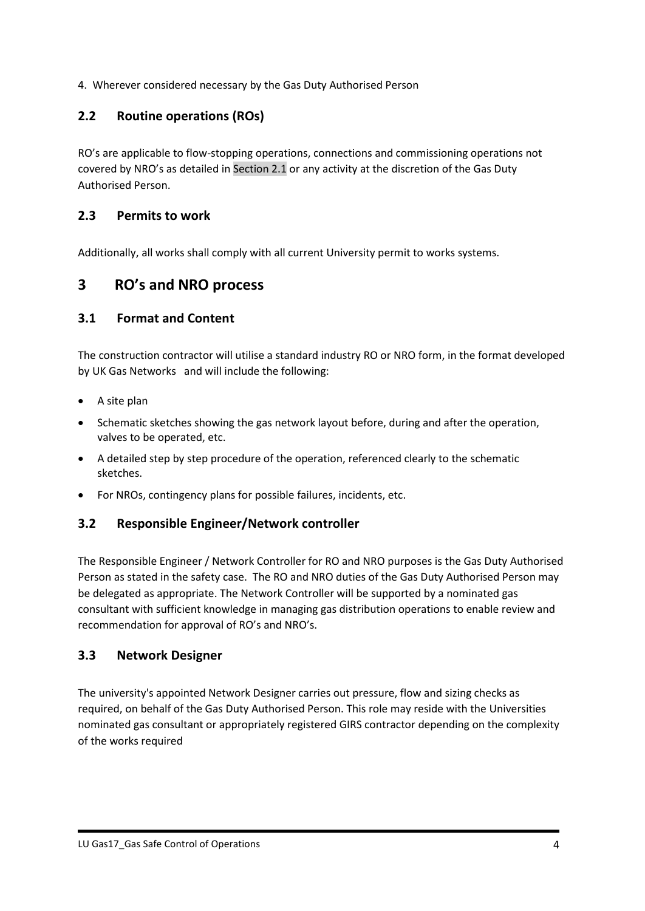4. Wherever considered necessary by the Gas Duty Authorised Person

## 2.2 Routine operations (ROs)

RO's are applicable to flow-stopping operations, connections and commissioning operations not covered by NRO's as detailed in Section 2.1 or any activity at the discretion of the Gas Duty Authorised Person.

## 2.3 Permits to work

Additionally, all works shall comply with all current University permit to works systems.

# 3 RO's and NRO process

## 3.1 Format and Content

The construction contractor will utilise a standard industry RO or NRO form, in the format developed by UK Gas Networks and will include the following:

- A site plan
- Schematic sketches showing the gas network layout before, during and after the operation, valves to be operated, etc.
- A detailed step by step procedure of the operation, referenced clearly to the schematic sketches.
- For NROs, contingency plans for possible failures, incidents, etc.

## 3.2 Responsible Engineer/Network controller

The Responsible Engineer / Network Controller for RO and NRO purposes is the Gas Duty Authorised Person as stated in the safety case. The RO and NRO duties of the Gas Duty Authorised Person may be delegated as appropriate. The Network Controller will be supported by a nominated gas consultant with sufficient knowledge in managing gas distribution operations to enable review and recommendation for approval of RO's and NRO's.

## 3.3 Network Designer

The university's appointed Network Designer carries out pressure, flow and sizing checks as required, on behalf of the Gas Duty Authorised Person. This role may reside with the Universities nominated gas consultant or appropriately registered GIRS contractor depending on the complexity of the works required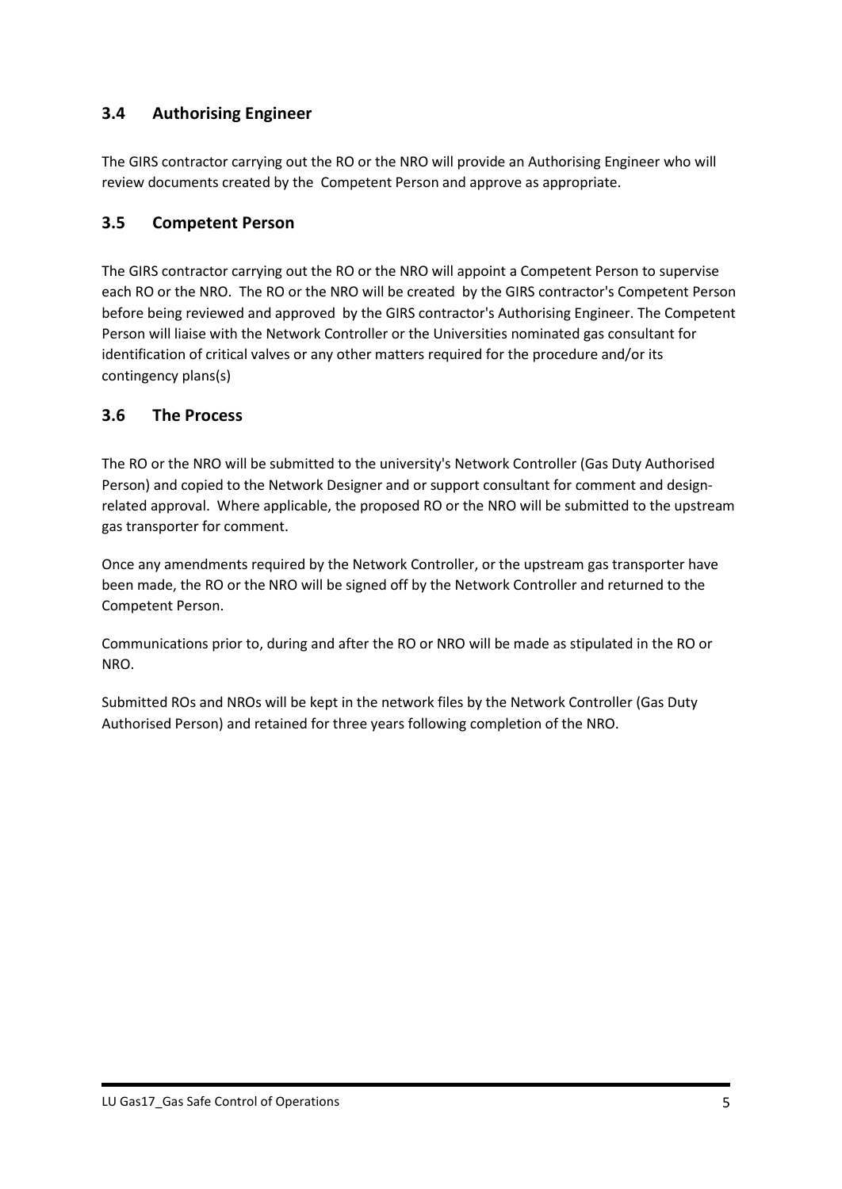## 3.4 Authorising Engineer

The GIRS contractor carrying out the RO or the NRO will provide an Authorising Engineer who will review documents created by the Competent Person and approve as appropriate.

## 3.5 Competent Person

The GIRS contractor carrying out the RO or the NRO will appoint a Competent Person to supervise each RO or the NRO. The RO or the NRO will be created by the GIRS contractor's Competent Person before being reviewed and approved by the GIRS contractor's Authorising Engineer. The Competent Person will liaise with the Network Controller or the Universities nominated gas consultant for identification of critical valves or any other matters required for the procedure and/or its contingency plans(s)

## 3.6 The Process

The RO or the NRO will be submitted to the university's Network Controller (Gas Duty Authorised Person) and copied to the Network Designer and or support consultant for comment and design-related approval. Where applicable, the proposed RO or the NRO will be submitted to the upstream gas transporter for comment.

Once any amendments required by the Network Controller, or the upstream gas transporter have been made, the RO or the NRO will be signed off by the Network Controller and returned to the Competent Person.

Communications prior to, during and after the RO or NRO will be made as stipulated in the RO or NRO.

Submitted ROs and NROs will be kept in the network files by the Network Controller (Gas Duty Authorised Person) and retained for three years following completion of the NRO.